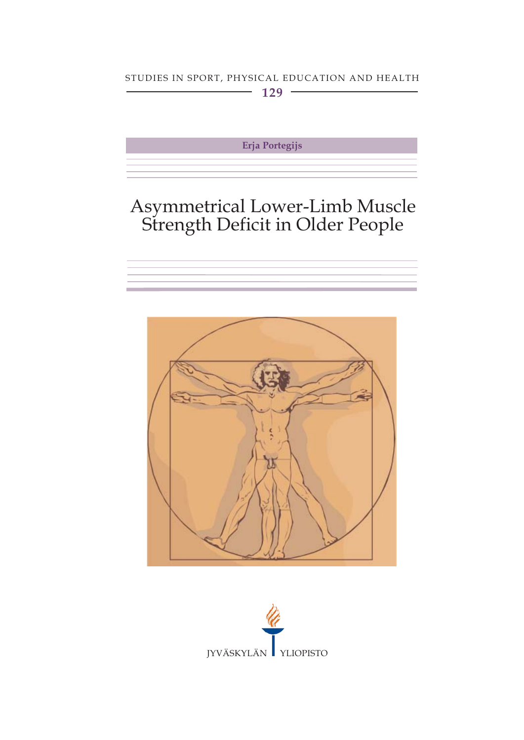STUDIES IN SPORT, PHYSICAL EDUCATION AND HEALTH

129

**Erja Portegijs**

# Asymmetrical Lower-Limb Muscle Strength Deficit in Older People

JYVÄSKYLÄN YLIOPISTO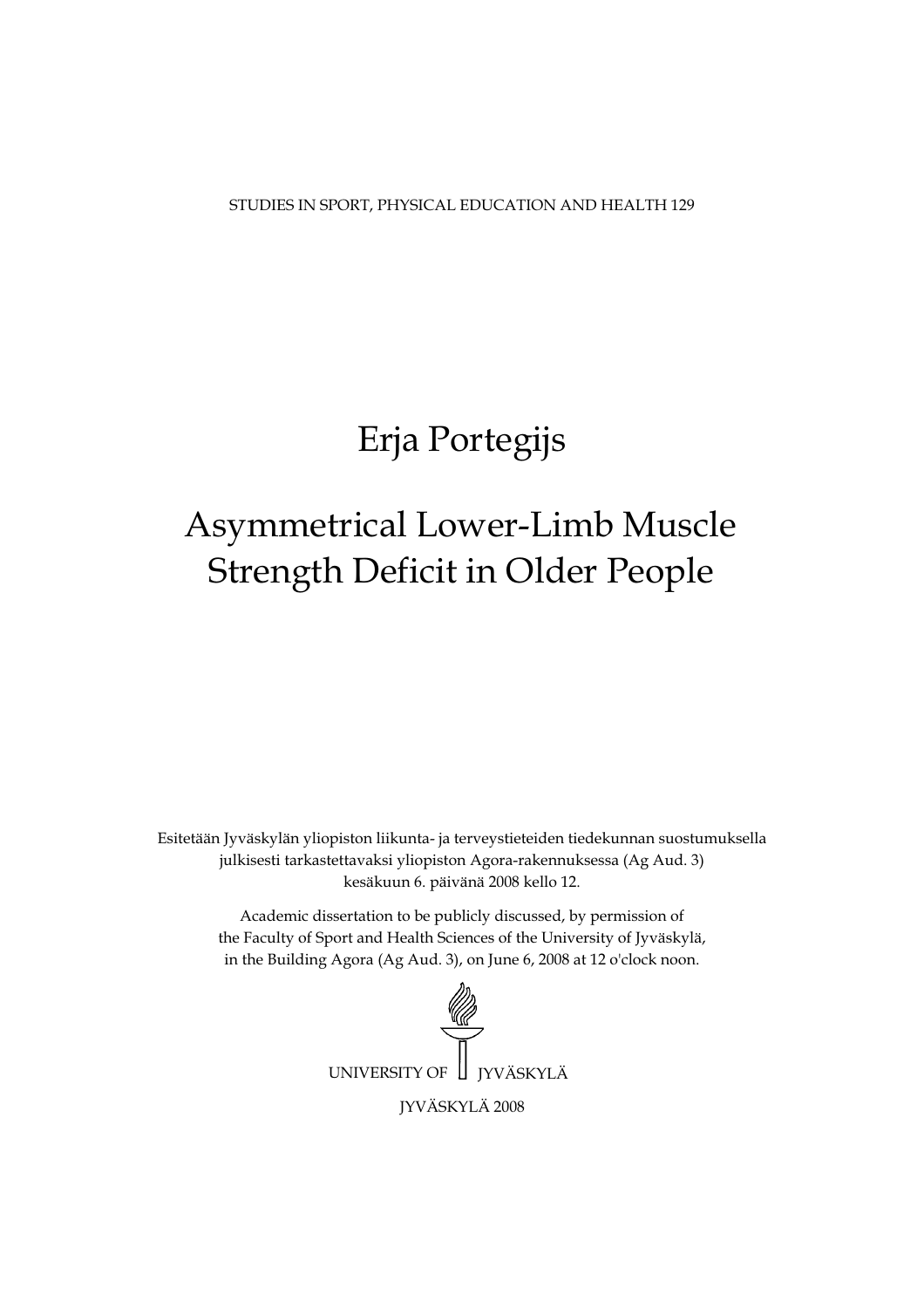STUDIES IN SPORT, PHYSICAL EDUCATION AND HEALTH 129

# Erja Portegijs

# Asymmetrical Lower-Limb Muscle Strength Deficit in Older People

Esitetään Jyväskylän yliopiston liikunta- ja terveystieteiden tiedekunnan suostumuksella julkisesti tarkastettavaksi yliopiston Agora-rakennuksessa (Ag Aud. 3) kesäkuun 6. päivänä 2008 kello 12.

Academic dissertation to be publicly discussed, by permission of the Faculty of Sport and Health Sciences of the University of Jyväskylä, in the Building Agora (Ag Aud. 3), on June 6, 2008 at 12 o'clock noon.

UNIVERSITY OF JYVÄSKYLÄ

JYVÄSKYLÄ 2008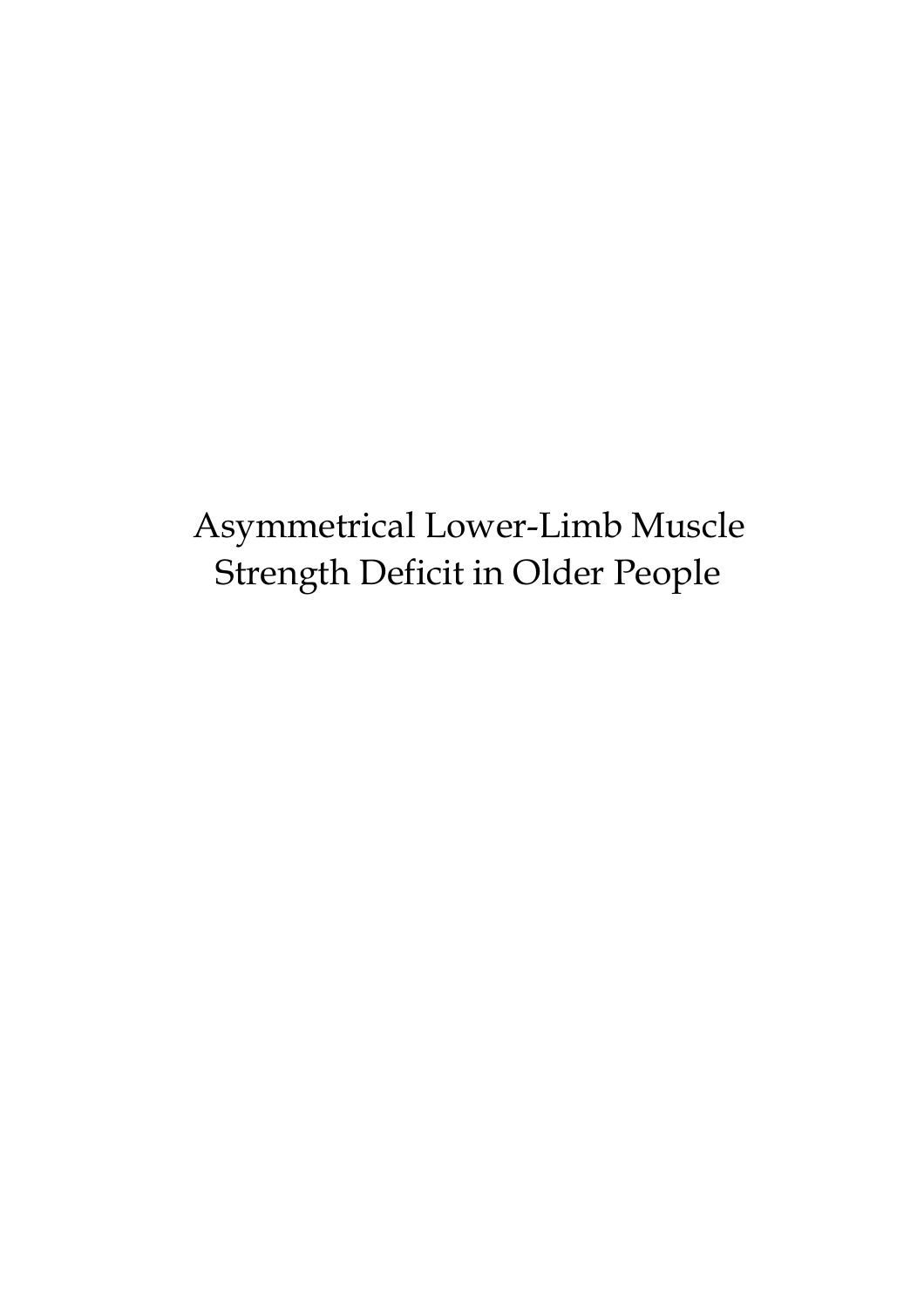# Asymmetrical Lower-Limb Muscle Strength Deficit in Older People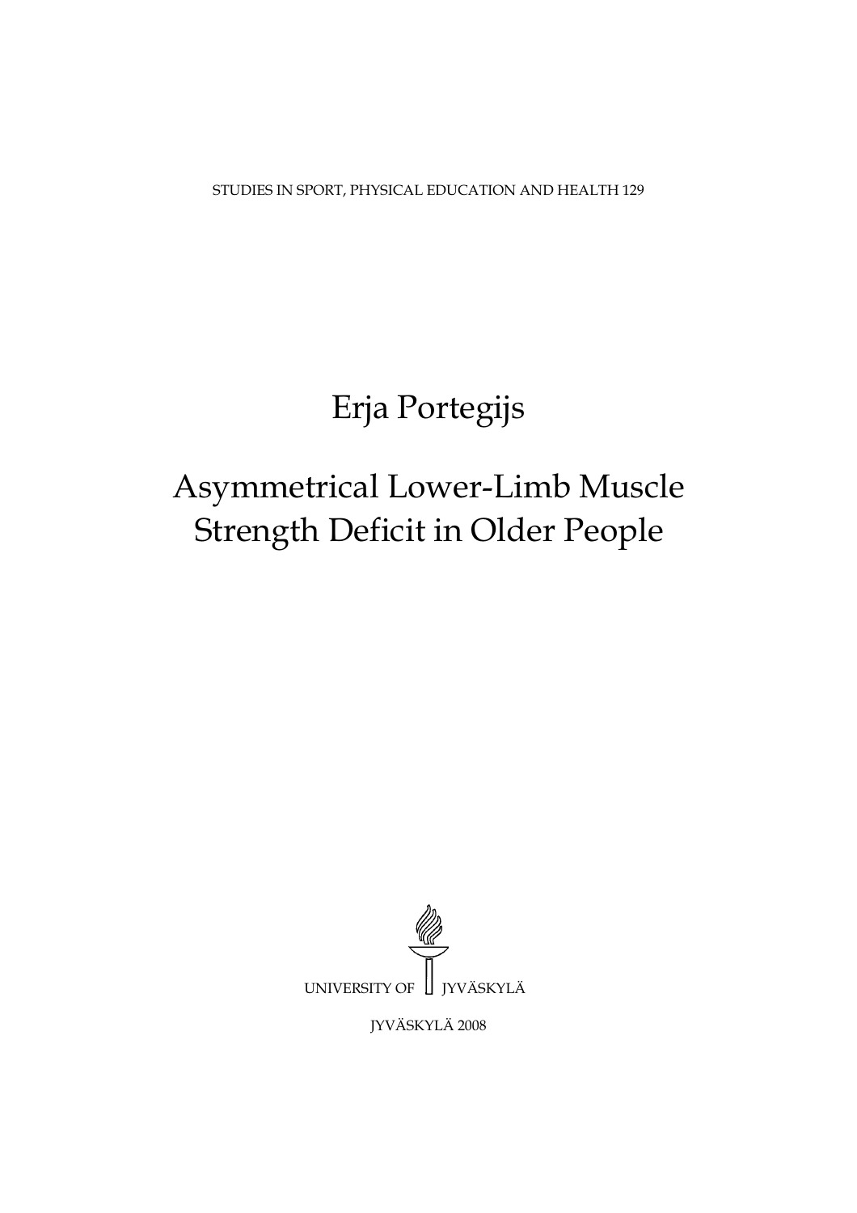STUDIES IN SPORT, PHYSICAL EDUCATION AND HEALTH 129

# Erja Portegijs

# Asymmetrical Lower-Limb Muscle Strength Deficit in Older People

UNIVERSITY OF JYVÄSKYLÄ

JYVÄSKYLÄ 2008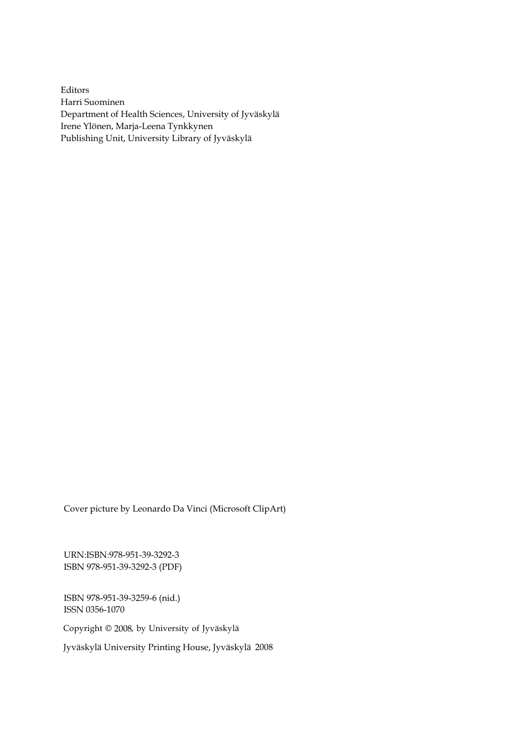Editors
Harri Suominen
Department of Health Sciences, University of Jyväskylä
Irene Ylönen, Marja-Leena Tynkkynen
Publishing Unit, University Library of Jyväskylä

Cover picture by Leonardo Da Vinci (Microsoft ClipArt)

URN:ISBN:978-951-39-3292-3
ISBN 978-951-39-3292-3 (PDF)

ISBN 978-951-39-3259-6 (nid.)
ISSN 0356-1070

Copyright © 2008, by University of Jyväskylä

Jyväskylä University Printing House, Jyväskylä 2008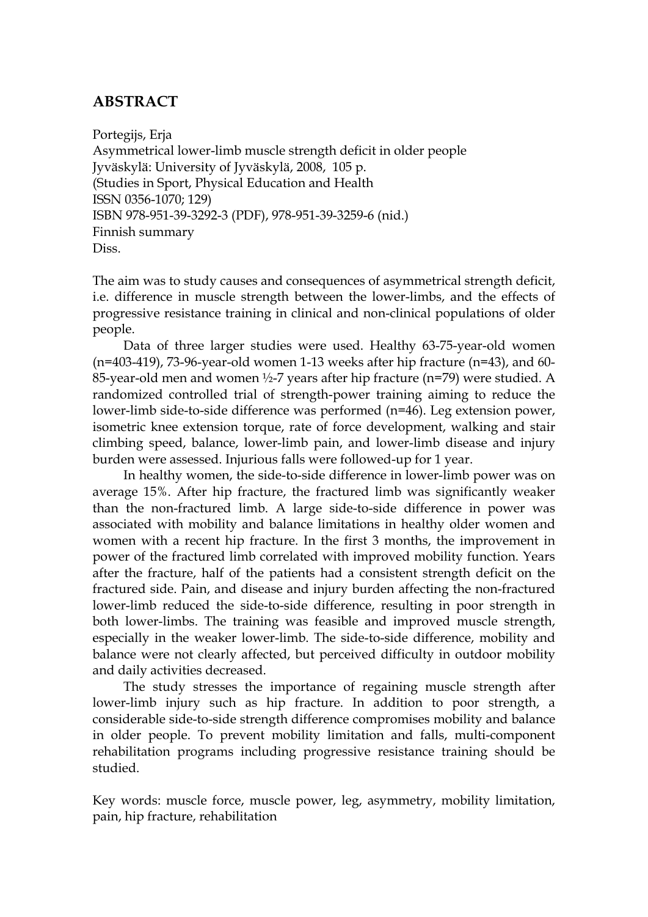## ABSTRACT

Portegijs, Erja
Asymmetrical lower-limb muscle strength deficit in older people
Jyväskylä: University of Jyväskylä, 2008, 105 p.
(Studies in Sport, Physical Education and Health
ISSN 0356-1070; 129)
ISBN 978-951-39-3292-3 (PDF), 978-951-39-3259-6 (nid.)
Finnish summary
Diss.

The aim was to study causes and consequences of asymmetrical strength deficit, i.e. difference in muscle strength between the lower-limbs, and the effects of progressive resistance training in clinical and non-clinical populations of older people.

Data of three larger studies were used. Healthy 63-75-year-old women (n=403-419), 73-96-year-old women 1-13 weeks after hip fracture (n=43), and 60-85-year-old men and women ½-7 years after hip fracture (n=79) were studied. A randomized controlled trial of strength-power training aiming to reduce the lower-limb side-to-side difference was performed (n=46). Leg extension power, isometric knee extension torque, rate of force development, walking and stair climbing speed, balance, lower-limb pain, and lower-limb disease and injury burden were assessed. Injurious falls were followed-up for 1 year.

In healthy women, the side-to-side difference in lower-limb power was on average 15%. After hip fracture, the fractured limb was significantly weaker than the non-fractured limb. A large side-to-side difference in power was associated with mobility and balance limitations in healthy older women and women with a recent hip fracture. In the first 3 months, the improvement in power of the fractured limb correlated with improved mobility function. Years after the fracture, half of the patients had a consistent strength deficit on the fractured side. Pain, and disease and injury burden affecting the non-fractured lower-limb reduced the side-to-side difference, resulting in poor strength in both lower-limbs. The training was feasible and improved muscle strength, especially in the weaker lower-limb. The side-to-side difference, mobility and balance were not clearly affected, but perceived difficulty in outdoor mobility and daily activities decreased.

The study stresses the importance of regaining muscle strength after lower-limb injury such as hip fracture. In addition to poor strength, a considerable side-to-side strength difference compromises mobility and balance in older people. To prevent mobility limitation and falls, multi-component rehabilitation programs including progressive resistance training should be studied.

Key words: muscle force, muscle power, leg, asymmetry, mobility limitation, pain, hip fracture, rehabilitation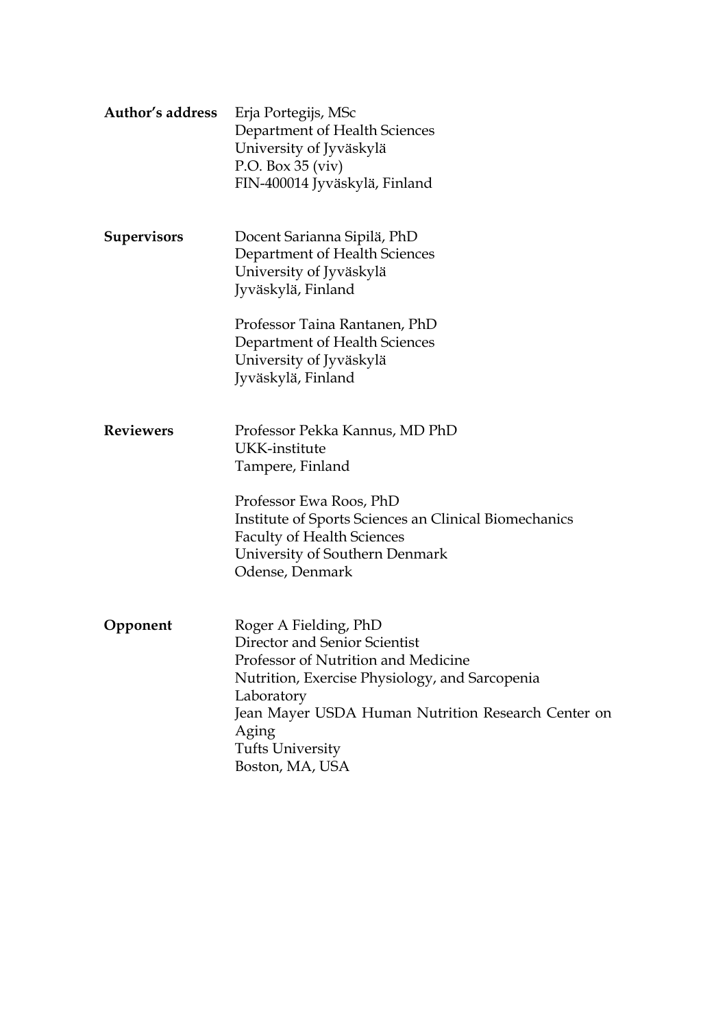**Author's address**

Erja Portegijs, MSc
Department of Health Sciences
University of Jyväskylä
P.O. Box 35 (viv)
FIN-400014 Jyväskylä, Finland

**Supervisors**

Docent Sarianna Sipilä, PhD
Department of Health Sciences
University of Jyväskylä
Jyväskylä, Finland

Professor Taina Rantanen, PhD
Department of Health Sciences
University of Jyväskylä
Jyväskylä, Finland

**Reviewers**

Professor Pekka Kannus, MD PhD
UKK-institute
Tampere, Finland

Professor Ewa Roos, PhD
Institute of Sports Sciences an Clinical Biomechanics
Faculty of Health Sciences
University of Southern Denmark
Odense, Denmark

**Opponent**

Roger A Fielding, PhD
Director and Senior Scientist
Professor of Nutrition and Medicine
Nutrition, Exercise Physiology, and Sarcopenia Laboratory
Jean Mayer USDA Human Nutrition Research Center on Aging
Tufts University
Boston, MA, USA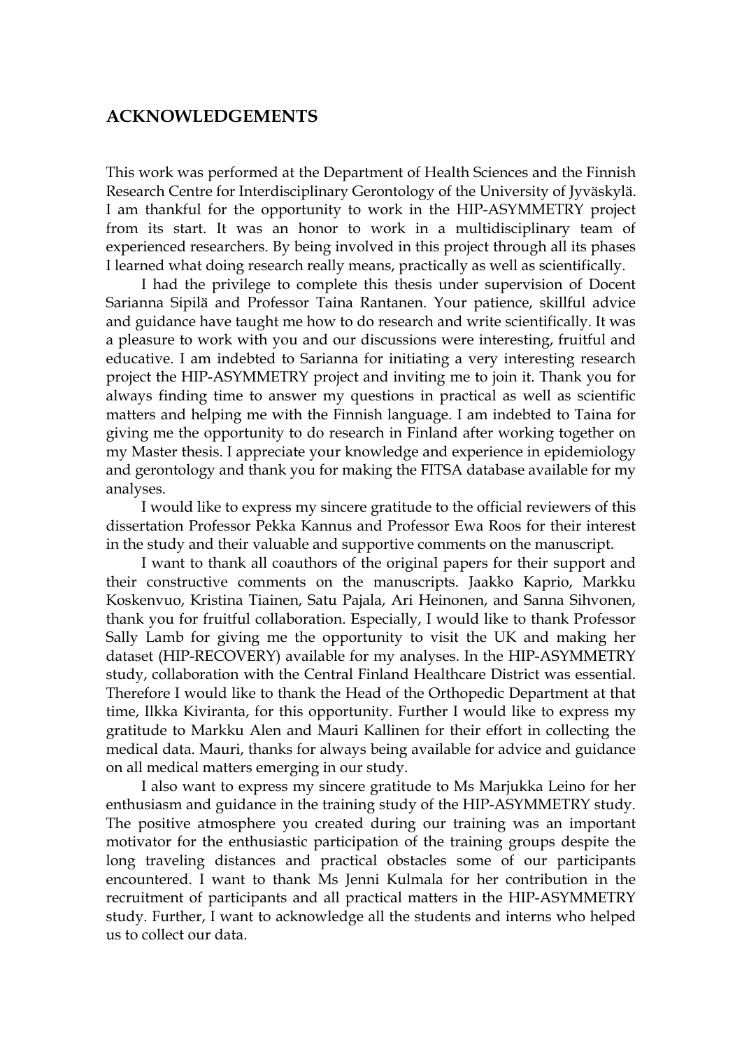## ACKNOWLEDGEMENTS

This work was performed at the Department of Health Sciences and the Finnish Research Centre for Interdisciplinary Gerontology of the University of Jyväskylä. I am thankful for the opportunity to work in the HIP-ASYMMETRY project from its start. It was an honor to work in a multidisciplinary team of experienced researchers. By being involved in this project through all its phases I learned what doing research really means, practically as well as scientifically.

I had the privilege to complete this thesis under supervision of Docent Sarianna Sipilä and Professor Taina Rantanen. Your patience, skillful advice and guidance have taught me how to do research and write scientifically. It was a pleasure to work with you and our discussions were interesting, fruitful and educative. I am indebted to Sarianna for initiating a very interesting research project the HIP-ASYMMETRY project and inviting me to join it. Thank you for always finding time to answer my questions in practical as well as scientific matters and helping me with the Finnish language. I am indebted to Taina for giving me the opportunity to do research in Finland after working together on my Master thesis. I appreciate your knowledge and experience in epidemiology and gerontology and thank you for making the FITSA database available for my analyses.

I would like to express my sincere gratitude to the official reviewers of this dissertation Professor Pekka Kannus and Professor Ewa Roos for their interest in the study and their valuable and supportive comments on the manuscript.

I want to thank all coauthors of the original papers for their support and their constructive comments on the manuscripts. Jaakko Kaprio, Markku Koskenvuo, Kristina Tiainen, Satu Pajala, Ari Heinonen, and Sanna Sihvonen, thank you for fruitful collaboration. Especially, I would like to thank Professor Sally Lamb for giving me the opportunity to visit the UK and making her dataset (HIP-RECOVERY) available for my analyses. In the HIP-ASYMMETRY study, collaboration with the Central Finland Healthcare District was essential. Therefore I would like to thank the Head of the Orthopedic Department at that time, Ilkka Kiviranta, for this opportunity. Further I would like to express my gratitude to Markku Alen and Mauri Kallinen for their effort in collecting the medical data. Mauri, thanks for always being available for advice and guidance on all medical matters emerging in our study.

I also want to express my sincere gratitude to Ms Marjukka Leino for her enthusiasm and guidance in the training study of the HIP-ASYMMETRY study. The positive atmosphere you created during our training was an important motivator for the enthusiastic participation of the training groups despite the long traveling distances and practical obstacles some of our participants encountered. I want to thank Ms Jenni Kulmala for her contribution in the recruitment of participants and all practical matters in the HIP-ASYMMETRY study. Further, I want to acknowledge all the students and interns who helped us to collect our data.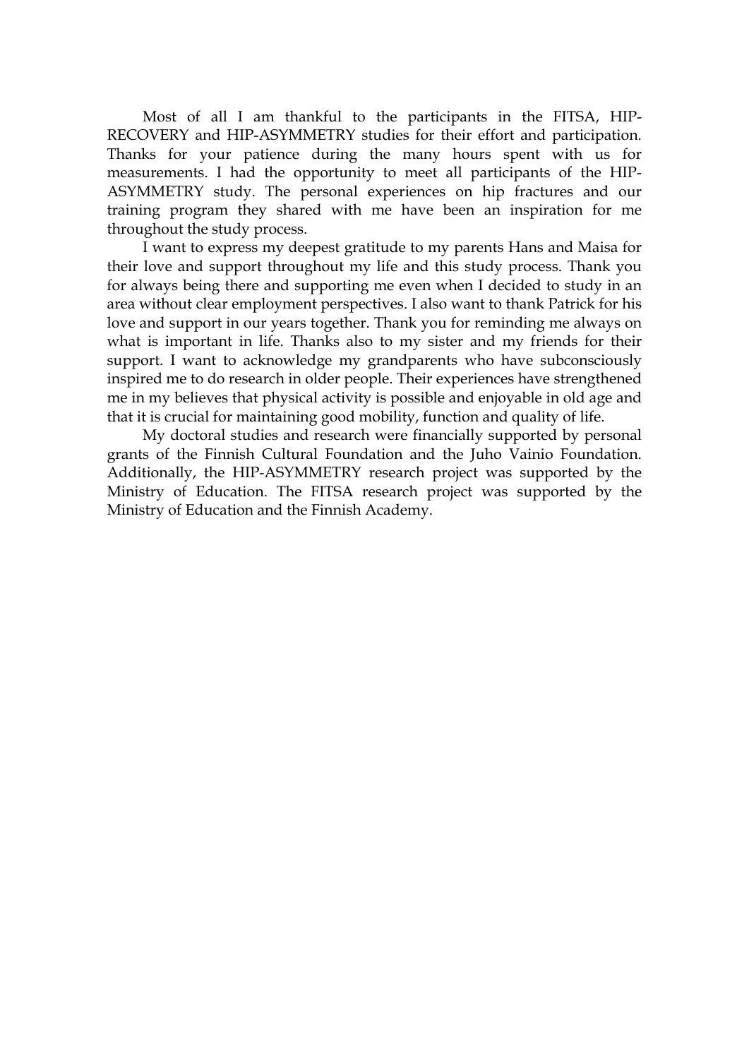Most of all I am thankful to the participants in the FITSA, HIP-RECOVERY and HIP-ASYMMETRY studies for their effort and participation. Thanks for your patience during the many hours spent with us for measurements. I had the opportunity to meet all participants of the HIP-ASYMMETRY study. The personal experiences on hip fractures and our training program they shared with me have been an inspiration for me throughout the study process.

I want to express my deepest gratitude to my parents Hans and Maisa for their love and support throughout my life and this study process. Thank you for always being there and supporting me even when I decided to study in an area without clear employment perspectives. I also want to thank Patrick for his love and support in our years together. Thank you for reminding me always on what is important in life. Thanks also to my sister and my friends for their support. I want to acknowledge my grandparents who have subconsciously inspired me to do research in older people. Their experiences have strengthened me in my believes that physical activity is possible and enjoyable in old age and that it is crucial for maintaining good mobility, function and quality of life.

My doctoral studies and research were financially supported by personal grants of the Finnish Cultural Foundation and the Juho Vainio Foundation. Additionally, the HIP-ASYMMETRY research project was supported by the Ministry of Education. The FITSA research project was supported by the Ministry of Education and the Finnish Academy.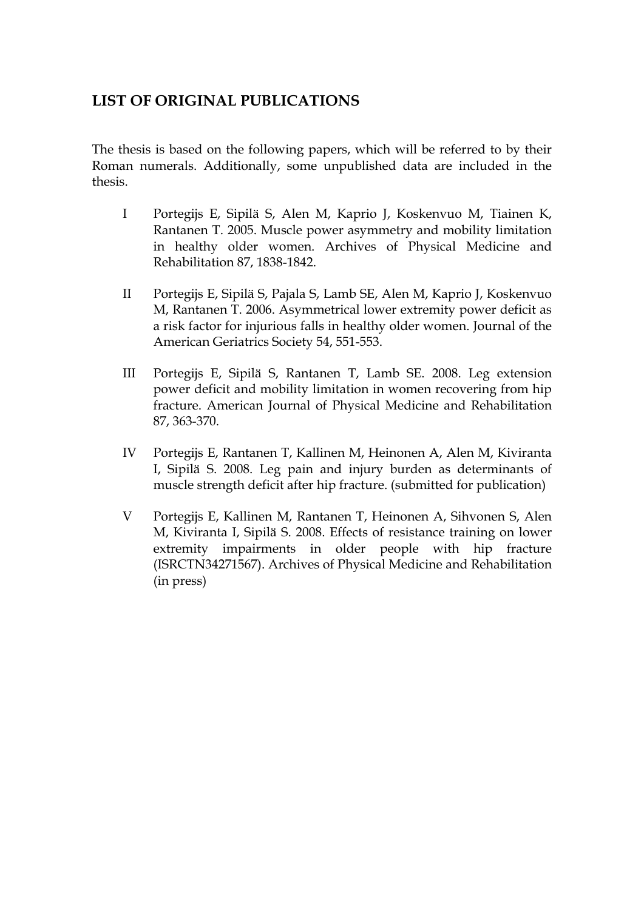## LIST OF ORIGINAL PUBLICATIONS

The thesis is based on the following papers, which will be referred to by their Roman numerals. Additionally, some unpublished data are included in the thesis.

I  Portegijs E, Sipilä S, Alen M, Kaprio J, Koskenvuo M, Tiainen K, Rantanen T. 2005. Muscle power asymmetry and mobility limitation in healthy older women. Archives of Physical Medicine and Rehabilitation 87, 1838-1842.

II  Portegijs E, Sipilä S, Pajala S, Lamb SE, Alen M, Kaprio J, Koskenvuo M, Rantanen T. 2006. Asymmetrical lower extremity power deficit as a risk factor for injurious falls in healthy older women. Journal of the American Geriatrics Society 54, 551-553.

III  Portegijs E, Sipilä S, Rantanen T, Lamb SE. 2008. Leg extension power deficit and mobility limitation in women recovering from hip fracture. American Journal of Physical Medicine and Rehabilitation 87, 363-370.

IV  Portegijs E, Rantanen T, Kallinen M, Heinonen A, Alen M, Kiviranta I, Sipilä S. 2008. Leg pain and injury burden as determinants of muscle strength deficit after hip fracture. (submitted for publication)

V  Portegijs E, Kallinen M, Rantanen T, Heinonen A, Sihvonen S, Alen M, Kiviranta I, Sipilä S. 2008. Effects of resistance training on lower extremity impairments in older people with hip fracture (ISRCTN34271567). Archives of Physical Medicine and Rehabilitation (in press)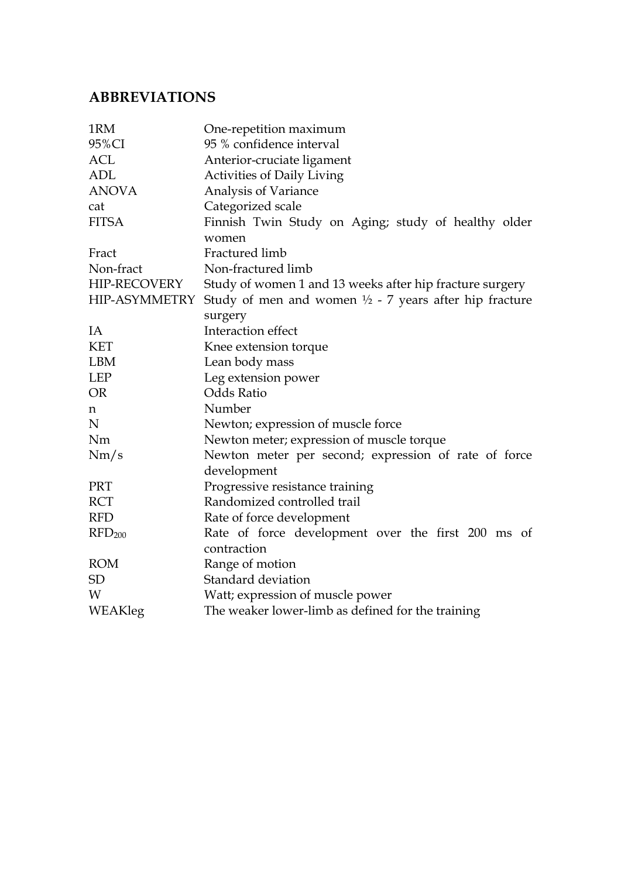## ABBREVIATIONS

| | |
|---|---|
| 1RM | One-repetition maximum |
| 95%CI | 95 % confidence interval |
| ACL | Anterior-cruciate ligament |
| ADL | Activities of Daily Living |
| ANOVA | Analysis of Variance |
| cat | Categorized scale |
| FITSA | Finnish Twin Study on Aging; study of healthy older women |
| Fract | Fractured limb |
| Non-fract | Non-fractured limb |
| HIP-RECOVERY | Study of women 1 and 13 weeks after hip fracture surgery |
| HIP-ASYMMETRY | Study of men and women ½ - 7 years after hip fracture surgery |
| IA | Interaction effect |
| KET | Knee extension torque |
| LBM | Lean body mass |
| LEP | Leg extension power |
| OR | Odds Ratio |
| n | Number |
| N | Newton; expression of muscle force |
| Nm | Newton meter; expression of muscle torque |
| Nm/s | Newton meter per second; expression of rate of force development |
| PRT | Progressive resistance training |
| RCT | Randomized controlled trail |
| RFD | Rate of force development |
| $RFD_{200}$ | Rate of force development over the first 200 ms of contraction |
| ROM | Range of motion |
| SD | Standard deviation |
| W | Watt; expression of muscle power |
| WEAKleg | The weaker lower-limb as defined for the training |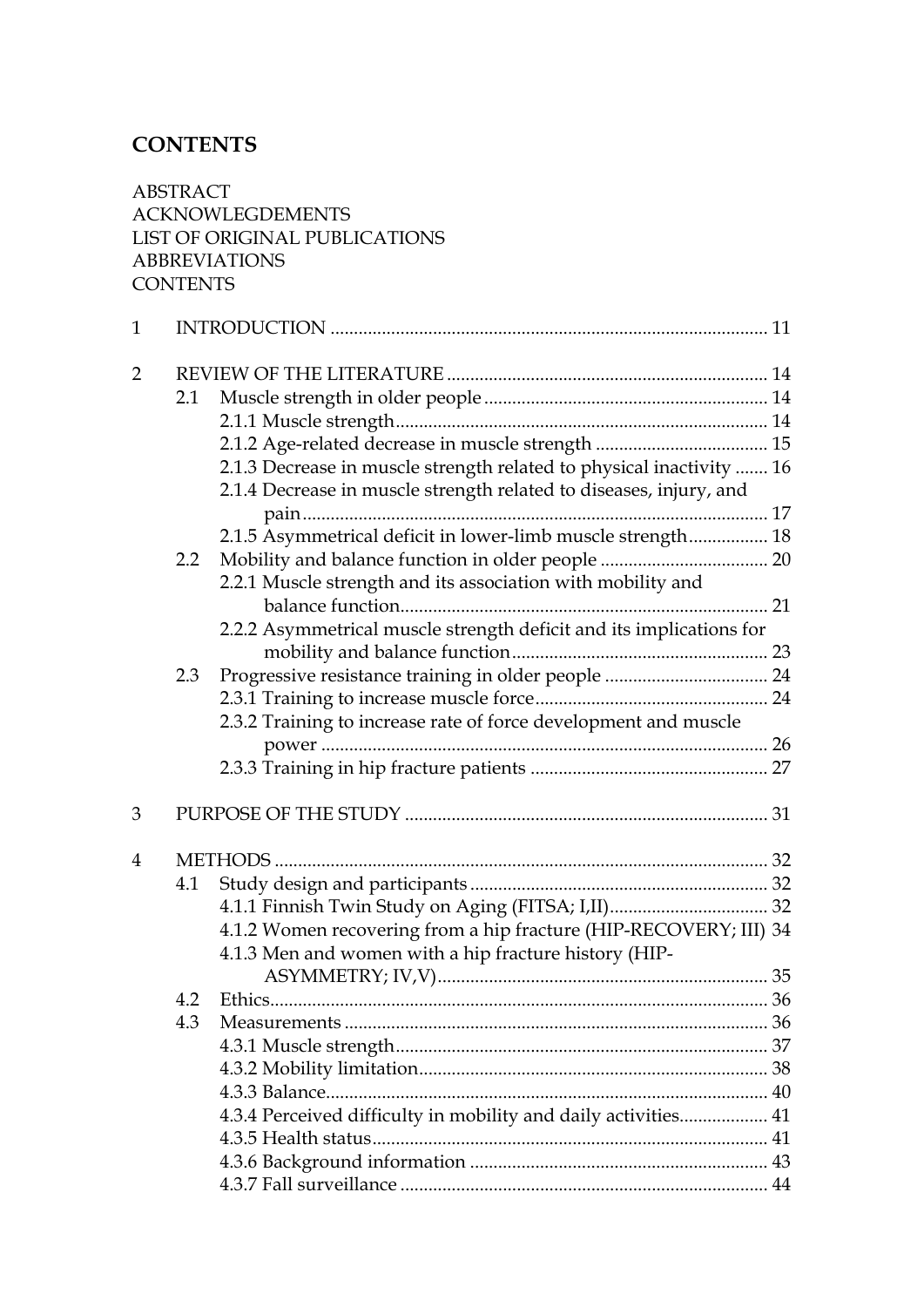# CONTENTS

ABSTRACT
ACKNOWLEDGEMENTS
LIST OF ORIGINAL PUBLICATIONS
ABBREVIATIONS
CONTENTS

1 INTRODUCTION ........................................................................................ 11

2 REVIEW OF THE LITERATURE ................................................................ 14
 2.1 Muscle strength in older people ........................................................ 14
  2.1.1 Muscle strength ............................................................................ 14
  2.1.2 Age-related decrease in muscle strength .................................. 15
  2.1.3 Decrease in muscle strength related to physical inactivity ....... 16
  2.1.4 Decrease in muscle strength related to diseases, injury, and pain ..................................................................................... 17
  2.1.5 Asymmetrical deficit in lower-limb muscle strength................. 18
 2.2 Mobility and balance function in older people .................................. 20
  2.2.1 Muscle strength and its association with mobility and balance function.............................................................................. 21
  2.2.2 Asymmetrical muscle strength deficit and its implications for mobility and balance function...................................................... 23
 2.3 Progressive resistance training in older people .................................. 24
  2.3.1 Training to increase muscle force................................................. 24
  2.3.2 Training to increase rate of force development and muscle power ............................................................................................. 26
  2.3.3 Training in hip fracture patients .................................................. 27

3 PURPOSE OF THE STUDY ......................................................................... 31

4 METHODS ...................................................................................................... 32
 4.1 Study design and participants .............................................................. 32
  4.1.1 Finnish Twin Study on Aging (FITSA; I,II).................................. 32
  4.1.2 Women recovering from a hip fracture (HIP-RECOVERY; III) 34
  4.1.3 Men and women with a hip fracture history (HIP-ASYMMETRY; IV,V)..................................................................... 35
 4.2 Ethics......................................................................................................... 36
 4.3 Measurements ......................................................................................... 36
  4.3.1 Muscle strength.............................................................................. 37
  4.3.2 Mobility limitation.......................................................................... 38
  4.3.3 Balance.............................................................................................. 40
  4.3.4 Perceived difficulty in mobility and daily activities.................. 41
  4.3.5 Health status.................................................................................... 41
  4.3.6 Background information .............................................................. 43
  4.3.7 Fall surveillance ............................................................................. 44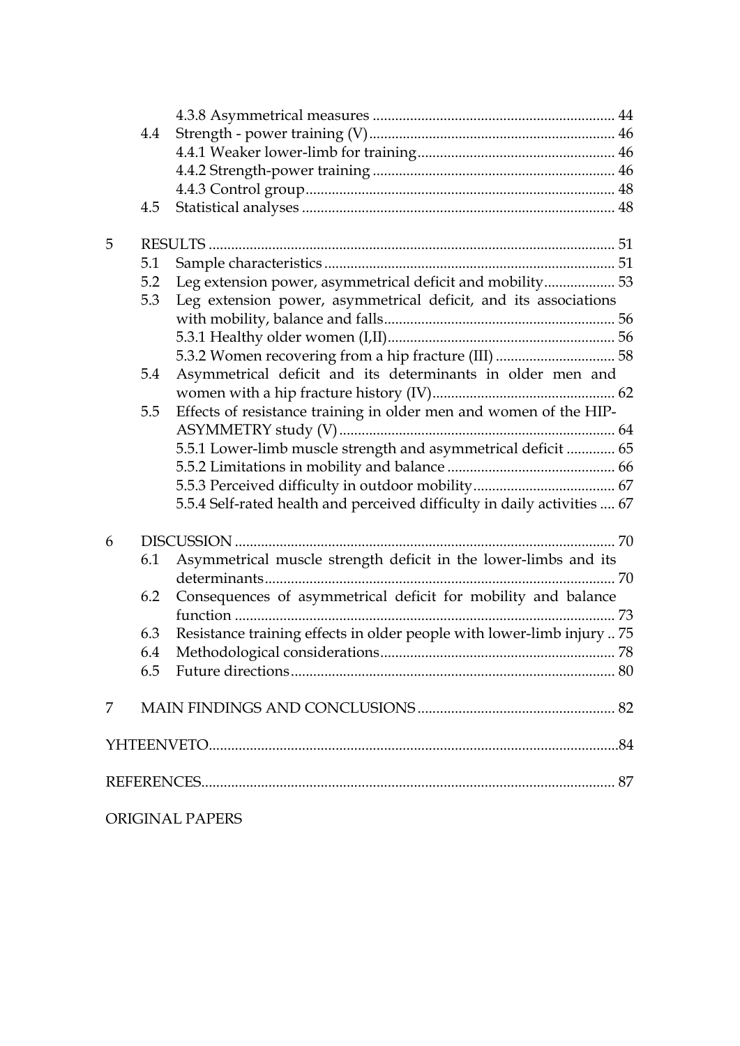4.3.8 Asymmetrical measures ................................................................ 44

4.4 Strength - power training (V) ................................................................ 46

4.4.1 Weaker lower-limb for training ................................................................ 46

4.4.2 Strength-power training ................................................................ 46

4.4.3 Control group ................................................................ 48

4.5 Statistical analyses ................................................................ 48

5 RESULTS ................................................................ 51

5.1 Sample characteristics ................................................................ 51

5.2 Leg extension power, asymmetrical deficit and mobility ................................................................ 53

5.3 Leg extension power, asymmetrical deficit, and its associations with mobility, balance and falls ................................................................ 56

5.3.1 Healthy older women (I,II) ................................................................ 56

5.3.2 Women recovering from a hip fracture (III) ................................................................ 58

5.4 Asymmetrical deficit and its determinants in older men and women with a hip fracture history (IV) ................................................................ 62

5.5 Effects of resistance training in older men and women of the HIP-ASYMMETRY study (V) ................................................................ 64

5.5.1 Lower-limb muscle strength and asymmetrical deficit ................................................................ 65

5.5.2 Limitations in mobility and balance ................................................................ 66

5.5.3 Perceived difficulty in outdoor mobility ................................................................ 67

5.5.4 Self-rated health and perceived difficulty in daily activities ................................................................ 67

6 DISCUSSION ................................................................ 70

6.1 Asymmetrical muscle strength deficit in the lower-limbs and its determinants ................................................................ 70

6.2 Consequences of asymmetrical deficit for mobility and balance function ................................................................ 73

6.3 Resistance training effects in older people with lower-limb injury .. 75

6.4 Methodological considerations ................................................................ 78

6.5 Future directions ................................................................ 80

7 MAIN FINDINGS AND CONCLUSIONS ................................................................ 82

YHTEENVETO ................................................................ 84

REFERENCES ................................................................ 87

ORIGINAL PAPERS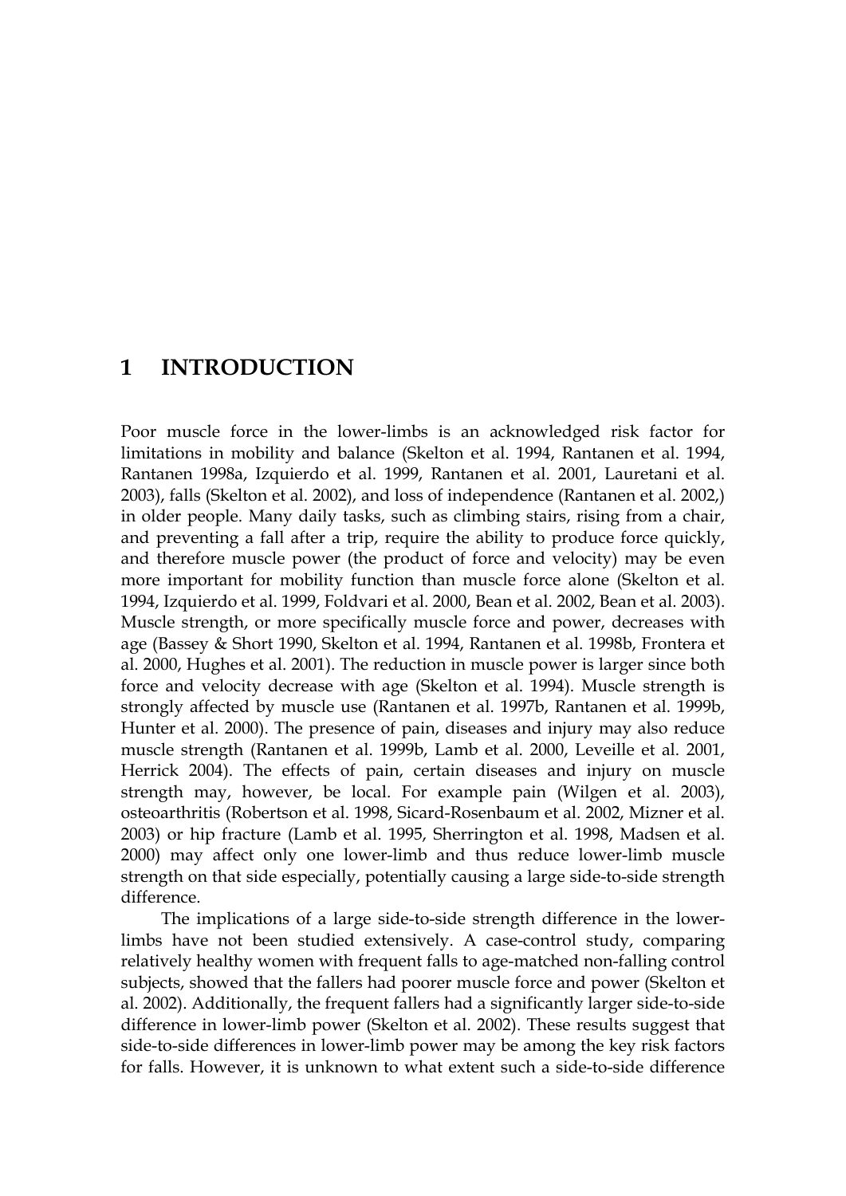# 1 INTRODUCTION

Poor muscle force in the lower-limbs is an acknowledged risk factor for limitations in mobility and balance (Skelton et al. 1994, Rantanen et al. 1994, Rantanen 1998a, Izquierdo et al. 1999, Rantanen et al. 2001, Lauretani et al. 2003), falls (Skelton et al. 2002), and loss of independence (Rantanen et al. 2002,) in older people. Many daily tasks, such as climbing stairs, rising from a chair, and preventing a fall after a trip, require the ability to produce force quickly, and therefore muscle power (the product of force and velocity) may be even more important for mobility function than muscle force alone (Skelton et al. 1994, Izquierdo et al. 1999, Foldvari et al. 2000, Bean et al. 2002, Bean et al. 2003). Muscle strength, or more specifically muscle force and power, decreases with age (Bassey & Short 1990, Skelton et al. 1994, Rantanen et al. 1998b, Frontera et al. 2000, Hughes et al. 2001). The reduction in muscle power is larger since both force and velocity decrease with age (Skelton et al. 1994). Muscle strength is strongly affected by muscle use (Rantanen et al. 1997b, Rantanen et al. 1999b, Hunter et al. 2000). The presence of pain, diseases and injury may also reduce muscle strength (Rantanen et al. 1999b, Lamb et al. 2000, Leveille et al. 2001, Herrick 2004). The effects of pain, certain diseases and injury on muscle strength may, however, be local. For example pain (Wilgen et al. 2003), osteoarthritis (Robertson et al. 1998, Sicard-Rosenbaum et al. 2002, Mizner et al. 2003) or hip fracture (Lamb et al. 1995, Sherrington et al. 1998, Madsen et al. 2000) may affect only one lower-limb and thus reduce lower-limb muscle strength on that side especially, potentially causing a large side-to-side strength difference.

The implications of a large side-to-side strength difference in the lower-limbs have not been studied extensively. A case-control study, comparing relatively healthy women with frequent falls to age-matched non-falling control subjects, showed that the fallers had poorer muscle force and power (Skelton et al. 2002). Additionally, the frequent fallers had a significantly larger side-to-side difference in lower-limb power (Skelton et al. 2002). These results suggest that side-to-side differences in lower-limb power may be among the key risk factors for falls. However, it is unknown to what extent such a side-to-side difference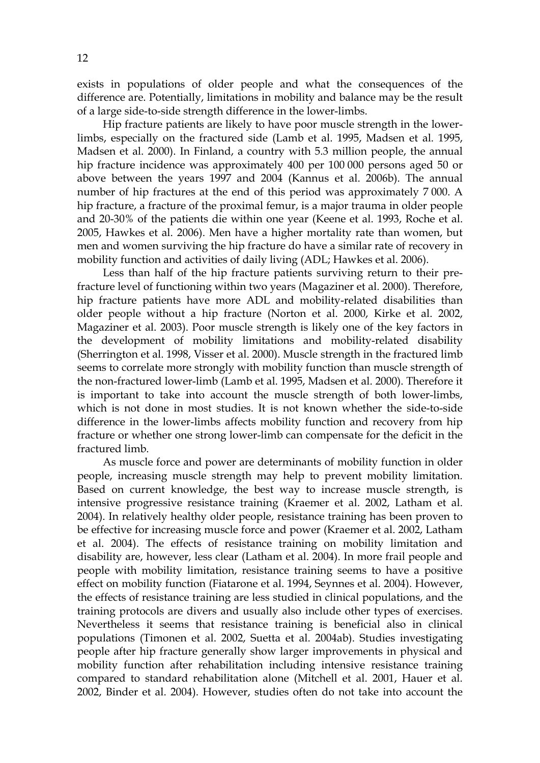exists in populations of older people and what the consequences of the difference are. Potentially, limitations in mobility and balance may be the result of a large side-to-side strength difference in the lower-limbs.

Hip fracture patients are likely to have poor muscle strength in the lower-limbs, especially on the fractured side (Lamb et al. 1995, Madsen et al. 1995, Madsen et al. 2000). In Finland, a country with 5.3 million people, the annual hip fracture incidence was approximately 400 per 100 000 persons aged 50 or above between the years 1997 and 2004 (Kannus et al. 2006b). The annual number of hip fractures at the end of this period was approximately 7 000. A hip fracture, a fracture of the proximal femur, is a major trauma in older people and 20-30% of the patients die within one year (Keene et al. 1993, Roche et al. 2005, Hawkes et al. 2006). Men have a higher mortality rate than women, but men and women surviving the hip fracture do have a similar rate of recovery in mobility function and activities of daily living (ADL; Hawkes et al. 2006).

Less than half of the hip fracture patients surviving return to their pre-fracture level of functioning within two years (Magaziner et al. 2000). Therefore, hip fracture patients have more ADL and mobility-related disabilities than older people without a hip fracture (Norton et al. 2000, Kirke et al. 2002, Magaziner et al. 2003). Poor muscle strength is likely one of the key factors in the development of mobility limitations and mobility-related disability (Sherrington et al. 1998, Visser et al. 2000). Muscle strength in the fractured limb seems to correlate more strongly with mobility function than muscle strength of the non-fractured lower-limb (Lamb et al. 1995, Madsen et al. 2000). Therefore it is important to take into account the muscle strength of both lower-limbs, which is not done in most studies. It is not known whether the side-to-side difference in the lower-limbs affects mobility function and recovery from hip fracture or whether one strong lower-limb can compensate for the deficit in the fractured limb.

As muscle force and power are determinants of mobility function in older people, increasing muscle strength may help to prevent mobility limitation. Based on current knowledge, the best way to increase muscle strength, is intensive progressive resistance training (Kraemer et al. 2002, Latham et al. 2004). In relatively healthy older people, resistance training has been proven to be effective for increasing muscle force and power (Kraemer et al. 2002, Latham et al. 2004). The effects of resistance training on mobility limitation and disability are, however, less clear (Latham et al. 2004). In more frail people and people with mobility limitation, resistance training seems to have a positive effect on mobility function (Fiatarone et al. 1994, Seynnes et al. 2004). However, the effects of resistance training are less studied in clinical populations, and the training protocols are divers and usually also include other types of exercises. Nevertheless it seems that resistance training is beneficial also in clinical populations (Timonen et al. 2002, Suetta et al. 2004ab). Studies investigating people after hip fracture generally show larger improvements in physical and mobility function after rehabilitation including intensive resistance training compared to standard rehabilitation alone (Mitchell et al. 2001, Hauer et al. 2002, Binder et al. 2004). However, studies often do not take into account the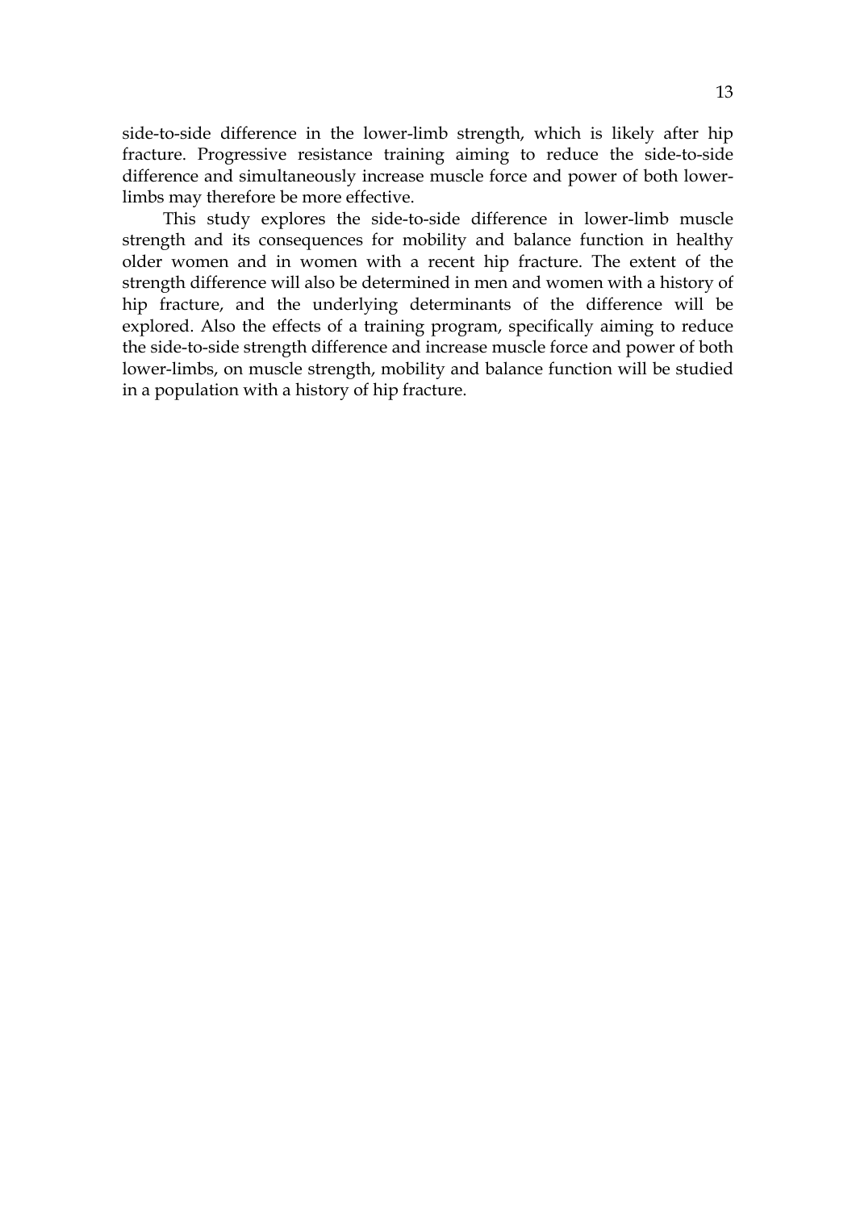side-to-side difference in the lower-limb strength, which is likely after hip fracture. Progressive resistance training aiming to reduce the side-to-side difference and simultaneously increase muscle force and power of both lower-limbs may therefore be more effective.

This study explores the side-to-side difference in lower-limb muscle strength and its consequences for mobility and balance function in healthy older women and in women with a recent hip fracture. The extent of the strength difference will also be determined in men and women with a history of hip fracture, and the underlying determinants of the difference will be explored. Also the effects of a training program, specifically aiming to reduce the side-to-side strength difference and increase muscle force and power of both lower-limbs, on muscle strength, mobility and balance function will be studied in a population with a history of hip fracture.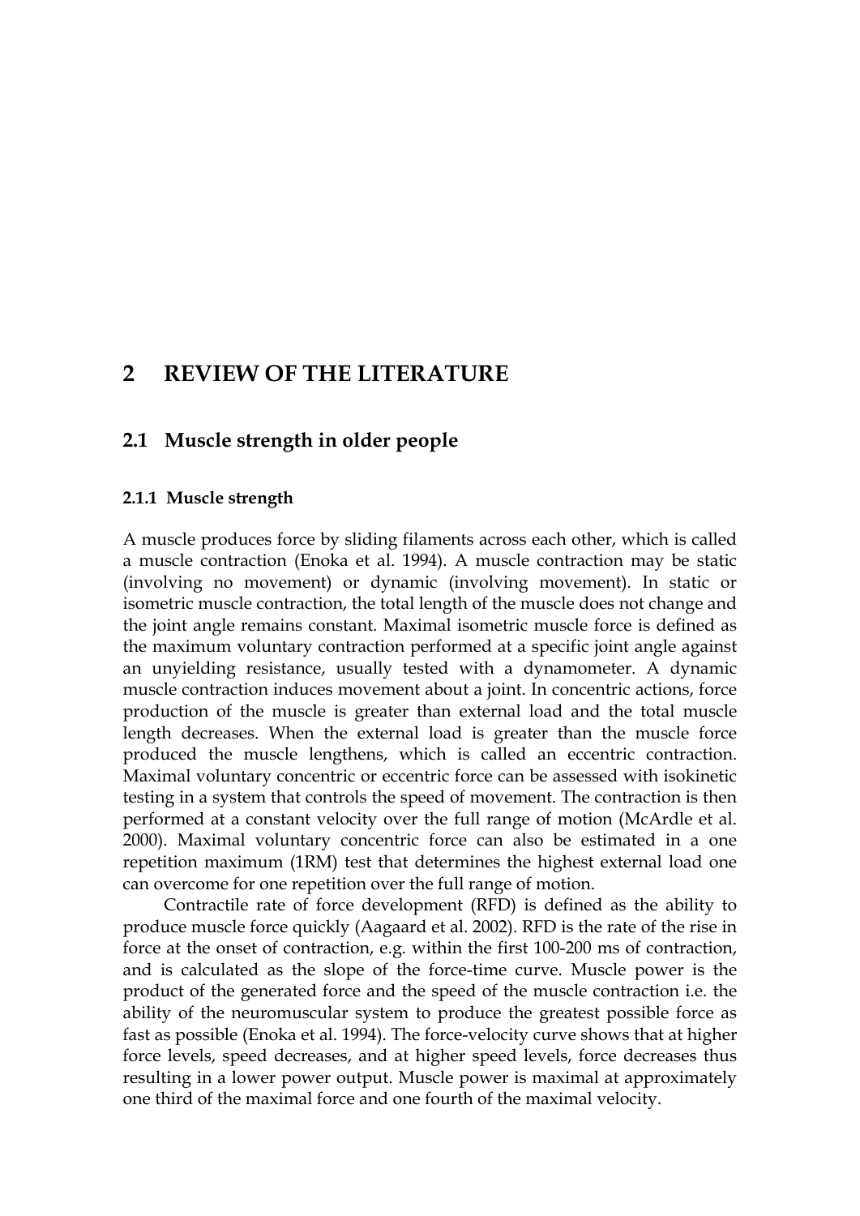# 2 REVIEW OF THE LITERATURE

## 2.1 Muscle strength in older people

### 2.1.1 Muscle strength

A muscle produces force by sliding filaments across each other, which is called a muscle contraction (Enoka et al. 1994). A muscle contraction may be static (involving no movement) or dynamic (involving movement). In static or isometric muscle contraction, the total length of the muscle does not change and the joint angle remains constant. Maximal isometric muscle force is defined as the maximum voluntary contraction performed at a specific joint angle against an unyielding resistance, usually tested with a dynamometer. A dynamic muscle contraction induces movement about a joint. In concentric actions, force production of the muscle is greater than external load and the total muscle length decreases. When the external load is greater than the muscle force produced the muscle lengthens, which is called an eccentric contraction. Maximal voluntary concentric or eccentric force can be assessed with isokinetic testing in a system that controls the speed of movement. The contraction is then performed at a constant velocity over the full range of motion (McArdle et al. 2000). Maximal voluntary concentric force can also be estimated in a one repetition maximum (1RM) test that determines the highest external load one can overcome for one repetition over the full range of motion.

Contractile rate of force development (RFD) is defined as the ability to produce muscle force quickly (Aagaard et al. 2002). RFD is the rate of the rise in force at the onset of contraction, e.g. within the first 100-200 ms of contraction, and is calculated as the slope of the force-time curve. Muscle power is the product of the generated force and the speed of the muscle contraction i.e. the ability of the neuromuscular system to produce the greatest possible force as fast as possible (Enoka et al. 1994). The force-velocity curve shows that at higher force levels, speed decreases, and at higher speed levels, force decreases thus resulting in a lower power output. Muscle power is maximal at approximately one third of the maximal force and one fourth of the maximal velocity.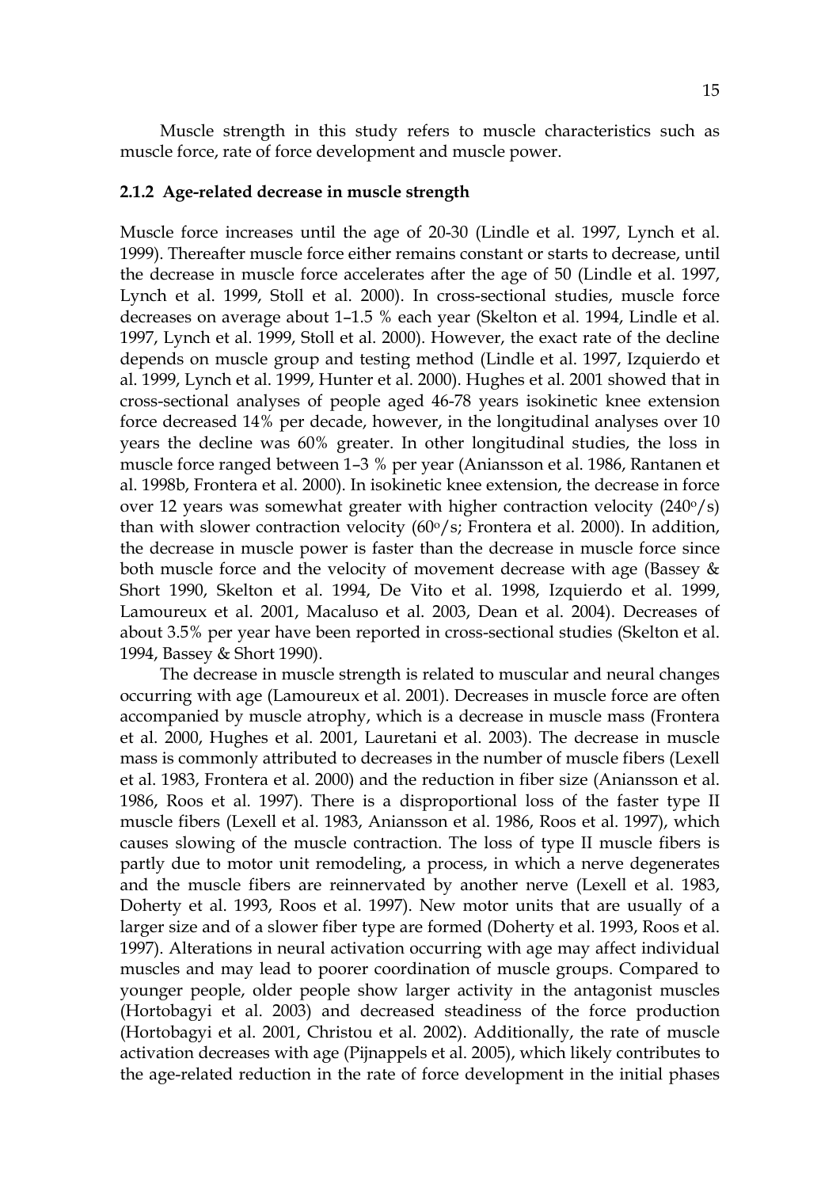Muscle strength in this study refers to muscle characteristics such as muscle force, rate of force development and muscle power.

### 2.1.2 Age-related decrease in muscle strength

Muscle force increases until the age of 20-30 (Lindle et al. 1997, Lynch et al. 1999). Thereafter muscle force either remains constant or starts to decrease, until the decrease in muscle force accelerates after the age of 50 (Lindle et al. 1997, Lynch et al. 1999, Stoll et al. 2000). In cross-sectional studies, muscle force decreases on average about 1–1.5 % each year (Skelton et al. 1994, Lindle et al. 1997, Lynch et al. 1999, Stoll et al. 2000). However, the exact rate of the decline depends on muscle group and testing method (Lindle et al. 1997, Izquierdo et al. 1999, Lynch et al. 1999, Hunter et al. 2000). Hughes et al. 2001 showed that in cross-sectional analyses of people aged 46-78 years isokinetic knee extension force decreased 14% per decade, however, in the longitudinal analyses over 10 years the decline was 60% greater. In other longitudinal studies, the loss in muscle force ranged between 1–3 % per year (Aniansson et al. 1986, Rantanen et al. 1998b, Frontera et al. 2000). In isokinetic knee extension, the decrease in force over 12 years was somewhat greater with higher contraction velocity (240°/s) than with slower contraction velocity (60°/s; Frontera et al. 2000). In addition, the decrease in muscle power is faster than the decrease in muscle force since both muscle force and the velocity of movement decrease with age (Bassey & Short 1990, Skelton et al. 1994, De Vito et al. 1998, Izquierdo et al. 1999, Lamoureux et al. 2001, Macaluso et al. 2003, Dean et al. 2004). Decreases of about 3.5% per year have been reported in cross-sectional studies (Skelton et al. 1994, Bassey & Short 1990).

The decrease in muscle strength is related to muscular and neural changes occurring with age (Lamoureux et al. 2001). Decreases in muscle force are often accompanied by muscle atrophy, which is a decrease in muscle mass (Frontera et al. 2000, Hughes et al. 2001, Lauretani et al. 2003). The decrease in muscle mass is commonly attributed to decreases in the number of muscle fibers (Lexell et al. 1983, Frontera et al. 2000) and the reduction in fiber size (Aniansson et al. 1986, Roos et al. 1997). There is a disproportional loss of the faster type II muscle fibers (Lexell et al. 1983, Aniansson et al. 1986, Roos et al. 1997), which causes slowing of the muscle contraction. The loss of type II muscle fibers is partly due to motor unit remodeling, a process, in which a nerve degenerates and the muscle fibers are reinnervated by another nerve (Lexell et al. 1983, Doherty et al. 1993, Roos et al. 1997). New motor units that are usually of a larger size and of a slower fiber type are formed (Doherty et al. 1993, Roos et al. 1997). Alterations in neural activation occurring with age may affect individual muscles and may lead to poorer coordination of muscle groups. Compared to younger people, older people show larger activity in the antagonist muscles (Hortobagyi et al. 2003) and decreased steadiness of the force production (Hortobagyi et al. 2001, Christou et al. 2002). Additionally, the rate of muscle activation decreases with age (Pijnappels et al. 2005), which likely contributes to the age-related reduction in the rate of force development in the initial phases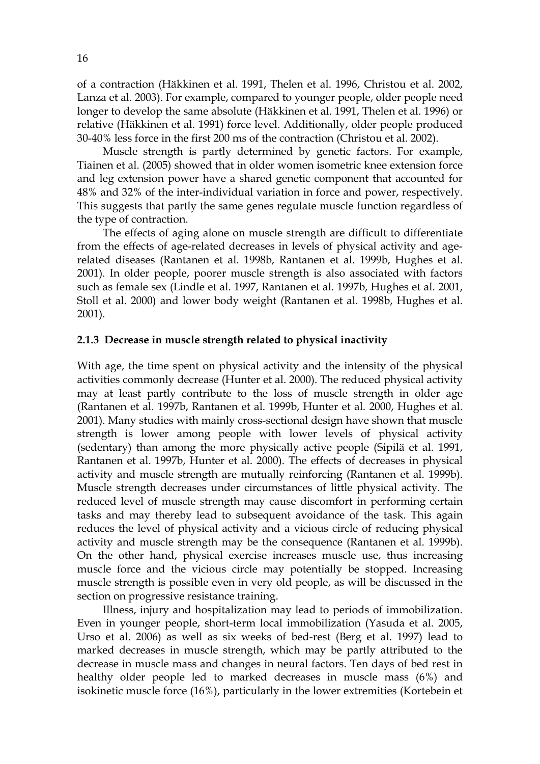of a contraction (Häkkinen et al. 1991, Thelen et al. 1996, Christou et al. 2002, Lanza et al. 2003). For example, compared to younger people, older people need longer to develop the same absolute (Häkkinen et al. 1991, Thelen et al. 1996) or relative (Häkkinen et al. 1991) force level. Additionally, older people produced 30-40% less force in the first 200 ms of the contraction (Christou et al. 2002).

Muscle strength is partly determined by genetic factors. For example, Tiainen et al. (2005) showed that in older women isometric knee extension force and leg extension power have a shared genetic component that accounted for 48% and 32% of the inter-individual variation in force and power, respectively. This suggests that partly the same genes regulate muscle function regardless of the type of contraction.

The effects of aging alone on muscle strength are difficult to differentiate from the effects of age-related decreases in levels of physical activity and age-related diseases (Rantanen et al. 1998b, Rantanen et al. 1999b, Hughes et al. 2001). In older people, poorer muscle strength is also associated with factors such as female sex (Lindle et al. 1997, Rantanen et al. 1997b, Hughes et al. 2001, Stoll et al. 2000) and lower body weight (Rantanen et al. 1998b, Hughes et al. 2001).

### 2.1.3 Decrease in muscle strength related to physical inactivity

With age, the time spent on physical activity and the intensity of the physical activities commonly decrease (Hunter et al. 2000). The reduced physical activity may at least partly contribute to the loss of muscle strength in older age (Rantanen et al. 1997b, Rantanen et al. 1999b, Hunter et al. 2000, Hughes et al. 2001). Many studies with mainly cross-sectional design have shown that muscle strength is lower among people with lower levels of physical activity (sedentary) than among the more physically active people (Sipilä et al. 1991, Rantanen et al. 1997b, Hunter et al. 2000). The effects of decreases in physical activity and muscle strength are mutually reinforcing (Rantanen et al. 1999b). Muscle strength decreases under circumstances of little physical activity. The reduced level of muscle strength may cause discomfort in performing certain tasks and may thereby lead to subsequent avoidance of the task. This again reduces the level of physical activity and a vicious circle of reducing physical activity and muscle strength may be the consequence (Rantanen et al. 1999b). On the other hand, physical exercise increases muscle use, thus increasing muscle force and the vicious circle may potentially be stopped. Increasing muscle strength is possible even in very old people, as will be discussed in the section on progressive resistance training.

Illness, injury and hospitalization may lead to periods of immobilization. Even in younger people, short-term local immobilization (Yasuda et al. 2005, Urso et al. 2006) as well as six weeks of bed-rest (Berg et al. 1997) lead to marked decreases in muscle strength, which may be partly attributed to the decrease in muscle mass and changes in neural factors. Ten days of bed rest in healthy older people led to marked decreases in muscle mass (6%) and isokinetic muscle force (16%), particularly in the lower extremities (Kortebein et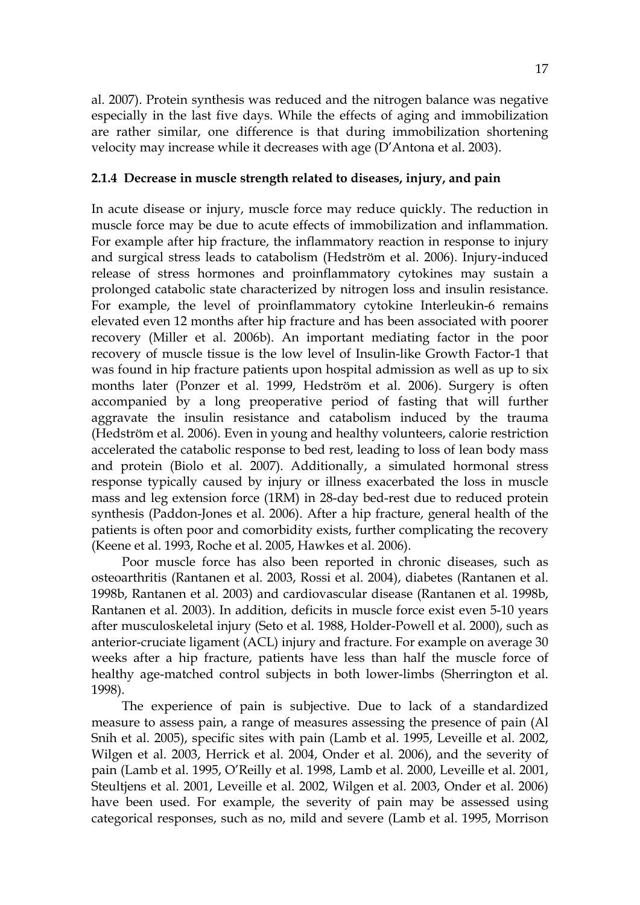al. 2007). Protein synthesis was reduced and the nitrogen balance was negative especially in the last five days. While the effects of aging and immobilization are rather similar, one difference is that during immobilization shortening velocity may increase while it decreases with age (D'Antona et al. 2003).

### 2.1.4 Decrease in muscle strength related to diseases, injury, and pain

In acute disease or injury, muscle force may reduce quickly. The reduction in muscle force may be due to acute effects of immobilization and inflammation. For example after hip fracture, the inflammatory reaction in response to injury and surgical stress leads to catabolism (Hedström et al. 2006). Injury-induced release of stress hormones and proinflammatory cytokines may sustain a prolonged catabolic state characterized by nitrogen loss and insulin resistance. For example, the level of proinflammatory cytokine Interleukin-6 remains elevated even 12 months after hip fracture and has been associated with poorer recovery (Miller et al. 2006b). An important mediating factor in the poor recovery of muscle tissue is the low level of Insulin-like Growth Factor-1 that was found in hip fracture patients upon hospital admission as well as up to six months later (Ponzer et al. 1999, Hedström et al. 2006). Surgery is often accompanied by a long preoperative period of fasting that will further aggravate the insulin resistance and catabolism induced by the trauma (Hedström et al. 2006). Even in young and healthy volunteers, calorie restriction accelerated the catabolic response to bed rest, leading to loss of lean body mass and protein (Biolo et al. 2007). Additionally, a simulated hormonal stress response typically caused by injury or illness exacerbated the loss in muscle mass and leg extension force (1RM) in 28-day bed-rest due to reduced protein synthesis (Paddon-Jones et al. 2006). After a hip fracture, general health of the patients is often poor and comorbidity exists, further complicating the recovery (Keene et al. 1993, Roche et al. 2005, Hawkes et al. 2006).

Poor muscle force has also been reported in chronic diseases, such as osteoarthritis (Rantanen et al. 2003, Rossi et al. 2004), diabetes (Rantanen et al. 1998b, Rantanen et al. 2003) and cardiovascular disease (Rantanen et al. 1998b, Rantanen et al. 2003). In addition, deficits in muscle force exist even 5-10 years after musculoskeletal injury (Seto et al. 1988, Holder-Powell et al. 2000), such as anterior-cruciate ligament (ACL) injury and fracture. For example on average 30 weeks after a hip fracture, patients have less than half the muscle force of healthy age-matched control subjects in both lower-limbs (Sherrington et al. 1998).

The experience of pain is subjective. Due to lack of a standardized measure to assess pain, a range of measures assessing the presence of pain (Al Snih et al. 2005), specific sites with pain (Lamb et al. 1995, Leveille et al. 2002, Wilgen et al. 2003, Herrick et al. 2004, Onder et al. 2006), and the severity of pain (Lamb et al. 1995, O'Reilly et al. 1998, Lamb et al. 2000, Leveille et al. 2001, Steultjens et al. 2001, Leveille et al. 2002, Wilgen et al. 2003, Onder et al. 2006) have been used. For example, the severity of pain may be assessed using categorical responses, such as no, mild and severe (Lamb et al. 1995, Morrison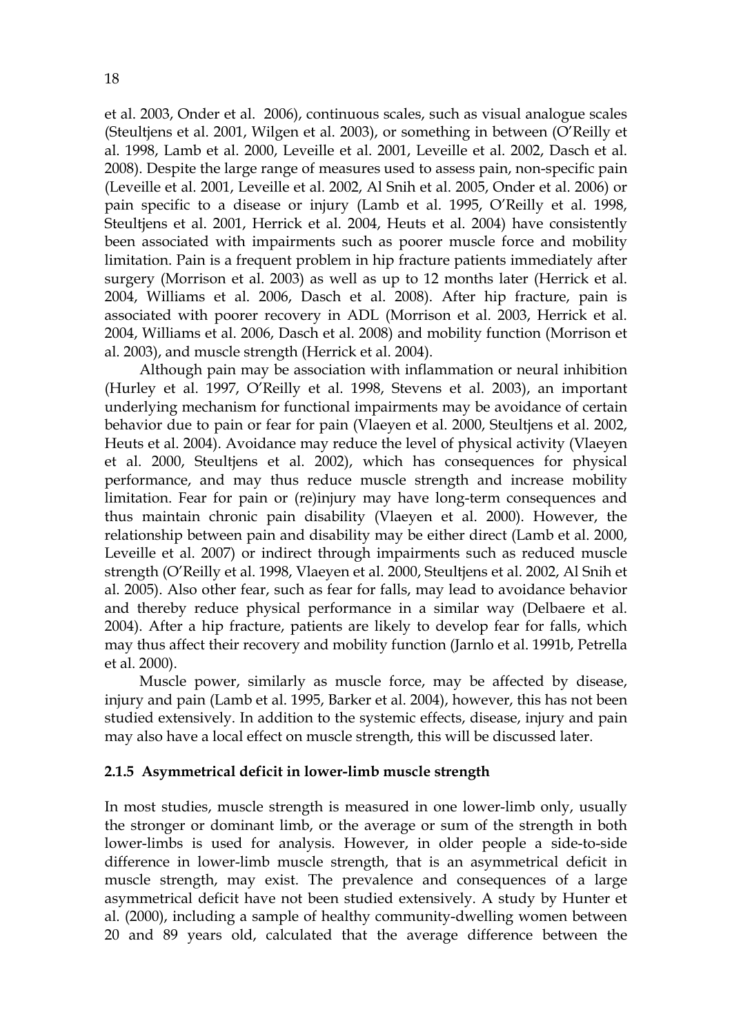et al. 2003, Onder et al. 2006), continuous scales, such as visual analogue scales (Steultjens et al. 2001, Wilgen et al. 2003), or something in between (O'Reilly et al. 1998, Lamb et al. 2000, Leveille et al. 2001, Leveille et al. 2002, Dasch et al. 2008). Despite the large range of measures used to assess pain, non-specific pain (Leveille et al. 2001, Leveille et al. 2002, Al Snih et al. 2005, Onder et al. 2006) or pain specific to a disease or injury (Lamb et al. 1995, O'Reilly et al. 1998, Steultjens et al. 2001, Herrick et al. 2004, Heuts et al. 2004) have consistently been associated with impairments such as poorer muscle force and mobility limitation. Pain is a frequent problem in hip fracture patients immediately after surgery (Morrison et al. 2003) as well as up to 12 months later (Herrick et al. 2004, Williams et al. 2006, Dasch et al. 2008). After hip fracture, pain is associated with poorer recovery in ADL (Morrison et al. 2003, Herrick et al. 2004, Williams et al. 2006, Dasch et al. 2008) and mobility function (Morrison et al. 2003), and muscle strength (Herrick et al. 2004).

Although pain may be association with inflammation or neural inhibition (Hurley et al. 1997, O'Reilly et al. 1998, Stevens et al. 2003), an important underlying mechanism for functional impairments may be avoidance of certain behavior due to pain or fear for pain (Vlaeyen et al. 2000, Steultjens et al. 2002, Heuts et al. 2004). Avoidance may reduce the level of physical activity (Vlaeyen et al. 2000, Steultjens et al. 2002), which has consequences for physical performance, and may thus reduce muscle strength and increase mobility limitation. Fear for pain or (re)injury may have long-term consequences and thus maintain chronic pain disability (Vlaeyen et al. 2000). However, the relationship between pain and disability may be either direct (Lamb et al. 2000, Leveille et al. 2007) or indirect through impairments such as reduced muscle strength (O'Reilly et al. 1998, Vlaeyen et al. 2000, Steultjens et al. 2002, Al Snih et al. 2005). Also other fear, such as fear for falls, may lead to avoidance behavior and thereby reduce physical performance in a similar way (Delbaere et al. 2004). After a hip fracture, patients are likely to develop fear for falls, which may thus affect their recovery and mobility function (Jarnlo et al. 1991b, Petrella et al. 2000).

Muscle power, similarly as muscle force, may be affected by disease, injury and pain (Lamb et al. 1995, Barker et al. 2004), however, this has not been studied extensively. In addition to the systemic effects, disease, injury and pain may also have a local effect on muscle strength, this will be discussed later.

### 2.1.5 Asymmetrical deficit in lower-limb muscle strength

In most studies, muscle strength is measured in one lower-limb only, usually the stronger or dominant limb, or the average or sum of the strength in both lower-limbs is used for analysis. However, in older people a side-to-side difference in lower-limb muscle strength, that is an asymmetrical deficit in muscle strength, may exist. The prevalence and consequences of a large asymmetrical deficit have not been studied extensively. A study by Hunter et al. (2000), including a sample of healthy community-dwelling women between 20 and 89 years old, calculated that the average difference between the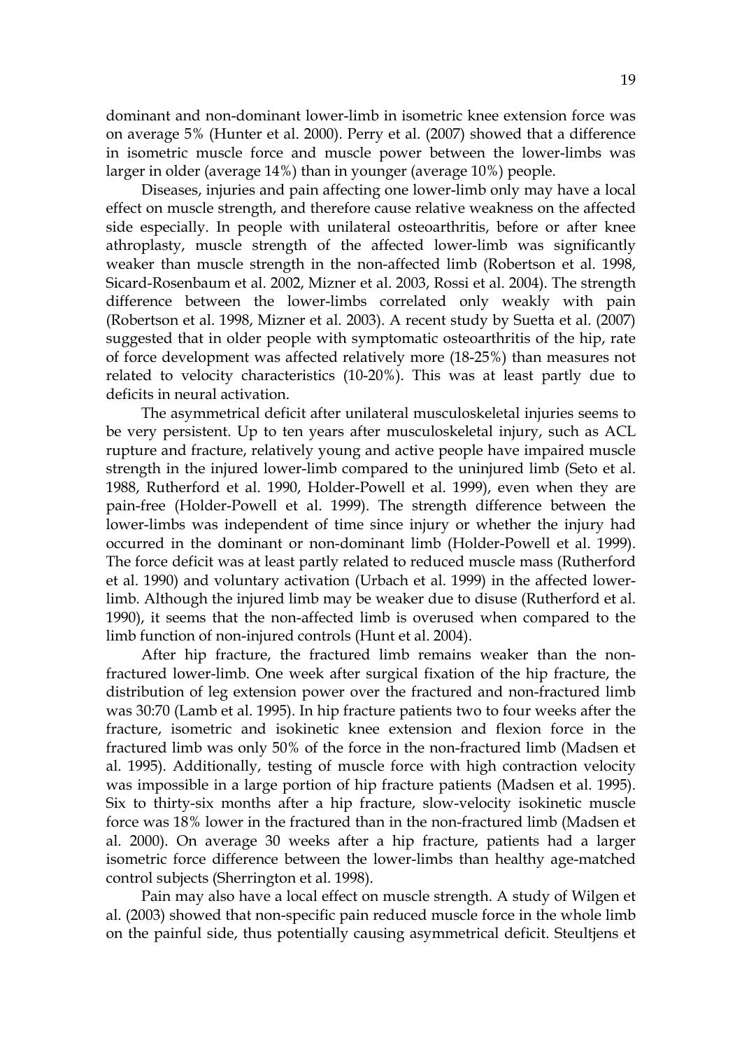dominant and non-dominant lower-limb in isometric knee extension force was on average 5% (Hunter et al. 2000). Perry et al. (2007) showed that a difference in isometric muscle force and muscle power between the lower-limbs was larger in older (average 14%) than in younger (average 10%) people.

Diseases, injuries and pain affecting one lower-limb only may have a local effect on muscle strength, and therefore cause relative weakness on the affected side especially. In people with unilateral osteoarthritis, before or after knee athroplasty, muscle strength of the affected lower-limb was significantly weaker than muscle strength in the non-affected limb (Robertson et al. 1998, Sicard-Rosenbaum et al. 2002, Mizner et al. 2003, Rossi et al. 2004). The strength difference between the lower-limbs correlated only weakly with pain (Robertson et al. 1998, Mizner et al. 2003). A recent study by Suetta et al. (2007) suggested that in older people with symptomatic osteoarthritis of the hip, rate of force development was affected relatively more (18-25%) than measures not related to velocity characteristics (10-20%). This was at least partly due to deficits in neural activation.

The asymmetrical deficit after unilateral musculoskeletal injuries seems to be very persistent. Up to ten years after musculoskeletal injury, such as ACL rupture and fracture, relatively young and active people have impaired muscle strength in the injured lower-limb compared to the uninjured limb (Seto et al. 1988, Rutherford et al. 1990, Holder-Powell et al. 1999), even when they are pain-free (Holder-Powell et al. 1999). The strength difference between the lower-limbs was independent of time since injury or whether the injury had occurred in the dominant or non-dominant limb (Holder-Powell et al. 1999). The force deficit was at least partly related to reduced muscle mass (Rutherford et al. 1990) and voluntary activation (Urbach et al. 1999) in the affected lower-limb. Although the injured limb may be weaker due to disuse (Rutherford et al. 1990), it seems that the non-affected limb is overused when compared to the limb function of non-injured controls (Hunt et al. 2004).

After hip fracture, the fractured limb remains weaker than the non-fractured lower-limb. One week after surgical fixation of the hip fracture, the distribution of leg extension power over the fractured and non-fractured limb was 30:70 (Lamb et al. 1995). In hip fracture patients two to four weeks after the fracture, isometric and isokinetic knee extension and flexion force in the fractured limb was only 50% of the force in the non-fractured limb (Madsen et al. 1995). Additionally, testing of muscle force with high contraction velocity was impossible in a large portion of hip fracture patients (Madsen et al. 1995). Six to thirty-six months after a hip fracture, slow-velocity isokinetic muscle force was 18% lower in the fractured than in the non-fractured limb (Madsen et al. 2000). On average 30 weeks after a hip fracture, patients had a larger isometric force difference between the lower-limbs than healthy age-matched control subjects (Sherrington et al. 1998).

Pain may also have a local effect on muscle strength. A study of Wilgen et al. (2003) showed that non-specific pain reduced muscle force in the whole limb on the painful side, thus potentially causing asymmetrical deficit. Steultjens et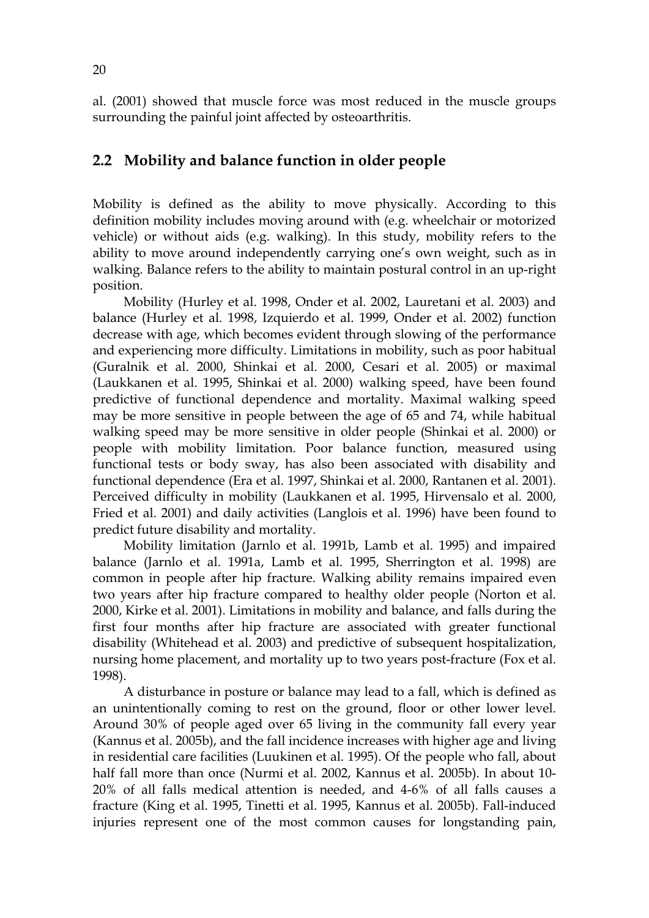al. (2001) showed that muscle force was most reduced in the muscle groups surrounding the painful joint affected by osteoarthritis.

## 2.2 Mobility and balance function in older people

Mobility is defined as the ability to move physically. According to this definition mobility includes moving around with (e.g. wheelchair or motorized vehicle) or without aids (e.g. walking). In this study, mobility refers to the ability to move around independently carrying one's own weight, such as in walking. Balance refers to the ability to maintain postural control in an up-right position.

Mobility (Hurley et al. 1998, Onder et al. 2002, Lauretani et al. 2003) and balance (Hurley et al. 1998, Izquierdo et al. 1999, Onder et al. 2002) function decrease with age, which becomes evident through slowing of the performance and experiencing more difficulty. Limitations in mobility, such as poor habitual (Guralnik et al. 2000, Shinkai et al. 2000, Cesari et al. 2005) or maximal (Laukkanen et al. 1995, Shinkai et al. 2000) walking speed, have been found predictive of functional dependence and mortality. Maximal walking speed may be more sensitive in people between the age of 65 and 74, while habitual walking speed may be more sensitive in older people (Shinkai et al. 2000) or people with mobility limitation. Poor balance function, measured using functional tests or body sway, has also been associated with disability and functional dependence (Era et al. 1997, Shinkai et al. 2000, Rantanen et al. 2001). Perceived difficulty in mobility (Laukkanen et al. 1995, Hirvensalo et al. 2000, Fried et al. 2001) and daily activities (Langlois et al. 1996) have been found to predict future disability and mortality.

Mobility limitation (Jarnlo et al. 1991b, Lamb et al. 1995) and impaired balance (Jarnlo et al. 1991a, Lamb et al. 1995, Sherrington et al. 1998) are common in people after hip fracture. Walking ability remains impaired even two years after hip fracture compared to healthy older people (Norton et al. 2000, Kirke et al. 2001). Limitations in mobility and balance, and falls during the first four months after hip fracture are associated with greater functional disability (Whitehead et al. 2003) and predictive of subsequent hospitalization, nursing home placement, and mortality up to two years post-fracture (Fox et al. 1998).

A disturbance in posture or balance may lead to a fall, which is defined as an unintentionally coming to rest on the ground, floor or other lower level. Around 30% of people aged over 65 living in the community fall every year (Kannus et al. 2005b), and the fall incidence increases with higher age and living in residential care facilities (Luukinen et al. 1995). Of the people who fall, about half fall more than once (Nurmi et al. 2002, Kannus et al. 2005b). In about 10-20% of all falls medical attention is needed, and 4-6% of all falls causes a fracture (King et al. 1995, Tinetti et al. 1995, Kannus et al. 2005b). Fall-induced injuries represent one of the most common causes for longstanding pain,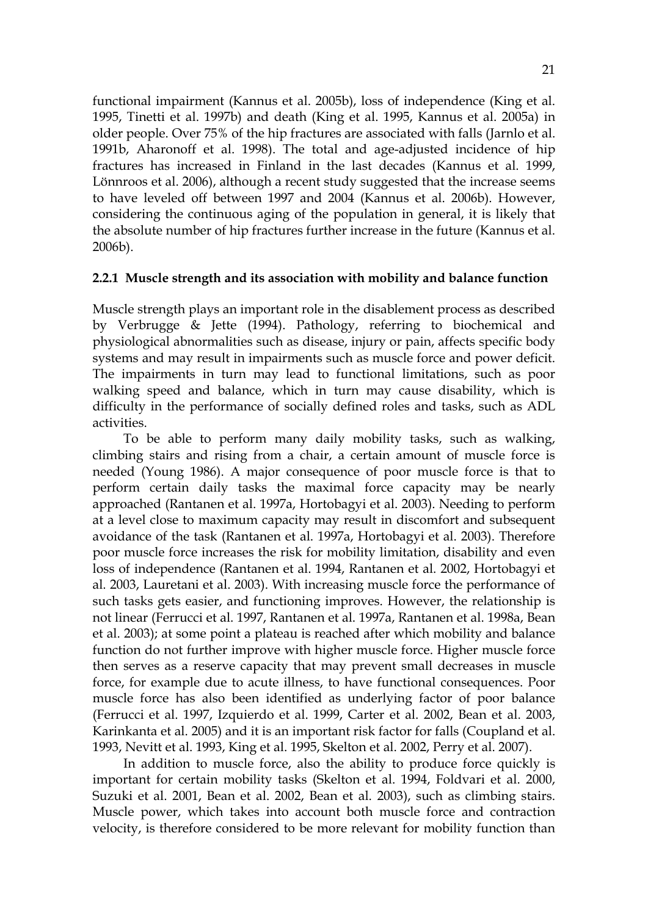functional impairment (Kannus et al. 2005b), loss of independence (King et al. 1995, Tinetti et al. 1997b) and death (King et al. 1995, Kannus et al. 2005a) in older people. Over 75% of the hip fractures are associated with falls (Jarnlo et al. 1991b, Aharonoff et al. 1998). The total and age-adjusted incidence of hip fractures has increased in Finland in the last decades (Kannus et al. 1999, Lönnroos et al. 2006), although a recent study suggested that the increase seems to have leveled off between 1997 and 2004 (Kannus et al. 2006b). However, considering the continuous aging of the population in general, it is likely that the absolute number of hip fractures further increase in the future (Kannus et al. 2006b).

### 2.2.1 Muscle strength and its association with mobility and balance function

Muscle strength plays an important role in the disablement process as described by Verbrugge & Jette (1994). Pathology, referring to biochemical and physiological abnormalities such as disease, injury or pain, affects specific body systems and may result in impairments such as muscle force and power deficit. The impairments in turn may lead to functional limitations, such as poor walking speed and balance, which in turn may cause disability, which is difficulty in the performance of socially defined roles and tasks, such as ADL activities.

To be able to perform many daily mobility tasks, such as walking, climbing stairs and rising from a chair, a certain amount of muscle force is needed (Young 1986). A major consequence of poor muscle force is that to perform certain daily tasks the maximal force capacity may be nearly approached (Rantanen et al. 1997a, Hortobagyi et al. 2003). Needing to perform at a level close to maximum capacity may result in discomfort and subsequent avoidance of the task (Rantanen et al. 1997a, Hortobagyi et al. 2003). Therefore poor muscle force increases the risk for mobility limitation, disability and even loss of independence (Rantanen et al. 1994, Rantanen et al. 2002, Hortobagyi et al. 2003, Lauretani et al. 2003). With increasing muscle force the performance of such tasks gets easier, and functioning improves. However, the relationship is not linear (Ferrucci et al. 1997, Rantanen et al. 1997a, Rantanen et al. 1998a, Bean et al. 2003); at some point a plateau is reached after which mobility and balance function do not further improve with higher muscle force. Higher muscle force then serves as a reserve capacity that may prevent small decreases in muscle force, for example due to acute illness, to have functional consequences. Poor muscle force has also been identified as underlying factor of poor balance (Ferrucci et al. 1997, Izquierdo et al. 1999, Carter et al. 2002, Bean et al. 2003, Karinkanta et al. 2005) and it is an important risk factor for falls (Coupland et al. 1993, Nevitt et al. 1993, King et al. 1995, Skelton et al. 2002, Perry et al. 2007).

In addition to muscle force, also the ability to produce force quickly is important for certain mobility tasks (Skelton et al. 1994, Foldvari et al. 2000, Suzuki et al. 2001, Bean et al. 2002, Bean et al. 2003), such as climbing stairs. Muscle power, which takes into account both muscle force and contraction velocity, is therefore considered to be more relevant for mobility function than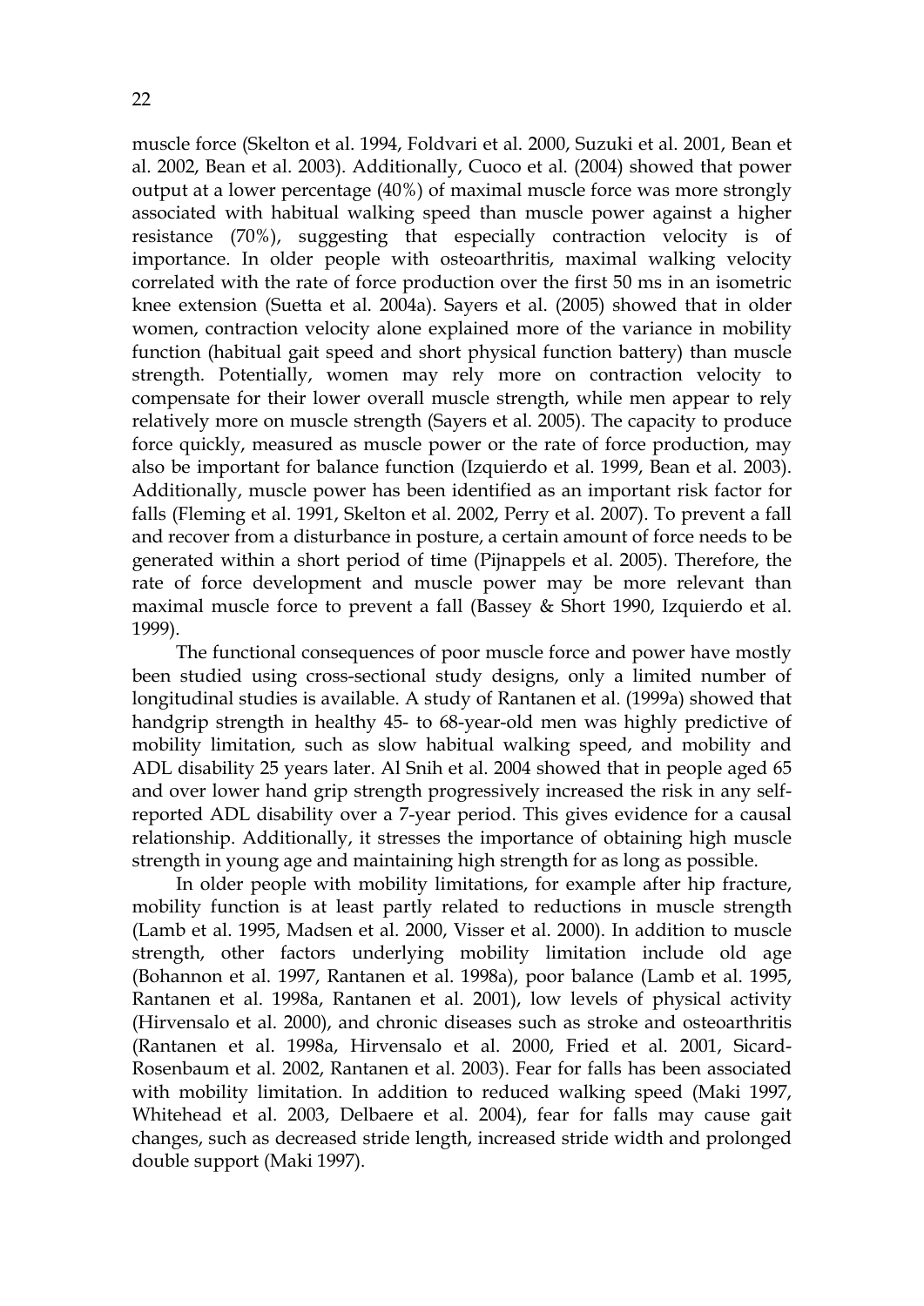muscle force (Skelton et al. 1994, Foldvari et al. 2000, Suzuki et al. 2001, Bean et al. 2002, Bean et al. 2003). Additionally, Cuoco et al. (2004) showed that power output at a lower percentage (40%) of maximal muscle force was more strongly associated with habitual walking speed than muscle power against a higher resistance (70%), suggesting that especially contraction velocity is of importance. In older people with osteoarthritis, maximal walking velocity correlated with the rate of force production over the first 50 ms in an isometric knee extension (Suetta et al. 2004a). Sayers et al. (2005) showed that in older women, contraction velocity alone explained more of the variance in mobility function (habitual gait speed and short physical function battery) than muscle strength. Potentially, women may rely more on contraction velocity to compensate for their lower overall muscle strength, while men appear to rely relatively more on muscle strength (Sayers et al. 2005). The capacity to produce force quickly, measured as muscle power or the rate of force production, may also be important for balance function (Izquierdo et al. 1999, Bean et al. 2003). Additionally, muscle power has been identified as an important risk factor for falls (Fleming et al. 1991, Skelton et al. 2002, Perry et al. 2007). To prevent a fall and recover from a disturbance in posture, a certain amount of force needs to be generated within a short period of time (Pijnappels et al. 2005). Therefore, the rate of force development and muscle power may be more relevant than maximal muscle force to prevent a fall (Bassey & Short 1990, Izquierdo et al. 1999).

The functional consequences of poor muscle force and power have mostly been studied using cross-sectional study designs, only a limited number of longitudinal studies is available. A study of Rantanen et al. (1999a) showed that handgrip strength in healthy 45- to 68-year-old men was highly predictive of mobility limitation, such as slow habitual walking speed, and mobility and ADL disability 25 years later. Al Snih et al. 2004 showed that in people aged 65 and over lower hand grip strength progressively increased the risk in any self-reported ADL disability over a 7-year period. This gives evidence for a causal relationship. Additionally, it stresses the importance of obtaining high muscle strength in young age and maintaining high strength for as long as possible.

In older people with mobility limitations, for example after hip fracture, mobility function is at least partly related to reductions in muscle strength (Lamb et al. 1995, Madsen et al. 2000, Visser et al. 2000). In addition to muscle strength, other factors underlying mobility limitation include old age (Bohannon et al. 1997, Rantanen et al. 1998a), poor balance (Lamb et al. 1995, Rantanen et al. 1998a, Rantanen et al. 2001), low levels of physical activity (Hirvensalo et al. 2000), and chronic diseases such as stroke and osteoarthritis (Rantanen et al. 1998a, Hirvensalo et al. 2000, Fried et al. 2001, Sicard-Rosenbaum et al. 2002, Rantanen et al. 2003). Fear for falls has been associated with mobility limitation. In addition to reduced walking speed (Maki 1997, Whitehead et al. 2003, Delbaere et al. 2004), fear for falls may cause gait changes, such as decreased stride length, increased stride width and prolonged double support (Maki 1997).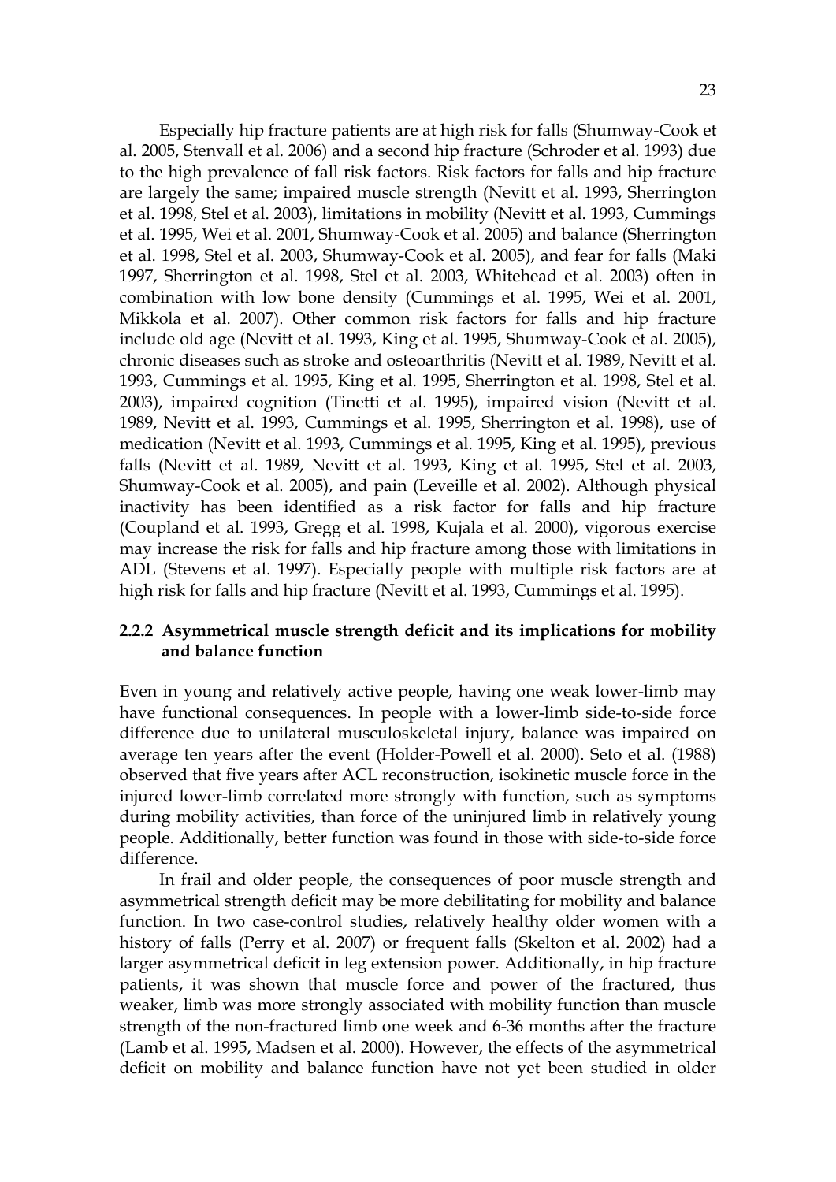Especially hip fracture patients are at high risk for falls (Shumway-Cook et al. 2005, Stenvall et al. 2006) and a second hip fracture (Schroder et al. 1993) due to the high prevalence of fall risk factors. Risk factors for falls and hip fracture are largely the same; impaired muscle strength (Nevitt et al. 1993, Sherrington et al. 1998, Stel et al. 2003), limitations in mobility (Nevitt et al. 1993, Cummings et al. 1995, Wei et al. 2001, Shumway-Cook et al. 2005) and balance (Sherrington et al. 1998, Stel et al. 2003, Shumway-Cook et al. 2005), and fear for falls (Maki 1997, Sherrington et al. 1998, Stel et al. 2003, Whitehead et al. 2003) often in combination with low bone density (Cummings et al. 1995, Wei et al. 2001, Mikkola et al. 2007). Other common risk factors for falls and hip fracture include old age (Nevitt et al. 1993, King et al. 1995, Shumway-Cook et al. 2005), chronic diseases such as stroke and osteoarthritis (Nevitt et al. 1989, Nevitt et al. 1993, Cummings et al. 1995, King et al. 1995, Sherrington et al. 1998, Stel et al. 2003), impaired cognition (Tinetti et al. 1995), impaired vision (Nevitt et al. 1989, Nevitt et al. 1993, Cummings et al. 1995, Sherrington et al. 1998), use of medication (Nevitt et al. 1993, Cummings et al. 1995, King et al. 1995), previous falls (Nevitt et al. 1989, Nevitt et al. 1993, King et al. 1995, Stel et al. 2003, Shumway-Cook et al. 2005), and pain (Leveille et al. 2002). Although physical inactivity has been identified as a risk factor for falls and hip fracture (Coupland et al. 1993, Gregg et al. 1998, Kujala et al. 2000), vigorous exercise may increase the risk for falls and hip fracture among those with limitations in ADL (Stevens et al. 1997). Especially people with multiple risk factors are at high risk for falls and hip fracture (Nevitt et al. 1993, Cummings et al. 1995).

### 2.2.2 Asymmetrical muscle strength deficit and its implications for mobility and balance function

Even in young and relatively active people, having one weak lower-limb may have functional consequences. In people with a lower-limb side-to-side force difference due to unilateral musculoskeletal injury, balance was impaired on average ten years after the event (Holder-Powell et al. 2000). Seto et al. (1988) observed that five years after ACL reconstruction, isokinetic muscle force in the injured lower-limb correlated more strongly with function, such as symptoms during mobility activities, than force of the uninjured limb in relatively young people. Additionally, better function was found in those with side-to-side force difference.

In frail and older people, the consequences of poor muscle strength and asymmetrical strength deficit may be more debilitating for mobility and balance function. In two case-control studies, relatively healthy older women with a history of falls (Perry et al. 2007) or frequent falls (Skelton et al. 2002) had a larger asymmetrical deficit in leg extension power. Additionally, in hip fracture patients, it was shown that muscle force and power of the fractured, thus weaker, limb was more strongly associated with mobility function than muscle strength of the non-fractured limb one week and 6-36 months after the fracture (Lamb et al. 1995, Madsen et al. 2000). However, the effects of the asymmetrical deficit on mobility and balance function have not yet been studied in older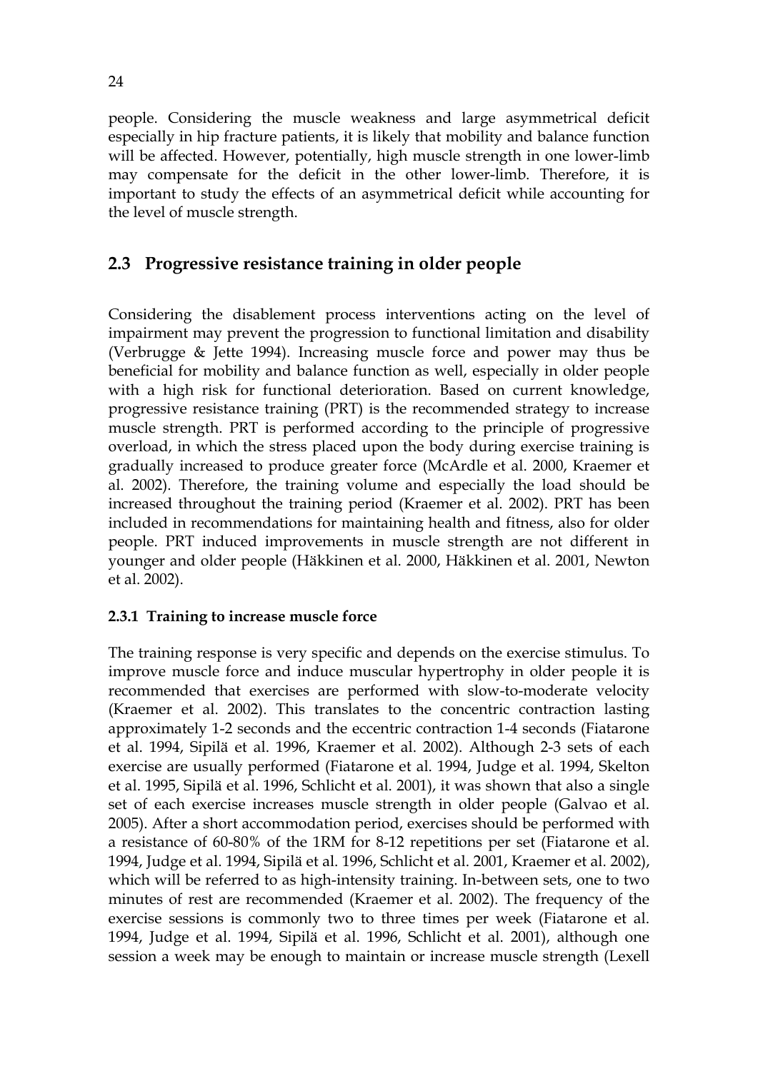people. Considering the muscle weakness and large asymmetrical deficit especially in hip fracture patients, it is likely that mobility and balance function will be affected. However, potentially, high muscle strength in one lower-limb may compensate for the deficit in the other lower-limb. Therefore, it is important to study the effects of an asymmetrical deficit while accounting for the level of muscle strength.

## 2.3 Progressive resistance training in older people

Considering the disablement process interventions acting on the level of impairment may prevent the progression to functional limitation and disability (Verbrugge & Jette 1994). Increasing muscle force and power may thus be beneficial for mobility and balance function as well, especially in older people with a high risk for functional deterioration. Based on current knowledge, progressive resistance training (PRT) is the recommended strategy to increase muscle strength. PRT is performed according to the principle of progressive overload, in which the stress placed upon the body during exercise training is gradually increased to produce greater force (McArdle et al. 2000, Kraemer et al. 2002). Therefore, the training volume and especially the load should be increased throughout the training period (Kraemer et al. 2002). PRT has been included in recommendations for maintaining health and fitness, also for older people. PRT induced improvements in muscle strength are not different in younger and older people (Häkkinen et al. 2000, Häkkinen et al. 2001, Newton et al. 2002).

### 2.3.1 Training to increase muscle force

The training response is very specific and depends on the exercise stimulus. To improve muscle force and induce muscular hypertrophy in older people it is recommended that exercises are performed with slow-to-moderate velocity (Kraemer et al. 2002). This translates to the concentric contraction lasting approximately 1-2 seconds and the eccentric contraction 1-4 seconds (Fiatarone et al. 1994, Sipilä et al. 1996, Kraemer et al. 2002). Although 2-3 sets of each exercise are usually performed (Fiatarone et al. 1994, Judge et al. 1994, Skelton et al. 1995, Sipilä et al. 1996, Schlicht et al. 2001), it was shown that also a single set of each exercise increases muscle strength in older people (Galvao et al. 2005). After a short accommodation period, exercises should be performed with a resistance of 60-80% of the 1RM for 8-12 repetitions per set (Fiatarone et al. 1994, Judge et al. 1994, Sipilä et al. 1996, Schlicht et al. 2001, Kraemer et al. 2002), which will be referred to as high-intensity training. In-between sets, one to two minutes of rest are recommended (Kraemer et al. 2002). The frequency of the exercise sessions is commonly two to three times per week (Fiatarone et al. 1994, Judge et al. 1994, Sipilä et al. 1996, Schlicht et al. 2001), although one session a week may be enough to maintain or increase muscle strength (Lexell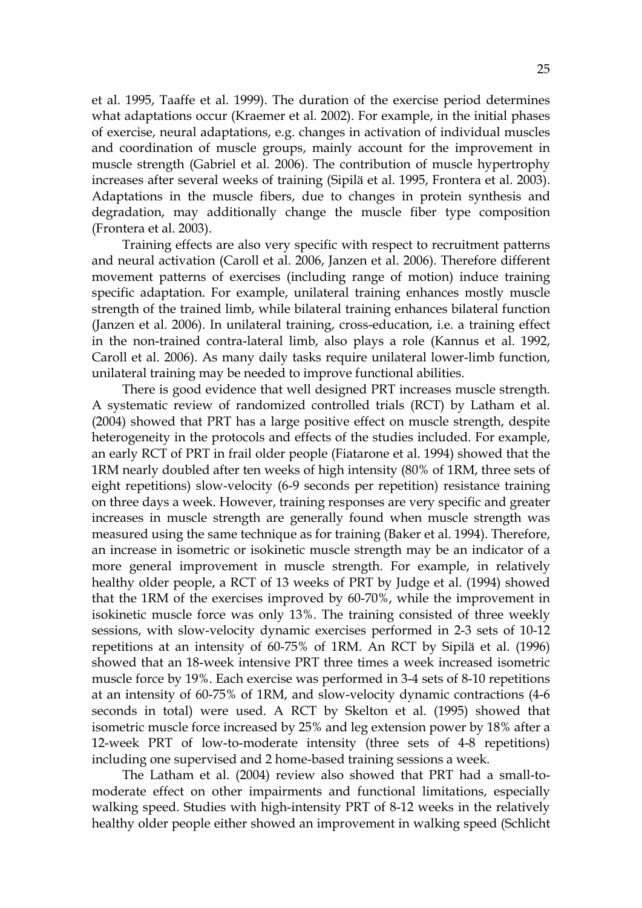et al. 1995, Taaffe et al. 1999). The duration of the exercise period determines what adaptations occur (Kraemer et al. 2002). For example, in the initial phases of exercise, neural adaptations, e.g. changes in activation of individual muscles and coordination of muscle groups, mainly account for the improvement in muscle strength (Gabriel et al. 2006). The contribution of muscle hypertrophy increases after several weeks of training (Sipilä et al. 1995, Frontera et al. 2003). Adaptations in the muscle fibers, due to changes in protein synthesis and degradation, may additionally change the muscle fiber type composition (Frontera et al. 2003).

Training effects are also very specific with respect to recruitment patterns and neural activation (Caroll et al. 2006, Janzen et al. 2006). Therefore different movement patterns of exercises (including range of motion) induce training specific adaptation. For example, unilateral training enhances mostly muscle strength of the trained limb, while bilateral training enhances bilateral function (Janzen et al. 2006). In unilateral training, cross-education, i.e. a training effect in the non-trained contra-lateral limb, also plays a role (Kannus et al. 1992, Caroll et al. 2006). As many daily tasks require unilateral lower-limb function, unilateral training may be needed to improve functional abilities.

There is good evidence that well designed PRT increases muscle strength. A systematic review of randomized controlled trials (RCT) by Latham et al. (2004) showed that PRT has a large positive effect on muscle strength, despite heterogeneity in the protocols and effects of the studies included. For example, an early RCT of PRT in frail older people (Fiatarone et al. 1994) showed that the 1RM nearly doubled after ten weeks of high intensity (80% of 1RM, three sets of eight repetitions) slow-velocity (6-9 seconds per repetition) resistance training on three days a week. However, training responses are very specific and greater increases in muscle strength are generally found when muscle strength was measured using the same technique as for training (Baker et al. 1994). Therefore, an increase in isometric or isokinetic muscle strength may be an indicator of a more general improvement in muscle strength. For example, in relatively healthy older people, a RCT of 13 weeks of PRT by Judge et al. (1994) showed that the 1RM of the exercises improved by 60-70%, while the improvement in isokinetic muscle force was only 13%. The training consisted of three weekly sessions, with slow-velocity dynamic exercises performed in 2-3 sets of 10-12 repetitions at an intensity of 60-75% of 1RM. An RCT by Sipilä et al. (1996) showed that an 18-week intensive PRT three times a week increased isometric muscle force by 19%. Each exercise was performed in 3-4 sets of 8-10 repetitions at an intensity of 60-75% of 1RM, and slow-velocity dynamic contractions (4-6 seconds in total) were used. A RCT by Skelton et al. (1995) showed that isometric muscle force increased by 25% and leg extension power by 18% after a 12-week PRT of low-to-moderate intensity (three sets of 4-8 repetitions) including one supervised and 2 home-based training sessions a week.

The Latham et al. (2004) review also showed that PRT had a small-to-moderate effect on other impairments and functional limitations, especially walking speed. Studies with high-intensity PRT of 8-12 weeks in the relatively healthy older people either showed an improvement in walking speed (Schlicht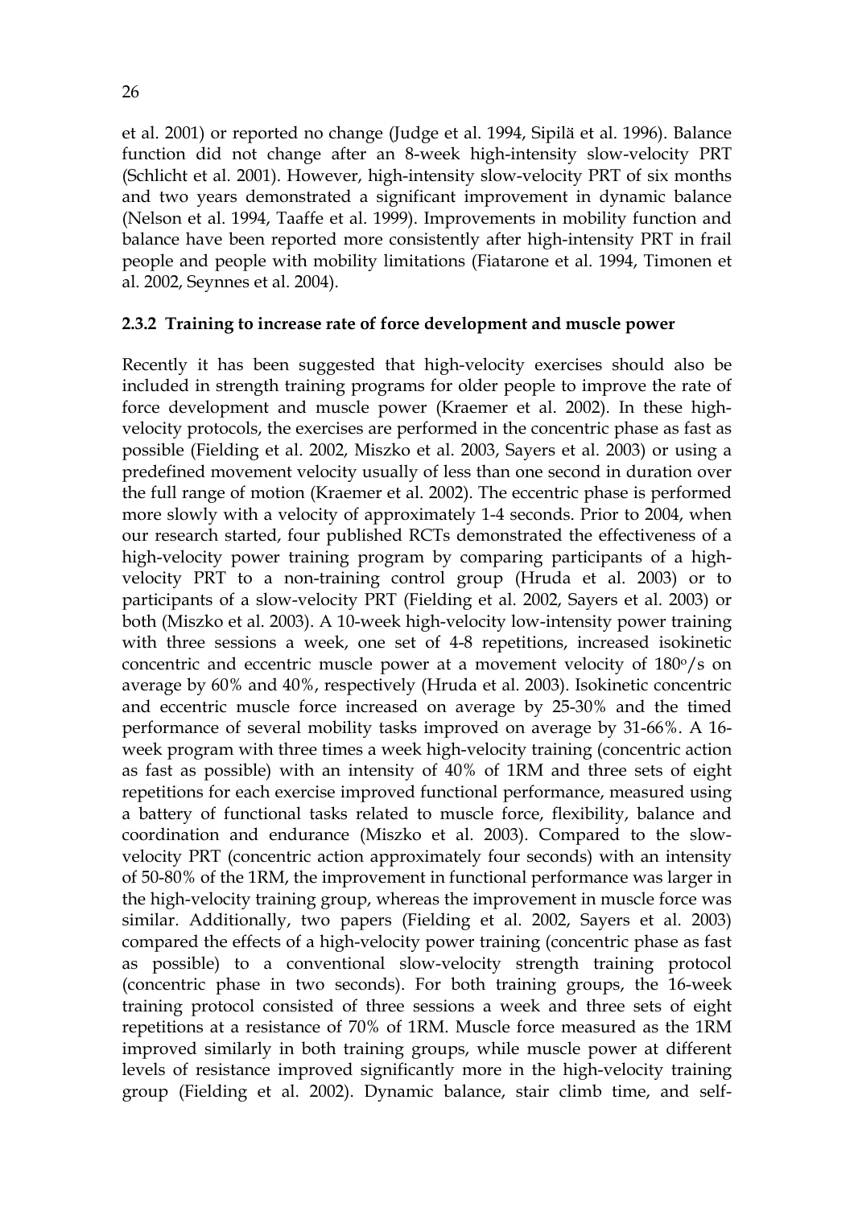et al. 2001) or reported no change (Judge et al. 1994, Sipilä et al. 1996). Balance function did not change after an 8-week high-intensity slow-velocity PRT (Schlicht et al. 2001). However, high-intensity slow-velocity PRT of six months and two years demonstrated a significant improvement in dynamic balance (Nelson et al. 1994, Taaffe et al. 1999). Improvements in mobility function and balance have been reported more consistently after high-intensity PRT in frail people and people with mobility limitations (Fiatarone et al. 1994, Timonen et al. 2002, Seynnes et al. 2004).

### 2.3.2 Training to increase rate of force development and muscle power

Recently it has been suggested that high-velocity exercises should also be included in strength training programs for older people to improve the rate of force development and muscle power (Kraemer et al. 2002). In these high-velocity protocols, the exercises are performed in the concentric phase as fast as possible (Fielding et al. 2002, Miszko et al. 2003, Sayers et al. 2003) or using a predefined movement velocity usually of less than one second in duration over the full range of motion (Kraemer et al. 2002). The eccentric phase is performed more slowly with a velocity of approximately 1-4 seconds. Prior to 2004, when our research started, four published RCTs demonstrated the effectiveness of a high-velocity power training program by comparing participants of a high-velocity PRT to a non-training control group (Hruda et al. 2003) or to participants of a slow-velocity PRT (Fielding et al. 2002, Sayers et al. 2003) or both (Miszko et al. 2003). A 10-week high-velocity low-intensity power training with three sessions a week, one set of 4-8 repetitions, increased isokinetic concentric and eccentric muscle power at a movement velocity of 180°/s on average by 60% and 40%, respectively (Hruda et al. 2003). Isokinetic concentric and eccentric muscle force increased on average by 25-30% and the timed performance of several mobility tasks improved on average by 31-66%. A 16-week program with three times a week high-velocity training (concentric action as fast as possible) with an intensity of 40% of 1RM and three sets of eight repetitions for each exercise improved functional performance, measured using a battery of functional tasks related to muscle force, flexibility, balance and coordination and endurance (Miszko et al. 2003). Compared to the slow-velocity PRT (concentric action approximately four seconds) with an intensity of 50-80% of the 1RM, the improvement in functional performance was larger in the high-velocity training group, whereas the improvement in muscle force was similar. Additionally, two papers (Fielding et al. 2002, Sayers et al. 2003) compared the effects of a high-velocity power training (concentric phase as fast as possible) to a conventional slow-velocity strength training protocol (concentric phase in two seconds). For both training groups, the 16-week training protocol consisted of three sessions a week and three sets of eight repetitions at a resistance of 70% of 1RM. Muscle force measured as the 1RM improved similarly in both training groups, while muscle power at different levels of resistance improved significantly more in the high-velocity training group (Fielding et al. 2002). Dynamic balance, stair climb time, and self-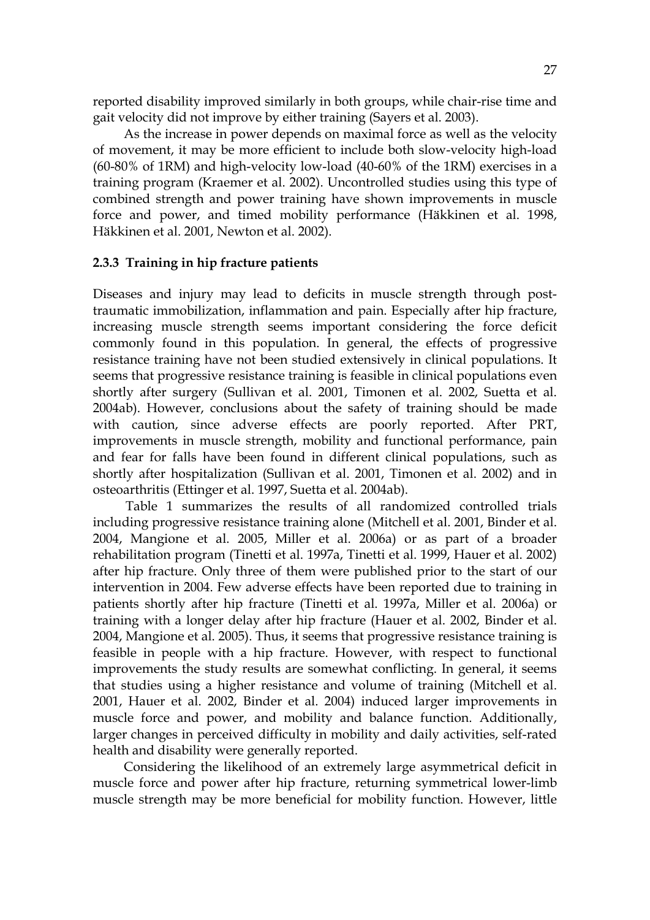reported disability improved similarly in both groups, while chair-rise time and gait velocity did not improve by either training (Sayers et al. 2003).

As the increase in power depends on maximal force as well as the velocity of movement, it may be more efficient to include both slow-velocity high-load (60-80% of 1RM) and high-velocity low-load (40-60% of the 1RM) exercises in a training program (Kraemer et al. 2002). Uncontrolled studies using this type of combined strength and power training have shown improvements in muscle force and power, and timed mobility performance (Häkkinen et al. 1998, Häkkinen et al. 2001, Newton et al. 2002).

### 2.3.3 Training in hip fracture patients

Diseases and injury may lead to deficits in muscle strength through post-traumatic immobilization, inflammation and pain. Especially after hip fracture, increasing muscle strength seems important considering the force deficit commonly found in this population. In general, the effects of progressive resistance training have not been studied extensively in clinical populations. It seems that progressive resistance training is feasible in clinical populations even shortly after surgery (Sullivan et al. 2001, Timonen et al. 2002, Suetta et al. 2004ab). However, conclusions about the safety of training should be made with caution, since adverse effects are poorly reported. After PRT, improvements in muscle strength, mobility and functional performance, pain and fear for falls have been found in different clinical populations, such as shortly after hospitalization (Sullivan et al. 2001, Timonen et al. 2002) and in osteoarthritis (Ettinger et al. 1997, Suetta et al. 2004ab).

Table 1 summarizes the results of all randomized controlled trials including progressive resistance training alone (Mitchell et al. 2001, Binder et al. 2004, Mangione et al. 2005, Miller et al. 2006a) or as part of a broader rehabilitation program (Tinetti et al. 1997a, Tinetti et al. 1999, Hauer et al. 2002) after hip fracture. Only three of them were published prior to the start of our intervention in 2004. Few adverse effects have been reported due to training in patients shortly after hip fracture (Tinetti et al. 1997a, Miller et al. 2006a) or training with a longer delay after hip fracture (Hauer et al. 2002, Binder et al. 2004, Mangione et al. 2005). Thus, it seems that progressive resistance training is feasible in people with a hip fracture. However, with respect to functional improvements the study results are somewhat conflicting. In general, it seems that studies using a higher resistance and volume of training (Mitchell et al. 2001, Hauer et al. 2002, Binder et al. 2004) induced larger improvements in muscle force and power, and mobility and balance function. Additionally, larger changes in perceived difficulty in mobility and daily activities, self-rated health and disability were generally reported.

Considering the likelihood of an extremely large asymmetrical deficit in muscle force and power after hip fracture, returning symmetrical lower-limb muscle strength may be more beneficial for mobility function. However, little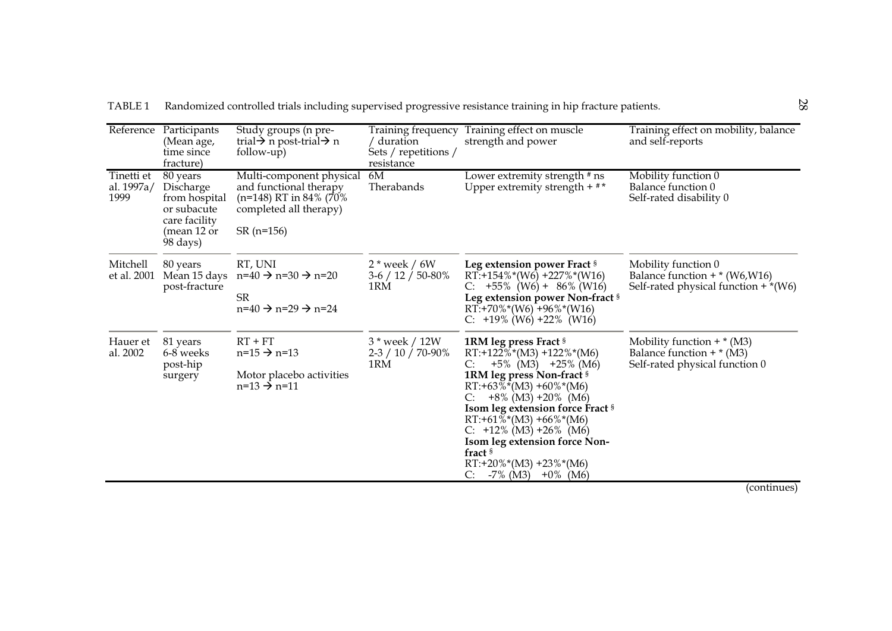TABLE 1 Randomized controlled trials including supervised progressive resistance training in hip fracture patients.

| Reference | Participants (Mean age, time since fracture) | Study groups (n pre-trial→ n post-trial→ n follow-up) | Training frequency / duration Sets / repetitions / resistance | Training effect on muscle strength and power | Training effect on mobility, balance and self-reports |
|---|---|---|---|---|---|
| Tinetti et al. 1997a/ 1999 | 80 years Discharge from hospital or subacute care facility (mean 12 or 98 days) | Multi-component physical and functional therapy (n=148) RT in 84% (70% completed all therapy)<br><br>SR (n=156) | 6M Therabands | Lower extremity strength # ns<br>Upper extremity strength + #* | Mobility function 0<br>Balance function 0<br>Self-rated disability 0 |
| Mitchell et al. 2001 | 80 years Mean 15 days post-fracture | RT, UNI<br>n=40 → n=30 → n=20<br><br>SR<br>n=40 → n=29 → n=24 | 2 * week / 6W<br>3-6 / 12 / 50-80% 1RM | **Leg extension power Fract** §<br>RT:+154%*(W6) +227%*(W16)<br>C: +55% (W6) + 86% (W16)<br>**Leg extension power Non-fract** §<br>RT:+70%*(W6) +96%*(W16)<br>C: +19% (W6) +22% (W16) | Mobility function 0<br>Balance function + * (W6,W16)<br>Self-rated physical function + *(W6) |
| Hauer et al. 2002 | 81 years 6-8 weeks post-hip surgery | RT + FT<br>n=15 → n=13<br><br>Motor placebo activities<br>n=13 → n=11 | 3 * week / 12W<br>2-3 / 10 / 70-90% 1RM | **1RM leg press Fract** §<br>RT:+122%*(M3) +122%*(M6)<br>C: +5% (M3) +25% (M6)<br>**1RM leg press Non-fract** §<br>RT:+63%*(M3) +60%*(M6)<br>C: +8% (M3) +20% (M6)<br>**Isom leg extension force Fract** §<br>RT:+61%*(M3) +66%*(M6)<br>C: +12% (M3) +26% (M6)<br>**Isom leg extension force Non-fract** §<br>RT:+20%*(M3) +23%*(M6)<br>C: -7% (M3) +0% (M6) | Mobility function + * (M3)<br>Balance function + * (M3)<br>Self-rated physical function 0 |

(continues)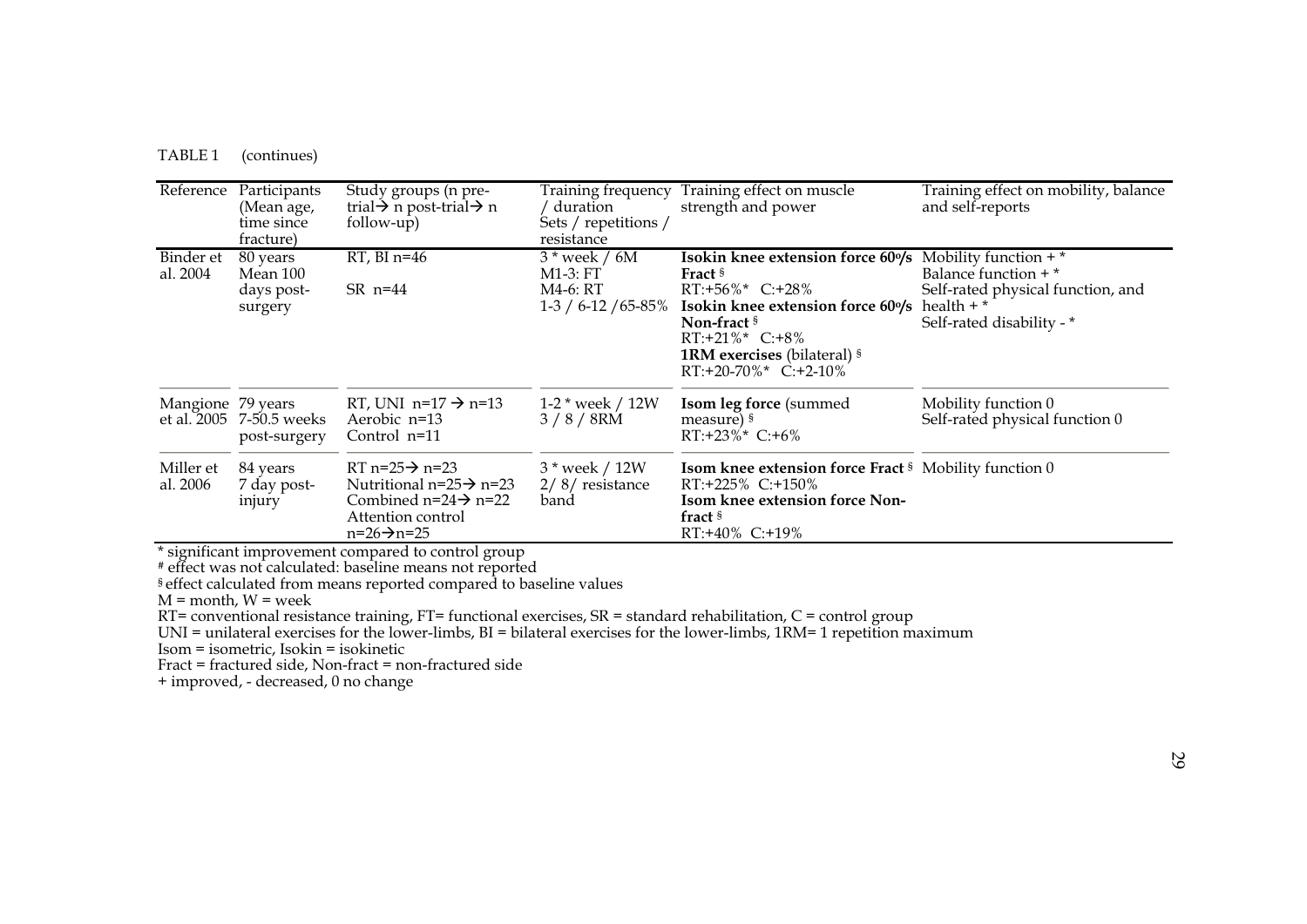TABLE 1 (continues)

| Reference | Participants (Mean age, time since fracture) | Study groups (n pre-trial→ n post-trial→ n follow-up) | Training frequency / duration Sets / repetitions / resistance | Training effect on muscle strength and power | Training effect on mobility, balance and self-reports |
|---|---|---|---|---|---|
| Binder et al. 2004 | 80 years Mean 100 days post-surgery | RT, BI n=46<br><br>SR n=44 | 3 * week / 6M<br>M1-3: FT<br>M4-6: RT<br>1-3 / 6-12 /65-85% | **Isokin knee extension force 60º/s Fract** §<br>RT:+56%* C:+28%<br>**Isokin knee extension force 60º/s Non-fract** §<br>RT:+21%* C:+8%<br>**1RM exercises** (bilateral) §<br>RT:+20-70%* C:+2-10% | Mobility function + *<br>Balance function + *<br>Self-rated physical function, and health + *<br>Self-rated disability - * |
| Mangione et al. 2005 | 79 years 7-50.5 weeks post-surgery | RT, UNI n=17 → n=13<br>Aerobic n=13<br>Control n=11 | 1-2 * week / 12W<br>3 / 8 / 8RM | **Isom leg force** (summed measure) §<br>RT:+23%* C:+6% | Mobility function 0<br>Self-rated physical function 0 |
| Miller et al. 2006 | 84 years 7 day post-injury | RT n=25→ n=23<br>Nutritional n=25→ n=23<br>Combined n=24→ n=22<br>Attention control n=26→n=25 | 3 * week / 12W<br>2/ 8/ resistance band | **Isom knee extension force Fract** §<br>RT:+225% C:+150%<br>**Isom knee extension force Non-fract** §<br>RT:+40% C:+19% | Mobility function 0 |

\* significant improvement compared to control group
# effect was not calculated: baseline means not reported
§ effect calculated from means reported compared to baseline values
M = month, W = week
RT= conventional resistance training, FT= functional exercises, SR = standard rehabilitation, C = control group
UNI = unilateral exercises for the lower-limbs, BI = bilateral exercises for the lower-limbs, 1RM= 1 repetition maximum
Isom = isometric, Isokin = isokinetic
Fract = fractured side, Non-fract = non-fractured side
+ improved, - decreased, 0 no change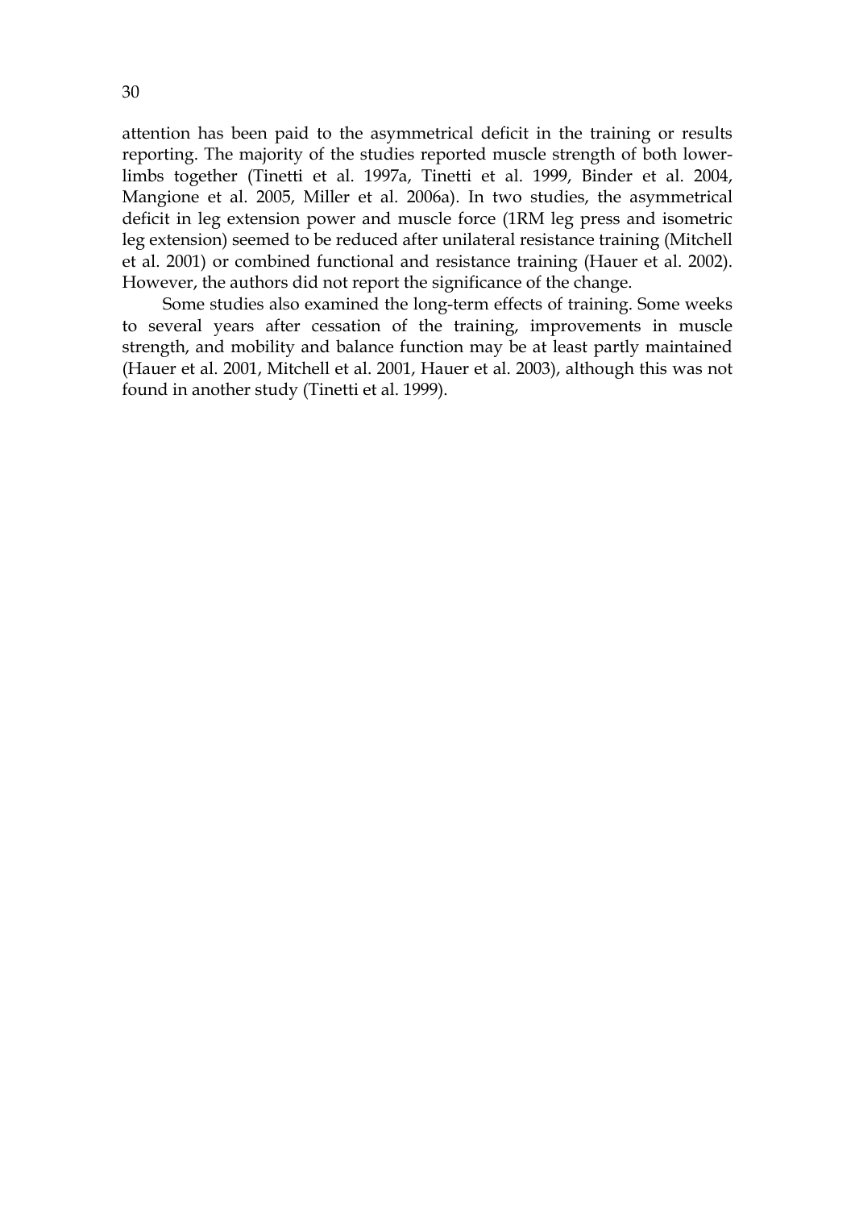attention has been paid to the asymmetrical deficit in the training or results reporting. The majority of the studies reported muscle strength of both lower-limbs together (Tinetti et al. 1997a, Tinetti et al. 1999, Binder et al. 2004, Mangione et al. 2005, Miller et al. 2006a). In two studies, the asymmetrical deficit in leg extension power and muscle force (1RM leg press and isometric leg extension) seemed to be reduced after unilateral resistance training (Mitchell et al. 2001) or combined functional and resistance training (Hauer et al. 2002). However, the authors did not report the significance of the change.

Some studies also examined the long-term effects of training. Some weeks to several years after cessation of the training, improvements in muscle strength, and mobility and balance function may be at least partly maintained (Hauer et al. 2001, Mitchell et al. 2001, Hauer et al. 2003), although this was not found in another study (Tinetti et al. 1999).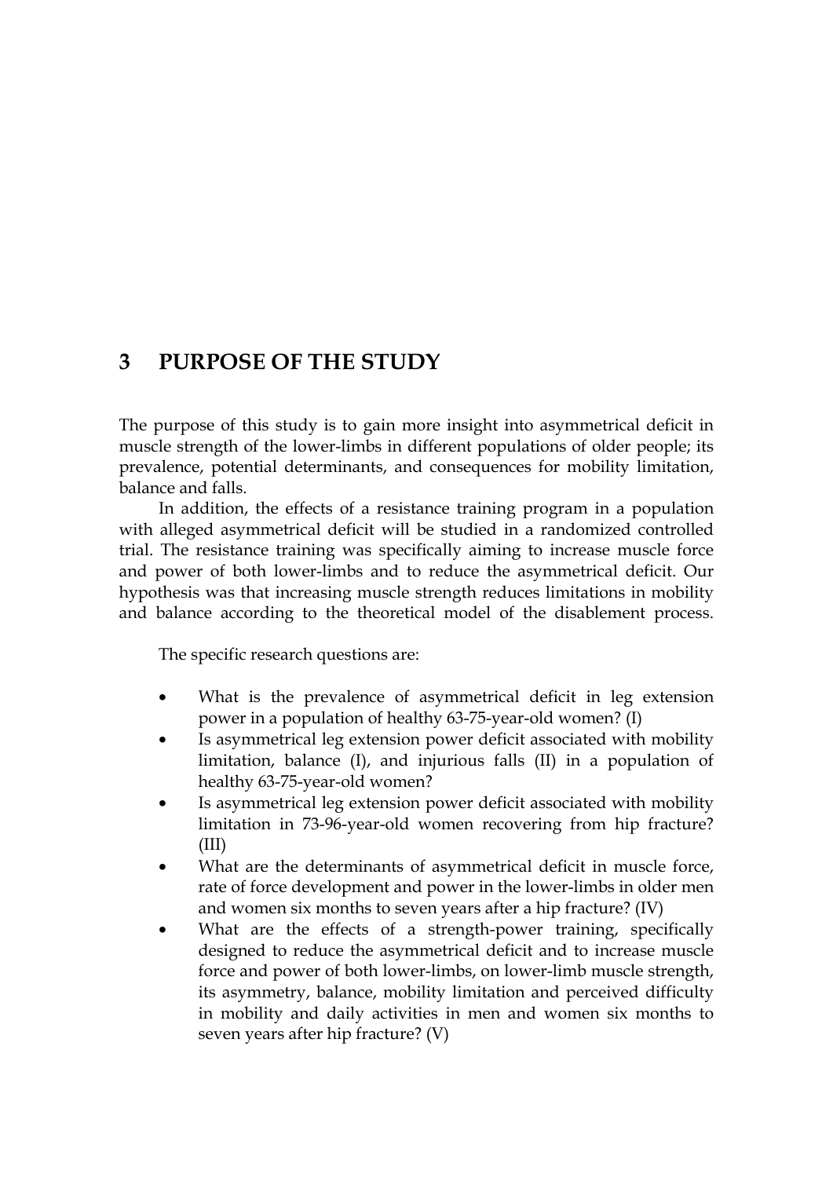# 3 PURPOSE OF THE STUDY

The purpose of this study is to gain more insight into asymmetrical deficit in muscle strength of the lower-limbs in different populations of older people; its prevalence, potential determinants, and consequences for mobility limitation, balance and falls.

In addition, the effects of a resistance training program in a population with alleged asymmetrical deficit will be studied in a randomized controlled trial. The resistance training was specifically aiming to increase muscle force and power of both lower-limbs and to reduce the asymmetrical deficit. Our hypothesis was that increasing muscle strength reduces limitations in mobility and balance according to the theoretical model of the disablement process.

The specific research questions are:

- What is the prevalence of asymmetrical deficit in leg extension power in a population of healthy 63-75-year-old women? (I)
- Is asymmetrical leg extension power deficit associated with mobility limitation, balance (I), and injurious falls (II) in a population of healthy 63-75-year-old women?
- Is asymmetrical leg extension power deficit associated with mobility limitation in 73-96-year-old women recovering from hip fracture? (III)
- What are the determinants of asymmetrical deficit in muscle force, rate of force development and power in the lower-limbs in older men and women six months to seven years after a hip fracture? (IV)
- What are the effects of a strength-power training, specifically designed to reduce the asymmetrical deficit and to increase muscle force and power of both lower-limbs, on lower-limb muscle strength, its asymmetry, balance, mobility limitation and perceived difficulty in mobility and daily activities in men and women six months to seven years after hip fracture? (V)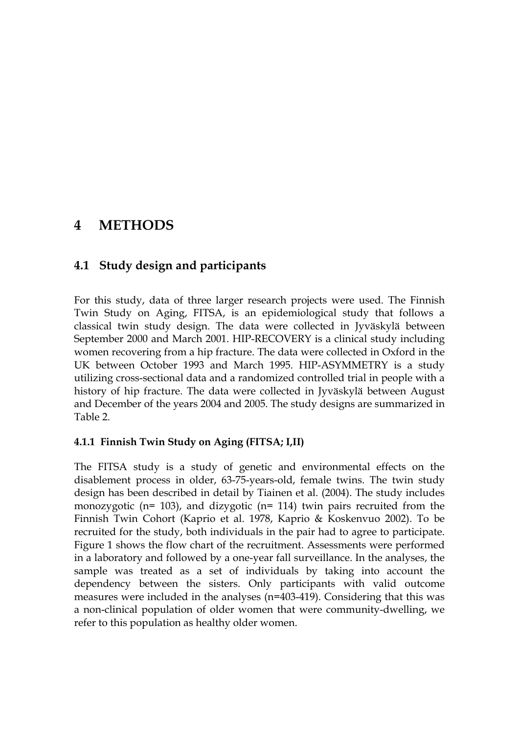# 4 METHODS

## 4.1 Study design and participants

For this study, data of three larger research projects were used. The Finnish Twin Study on Aging, FITSA, is an epidemiological study that follows a classical twin study design. The data were collected in Jyväskylä between September 2000 and March 2001. HIP-RECOVERY is a clinical study including women recovering from a hip fracture. The data were collected in Oxford in the UK between October 1993 and March 1995. HIP-ASYMMETRY is a study utilizing cross-sectional data and a randomized controlled trial in people with a history of hip fracture. The data were collected in Jyväskylä between August and December of the years 2004 and 2005. The study designs are summarized in Table 2.

### 4.1.1 Finnish Twin Study on Aging (FITSA; I,II)

The FITSA study is a study of genetic and environmental effects on the disablement process in older, 63-75-years-old, female twins. The twin study design has been described in detail by Tiainen et al. (2004). The study includes monozygotic (n= 103), and dizygotic (n= 114) twin pairs recruited from the Finnish Twin Cohort (Kaprio et al. 1978, Kaprio & Koskenvuo 2002). To be recruited for the study, both individuals in the pair had to agree to participate. Figure 1 shows the flow chart of the recruitment. Assessments were performed in a laboratory and followed by a one-year fall surveillance. In the analyses, the sample was treated as a set of individuals by taking into account the dependency between the sisters. Only participants with valid outcome measures were included in the analyses (n=403-419). Considering that this was a non-clinical population of older women that were community-dwelling, we refer to this population as healthy older women.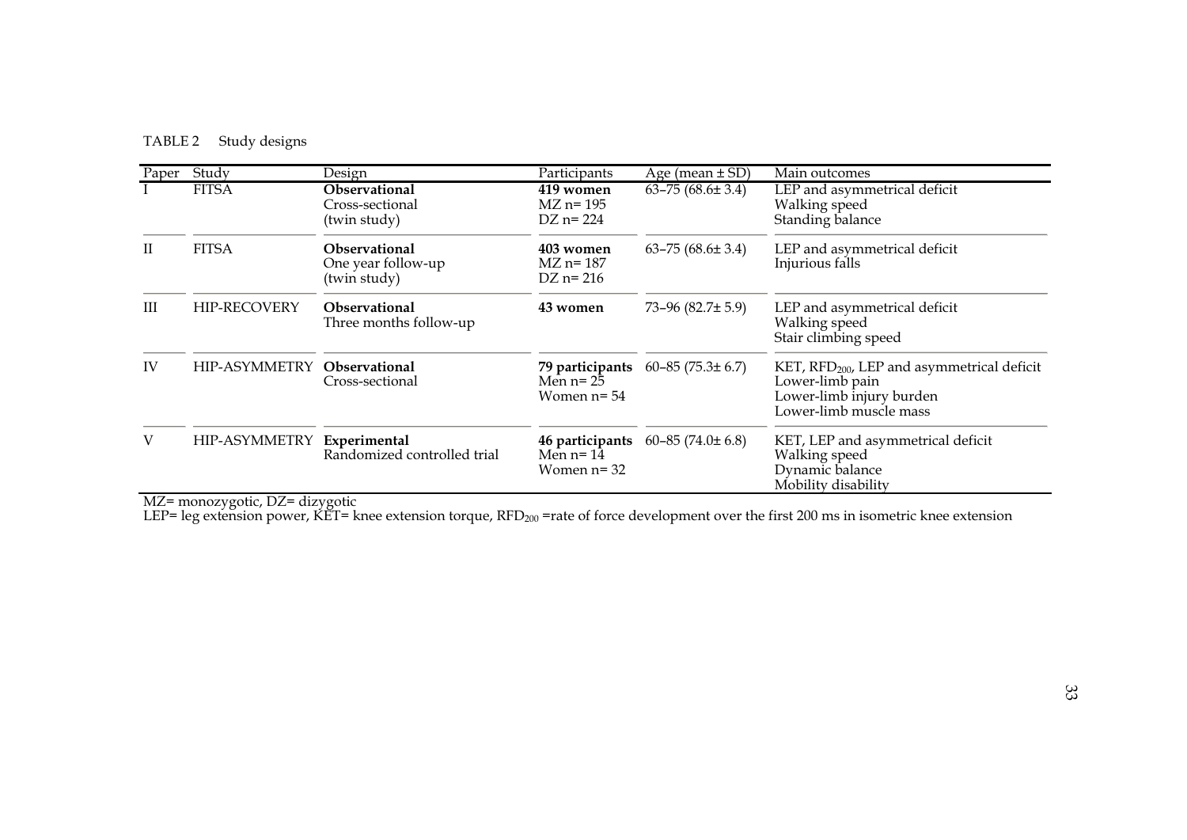TABLE 2 Study designs

| Paper | Study | Design | Participants | Age (mean ± SD) | Main outcomes |
|---|---|---|---|---|---|
| I | FITSA | **Observational**<br>Cross-sectional<br>(twin study) | **419 women**<br>MZ n= 195<br>DZ n= 224 | 63–75 (68.6± 3.4) | LEP and asymmetrical deficit<br>Walking speed<br>Standing balance |
| II | FITSA | **Observational**<br>One year follow-up<br>(twin study) | **403 women**<br>MZ n= 187<br>DZ n= 216 | 63–75 (68.6± 3.4) | LEP and asymmetrical deficit<br>Injurious falls |
| III | HIP-RECOVERY | **Observational**<br>Three months follow-up | **43 women** | 73–96 (82.7± 5.9) | LEP and asymmetrical deficit<br>Walking speed<br>Stair climbing speed |
| IV | HIP-ASYMMETRY | **Observational**<br>Cross-sectional | **79 participants**<br>Men n= 25<br>Women n= 54 | 60–85 (75.3± 6.7) | KET, $RFD_{200}$, LEP and asymmetrical deficit<br>Lower-limb pain<br>Lower-limb injury burden<br>Lower-limb muscle mass |
| V | HIP-ASYMMETRY | **Experimental**<br>Randomized controlled trial | **46 participants**<br>Men n= 14<br>Women n= 32 | 60–85 (74.0± 6.8) | KET, LEP and asymmetrical deficit<br>Walking speed<br>Dynamic balance<br>Mobility disability |

MZ= monozygotic, DZ= dizygotic
LEP= leg extension power, KET= knee extension torque, $RFD_{200}$ =rate of force development over the first 200 ms in isometric knee extension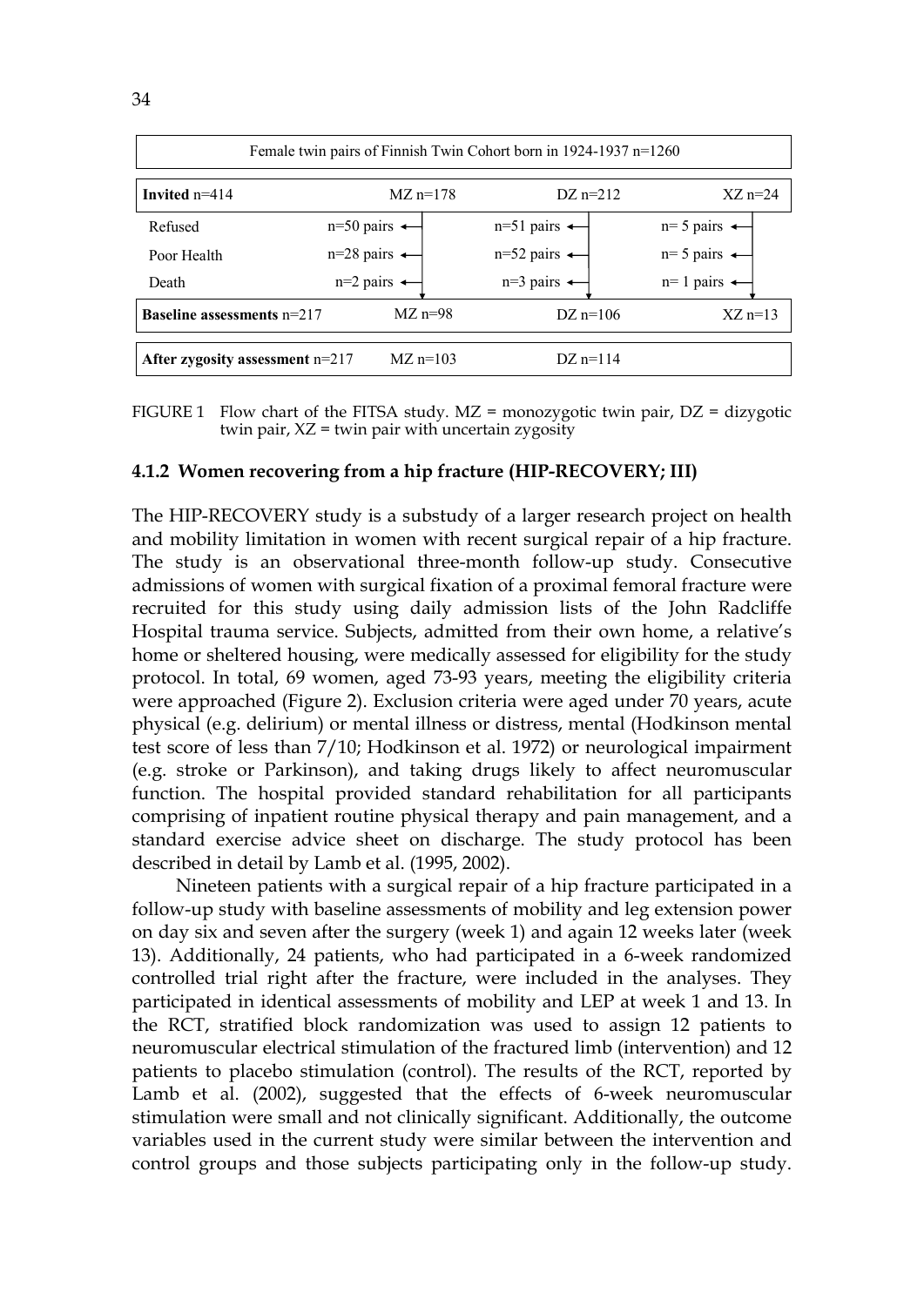| Female twin pairs of Finnish Twin Cohort born in 1924-1937 n=1260 | | | |
|---|---|---|---|
| **Invited** n=414 | MZ n=178 | DZ n=212 | XZ n=24 |
| Refused | n=50 pairs | n=51 pairs | n= 5 pairs |
| Poor Health | n=28 pairs | n=52 pairs | n= 5 pairs |
| Death | n=2 pairs | n=3 pairs | n= 1 pairs |
| **Baseline assessments** n=217 | MZ n=98 | DZ n=106 | XZ n=13 |
| **After zygosity assessment** n=217 | MZ n=103 | DZ n=114 | |

FIGURE 1 Flow chart of the FITSA study. MZ = monozygotic twin pair, DZ = dizygotic twin pair, XZ = twin pair with uncertain zygosity

### 4.1.2 Women recovering from a hip fracture (HIP-RECOVERY; III)

The HIP-RECOVERY study is a substudy of a larger research project on health and mobility limitation in women with recent surgical repair of a hip fracture. The study is an observational three-month follow-up study. Consecutive admissions of women with surgical fixation of a proximal femoral fracture were recruited for this study using daily admission lists of the John Radcliffe Hospital trauma service. Subjects, admitted from their own home, a relative's home or sheltered housing, were medically assessed for eligibility for the study protocol. In total, 69 women, aged 73-93 years, meeting the eligibility criteria were approached (Figure 2). Exclusion criteria were aged under 70 years, acute physical (e.g. delirium) or mental illness or distress, mental (Hodkinson mental test score of less than 7/10; Hodkinson et al. 1972) or neurological impairment (e.g. stroke or Parkinson), and taking drugs likely to affect neuromuscular function. The hospital provided standard rehabilitation for all participants comprising of inpatient routine physical therapy and pain management, and a standard exercise advice sheet on discharge. The study protocol has been described in detail by Lamb et al. (1995, 2002).

Nineteen patients with a surgical repair of a hip fracture participated in a follow-up study with baseline assessments of mobility and leg extension power on day six and seven after the surgery (week 1) and again 12 weeks later (week 13). Additionally, 24 patients, who had participated in a 6-week randomized controlled trial right after the fracture, were included in the analyses. They participated in identical assessments of mobility and LEP at week 1 and 13. In the RCT, stratified block randomization was used to assign 12 patients to neuromuscular electrical stimulation of the fractured limb (intervention) and 12 patients to placebo stimulation (control). The results of the RCT, reported by Lamb et al. (2002), suggested that the effects of 6-week neuromuscular stimulation were small and not clinically significant. Additionally, the outcome variables used in the current study were similar between the intervention and control groups and those subjects participating only in the follow-up study.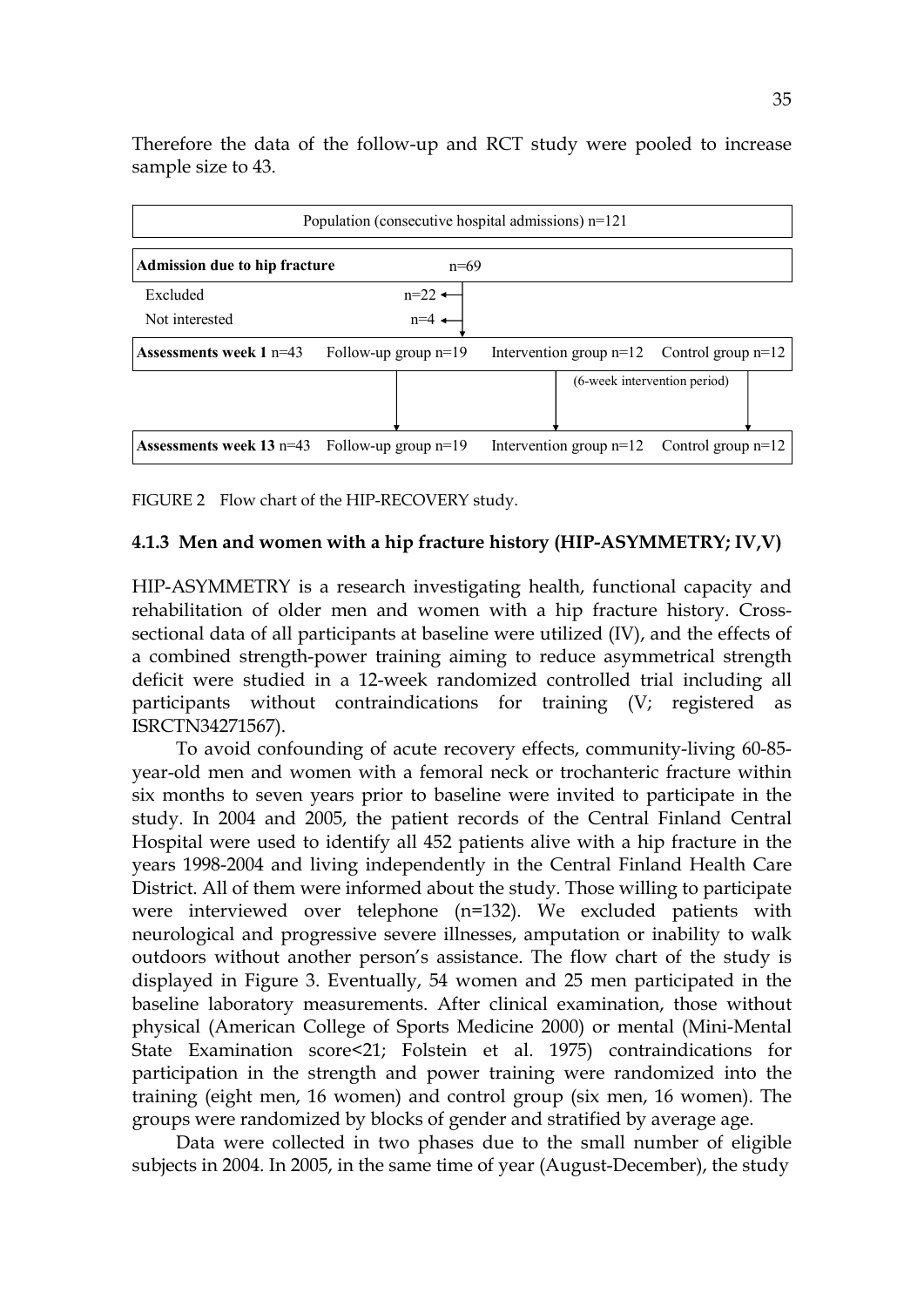Therefore the data of the follow-up and RCT study were pooled to increase sample size to 43.

| Population (consecutive hospital admissions) n=121 | | | |
|---|---|---|---|
| **Admission due to hip fracture** | n=69 | | |
| Excluded | n=22 | | |
| Not interested | n=4 | | |
| **Assessments week 1** n=43 | Follow-up group n=19 | Intervention group n=12 | Control group n=12 |
| | | (6-week intervention period) | |
| **Assessments week 13** n=43 | Follow-up group n=19 | Intervention group n=12 | Control group n=12 |

FIGURE 2 Flow chart of the HIP-RECOVERY study.

### 4.1.3 Men and women with a hip fracture history (HIP-ASYMMETRY; IV,V)

HIP-ASYMMETRY is a research investigating health, functional capacity and rehabilitation of older men and women with a hip fracture history. Cross-sectional data of all participants at baseline were utilized (IV), and the effects of a combined strength-power training aiming to reduce asymmetrical strength deficit were studied in a 12-week randomized controlled trial including all participants without contraindications for training (V; registered as ISRCTN34271567).

To avoid confounding of acute recovery effects, community-living 60-85-year-old men and women with a femoral neck or trochanteric fracture within six months to seven years prior to baseline were invited to participate in the study. In 2004 and 2005, the patient records of the Central Finland Central Hospital were used to identify all 452 patients alive with a hip fracture in the years 1998-2004 and living independently in the Central Finland Health Care District. All of them were informed about the study. Those willing to participate were interviewed over telephone (n=132). We excluded patients with neurological and progressive severe illnesses, amputation or inability to walk outdoors without another person's assistance. The flow chart of the study is displayed in Figure 3. Eventually, 54 women and 25 men participated in the baseline laboratory measurements. After clinical examination, those without physical (American College of Sports Medicine 2000) or mental (Mini-Mental State Examination score<21; Folstein et al. 1975) contraindications for participation in the strength and power training were randomized into the training (eight men, 16 women) and control group (six men, 16 women). The groups were randomized by blocks of gender and stratified by average age.

Data were collected in two phases due to the small number of eligible subjects in 2004. In 2005, in the same time of year (August-December), the study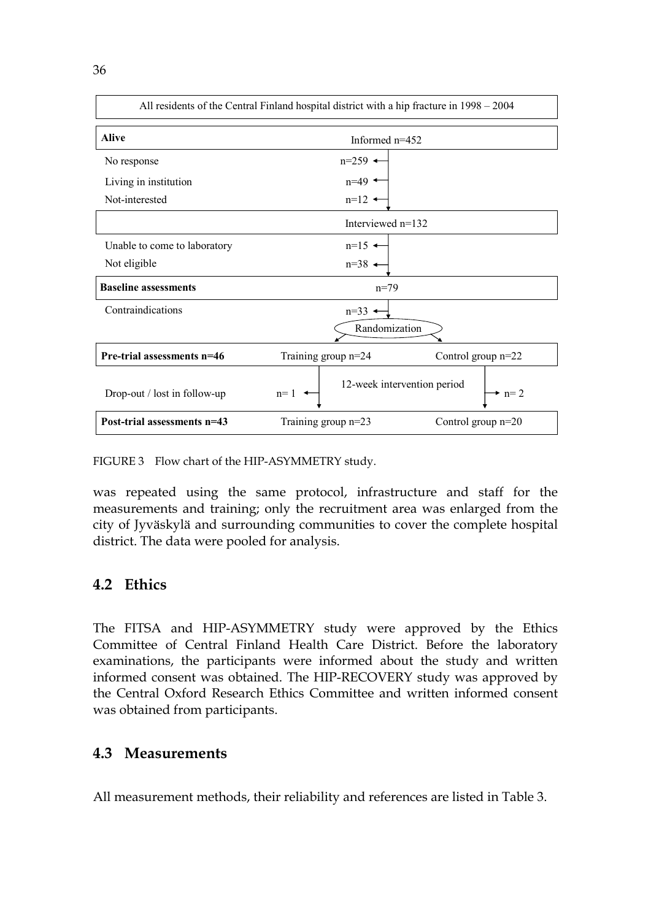All residents of the Central Finland hospital district with a hip fracture in 1998 – 2004

| **Alive** | Informed n=452 | |
|---|---|---|
| No response | n=259 | |
| Living in institution | n=49 | |
| Not-interested | n=12 | |
| | Interviewed n=132 | |
| Unable to come to laboratory | n=15 | |
| Not eligible | n=38 | |
| **Baseline assessments** | n=79 | |
| Contraindications | n=33 | |
| | Randomization | |
| **Pre-trial assessments n=46** | Training group n=24 | Control group n=22 |
| Drop-out / lost in follow-up | n= 1 (12-week intervention period) | n= 2 |
| **Post-trial assessments n=43** | Training group n=23 | Control group n=20 |

FIGURE 3 Flow chart of the HIP-ASYMMETRY study.

was repeated using the same protocol, infrastructure and staff for the measurements and training; only the recruitment area was enlarged from the city of Jyväskylä and surrounding communities to cover the complete hospital district. The data were pooled for analysis.

## 4.2 Ethics

The FITSA and HIP-ASYMMETRY study were approved by the Ethics Committee of Central Finland Health Care District. Before the laboratory examinations, the participants were informed about the study and written informed consent was obtained. The HIP-RECOVERY study was approved by the Central Oxford Research Ethics Committee and written informed consent was obtained from participants.

## 4.3 Measurements

All measurement methods, their reliability and references are listed in Table 3.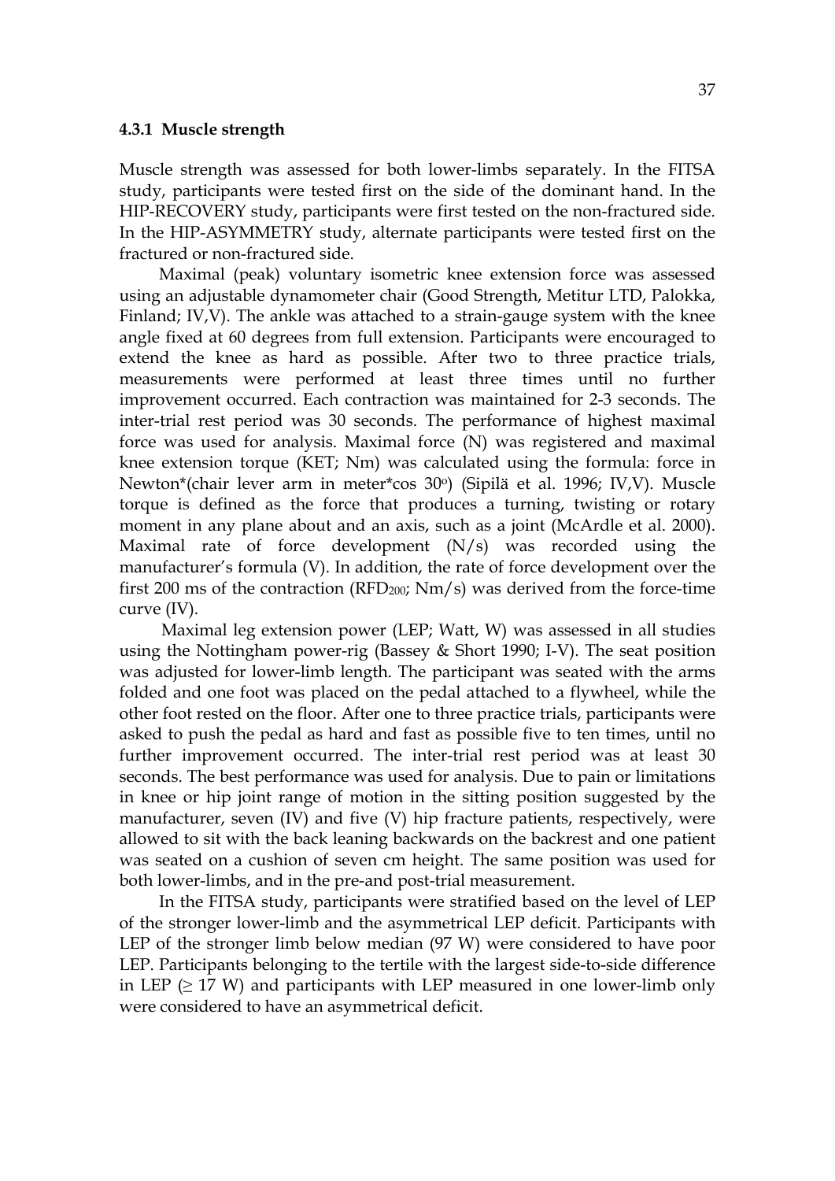### 4.3.1 Muscle strength

Muscle strength was assessed for both lower-limbs separately. In the FITSA study, participants were tested first on the side of the dominant hand. In the HIP-RECOVERY study, participants were first tested on the non-fractured side. In the HIP-ASYMMETRY study, alternate participants were tested first on the fractured or non-fractured side.

Maximal (peak) voluntary isometric knee extension force was assessed using an adjustable dynamometer chair (Good Strength, Metitur LTD, Palokka, Finland; IV,V). The ankle was attached to a strain-gauge system with the knee angle fixed at 60 degrees from full extension. Participants were encouraged to extend the knee as hard as possible. After two to three practice trials, measurements were performed at least three times until no further improvement occurred. Each contraction was maintained for 2-3 seconds. The inter-trial rest period was 30 seconds. The performance of highest maximal force was used for analysis. Maximal force (N) was registered and maximal knee extension torque (KET; Nm) was calculated using the formula: force in Newton*(chair lever arm in meter*cos 30$^{o}$) (Sipilä et al. 1996; IV,V). Muscle torque is defined as the force that produces a turning, twisting or rotary moment in any plane about and an axis, such as a joint (McArdle et al. 2000). Maximal rate of force development (N/s) was recorded using the manufacturer's formula (V). In addition, the rate of force development over the first 200 ms of the contraction ($RFD_{200}$; Nm/s) was derived from the force-time curve (IV).

Maximal leg extension power (LEP; Watt, W) was assessed in all studies using the Nottingham power-rig (Bassey & Short 1990; I-V). The seat position was adjusted for lower-limb length. The participant was seated with the arms folded and one foot was placed on the pedal attached to a flywheel, while the other foot rested on the floor. After one to three practice trials, participants were asked to push the pedal as hard and fast as possible five to ten times, until no further improvement occurred. The inter-trial rest period was at least 30 seconds. The best performance was used for analysis. Due to pain or limitations in knee or hip joint range of motion in the sitting position suggested by the manufacturer, seven (IV) and five (V) hip fracture patients, respectively, were allowed to sit with the back leaning backwards on the backrest and one patient was seated on a cushion of seven cm height. The same position was used for both lower-limbs, and in the pre-and post-trial measurement.

In the FITSA study, participants were stratified based on the level of LEP of the stronger lower-limb and the asymmetrical LEP deficit. Participants with LEP of the stronger limb below median (97 W) were considered to have poor LEP. Participants belonging to the tertile with the largest side-to-side difference in LEP ($\geq$ 17 W) and participants with LEP measured in one lower-limb only were considered to have an asymmetrical deficit.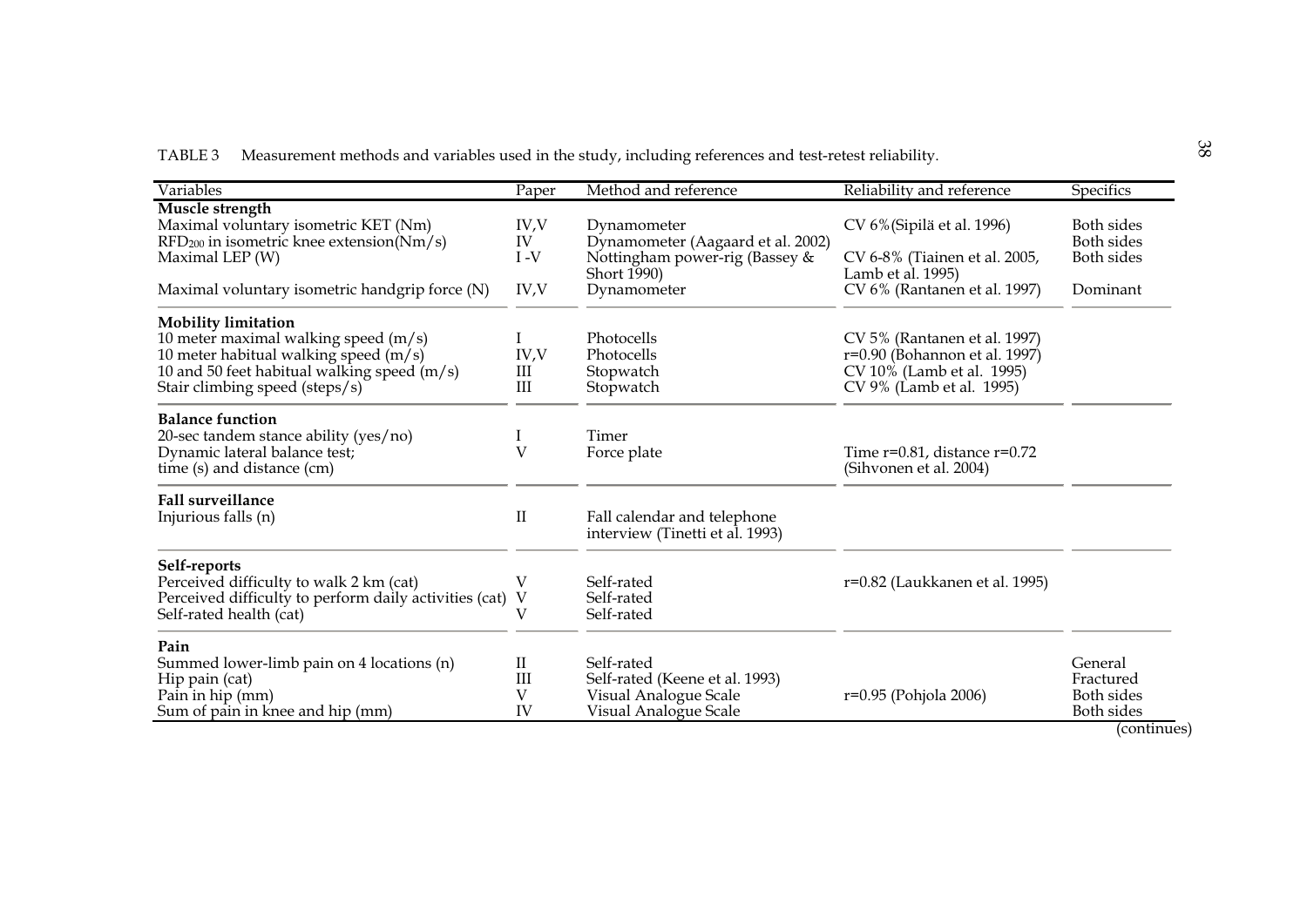TABLE 3 Measurement methods and variables used in the study, including references and test-retest reliability.

| Variables | Paper | Method and reference | Reliability and reference | Specifics |
|---|---|---|---|---|
| **Muscle strength** | | | | |
| Maximal voluntary isometric KET (Nm) | IV,V | Dynamometer | CV 6%(Sipilä et al. 1996) | Both sides |
| $RFD_{200}$ in isometric knee extension(Nm/s) | IV | Dynamometer (Aagaard et al. 2002) | | Both sides |
| Maximal LEP (W) | I -V | Nottingham power-rig (Bassey & Short 1990) | CV 6-8% (Tiainen et al. 2005, Lamb et al. 1995) | Both sides |
| Maximal voluntary isometric handgrip force (N) | IV,V | Dynamometer | CV 6% (Rantanen et al. 1997) | Dominant |
| **Mobility limitation** | | | | |
| 10 meter maximal walking speed (m/s) | I | Photocells | CV 5% (Rantanen et al. 1997) | |
| 10 meter habitual walking speed (m/s) | IV,V | Photocells | r=0.90 (Bohannon et al. 1997) | |
| 10 and 50 feet habitual walking speed (m/s) | III | Stopwatch | CV 10% (Lamb et al. 1995) | |
| Stair climbing speed (steps/s) | III | Stopwatch | CV 9% (Lamb et al. 1995) | |
| **Balance function** | | | | |
| 20-sec tandem stance ability (yes/no) | I | Timer | | |
| Dynamic lateral balance test; time (s) and distance (cm) | V | Force plate | Time r=0.81, distance r=0.72 (Sihvonen et al. 2004) | |
| **Fall surveillance** | | | | |
| Injurious falls (n) | II | Fall calendar and telephone interview (Tinetti et al. 1993) | | |
| **Self-reports** | | | | |
| Perceived difficulty to walk 2 km (cat) | V | Self-rated | r=0.82 (Laukkanen et al. 1995) | |
| Perceived difficulty to perform daily activities (cat) | V | Self-rated | | |
| Self-rated health (cat) | V | Self-rated | | |
| **Pain** | | | | |
| Summed lower-limb pain on 4 locations (n) | II | Self-rated | | General |
| Hip pain (cat) | III | Self-rated (Keene et al. 1993) | | Fractured |
| Pain in hip (mm) | V | Visual Analogue Scale | r=0.95 (Pohjola 2006) | Both sides |
| Sum of pain in knee and hip (mm) | IV | Visual Analogue Scale | | Both sides |

(continues)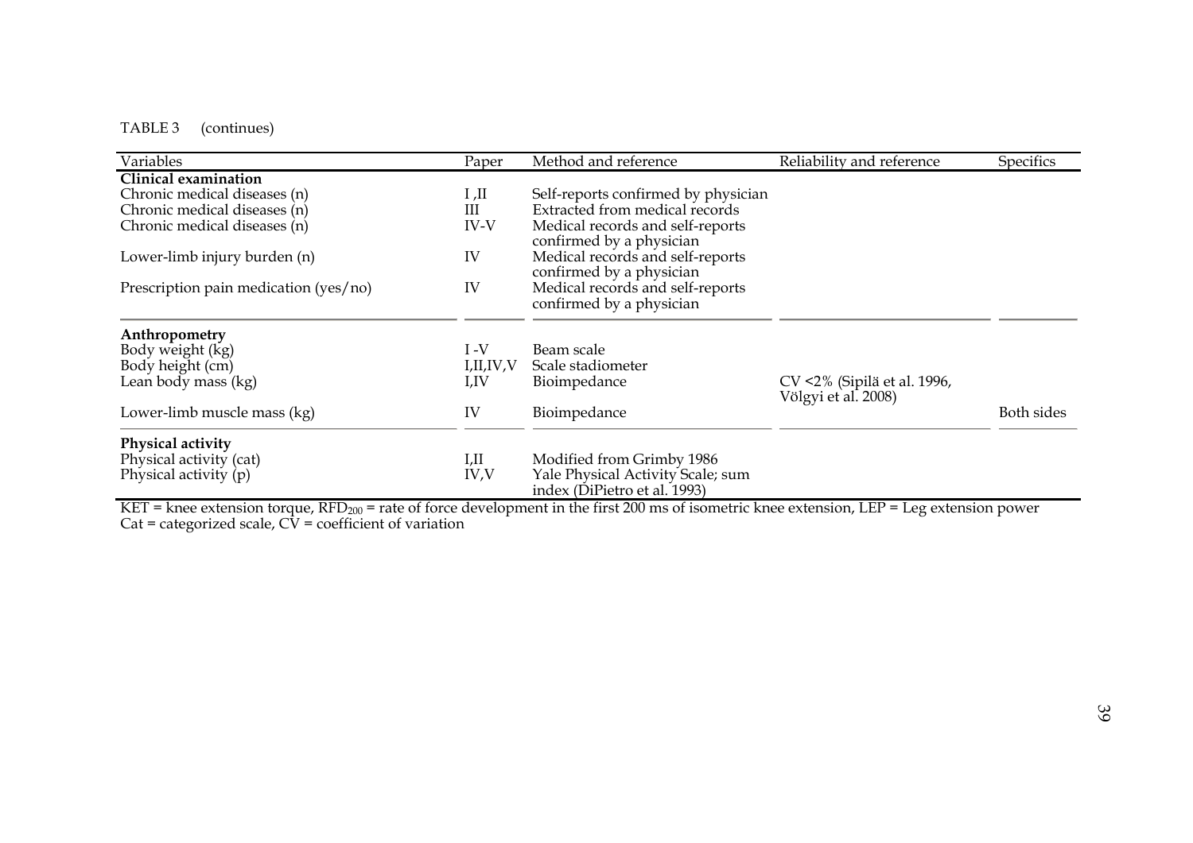TABLE 3 (continues)

| Variables | Paper | Method and reference | Reliability and reference | Specifics |
|---|---|---|---|---|
| **Clinical examination** | | | | |
| Chronic medical diseases (n) | I ,II | Self-reports confirmed by physician | | |
| Chronic medical diseases (n) | III | Extracted from medical records | | |
| Chronic medical diseases (n) | IV-V | Medical records and self-reports confirmed by a physician | | |
| Lower-limb injury burden (n) | IV | Medical records and self-reports confirmed by a physician | | |
| Prescription pain medication (yes/no) | IV | Medical records and self-reports confirmed by a physician | | |
| **Anthropometry** | | | | |
| Body weight (kg) | I -V | Beam scale | | |
| Body height (cm) | I,II,IV,V | Scale stadiometer | | |
| Lean body mass (kg) | I,IV | Bioimpedance | CV <2% (Sipilä et al. 1996, Völgyi et al. 2008) | |
| Lower-limb muscle mass (kg) | IV | Bioimpedance | | Both sides |
| **Physical activity** | | | | |
| Physical activity (cat) | I,II | Modified from Grimby 1986 | | |
| Physical activity (p) | IV,V | Yale Physical Activity Scale; sum index (DiPietro et al. 1993) | | |

KET = knee extension torque, $RFD_{200}$ = rate of force development in the first 200 ms of isometric knee extension, LEP = Leg extension power
Cat = categorized scale, CV = coefficient of variation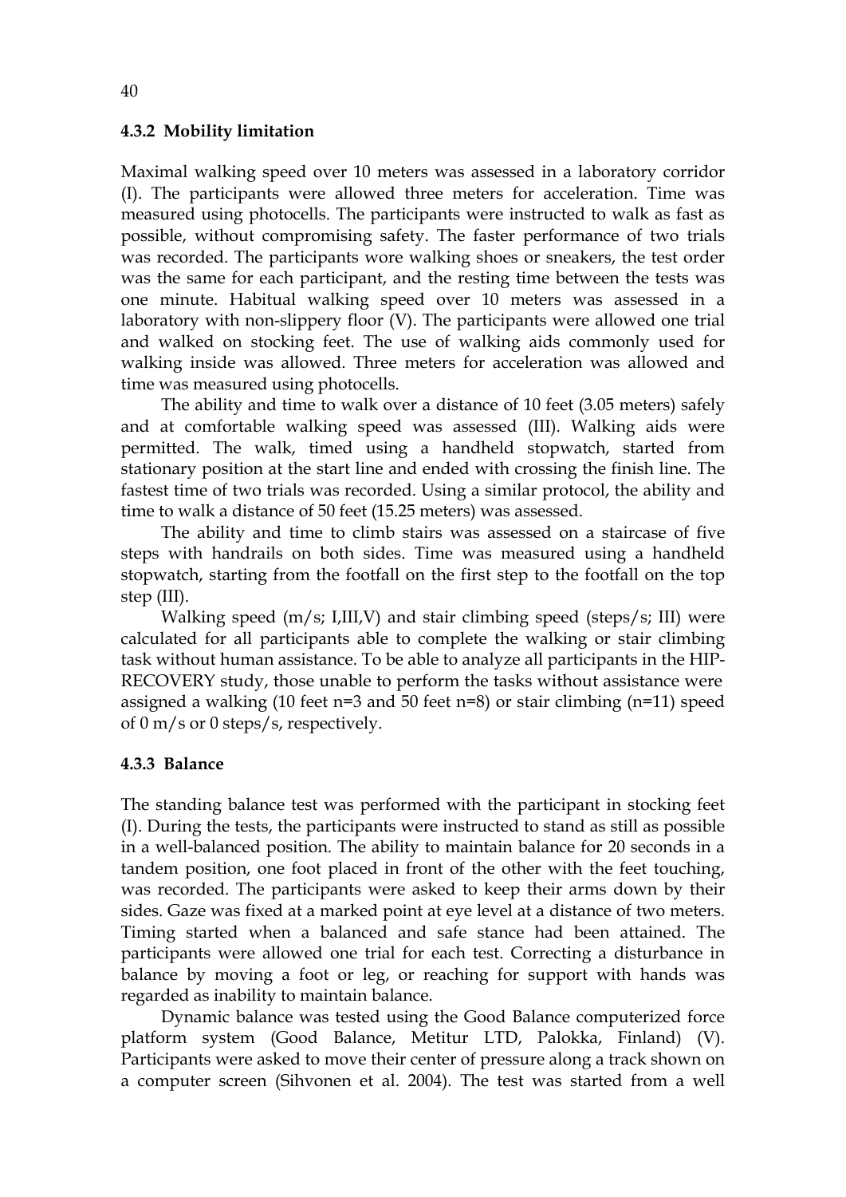### 4.3.2 Mobility limitation

Maximal walking speed over 10 meters was assessed in a laboratory corridor (I). The participants were allowed three meters for acceleration. Time was measured using photocells. The participants were instructed to walk as fast as possible, without compromising safety. The faster performance of two trials was recorded. The participants wore walking shoes or sneakers, the test order was the same for each participant, and the resting time between the tests was one minute. Habitual walking speed over 10 meters was assessed in a laboratory with non-slippery floor (V). The participants were allowed one trial and walked on stocking feet. The use of walking aids commonly used for walking inside was allowed. Three meters for acceleration was allowed and time was measured using photocells.

The ability and time to walk over a distance of 10 feet (3.05 meters) safely and at comfortable walking speed was assessed (III). Walking aids were permitted. The walk, timed using a handheld stopwatch, started from stationary position at the start line and ended with crossing the finish line. The fastest time of two trials was recorded. Using a similar protocol, the ability and time to walk a distance of 50 feet (15.25 meters) was assessed.

The ability and time to climb stairs was assessed on a staircase of five steps with handrails on both sides. Time was measured using a handheld stopwatch, starting from the footfall on the first step to the footfall on the top step (III).

Walking speed (m/s; I,III,V) and stair climbing speed (steps/s; III) were calculated for all participants able to complete the walking or stair climbing task without human assistance. To be able to analyze all participants in the HIP-RECOVERY study, those unable to perform the tasks without assistance were assigned a walking (10 feet n=3 and 50 feet n=8) or stair climbing (n=11) speed of 0 m/s or 0 steps/s, respectively.

### 4.3.3 Balance

The standing balance test was performed with the participant in stocking feet (I). During the tests, the participants were instructed to stand as still as possible in a well-balanced position. The ability to maintain balance for 20 seconds in a tandem position, one foot placed in front of the other with the feet touching, was recorded. The participants were asked to keep their arms down by their sides. Gaze was fixed at a marked point at eye level at a distance of two meters. Timing started when a balanced and safe stance had been attained. The participants were allowed one trial for each test. Correcting a disturbance in balance by moving a foot or leg, or reaching for support with hands was regarded as inability to maintain balance.

Dynamic balance was tested using the Good Balance computerized force platform system (Good Balance, Metitur LTD, Palokka, Finland) (V). Participants were asked to move their center of pressure along a track shown on a computer screen (Sihvonen et al. 2004). The test was started from a well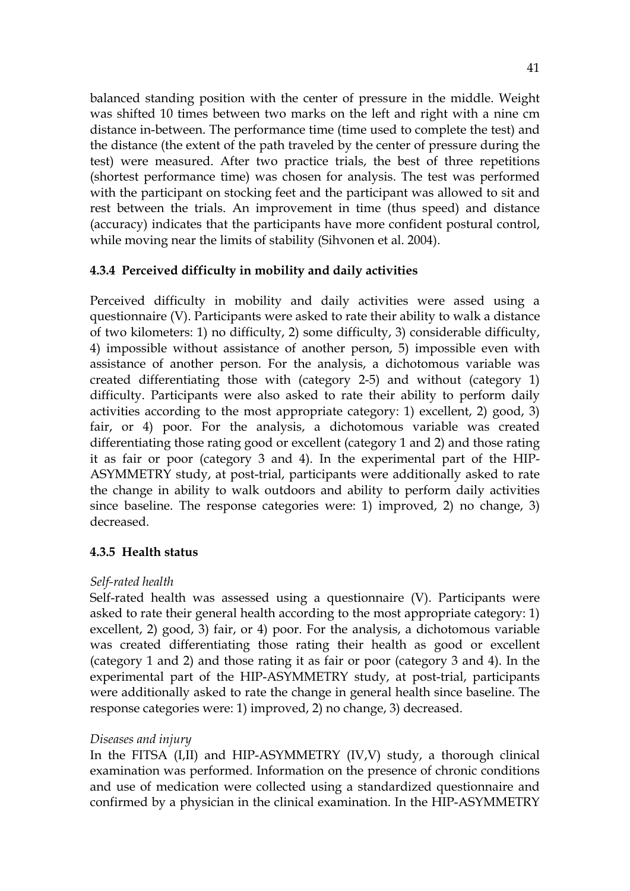balanced standing position with the center of pressure in the middle. Weight was shifted 10 times between two marks on the left and right with a nine cm distance in-between. The performance time (time used to complete the test) and the distance (the extent of the path traveled by the center of pressure during the test) were measured. After two practice trials, the best of three repetitions (shortest performance time) was chosen for analysis. The test was performed with the participant on stocking feet and the participant was allowed to sit and rest between the trials. An improvement in time (thus speed) and distance (accuracy) indicates that the participants have more confident postural control, while moving near the limits of stability (Sihvonen et al. 2004).

### 4.3.4 Perceived difficulty in mobility and daily activities

Perceived difficulty in mobility and daily activities were assed using a questionnaire (V). Participants were asked to rate their ability to walk a distance of two kilometers: 1) no difficulty, 2) some difficulty, 3) considerable difficulty, 4) impossible without assistance of another person, 5) impossible even with assistance of another person. For the analysis, a dichotomous variable was created differentiating those with (category 2-5) and without (category 1) difficulty. Participants were also asked to rate their ability to perform daily activities according to the most appropriate category: 1) excellent, 2) good, 3) fair, or 4) poor. For the analysis, a dichotomous variable was created differentiating those rating good or excellent (category 1 and 2) and those rating it as fair or poor (category 3 and 4). In the experimental part of the HIP-ASYMMETRY study, at post-trial, participants were additionally asked to rate the change in ability to walk outdoors and ability to perform daily activities since baseline. The response categories were: 1) improved, 2) no change, 3) decreased.

### 4.3.5 Health status

*Self-rated health*

Self-rated health was assessed using a questionnaire (V). Participants were asked to rate their general health according to the most appropriate category: 1) excellent, 2) good, 3) fair, or 4) poor. For the analysis, a dichotomous variable was created differentiating those rating their health as good or excellent (category 1 and 2) and those rating it as fair or poor (category 3 and 4). In the experimental part of the HIP-ASYMMETRY study, at post-trial, participants were additionally asked to rate the change in general health since baseline. The response categories were: 1) improved, 2) no change, 3) decreased.

*Diseases and injury*

In the FITSA (I,II) and HIP-ASYMMETRY (IV,V) study, a thorough clinical examination was performed. Information on the presence of chronic conditions and use of medication were collected using a standardized questionnaire and confirmed by a physician in the clinical examination. In the HIP-ASYMMETRY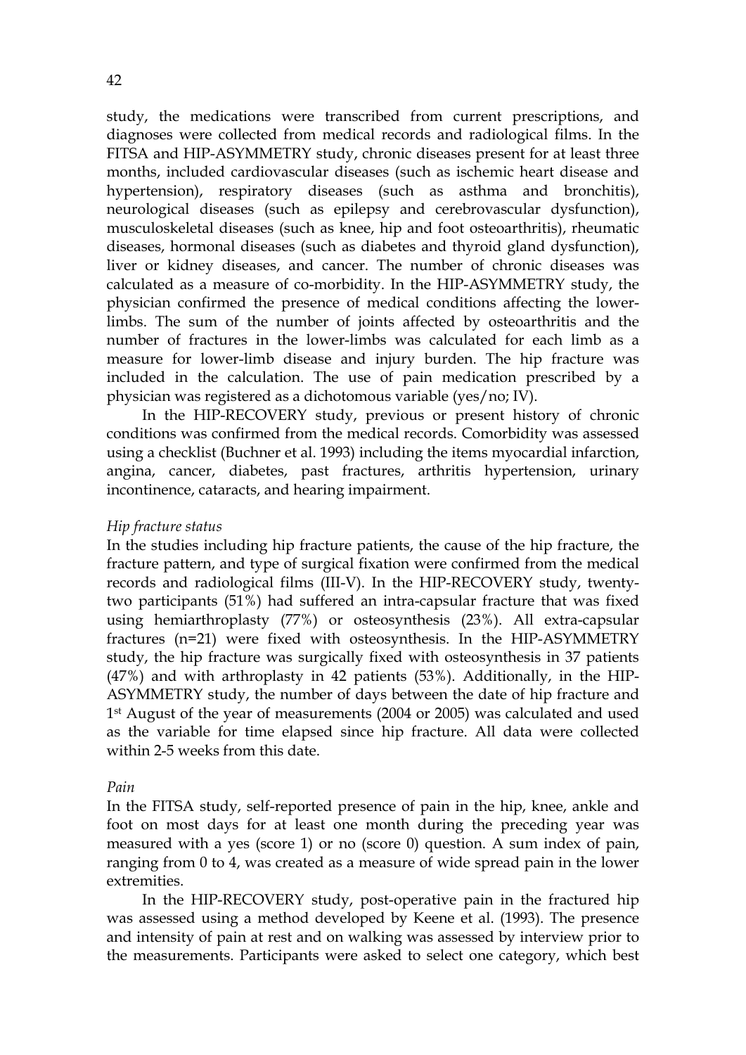study, the medications were transcribed from current prescriptions, and diagnoses were collected from medical records and radiological films. In the FITSA and HIP-ASYMMETRY study, chronic diseases present for at least three months, included cardiovascular diseases (such as ischemic heart disease and hypertension), respiratory diseases (such as asthma and bronchitis), neurological diseases (such as epilepsy and cerebrovascular dysfunction), musculoskeletal diseases (such as knee, hip and foot osteoarthritis), rheumatic diseases, hormonal diseases (such as diabetes and thyroid gland dysfunction), liver or kidney diseases, and cancer. The number of chronic diseases was calculated as a measure of co-morbidity. In the HIP-ASYMMETRY study, the physician confirmed the presence of medical conditions affecting the lower-limbs. The sum of the number of joints affected by osteoarthritis and the number of fractures in the lower-limbs was calculated for each limb as a measure for lower-limb disease and injury burden. The hip fracture was included in the calculation. The use of pain medication prescribed by a physician was registered as a dichotomous variable (yes/no; IV).

In the HIP-RECOVERY study, previous or present history of chronic conditions was confirmed from the medical records. Comorbidity was assessed using a checklist (Buchner et al. 1993) including the items myocardial infarction, angina, cancer, diabetes, past fractures, arthritis hypertension, urinary incontinence, cataracts, and hearing impairment.

*Hip fracture status*

In the studies including hip fracture patients, the cause of the hip fracture, the fracture pattern, and type of surgical fixation were confirmed from the medical records and radiological films (III-V). In the HIP-RECOVERY study, twenty-two participants (51%) had suffered an intra-capsular fracture that was fixed using hemiarthroplasty (77%) or osteosynthesis (23%). All extra-capsular fractures (n=21) were fixed with osteosynthesis. In the HIP-ASYMMETRY study, the hip fracture was surgically fixed with osteosynthesis in 37 patients (47%) and with arthroplasty in 42 patients (53%). Additionally, in the HIP-ASYMMETRY study, the number of days between the date of hip fracture and 1st August of the year of measurements (2004 or 2005) was calculated and used as the variable for time elapsed since hip fracture. All data were collected within 2-5 weeks from this date.

*Pain*

In the FITSA study, self-reported presence of pain in the hip, knee, ankle and foot on most days for at least one month during the preceding year was measured with a yes (score 1) or no (score 0) question. A sum index of pain, ranging from 0 to 4, was created as a measure of wide spread pain in the lower extremities.

In the HIP-RECOVERY study, post-operative pain in the fractured hip was assessed using a method developed by Keene et al. (1993). The presence and intensity of pain at rest and on walking was assessed by interview prior to the measurements. Participants were asked to select one category, which best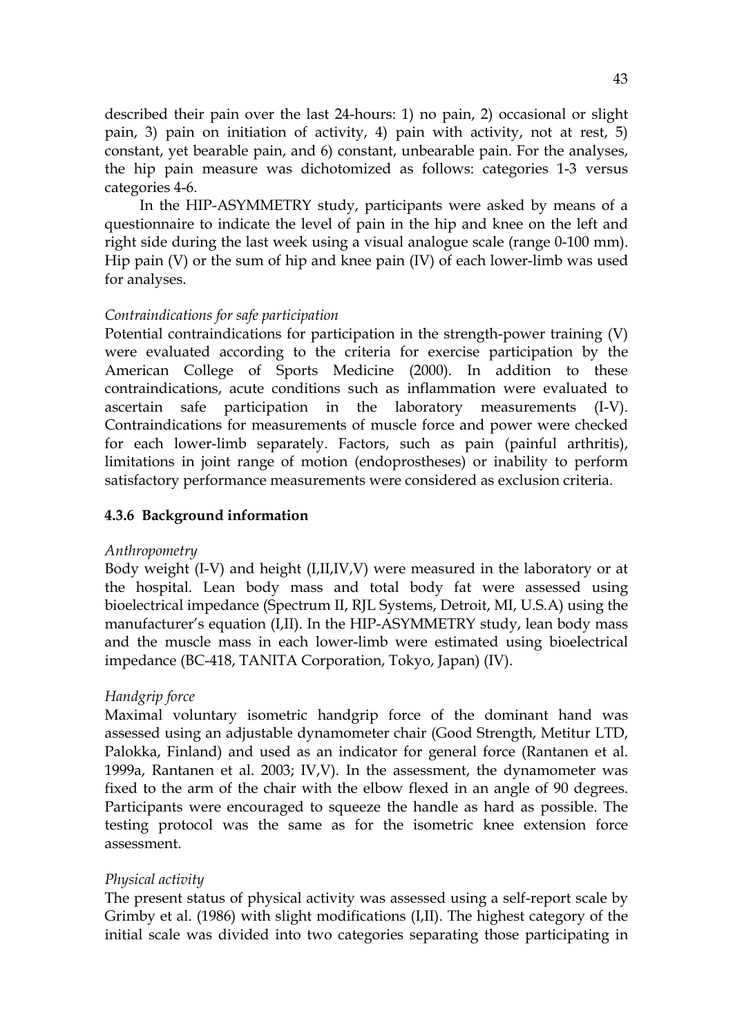described their pain over the last 24-hours: 1) no pain, 2) occasional or slight pain, 3) pain on initiation of activity, 4) pain with activity, not at rest, 5) constant, yet bearable pain, and 6) constant, unbearable pain. For the analyses, the hip pain measure was dichotomized as follows: categories 1-3 versus categories 4-6.

In the HIP-ASYMMETRY study, participants were asked by means of a questionnaire to indicate the level of pain in the hip and knee on the left and right side during the last week using a visual analogue scale (range 0-100 mm). Hip pain (V) or the sum of hip and knee pain (IV) of each lower-limb was used for analyses.

*Contraindications for safe participation*

Potential contraindications for participation in the strength-power training (V) were evaluated according to the criteria for exercise participation by the American College of Sports Medicine (2000). In addition to these contraindications, acute conditions such as inflammation were evaluated to ascertain safe participation in the laboratory measurements (I-V). Contraindications for measurements of muscle force and power were checked for each lower-limb separately. Factors, such as pain (painful arthritis), limitations in joint range of motion (endoprostheses) or inability to perform satisfactory performance measurements were considered as exclusion criteria.

### 4.3.6 Background information

*Anthropometry*

Body weight (I-V) and height (I,II,IV,V) were measured in the laboratory or at the hospital. Lean body mass and total body fat were assessed using bioelectrical impedance (Spectrum II, RJL Systems, Detroit, MI, U.S.A) using the manufacturer's equation (I,II). In the HIP-ASYMMETRY study, lean body mass and the muscle mass in each lower-limb were estimated using bioelectrical impedance (BC-418, TANITA Corporation, Tokyo, Japan) (IV).

*Handgrip force*

Maximal voluntary isometric handgrip force of the dominant hand was assessed using an adjustable dynamometer chair (Good Strength, Metitur LTD, Palokka, Finland) and used as an indicator for general force (Rantanen et al. 1999a, Rantanen et al. 2003; IV,V). In the assessment, the dynamometer was fixed to the arm of the chair with the elbow flexed in an angle of 90 degrees. Participants were encouraged to squeeze the handle as hard as possible. The testing protocol was the same as for the isometric knee extension force assessment.

*Physical activity*

The present status of physical activity was assessed using a self-report scale by Grimby et al. (1986) with slight modifications (I,II). The highest category of the initial scale was divided into two categories separating those participating in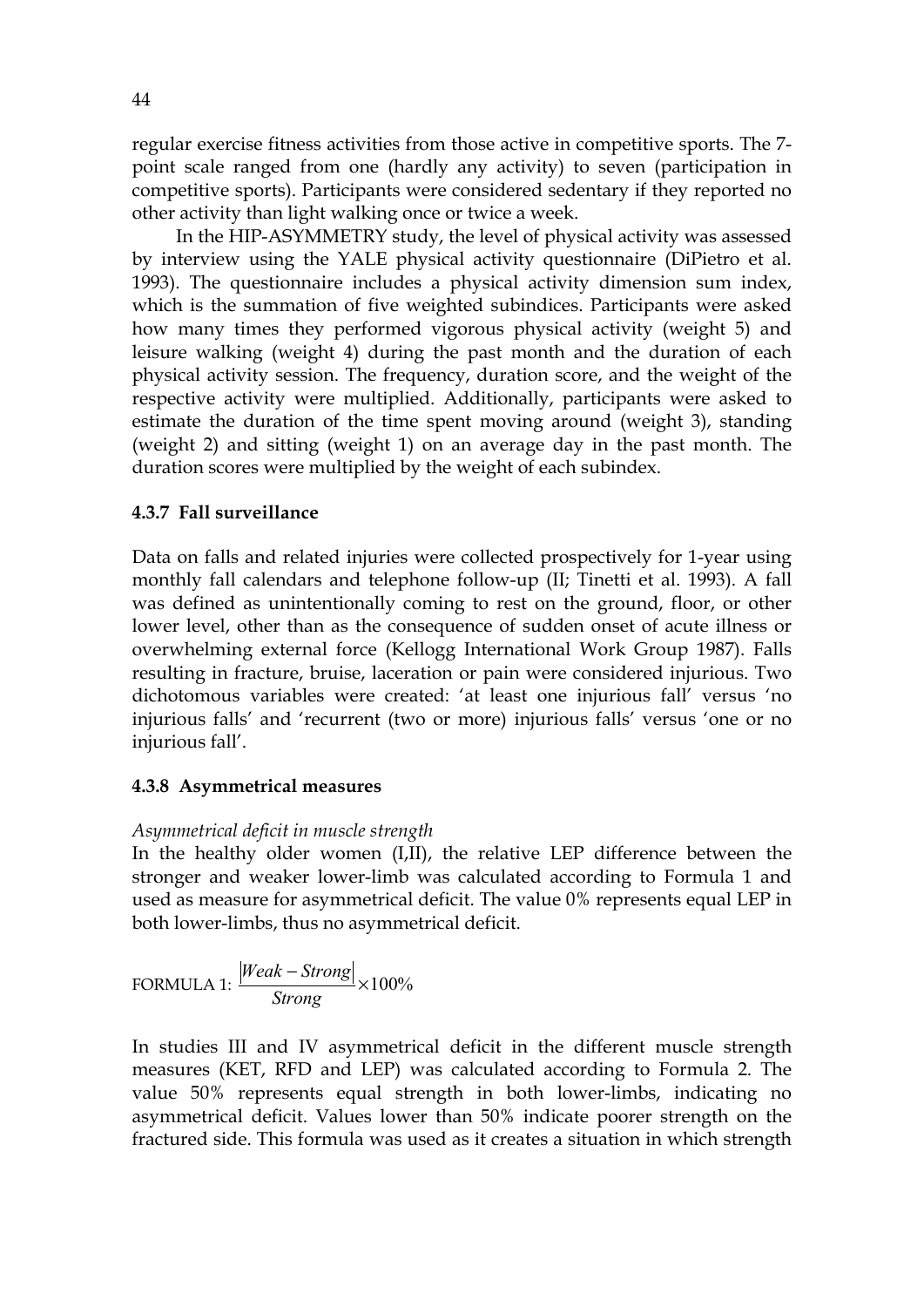regular exercise fitness activities from those active in competitive sports. The 7-point scale ranged from one (hardly any activity) to seven (participation in competitive sports). Participants were considered sedentary if they reported no other activity than light walking once or twice a week.

In the HIP-ASYMMETRY study, the level of physical activity was assessed by interview using the YALE physical activity questionnaire (DiPietro et al. 1993). The questionnaire includes a physical activity dimension sum index, which is the summation of five weighted subindices. Participants were asked how many times they performed vigorous physical activity (weight 5) and leisure walking (weight 4) during the past month and the duration of each physical activity session. The frequency, duration score, and the weight of the respective activity were multiplied. Additionally, participants were asked to estimate the duration of the time spent moving around (weight 3), standing (weight 2) and sitting (weight 1) on an average day in the past month. The duration scores were multiplied by the weight of each subindex.

### 4.3.7 Fall surveillance

Data on falls and related injuries were collected prospectively for 1-year using monthly fall calendars and telephone follow-up (II; Tinetti et al. 1993). A fall was defined as unintentionally coming to rest on the ground, floor, or other lower level, other than as the consequence of sudden onset of acute illness or overwhelming external force (Kellogg International Work Group 1987). Falls resulting in fracture, bruise, laceration or pain were considered injurious. Two dichotomous variables were created: 'at least one injurious fall' versus 'no injurious falls' and 'recurrent (two or more) injurious falls' versus 'one or no injurious fall'.

### 4.3.8 Asymmetrical measures

*Asymmetrical deficit in muscle strength*

In the healthy older women (I,II), the relative LEP difference between the stronger and weaker lower-limb was calculated according to Formula 1 and used as measure for asymmetrical deficit. The value 0% represents equal LEP in both lower-limbs, thus no asymmetrical deficit.

FORMULA 1: $$\frac{|Weak - Strong|}{Strong} \times 100\%$$

In studies III and IV asymmetrical deficit in the different muscle strength measures (KET, RFD and LEP) was calculated according to Formula 2. The value 50% represents equal strength in both lower-limbs, indicating no asymmetrical deficit. Values lower than 50% indicate poorer strength on the fractured side. This formula was used as it creates a situation in which strength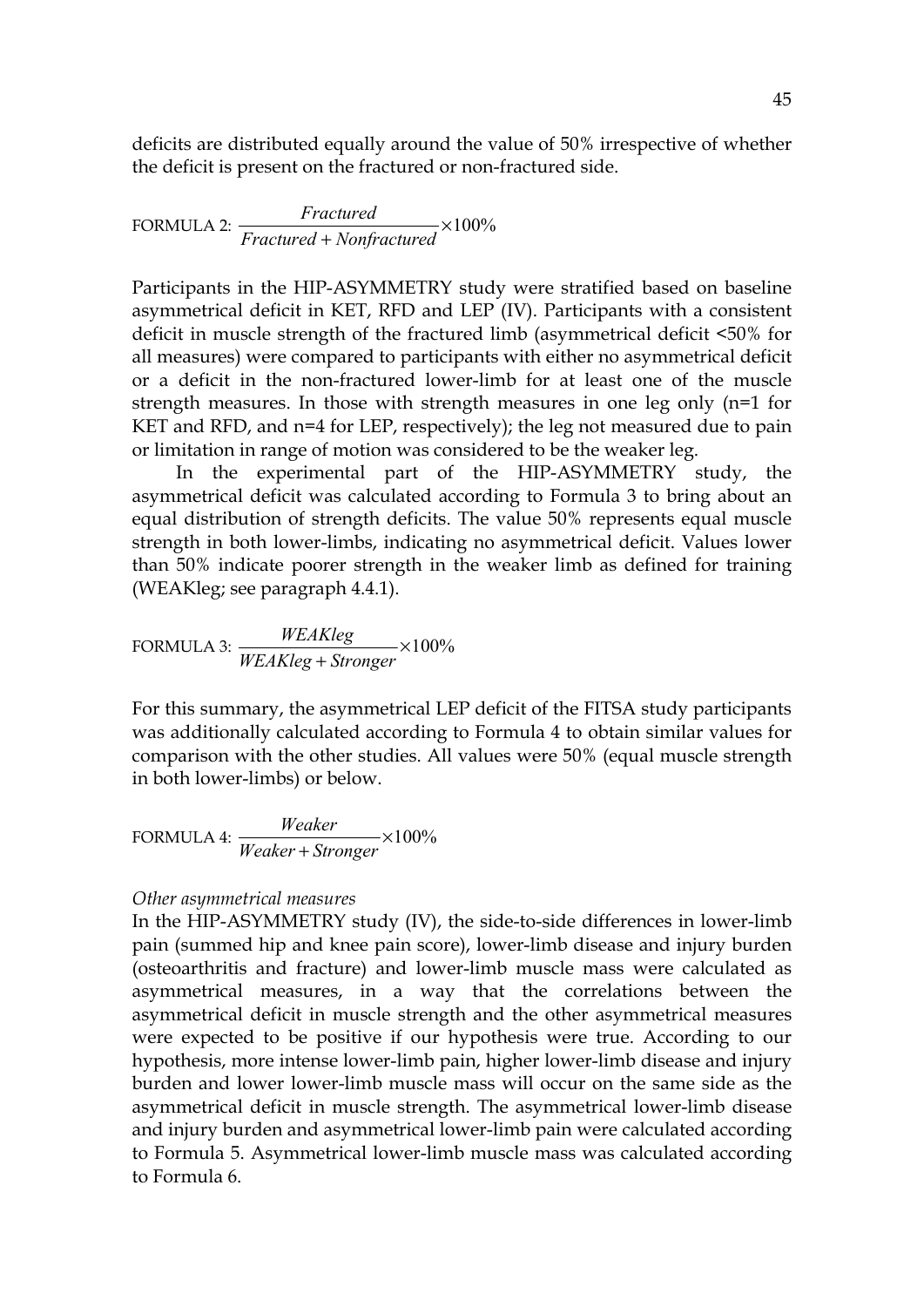deficits are distributed equally around the value of 50% irrespective of whether the deficit is present on the fractured or non-fractured side.

$$\text{FORMULA 2: } \frac{Fractured}{Fractured + Nonfractured} \times 100\%$$

Participants in the HIP-ASYMMETRY study were stratified based on baseline asymmetrical deficit in KET, RFD and LEP (IV). Participants with a consistent deficit in muscle strength of the fractured limb (asymmetrical deficit <50% for all measures) were compared to participants with either no asymmetrical deficit or a deficit in the non-fractured lower-limb for at least one of the muscle strength measures. In those with strength measures in one leg only (n=1 for KET and RFD, and n=4 for LEP, respectively); the leg not measured due to pain or limitation in range of motion was considered to be the weaker leg.

In the experimental part of the HIP-ASYMMETRY study, the asymmetrical deficit was calculated according to Formula 3 to bring about an equal distribution of strength deficits. The value 50% represents equal muscle strength in both lower-limbs, indicating no asymmetrical deficit. Values lower than 50% indicate poorer strength in the weaker limb as defined for training (WEAKleg; see paragraph 4.4.1).

$$\text{FORMULA 3: } \frac{WEAKleg}{WEAKleg + Stronger} \times 100\%$$

For this summary, the asymmetrical LEP deficit of the FITSA study participants was additionally calculated according to Formula 4 to obtain similar values for comparison with the other studies. All values were 50% (equal muscle strength in both lower-limbs) or below.

$$\text{FORMULA 4: } \frac{Weaker}{Weaker + Stronger} \times 100\%$$

*Other asymmetrical measures*

In the HIP-ASYMMETRY study (IV), the side-to-side differences in lower-limb pain (summed hip and knee pain score), lower-limb disease and injury burden (osteoarthritis and fracture) and lower-limb muscle mass were calculated as asymmetrical measures, in a way that the correlations between the asymmetrical deficit in muscle strength and the other asymmetrical measures were expected to be positive if our hypothesis were true. According to our hypothesis, more intense lower-limb pain, higher lower-limb disease and injury burden and lower lower-limb muscle mass will occur on the same side as the asymmetrical deficit in muscle strength. The asymmetrical lower-limb disease and injury burden and asymmetrical lower-limb pain were calculated according to Formula 5. Asymmetrical lower-limb muscle mass was calculated according to Formula 6.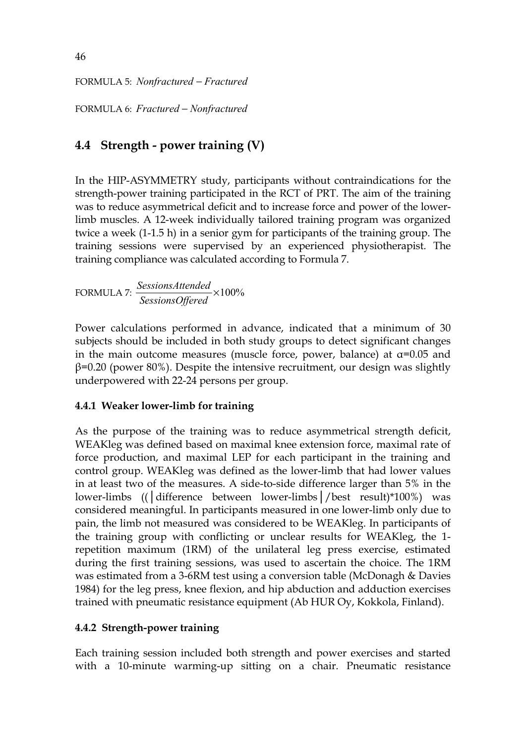FORMULA 5: $Nonfractured - Fractured$

FORMULA 6: $Fractured - Nonfractured$

## 4.4 Strength - power training (V)

In the HIP-ASYMMETRY study, participants without contraindications for the strength-power training participated in the RCT of PRT. The aim of the training was to reduce asymmetrical deficit and to increase force and power of the lower-limb muscles. A 12-week individually tailored training program was organized twice a week (1-1.5 h) in a senior gym for participants of the training group. The training sessions were supervised by an experienced physiotherapist. The training compliance was calculated according to Formula 7.

FORMULA 7: $\frac{SessionsAttended}{SessionsOffered} \times 100\%$

Power calculations performed in advance, indicated that a minimum of 30 subjects should be included in both study groups to detect significant changes in the main outcome measures (muscle force, power, balance) at $\alpha=0.05$ and $\beta=0.20$ (power 80%). Despite the intensive recruitment, our design was slightly underpowered with 22-24 persons per group.

### 4.4.1 Weaker lower-limb for training

As the purpose of the training was to reduce asymmetrical strength deficit, WEAKleg was defined based on maximal knee extension force, maximal rate of force production, and maximal LEP for each participant in the training and control group. WEAKleg was defined as the lower-limb that had lower values in at least two of the measures. A side-to-side difference larger than 5% in the lower-limbs ((│difference between lower-limbs│/best result)*100%) was considered meaningful. In participants measured in one lower-limb only due to pain, the limb not measured was considered to be WEAKleg. In participants of the training group with conflicting or unclear results for WEAKleg, the 1-repetition maximum (1RM) of the unilateral leg press exercise, estimated during the first training sessions, was used to ascertain the choice. The 1RM was estimated from a 3-6RM test using a conversion table (McDonagh & Davies 1984) for the leg press, knee flexion, and hip abduction and adduction exercises trained with pneumatic resistance equipment (Ab HUR Oy, Kokkola, Finland).

### 4.4.2 Strength-power training

Each training session included both strength and power exercises and started with a 10-minute warming-up sitting on a chair. Pneumatic resistance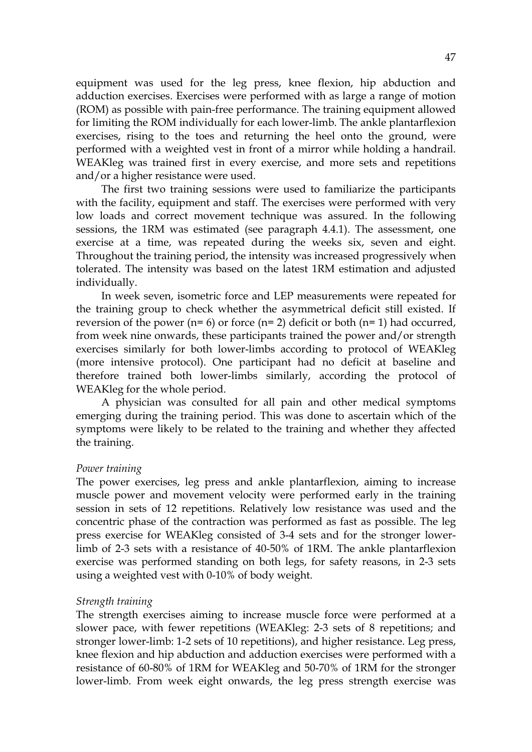equipment was used for the leg press, knee flexion, hip abduction and adduction exercises. Exercises were performed with as large a range of motion (ROM) as possible with pain-free performance. The training equipment allowed for limiting the ROM individually for each lower-limb. The ankle plantarflexion exercises, rising to the toes and returning the heel onto the ground, were performed with a weighted vest in front of a mirror while holding a handrail. WEAKleg was trained first in every exercise, and more sets and repetitions and/or a higher resistance were used.

The first two training sessions were used to familiarize the participants with the facility, equipment and staff. The exercises were performed with very low loads and correct movement technique was assured. In the following sessions, the 1RM was estimated (see paragraph 4.4.1). The assessment, one exercise at a time, was repeated during the weeks six, seven and eight. Throughout the training period, the intensity was increased progressively when tolerated. The intensity was based on the latest 1RM estimation and adjusted individually.

In week seven, isometric force and LEP measurements were repeated for the training group to check whether the asymmetrical deficit still existed. If reversion of the power (n= 6) or force (n= 2) deficit or both (n= 1) had occurred, from week nine onwards, these participants trained the power and/or strength exercises similarly for both lower-limbs according to protocol of WEAKleg (more intensive protocol). One participant had no deficit at baseline and therefore trained both lower-limbs similarly, according the protocol of WEAKleg for the whole period.

A physician was consulted for all pain and other medical symptoms emerging during the training period. This was done to ascertain which of the symptoms were likely to be related to the training and whether they affected the training.

*Power training*

The power exercises, leg press and ankle plantarflexion, aiming to increase muscle power and movement velocity were performed early in the training session in sets of 12 repetitions. Relatively low resistance was used and the concentric phase of the contraction was performed as fast as possible. The leg press exercise for WEAKleg consisted of 3-4 sets and for the stronger lower-limb of 2-3 sets with a resistance of 40-50% of 1RM. The ankle plantarflexion exercise was performed standing on both legs, for safety reasons, in 2-3 sets using a weighted vest with 0-10% of body weight.

*Strength training*

The strength exercises aiming to increase muscle force were performed at a slower pace, with fewer repetitions (WEAKleg: 2-3 sets of 8 repetitions; and stronger lower-limb: 1-2 sets of 10 repetitions), and higher resistance. Leg press, knee flexion and hip abduction and adduction exercises were performed with a resistance of 60-80% of 1RM for WEAKleg and 50-70% of 1RM for the stronger lower-limb. From week eight onwards, the leg press strength exercise was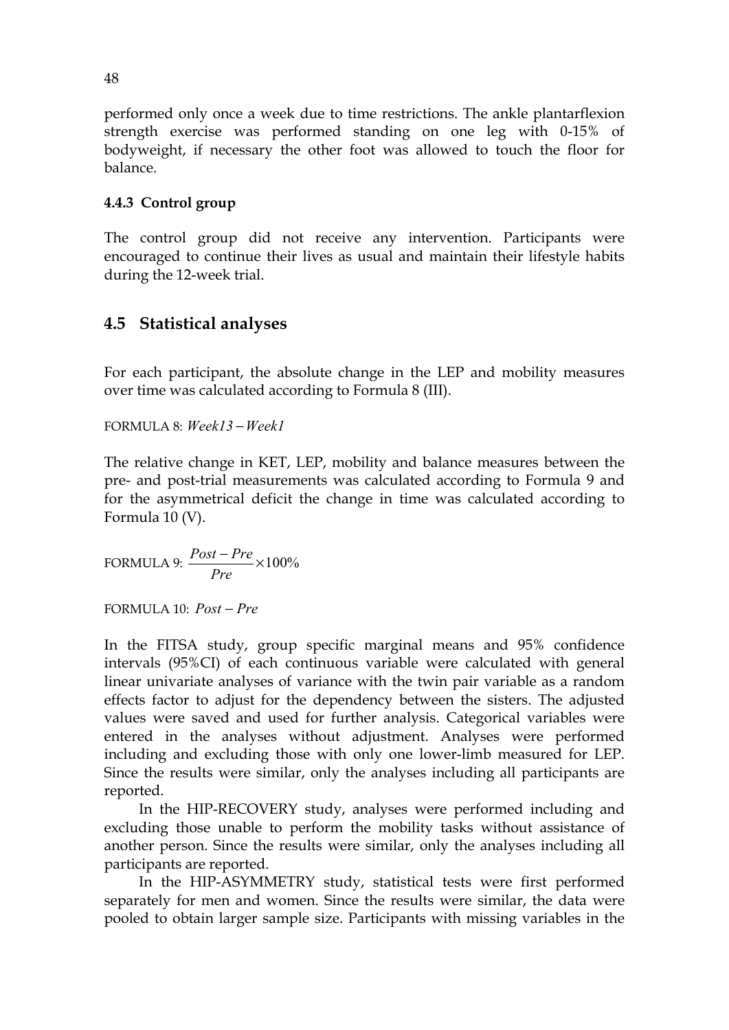performed only once a week due to time restrictions. The ankle plantarflexion strength exercise was performed standing on one leg with 0-15% of bodyweight, if necessary the other foot was allowed to touch the floor for balance.

### 4.4.3 Control group

The control group did not receive any intervention. Participants were encouraged to continue their lives as usual and maintain their lifestyle habits during the 12-week trial.

## 4.5 Statistical analyses

For each participant, the absolute change in the LEP and mobility measures over time was calculated according to Formula 8 (III).

FORMULA 8: $Week13 - Week1$

The relative change in KET, LEP, mobility and balance measures between the pre- and post-trial measurements was calculated according to Formula 9 and for the asymmetrical deficit the change in time was calculated according to Formula 10 (V).

FORMULA 9: $\frac{Post - Pre}{Pre} \times 100\%$

FORMULA 10: $Post - Pre$

In the FITSA study, group specific marginal means and 95% confidence intervals (95%CI) of each continuous variable were calculated with general linear univariate analyses of variance with the twin pair variable as a random effects factor to adjust for the dependency between the sisters. The adjusted values were saved and used for further analysis. Categorical variables were entered in the analyses without adjustment. Analyses were performed including and excluding those with only one lower-limb measured for LEP. Since the results were similar, only the analyses including all participants are reported.

In the HIP-RECOVERY study, analyses were performed including and excluding those unable to perform the mobility tasks without assistance of another person. Since the results were similar, only the analyses including all participants are reported.

In the HIP-ASYMMETRY study, statistical tests were first performed separately for men and women. Since the results were similar, the data were pooled to obtain larger sample size. Participants with missing variables in the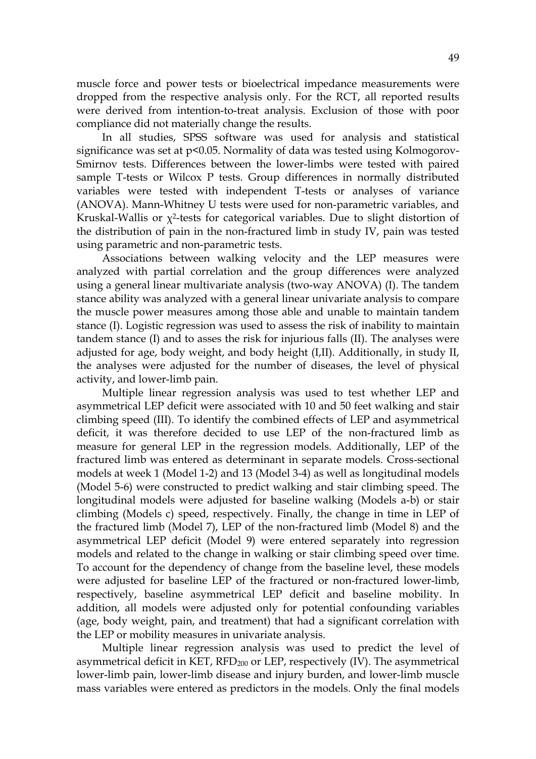muscle force and power tests or bioelectrical impedance measurements were dropped from the respective analysis only. For the RCT, all reported results were derived from intention-to-treat analysis. Exclusion of those with poor compliance did not materially change the results.

In all studies, SPSS software was used for analysis and statistical significance was set at $p<0.05$. Normality of data was tested using Kolmogorov-Smirnov tests. Differences between the lower-limbs were tested with paired sample T-tests or Wilcox P tests. Group differences in normally distributed variables were tested with independent T-tests or analyses of variance (ANOVA). Mann-Whitney U tests were used for non-parametric variables, and Kruskal-Wallis or $\chi^2$-tests for categorical variables. Due to slight distortion of the distribution of pain in the non-fractured limb in study IV, pain was tested using parametric and non-parametric tests.

Associations between walking velocity and the LEP measures were analyzed with partial correlation and the group differences were analyzed using a general linear multivariate analysis (two-way ANOVA) (I). The tandem stance ability was analyzed with a general linear univariate analysis to compare the muscle power measures among those able and unable to maintain tandem stance (I). Logistic regression was used to assess the risk of inability to maintain tandem stance (I) and to asses the risk for injurious falls (II). The analyses were adjusted for age, body weight, and body height (I,II). Additionally, in study II, the analyses were adjusted for the number of diseases, the level of physical activity, and lower-limb pain.

Multiple linear regression analysis was used to test whether LEP and asymmetrical LEP deficit were associated with 10 and 50 feet walking and stair climbing speed (III). To identify the combined effects of LEP and asymmetrical deficit, it was therefore decided to use LEP of the non-fractured limb as measure for general LEP in the regression models. Additionally, LEP of the fractured limb was entered as determinant in separate models. Cross-sectional models at week 1 (Model 1-2) and 13 (Model 3-4) as well as longitudinal models (Model 5-6) were constructed to predict walking and stair climbing speed. The longitudinal models were adjusted for baseline walking (Models a-b) or stair climbing (Models c) speed, respectively. Finally, the change in time in LEP of the fractured limb (Model 7), LEP of the non-fractured limb (Model 8) and the asymmetrical LEP deficit (Model 9) were entered separately into regression models and related to the change in walking or stair climbing speed over time. To account for the dependency of change from the baseline level, these models were adjusted for baseline LEP of the fractured or non-fractured lower-limb, respectively, baseline asymmetrical LEP deficit and baseline mobility. In addition, all models were adjusted only for potential confounding variables (age, body weight, pain, and treatment) that had a significant correlation with the LEP or mobility measures in univariate analysis.

Multiple linear regression analysis was used to predict the level of asymmetrical deficit in KET, $RFD_{200}$ or LEP, respectively (IV). The asymmetrical lower-limb pain, lower-limb disease and injury burden, and lower-limb muscle mass variables were entered as predictors in the models. Only the final models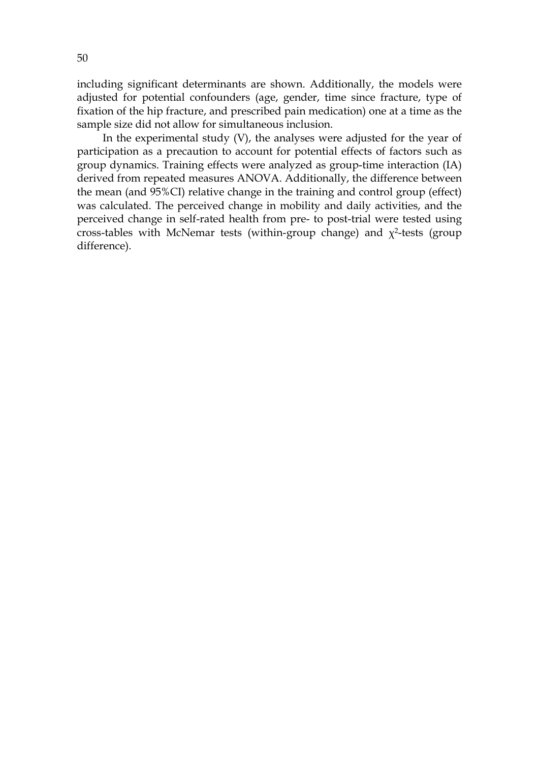including significant determinants are shown. Additionally, the models were adjusted for potential confounders (age, gender, time since fracture, type of fixation of the hip fracture, and prescribed pain medication) one at a time as the sample size did not allow for simultaneous inclusion.

In the experimental study (V), the analyses were adjusted for the year of participation as a precaution to account for potential effects of factors such as group dynamics. Training effects were analyzed as group-time interaction (IA) derived from repeated measures ANOVA. Additionally, the difference between the mean (and 95%CI) relative change in the training and control group (effect) was calculated. The perceived change in mobility and daily activities, and the perceived change in self-rated health from pre- to post-trial were tested using cross-tables with McNemar tests (within-group change) and $\chi^2$-tests (group difference).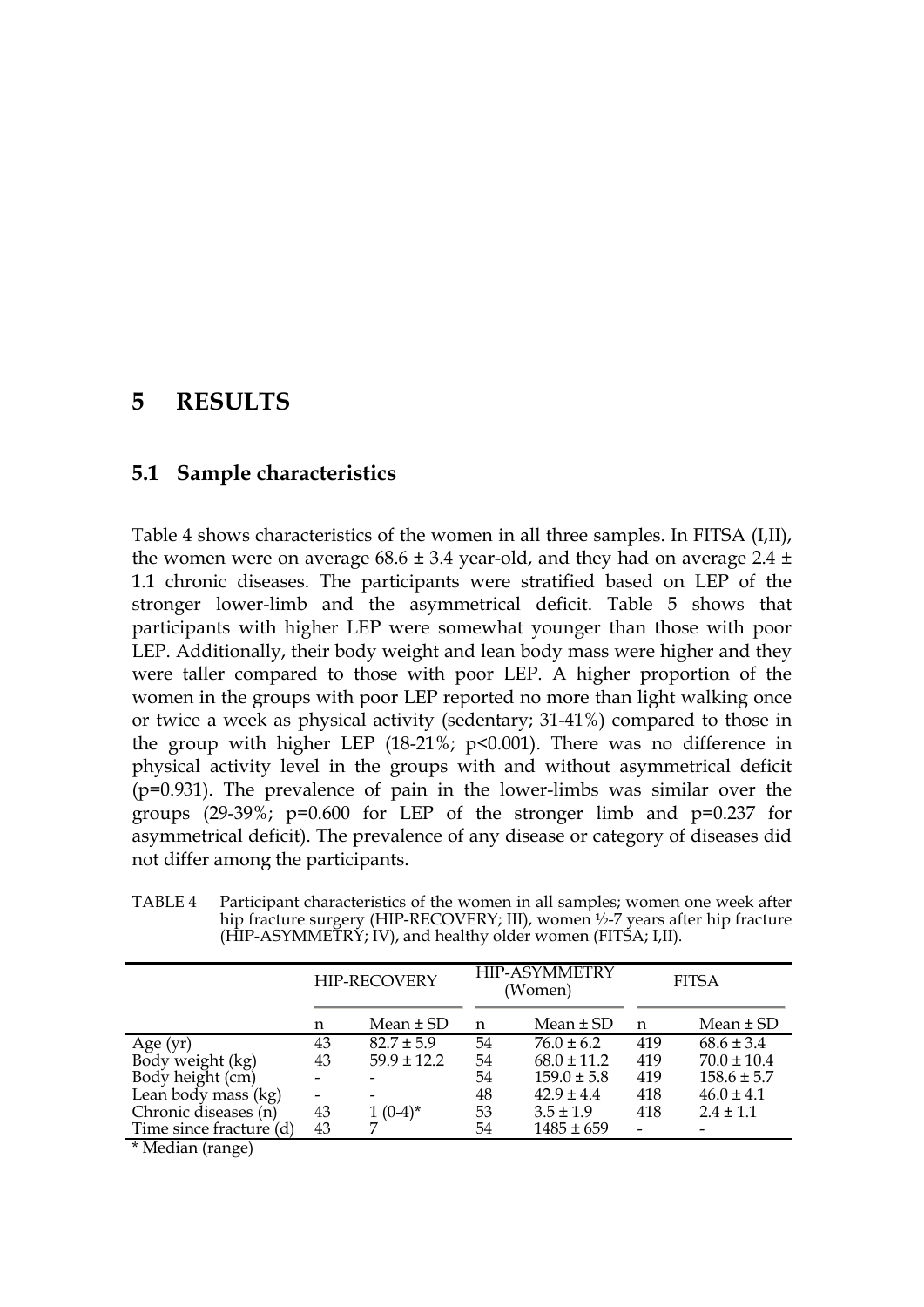# 5 RESULTS

## 5.1 Sample characteristics

Table 4 shows characteristics of the women in all three samples. In FITSA (I,II), the women were on average 68.6 ± 3.4 year-old, and they had on average 2.4 ± 1.1 chronic diseases. The participants were stratified based on LEP of the stronger lower-limb and the asymmetrical deficit. Table 5 shows that participants with higher LEP were somewhat younger than those with poor LEP. Additionally, their body weight and lean body mass were higher and they were taller compared to those with poor LEP. A higher proportion of the women in the groups with poor LEP reported no more than light walking once or twice a week as physical activity (sedentary; 31-41%) compared to those in the group with higher LEP (18-21%; p<0.001). There was no difference in physical activity level in the groups with and without asymmetrical deficit (p=0.931). The prevalence of pain in the lower-limbs was similar over the groups (29-39%; p=0.600 for LEP of the stronger limb and p=0.237 for asymmetrical deficit). The prevalence of any disease or category of diseases did not differ among the participants.

TABLE 4 Participant characteristics of the women in all samples; women one week after hip fracture surgery (HIP-RECOVERY; III), women ½-7 years after hip fracture (HIP-ASYMMETRY; IV), and healthy older women (FITSA; I,II).

| | HIP-RECOVERY | | HIP-ASYMMETRY (Women) | | FITSA | |
|---|---|---|---|---|---|---|
| | n | Mean ± SD | n | Mean ± SD | n | Mean ± SD |
| Age (yr) | 43 | 82.7 ± 5.9 | 54 | 76.0 ± 6.2 | 419 | 68.6 ± 3.4 |
| Body weight (kg) | 43 | 59.9 ± 12.2 | 54 | 68.0 ± 11.2 | 419 | 70.0 ± 10.4 |
| Body height (cm) | - | - | 54 | 159.0 ± 5.8 | 419 | 158.6 ± 5.7 |
| Lean body mass (kg) | - | - | 48 | 42.9 ± 4.4 | 418 | 46.0 ± 4.1 |
| Chronic diseases (n) | 43 | 1 (0-4)* | 53 | 3.5 ± 1.9 | 418 | 2.4 ± 1.1 |
| Time since fracture (d) | 43 | 7 | 54 | 1485 ± 659 | - | - |

* Median (range)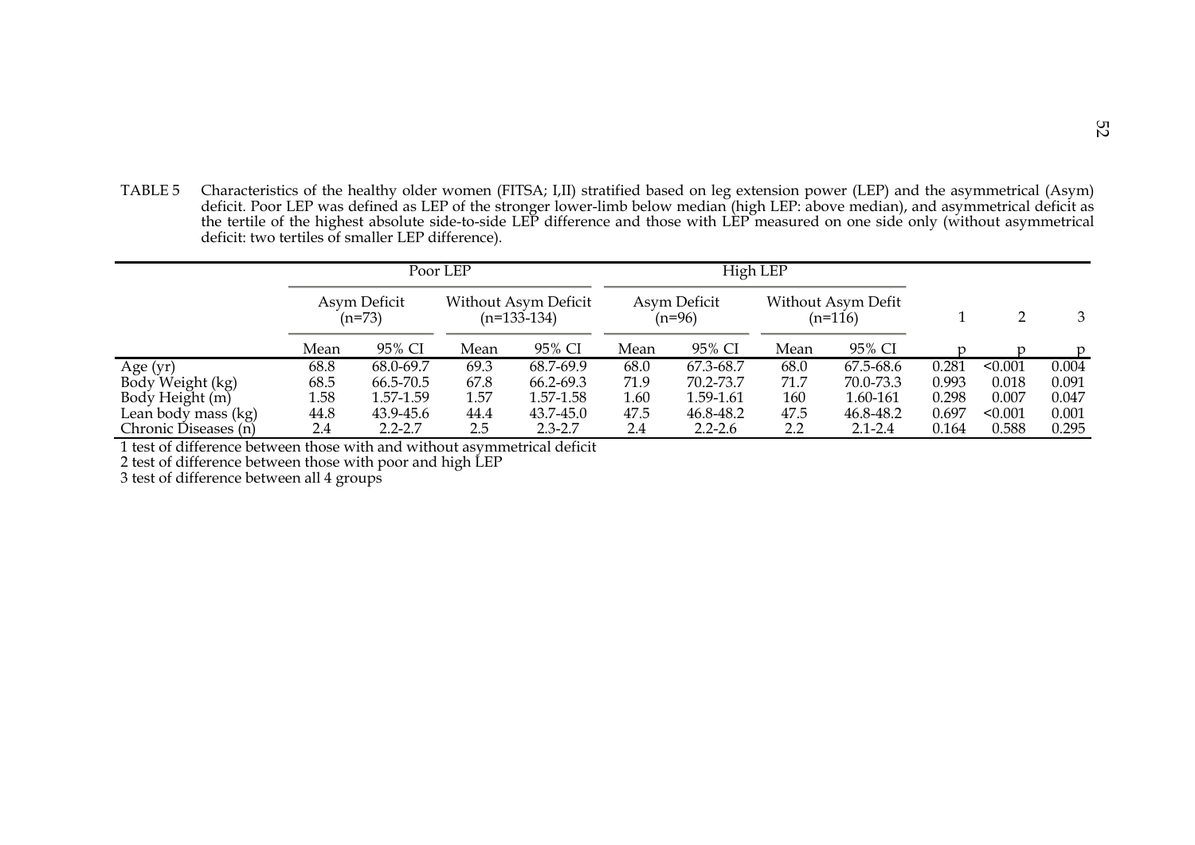TABLE 5 Characteristics of the healthy older women (FITSA; I,II) stratified based on leg extension power (LEP) and the asymmetrical (Asym) deficit. Poor LEP was defined as LEP of the stronger lower-limb below median (high LEP: above median), and asymmetrical deficit as the tertile of the highest absolute side-to-side LEP difference and those with LEP measured on one side only (without asymmetrical deficit: two tertiles of smaller LEP difference).

| | Poor LEP | | | | High LEP | | | | | | |
|---|---|---|---|---|---|---|---|---|---|---|---|
| | Asym Deficit (n=73) | | Without Asym Deficit (n=133-134) | | Asym Deficit (n=96) | | Without Asym Defit (n=116) | | 1 | 2 | 3 |
| | Mean | 95% CI | Mean | 95% CI | Mean | 95% CI | Mean | 95% CI | p | p | p |
| Age (yr) | 68.8 | 68.0-69.7 | 69.3 | 68.7-69.9 | 68.0 | 67.3-68.7 | 68.0 | 67.5-68.6 | 0.281 | <0.001 | 0.004 |
| Body Weight (kg) | 68.5 | 66.5-70.5 | 67.8 | 66.2-69.3 | 71.9 | 70.2-73.7 | 71.7 | 70.0-73.3 | 0.993 | 0.018 | 0.091 |
| Body Height (m) | 1.58 | 1.57-1.59 | 1.57 | 1.57-1.58 | 1.60 | 1.59-1.61 | 160 | 1.60-161 | 0.298 | 0.007 | 0.047 |
| Lean body mass (kg) | 44.8 | 43.9-45.6 | 44.4 | 43.7-45.0 | 47.5 | 46.8-48.2 | 47.5 | 46.8-48.2 | 0.697 | <0.001 | 0.001 |
| Chronic Diseases (n) | 2.4 | 2.2-2.7 | 2.5 | 2.3-2.7 | 2.4 | 2.2-2.6 | 2.2 | 2.1-2.4 | 0.164 | 0.588 | 0.295 |

1 test of difference between those with and without asymmetrical deficit
2 test of difference between those with poor and high LEP
3 test of difference between all 4 groups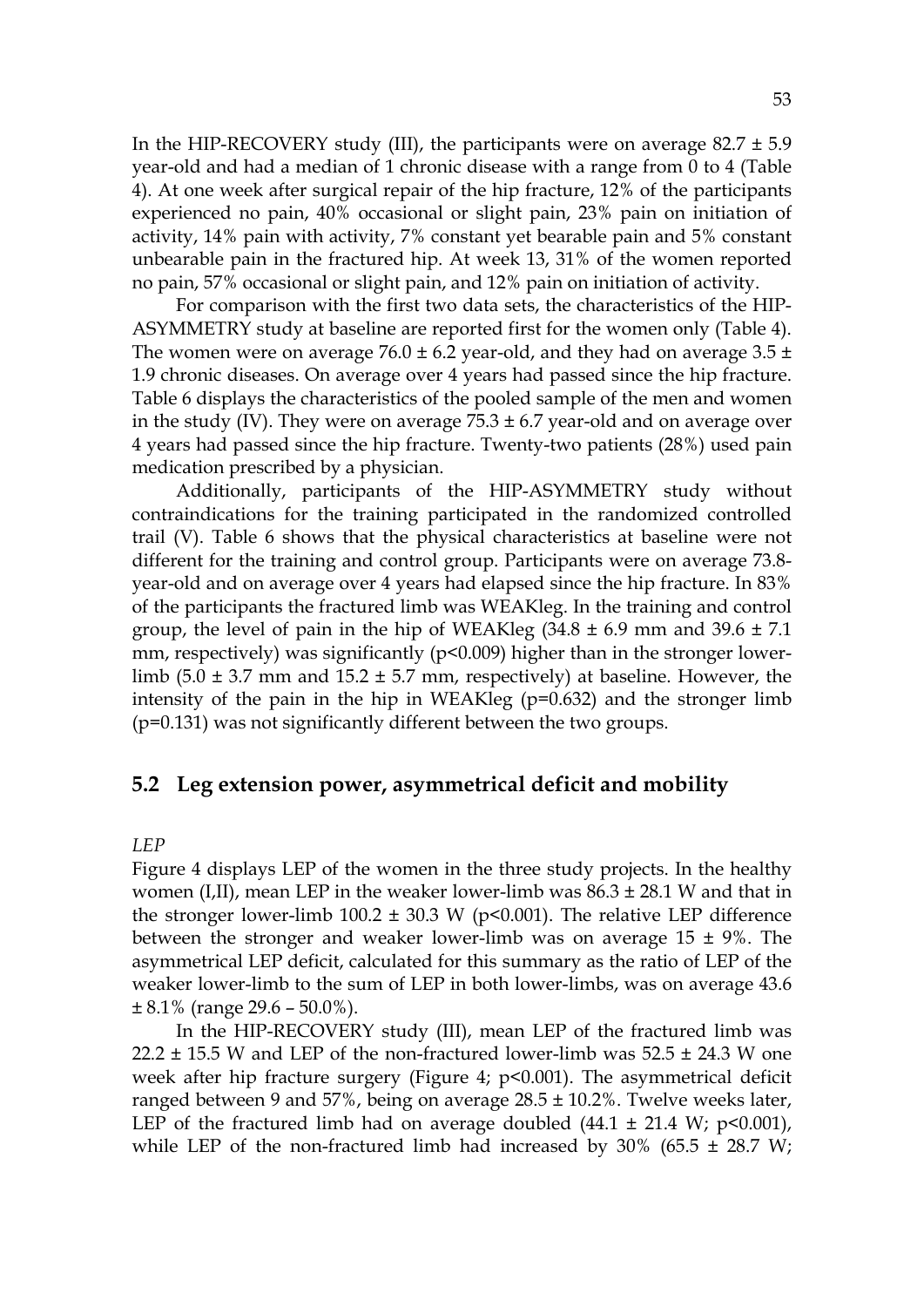In the HIP-RECOVERY study (III), the participants were on average 82.7 ± 5.9 year-old and had a median of 1 chronic disease with a range from 0 to 4 (Table 4). At one week after surgical repair of the hip fracture, 12% of the participants experienced no pain, 40% occasional or slight pain, 23% pain on initiation of activity, 14% pain with activity, 7% constant yet bearable pain and 5% constant unbearable pain in the fractured hip. At week 13, 31% of the women reported no pain, 57% occasional or slight pain, and 12% pain on initiation of activity.

For comparison with the first two data sets, the characteristics of the HIP-ASYMMETRY study at baseline are reported first for the women only (Table 4). The women were on average 76.0 ± 6.2 year-old, and they had on average 3.5 ± 1.9 chronic diseases. On average over 4 years had passed since the hip fracture. Table 6 displays the characteristics of the pooled sample of the men and women in the study (IV). They were on average 75.3 ± 6.7 year-old and on average over 4 years had passed since the hip fracture. Twenty-two patients (28%) used pain medication prescribed by a physician.

Additionally, participants of the HIP-ASYMMETRY study without contraindications for the training participated in the randomized controlled trail (V). Table 6 shows that the physical characteristics at baseline were not different for the training and control group. Participants were on average 73.8-year-old and on average over 4 years had elapsed since the hip fracture. In 83% of the participants the fractured limb was WEAKleg. In the training and control group, the level of pain in the hip of WEAKleg (34.8 ± 6.9 mm and 39.6 ± 7.1 mm, respectively) was significantly ($p<0.009$) higher than in the stronger lower-limb (5.0 ± 3.7 mm and 15.2 ± 5.7 mm, respectively) at baseline. However, the intensity of the pain in the hip in WEAKleg ($p=0.632$) and the stronger limb ($p=0.131$) was not significantly different between the two groups.

## 5.2 Leg extension power, asymmetrical deficit and mobility

*LEP*

Figure 4 displays LEP of the women in the three study projects. In the healthy women (I,II), mean LEP in the weaker lower-limb was 86.3 ± 28.1 W and that in the stronger lower-limb 100.2 ± 30.3 W ($p<0.001$). The relative LEP difference between the stronger and weaker lower-limb was on average 15 ± 9%. The asymmetrical LEP deficit, calculated for this summary as the ratio of LEP of the weaker lower-limb to the sum of LEP in both lower-limbs, was on average 43.6 ± 8.1% (range 29.6 – 50.0%).

In the HIP-RECOVERY study (III), mean LEP of the fractured limb was 22.2 ± 15.5 W and LEP of the non-fractured lower-limb was 52.5 ± 24.3 W one week after hip fracture surgery (Figure 4; $p<0.001$). The asymmetrical deficit ranged between 9 and 57%, being on average 28.5 ± 10.2%. Twelve weeks later, LEP of the fractured limb had on average doubled (44.1 ± 21.4 W; $p<0.001$), while LEP of the non-fractured limb had increased by 30% (65.5 ± 28.7 W;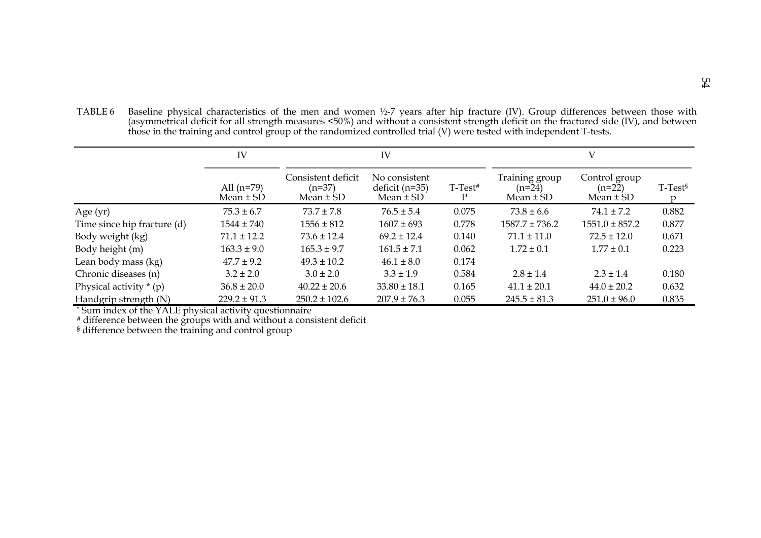TABLE 6 Baseline physical characteristics of the men and women ½-7 years after hip fracture (IV). Group differences between those with (asymmetrical deficit for all strength measures <50%) and without a consistent strength deficit on the fractured side (IV), and between those in the training and control group of the randomized controlled trial (V) were tested with independent T-tests.

| | IV | IV | | | V | | |
|---|---|---|---|---|---|---|---|
| | All (n=79) Mean ± SD | Consistent deficit (n=37) Mean ± SD | No consistent deficit (n=35) Mean ± SD | T-Test[#] P | Training group (n=24) Mean ± SD | Control group (n=22) Mean ± SD | T-Test[§] p |
| Age (yr) | 75.3 ± 6.7 | 73.7 ± 7.8 | 76.5 ± 5.4 | 0.075 | 73.8 ± 6.6 | 74.1 ± 7.2 | 0.882 |
| Time since hip fracture (d) | 1544 ± 740 | 1556 ± 812 | 1607 ± 693 | 0.778 | 1587.7 ± 736.2 | 1551.0 ± 857.2 | 0.877 |
| Body weight (kg) | 71.1 ± 12.2 | 73.6 ± 12.4 | 69.2 ± 12.4 | 0.140 | 71.1 ± 11.0 | 72.5 ± 12.0 | 0.671 |
| Body height (m) | 163.3 ± 9.0 | 165.3 ± 9.7 | 161.5 ± 7.1 | 0.062 | 1.72 ± 0.1 | 1.77 ± 0.1 | 0.223 |
| Lean body mass (kg) | 47.7 ± 9.2 | 49.3 ± 10.2 | 46.1 ± 8.0 | 0.174 | | | |
| Chronic diseases (n) | 3.2 ± 2.0 | 3.0 ± 2.0 | 3.3 ± 1.9 | 0.584 | 2.8 ± 1.4 | 2.3 ± 1.4 | 0.180 |
| Physical activity * (p) | 36.8 ± 20.0 | 40.22 ± 20.6 | 33.80 ± 18.1 | 0.165 | 41.1 ± 20.1 | 44.0 ± 20.2 | 0.632 |
| Handgrip strength (N) | 229.2 ± 91.3 | 250.2 ± 102.6 | 207.9 ± 76.3 | 0.055 | 245.5 ± 81.3 | 251.0 ± 96.0 | 0.835 |

* Sum index of the YALE physical activity questionnaire
# difference between the groups with and without a consistent deficit
§ difference between the training and control group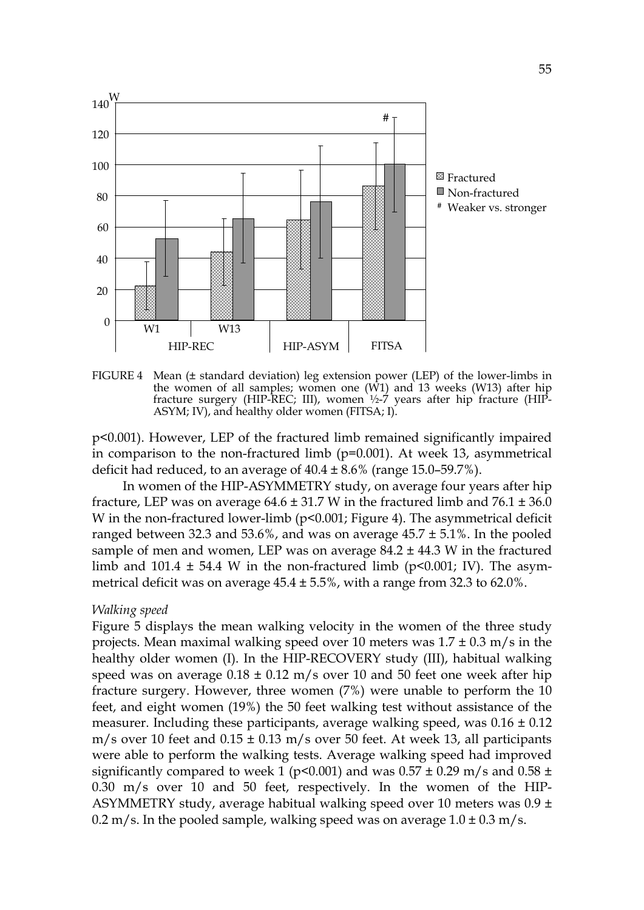FIGURE 4 Mean (± standard deviation) leg extension power (LEP) of the lower-limbs in the women of all samples; women one (W1) and 13 weeks (W13) after hip fracture surgery (HIP-REC; III), women ½-7 years after hip fracture (HIP-ASYM; IV), and healthy older women (FITSA; I).

p<0.001). However, LEP of the fractured limb remained significantly impaired in comparison to the non-fractured limb (p=0.001). At week 13, asymmetrical deficit had reduced, to an average of 40.4 ± 8.6% (range 15.0–59.7%).

In women of the HIP-ASYMMETRY study, on average four years after hip fracture, LEP was on average 64.6 ± 31.7 W in the fractured limb and 76.1 ± 36.0 W in the non-fractured lower-limb (p<0.001; Figure 4). The asymmetrical deficit ranged between 32.3 and 53.6%, and was on average 45.7 ± 5.1%. In the pooled sample of men and women, LEP was on average 84.2 ± 44.3 W in the fractured limb and 101.4 ± 54.4 W in the non-fractured limb (p<0.001; IV). The asymmetrical deficit was on average 45.4 ± 5.5%, with a range from 32.3 to 62.0%.

*Walking speed*

Figure 5 displays the mean walking velocity in the women of the three study projects. Mean maximal walking speed over 10 meters was 1.7 ± 0.3 m/s in the healthy older women (I). In the HIP-RECOVERY study (III), habitual walking speed was on average 0.18 ± 0.12 m/s over 10 and 50 feet one week after hip fracture surgery. However, three women (7%) were unable to perform the 10 feet, and eight women (19%) the 50 feet walking test without assistance of the measurer. Including these participants, average walking speed, was 0.16 ± 0.12 m/s over 10 feet and 0.15 ± 0.13 m/s over 50 feet. At week 13, all participants were able to perform the walking tests. Average walking speed had improved significantly compared to week 1 (p<0.001) and was 0.57 ± 0.29 m/s and 0.58 ± 0.30 m/s over 10 and 50 feet, respectively. In the women of the HIP-ASYMMETRY study, average habitual walking speed over 10 meters was 0.9 ± 0.2 m/s. In the pooled sample, walking speed was on average 1.0 ± 0.3 m/s.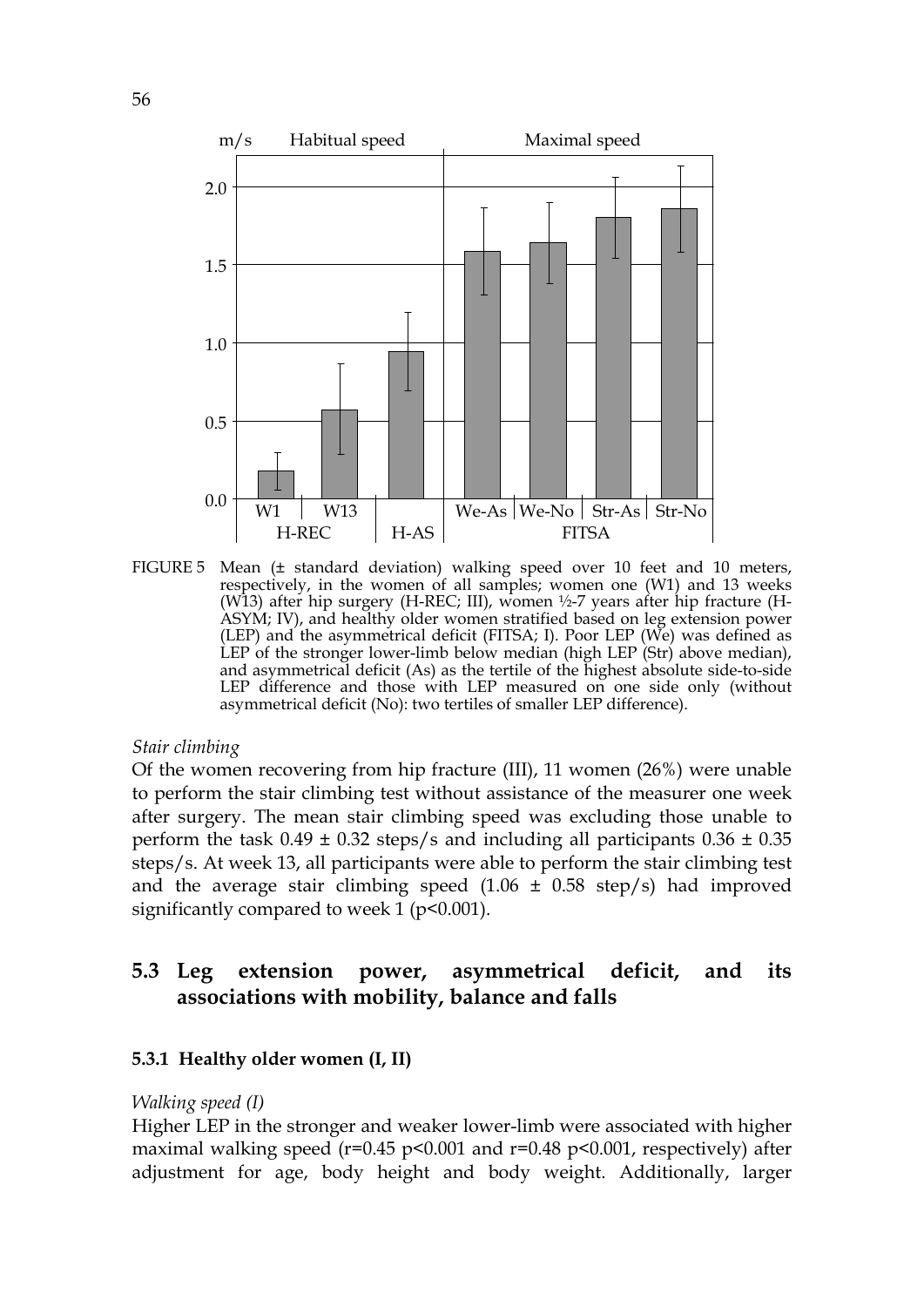FIGURE 5 Mean (± standard deviation) walking speed over 10 feet and 10 meters, respectively, in the women of all samples; women one (W1) and 13 weeks (W13) after hip surgery (H-REC; III), women ½-7 years after hip fracture (H-ASYM; IV), and healthy older women stratified based on leg extension power (LEP) and the asymmetrical deficit (FITSA; I). Poor LEP (We) was defined as LEP of the stronger lower-limb below median (high LEP (Str) above median), and asymmetrical deficit (As) as the tertile of the highest absolute side-to-side LEP difference and those with LEP measured on one side only (without asymmetrical deficit (No): two tertiles of smaller LEP difference).

*Stair climbing*

Of the women recovering from hip fracture (III), 11 women (26%) were unable to perform the stair climbing test without assistance of the measurer one week after surgery. The mean stair climbing speed was excluding those unable to perform the task 0.49 ± 0.32 steps/s and including all participants 0.36 ± 0.35 steps/s. At week 13, all participants were able to perform the stair climbing test and the average stair climbing speed (1.06 ± 0.58 step/s) had improved significantly compared to week 1 ($p<0.001$).

## 5.3 Leg extension power, asymmetrical deficit, and its associations with mobility, balance and falls

### 5.3.1 Healthy older women (I, II)

*Walking speed (I)*

Higher LEP in the stronger and weaker lower-limb were associated with higher maximal walking speed ($r=0.45$ $p<0.001$ and $r=0.48$ $p<0.001$, respectively) after adjustment for age, body height and body weight. Additionally, larger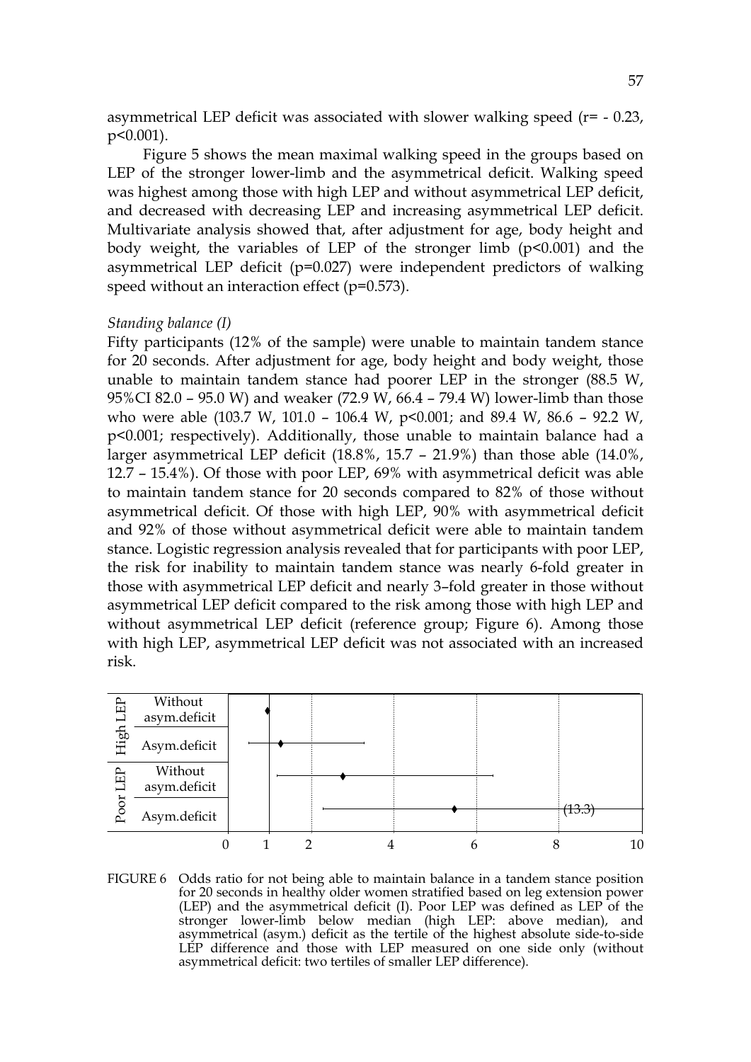asymmetrical LEP deficit was associated with slower walking speed (r= - 0.23, p<0.001).

Figure 5 shows the mean maximal walking speed in the groups based on LEP of the stronger lower-limb and the asymmetrical deficit. Walking speed was highest among those with high LEP and without asymmetrical LEP deficit, and decreased with decreasing LEP and increasing asymmetrical LEP deficit. Multivariate analysis showed that, after adjustment for age, body height and body weight, the variables of LEP of the stronger limb (p<0.001) and the asymmetrical LEP deficit (p=0.027) were independent predictors of walking speed without an interaction effect (p=0.573).

*Standing balance (I)*

Fifty participants (12% of the sample) were unable to maintain tandem stance for 20 seconds. After adjustment for age, body height and body weight, those unable to maintain tandem stance had poorer LEP in the stronger (88.5 W, 95%CI 82.0 – 95.0 W) and weaker (72.9 W, 66.4 – 79.4 W) lower-limb than those who were able (103.7 W, 101.0 – 106.4 W, p<0.001; and 89.4 W, 86.6 – 92.2 W, p<0.001; respectively). Additionally, those unable to maintain balance had a larger asymmetrical LEP deficit (18.8%, 15.7 – 21.9%) than those able (14.0%, 12.7 – 15.4%). Of those with poor LEP, 69% with asymmetrical deficit was able to maintain tandem stance for 20 seconds compared to 82% of those without asymmetrical deficit. Of those with high LEP, 90% with asymmetrical deficit and 92% of those without asymmetrical deficit were able to maintain tandem stance. Logistic regression analysis revealed that for participants with poor LEP, the risk for inability to maintain tandem stance was nearly 6-fold greater in those with asymmetrical LEP deficit and nearly 3–fold greater in those without asymmetrical LEP deficit compared to the risk among those with high LEP and without asymmetrical LEP deficit (reference group; Figure 6). Among those with high LEP, asymmetrical LEP deficit was not associated with an increased risk.

FIGURE 6 Odds ratio for not being able to maintain balance in a tandem stance position for 20 seconds in healthy older women stratified based on leg extension power (LEP) and the asymmetrical deficit (I). Poor LEP was defined as LEP of the stronger lower-limb below median (high LEP: above median), and asymmetrical (asym.) deficit as the tertile of the highest absolute side-to-side LEP difference and those with LEP measured on one side only (without asymmetrical deficit: two tertiles of smaller LEP difference).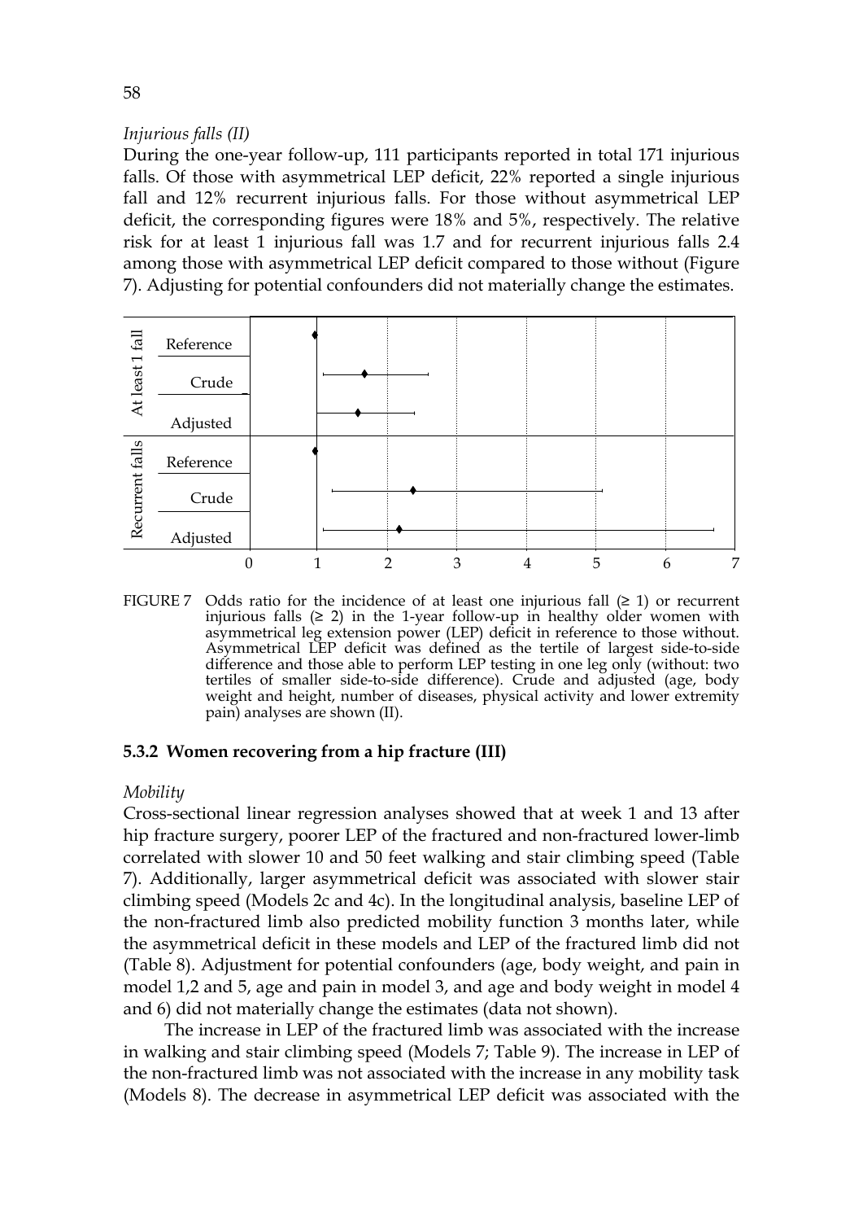*Injurious falls (II)*

During the one-year follow-up, 111 participants reported in total 171 injurious falls. Of those with asymmetrical LEP deficit, 22% reported a single injurious fall and 12% recurrent injurious falls. For those without asymmetrical LEP deficit, the corresponding figures were 18% and 5%, respectively. The relative risk for at least 1 injurious fall was 1.7 and for recurrent injurious falls 2.4 among those with asymmetrical LEP deficit compared to those without (Figure 7). Adjusting for potential confounders did not materially change the estimates.

FIGURE 7 Odds ratio for the incidence of at least one injurious fall (≥ 1) or recurrent injurious falls (≥ 2) in the 1-year follow-up in healthy older women with asymmetrical leg extension power (LEP) deficit in reference to those without. Asymmetrical LEP deficit was defined as the tertile of largest side-to-side difference and those able to perform LEP testing in one leg only (without: two tertiles of smaller side-to-side difference). Crude and adjusted (age, body weight and height, number of diseases, physical activity and lower extremity pain) analyses are shown (II).

### 5.3.2 Women recovering from a hip fracture (III)

*Mobility*

Cross-sectional linear regression analyses showed that at week 1 and 13 after hip fracture surgery, poorer LEP of the fractured and non-fractured lower-limb correlated with slower 10 and 50 feet walking and stair climbing speed (Table 7). Additionally, larger asymmetrical deficit was associated with slower stair climbing speed (Models 2c and 4c). In the longitudinal analysis, baseline LEP of the non-fractured limb also predicted mobility function 3 months later, while the asymmetrical deficit in these models and LEP of the fractured limb did not (Table 8). Adjustment for potential confounders (age, body weight, and pain in model 1,2 and 5, age and pain in model 3, and age and body weight in model 4 and 6) did not materially change the estimates (data not shown).

The increase in LEP of the fractured limb was associated with the increase in walking and stair climbing speed (Models 7; Table 9). The increase in LEP of the non-fractured limb was not associated with the increase in any mobility task (Models 8). The decrease in asymmetrical LEP deficit was associated with the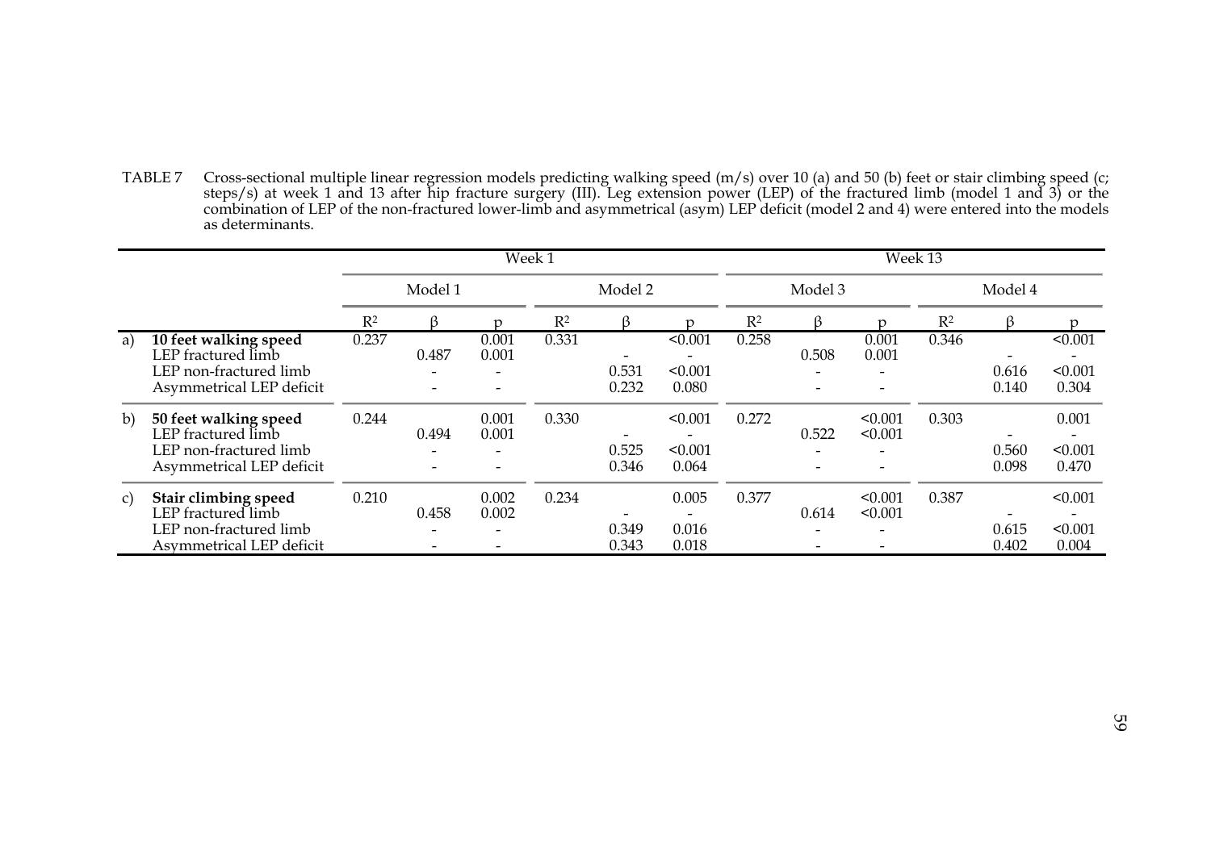TABLE 7 Cross-sectional multiple linear regression models predicting walking speed (m/s) over 10 (a) and 50 (b) feet or stair climbing speed (c; steps/s) at week 1 and 13 after hip fracture surgery (III). Leg extension power (LEP) of the fractured limb (model 1 and 3) or the combination of LEP of the non-fractured lower-limb and asymmetrical (asym) LEP deficit (model 2 and 4) were entered into the models as determinants.

| | | Week 1 | | | | | | Week 13 | | | | | |
|---|---|---|---|---|---|---|---|---|---|---|---|---|---|
| | | Model 1 | | | Model 2 | | | Model 3 | | | Model 4 | | |
| | | $R^2$ | β | p | $R^2$ | β | p | $R^2$ | β | p | $R^2$ | β | p |
| a) | **10 feet walking speed** | 0.237 | | 0.001 | 0.331 | | <0.001 | 0.258 | | 0.001 | 0.346 | | <0.001 |
| | LEP fractured limb | | 0.487 | 0.001 | | - | - | | 0.508 | 0.001 | | - | - |
| | LEP non-fractured limb | | - | - | | 0.531 | <0.001 | | - | - | | 0.616 | <0.001 |
| | Asymmetrical LEP deficit | | - | - | | 0.232 | 0.080 | | - | - | | 0.140 | 0.304 |
| b) | **50 feet walking speed** | 0.244 | | 0.001 | 0.330 | | <0.001 | 0.272 | | <0.001 | 0.303 | | 0.001 |
| | LEP fractured limb | | 0.494 | 0.001 | | - | - | | 0.522 | <0.001 | | - | - |
| | LEP non-fractured limb | | - | - | | 0.525 | <0.001 | | - | - | | 0.560 | <0.001 |
| | Asymmetrical LEP deficit | | - | - | | 0.346 | 0.064 | | - | - | | 0.098 | 0.470 |
| c) | **Stair climbing speed** | 0.210 | | 0.002 | 0.234 | | 0.005 | 0.377 | | <0.001 | 0.387 | | <0.001 |
| | LEP fractured limb | | 0.458 | 0.002 | | - | - | | 0.614 | <0.001 | | - | - |
| | LEP non-fractured limb | | - | - | | 0.349 | 0.016 | | - | - | | 0.615 | <0.001 |
| | Asymmetrical LEP deficit | | - | - | | 0.343 | 0.018 | | - | - | | 0.402 | 0.004 |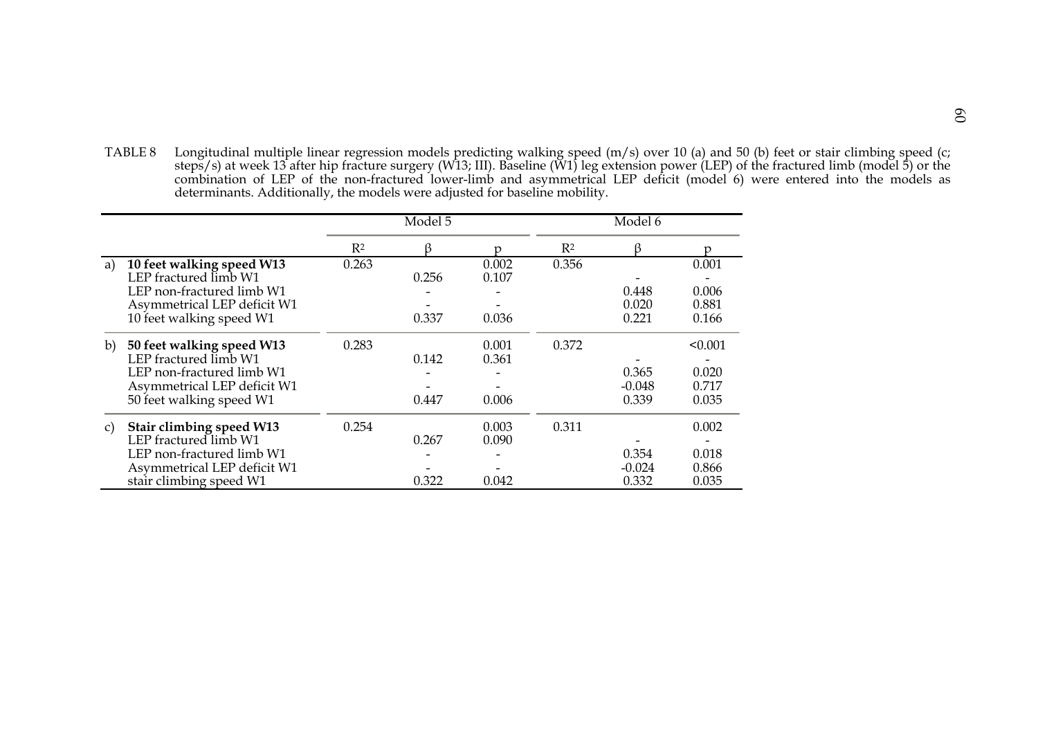TABLE 8 Longitudinal multiple linear regression models predicting walking speed (m/s) over 10 (a) and 50 (b) feet or stair climbing speed (c; steps/s) at week 13 after hip fracture surgery (W13; III). Baseline (W1) leg extension power (LEP) of the fractured limb (model 5) or the combination of LEP of the non-fractured lower-limb and asymmetrical LEP deficit (model 6) were entered into the models as determinants. Additionally, the models were adjusted for baseline mobility.

| | | Model 5 | | | Model 6 | | |
|---|---|---|---|---|---|---|---|
| | | $R^2$ | β | p | $R^2$ | β | p |
| a) | **10 feet walking speed W13** | 0.263 | | 0.002 | 0.356 | | 0.001 |
| | LEP fractured limb W1 | | 0.256 | 0.107 | | - | - |
| | LEP non-fractured limb W1 | | - | - | | 0.448 | 0.006 |
| | Asymmetrical LEP deficit W1 | | - | - | | 0.020 | 0.881 |
| | 10 feet walking speed W1 | | 0.337 | 0.036 | | 0.221 | 0.166 |
| b) | **50 feet walking speed W13** | 0.283 | | 0.001 | 0.372 | | <0.001 |
| | LEP fractured limb W1 | | 0.142 | 0.361 | | - | - |
| | LEP non-fractured limb W1 | | - | - | | 0.365 | 0.020 |
| | Asymmetrical LEP deficit W1 | | - | - | | -0.048 | 0.717 |
| | 50 feet walking speed W1 | | 0.447 | 0.006 | | 0.339 | 0.035 |
| c) | **Stair climbing speed W13** | 0.254 | | 0.003 | 0.311 | | 0.002 |
| | LEP fractured limb W1 | | 0.267 | 0.090 | | - | - |
| | LEP non-fractured limb W1 | | - | - | | 0.354 | 0.018 |
| | Asymmetrical LEP deficit W1 | | - | - | | -0.024 | 0.866 |
| | stair climbing speed W1 | | 0.322 | 0.042 | | 0.332 | 0.035 |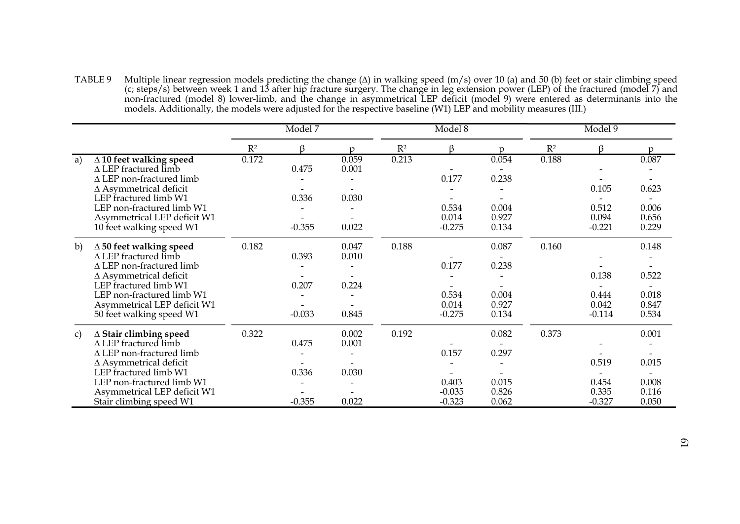TABLE 9 Multiple linear regression models predicting the change (Δ) in walking speed (m/s) over 10 (a) and 50 (b) feet or stair climbing speed (c; steps/s) between week 1 and 13 after hip fracture surgery. The change in leg extension power (LEP) of the fractured (model 7) and non-fractured (model 8) lower-limb, and the change in asymmetrical LEP deficit (model 9) were entered as determinants into the models. Additionally, the models were adjusted for the respective baseline (W1) LEP and mobility measures (III.)

| | | Model 7 | | | Model 8 | | | Model 9 | | |
|---|---|---|---|---|---|---|---|---|---|---|
| | | $R^2$ | β | p | $R^2$ | β | p | $R^2$ | β | p |
| a) | **Δ 10 feet walking speed** | 0.172 | | 0.059 | 0.213 | | 0.054 | 0.188 | | 0.087 |
| | Δ LEP fractured limb | | 0.475 | 0.001 | | - | - | | - | - |
| | Δ LEP non-fractured limb | | - | - | | 0.177 | 0.238 | | - | - |
| | Δ Asymmetrical deficit | | - | - | | - | - | | 0.105 | 0.623 |
| | LEP fractured limb W1 | | 0.336 | 0.030 | | - | - | | - | - |
| | LEP non-fractured limb W1 | | - | - | | 0.534 | 0.004 | | 0.512 | 0.006 |
| | Asymmetrical LEP deficit W1 | | - | - | | 0.014 | 0.927 | | 0.094 | 0.656 |
| | 10 feet walking speed W1 | | -0.355 | 0.022 | | -0.275 | 0.134 | | -0.221 | 0.229 |
| b) | **Δ 50 feet walking speed** | 0.182 | | 0.047 | 0.188 | | 0.087 | 0.160 | | 0.148 |
| | Δ LEP fractured limb | | 0.393 | 0.010 | | - | - | | - | - |
| | Δ LEP non-fractured limb | | - | - | | 0.177 | 0.238 | | - | - |
| | Δ Asymmetrical deficit | | - | - | | - | - | | 0.138 | 0.522 |
| | LEP fractured limb W1 | | 0.207 | 0.224 | | - | - | | - | - |
| | LEP non-fractured limb W1 | | - | - | | 0.534 | 0.004 | | 0.444 | 0.018 |
| | Asymmetrical LEP deficit W1 | | - | - | | 0.014 | 0.927 | | 0.042 | 0.847 |
| | 50 feet walking speed W1 | | -0.033 | 0.845 | | -0.275 | 0.134 | | -0.114 | 0.534 |
| c) | **Δ Stair climbing speed** | 0.322 | | 0.002 | 0.192 | | 0.082 | 0.373 | | 0.001 |
| | Δ LEP fractured limb | | 0.475 | 0.001 | | - | - | | - | - |
| | Δ LEP non-fractured limb | | - | - | | 0.157 | 0.297 | | - | - |
| | Δ Asymmetrical deficit | | - | - | | - | - | | 0.519 | 0.015 |
| | LEP fractured limb W1 | | 0.336 | 0.030 | | - | - | | - | - |
| | LEP non-fractured limb W1 | | - | - | | 0.403 | 0.015 | | 0.454 | 0.008 |
| | Asymmetrical LEP deficit W1 | | - | - | | -0.035 | 0.826 | | 0.335 | 0.116 |
| | Stair climbing speed W1 | | -0.355 | 0.022 | | -0.323 | 0.062 | | -0.327 | 0.050 |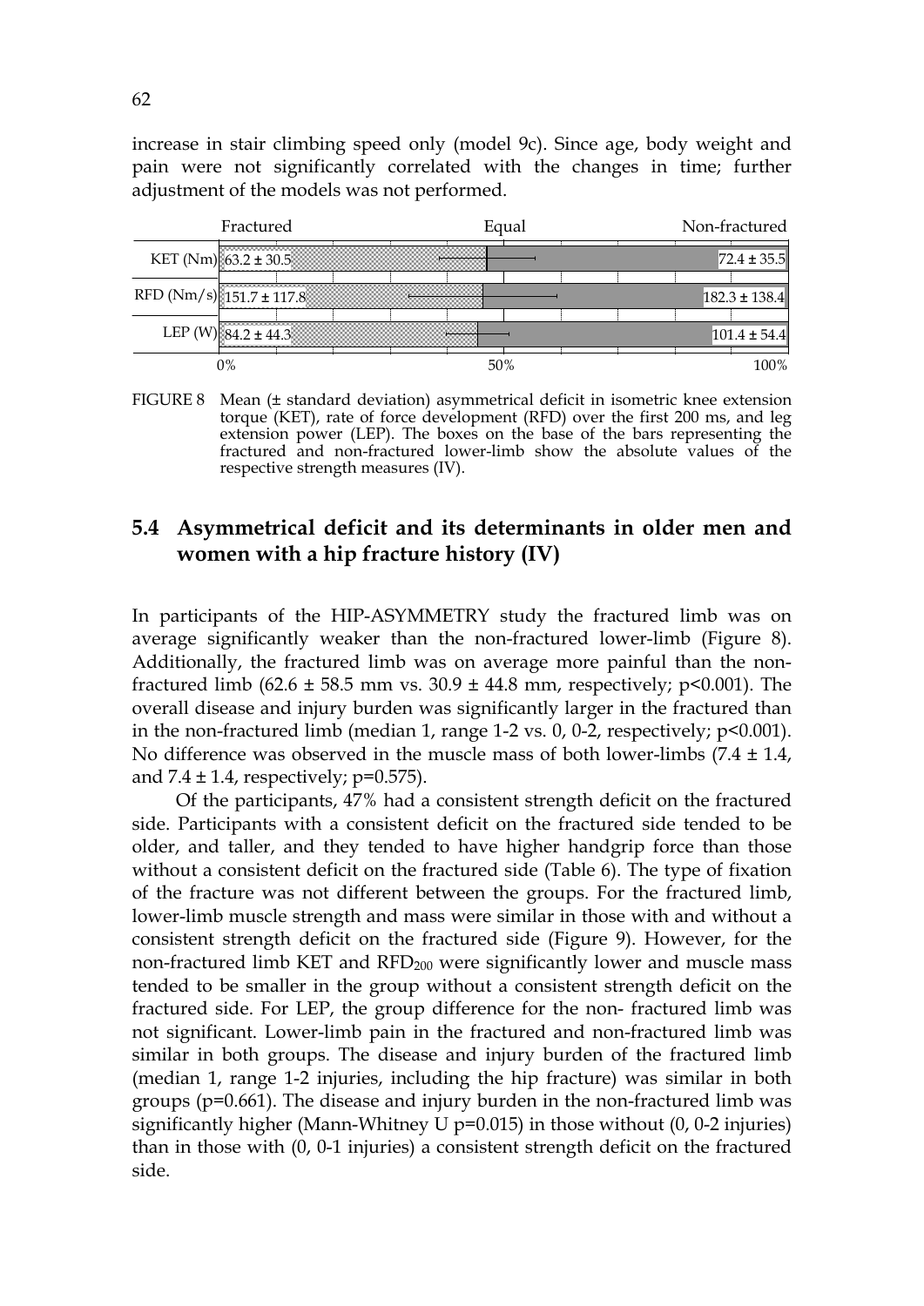increase in stair climbing speed only (model 9c). Since age, body weight and pain were not significantly correlated with the changes in time; further adjustment of the models was not performed.

| | Fractured | Equal | Non-fractured |
|---|---|---|---|
| KET (Nm) | 63.2 ± 30.5 | | 72.4 ± 35.5 |
| RFD (Nm/s) | 151.7 ± 117.8 | | 182.3 ± 138.4 |
| LEP (W) | 84.2 ± 44.3 | | 101.4 ± 54.4 |
| | 0% | 50% | 100% |

FIGURE 8 Mean (± standard deviation) asymmetrical deficit in isometric knee extension torque (KET), rate of force development (RFD) over the first 200 ms, and leg extension power (LEP). The boxes on the base of the bars representing the fractured and non-fractured lower-limb show the absolute values of the respective strength measures (IV).

## 5.4 Asymmetrical deficit and its determinants in older men and women with a hip fracture history (IV)

In participants of the HIP-ASYMMETRY study the fractured limb was on average significantly weaker than the non-fractured lower-limb (Figure 8). Additionally, the fractured limb was on average more painful than the non-fractured limb (62.6 ± 58.5 mm vs. 30.9 ± 44.8 mm, respectively; $p<0.001$). The overall disease and injury burden was significantly larger in the fractured than in the non-fractured limb (median 1, range 1-2 vs. 0, 0-2, respectively; $p<0.001$). No difference was observed in the muscle mass of both lower-limbs (7.4 ± 1.4, and 7.4 ± 1.4, respectively; $p=0.575$).

Of the participants, 47% had a consistent strength deficit on the fractured side. Participants with a consistent deficit on the fractured side tended to be older, and taller, and they tended to have higher handgrip force than those without a consistent deficit on the fractured side (Table 6). The type of fixation of the fracture was not different between the groups. For the fractured limb, lower-limb muscle strength and mass were similar in those with and without a consistent strength deficit on the fractured side (Figure 9). However, for the non-fractured limb KET and $RFD_{200}$ were significantly lower and muscle mass tended to be smaller in the group without a consistent strength deficit on the fractured side. For LEP, the group difference for the non- fractured limb was not significant. Lower-limb pain in the fractured and non-fractured limb was similar in both groups. The disease and injury burden of the fractured limb (median 1, range 1-2 injuries, including the hip fracture) was similar in both groups ($p=0.661$). The disease and injury burden in the non-fractured limb was significantly higher (Mann-Whitney U $p=0.015$) in those without (0, 0-2 injuries) than in those with (0, 0-1 injuries) a consistent strength deficit on the fractured side.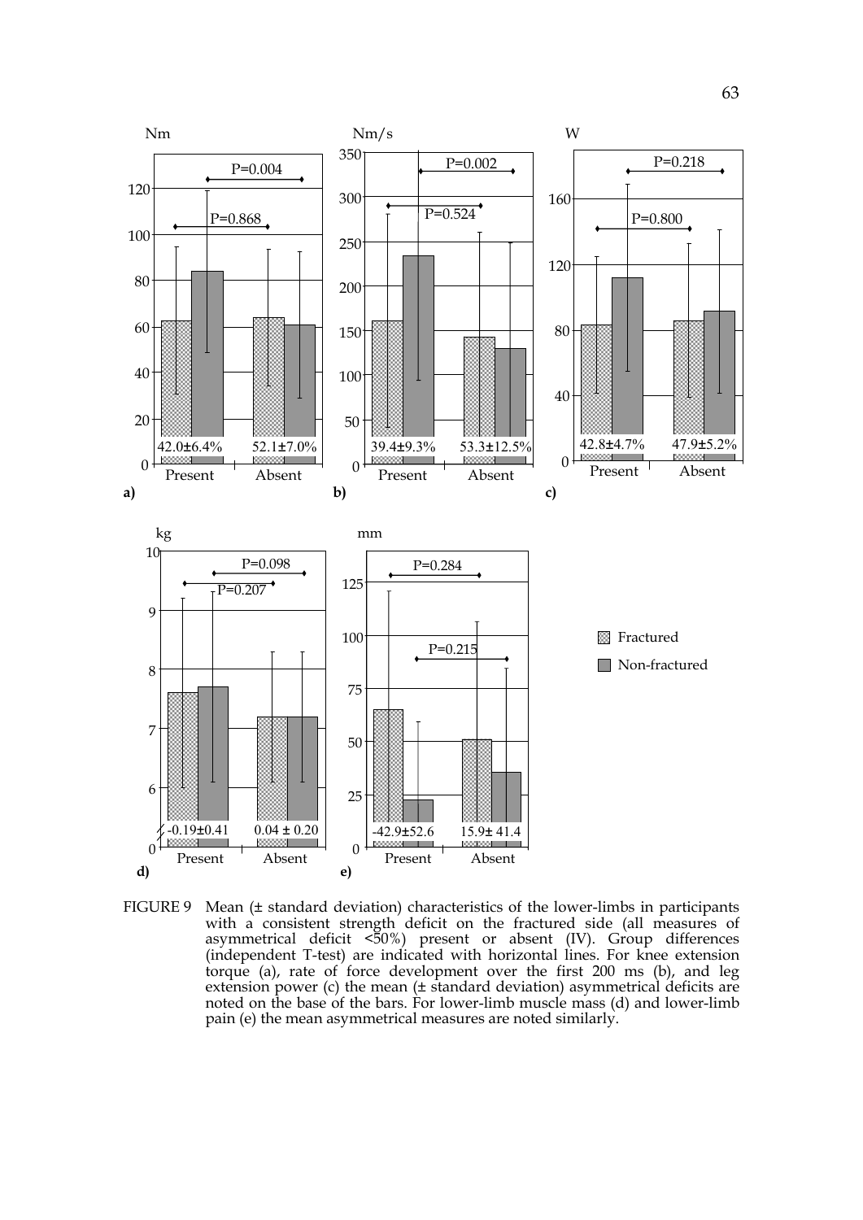FIGURE 9 Mean (± standard deviation) characteristics of the lower-limbs in participants with a consistent strength deficit on the fractured side (all measures of asymmetrical deficit <50%) present or absent (IV). Group differences (independent T-test) are indicated with horizontal lines. For knee extension torque (a), rate of force development over the first 200 ms (b), and leg extension power (c) the mean (± standard deviation) asymmetrical deficits are noted on the base of the bars. For lower-limb muscle mass (d) and lower-limb pain (e) the mean asymmetrical measures are noted similarly.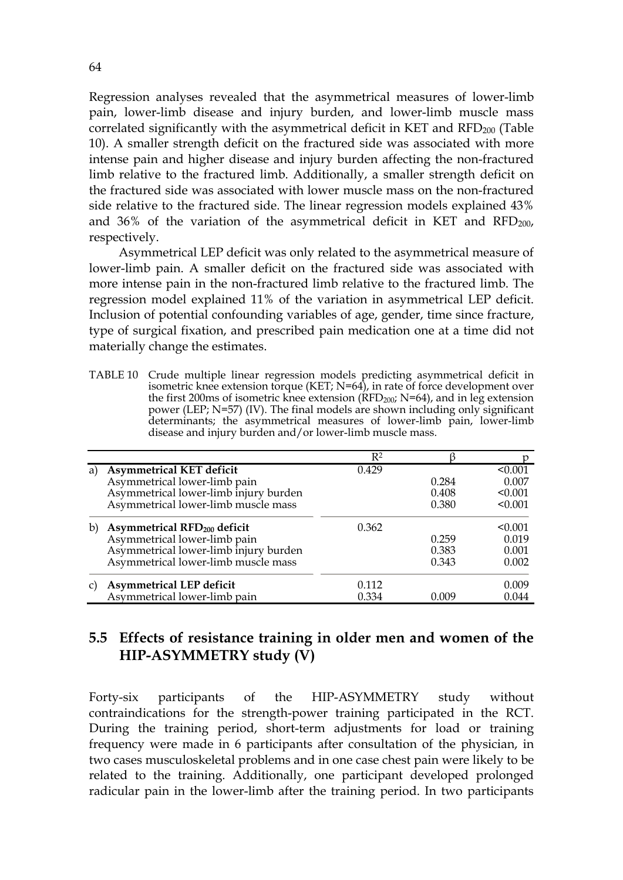Regression analyses revealed that the asymmetrical measures of lower-limb pain, lower-limb disease and injury burden, and lower-limb muscle mass correlated significantly with the asymmetrical deficit in KET and $RFD_{200}$ (Table 10). A smaller strength deficit on the fractured side was associated with more intense pain and higher disease and injury burden affecting the non-fractured limb relative to the fractured limb. Additionally, a smaller strength deficit on the fractured side was associated with lower muscle mass on the non-fractured side relative to the fractured side. The linear regression models explained 43% and 36% of the variation of the asymmetrical deficit in KET and $RFD_{200}$, respectively.

Asymmetrical LEP deficit was only related to the asymmetrical measure of lower-limb pain. A smaller deficit on the fractured side was associated with more intense pain in the non-fractured limb relative to the fractured limb. The regression model explained 11% of the variation in asymmetrical LEP deficit. Inclusion of potential confounding variables of age, gender, time since fracture, type of surgical fixation, and prescribed pain medication one at a time did not materially change the estimates.

TABLE 10 Crude multiple linear regression models predicting asymmetrical deficit in isometric knee extension torque (KET; N=64), in rate of force development over the first 200ms of isometric knee extension ($RFD_{200}$; N=64), and in leg extension power (LEP; N=57) (IV). The final models are shown including only significant determinants; the asymmetrical measures of lower-limb pain, lower-limb disease and injury burden and/or lower-limb muscle mass.

| | | $R^2$ | β | p |
|---|---|---|---|---|
| a) | **Asymmetrical KET deficit** | 0.429 | | <0.001 |
| | Asymmetrical lower-limb pain | | 0.284 | 0.007 |
| | Asymmetrical lower-limb injury burden | | 0.408 | <0.001 |
| | Asymmetrical lower-limb muscle mass | | 0.380 | <0.001 |
| b) | **Asymmetrical $RFD_{200}$ deficit** | 0.362 | | <0.001 |
| | Asymmetrical lower-limb pain | | 0.259 | 0.019 |
| | Asymmetrical lower-limb injury burden | | 0.383 | 0.001 |
| | Asymmetrical lower-limb muscle mass | | 0.343 | 0.002 |
| c) | **Asymmetrical LEP deficit** | 0.112 | | 0.009 |
| | Asymmetrical lower-limb pain | 0.334 | 0.009 | 0.044 |

## 5.5 Effects of resistance training in older men and women of the HIP-ASYMMETRY study (V)

Forty-six participants of the HIP-ASYMMETRY study without contraindications for the strength-power training participated in the RCT. During the training period, short-term adjustments for load or training frequency were made in 6 participants after consultation of the physician, in two cases musculoskeletal problems and in one case chest pain were likely to be related to the training. Additionally, one participant developed prolonged radicular pain in the lower-limb after the training period. In two participants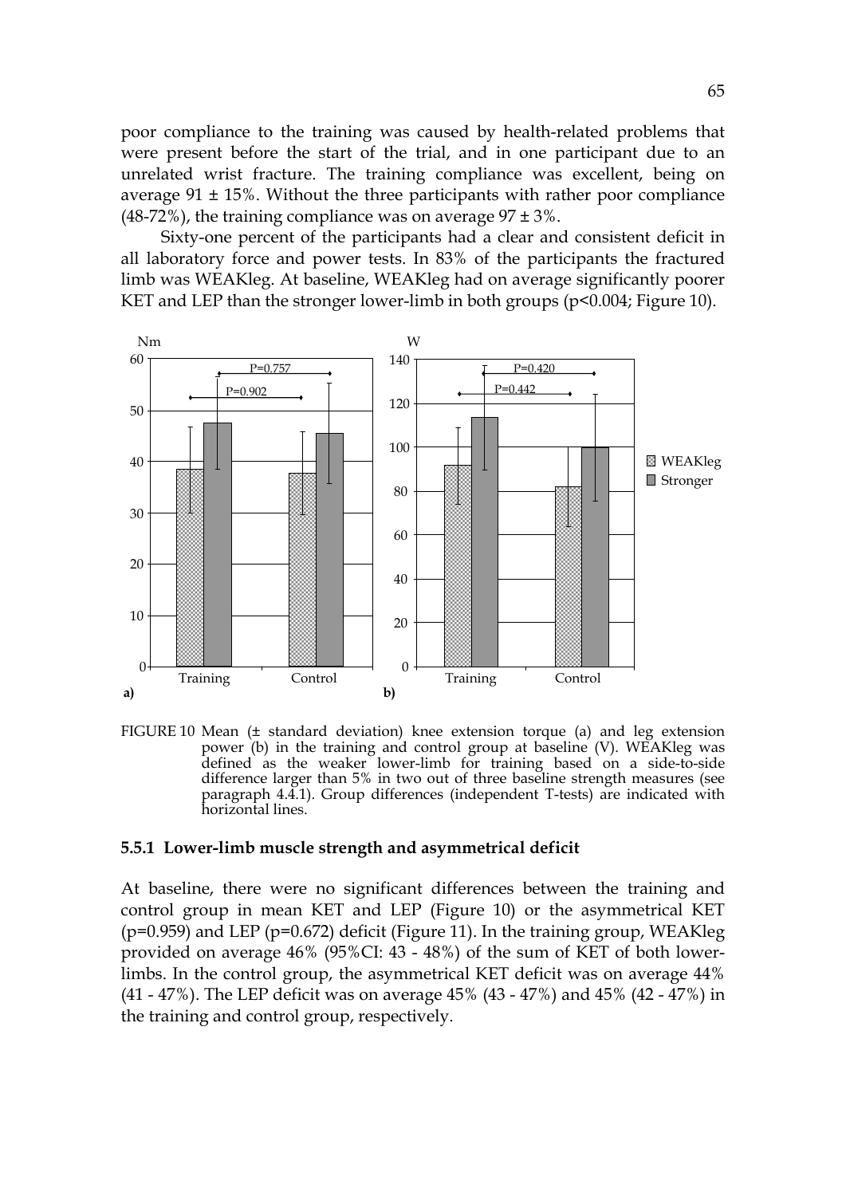poor compliance to the training was caused by health-related problems that were present before the start of the trial, and in one participant due to an unrelated wrist fracture. The training compliance was excellent, being on average 91 ± 15%. Without the three participants with rather poor compliance (48-72%), the training compliance was on average 97 ± 3%.

Sixty-one percent of the participants had a clear and consistent deficit in all laboratory force and power tests. In 83% of the participants the fractured limb was WEAKleg. At baseline, WEAKleg had on average significantly poorer KET and LEP than the stronger lower-limb in both groups ($p<0.004$; Figure 10).

FIGURE 10 Mean (± standard deviation) knee extension torque (a) and leg extension power (b) in the training and control group at baseline (V). WEAKleg was defined as the weaker lower-limb for training based on a side-to-side difference larger than 5% in two out of three baseline strength measures (see paragraph 4.4.1). Group differences (independent T-tests) are indicated with horizontal lines.

### 5.5.1 Lower-limb muscle strength and asymmetrical deficit

At baseline, there were no significant differences between the training and control group in mean KET and LEP (Figure 10) or the asymmetrical KET ($p=0.959$) and LEP ($p=0.672$) deficit (Figure 11). In the training group, WEAKleg provided on average 46% (95%CI: 43 - 48%) of the sum of KET of both lower-limbs. In the control group, the asymmetrical KET deficit was on average 44% (41 - 47%). The LEP deficit was on average 45% (43 - 47%) and 45% (42 - 47%) in the training and control group, respectively.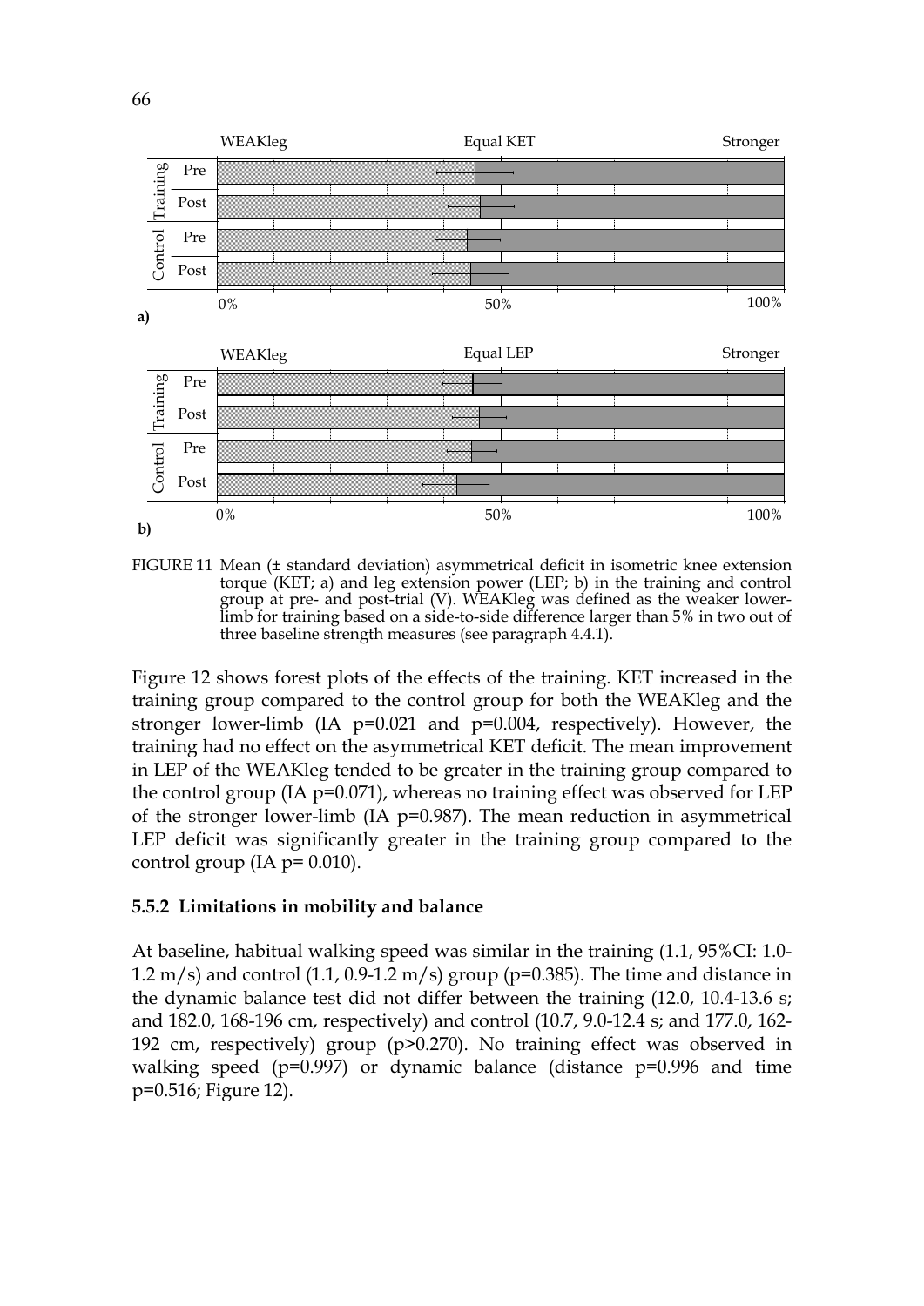FIGURE 11 Mean (± standard deviation) asymmetrical deficit in isometric knee extension torque (KET; a) and leg extension power (LEP; b) in the training and control group at pre- and post-trial (V). WEAKleg was defined as the weaker lower-limb for training based on a side-to-side difference larger than 5% in two out of three baseline strength measures (see paragraph 4.4.1).

Figure 12 shows forest plots of the effects of the training. KET increased in the training group compared to the control group for both the WEAKleg and the stronger lower-limb (IA p=0.021 and p=0.004, respectively). However, the training had no effect on the asymmetrical KET deficit. The mean improvement in LEP of the WEAKleg tended to be greater in the training group compared to the control group (IA p=0.071), whereas no training effect was observed for LEP of the stronger lower-limb (IA p=0.987). The mean reduction in asymmetrical LEP deficit was significantly greater in the training group compared to the control group (IA p= 0.010).

### 5.5.2 Limitations in mobility and balance

At baseline, habitual walking speed was similar in the training (1.1, 95%CI: 1.0-1.2 m/s) and control (1.1, 0.9-1.2 m/s) group (p=0.385). The time and distance in the dynamic balance test did not differ between the training (12.0, 10.4-13.6 s; and 182.0, 168-196 cm, respectively) and control (10.7, 9.0-12.4 s; and 177.0, 162-192 cm, respectively) group (p>0.270). No training effect was observed in walking speed (p=0.997) or dynamic balance (distance p=0.996 and time p=0.516; Figure 12).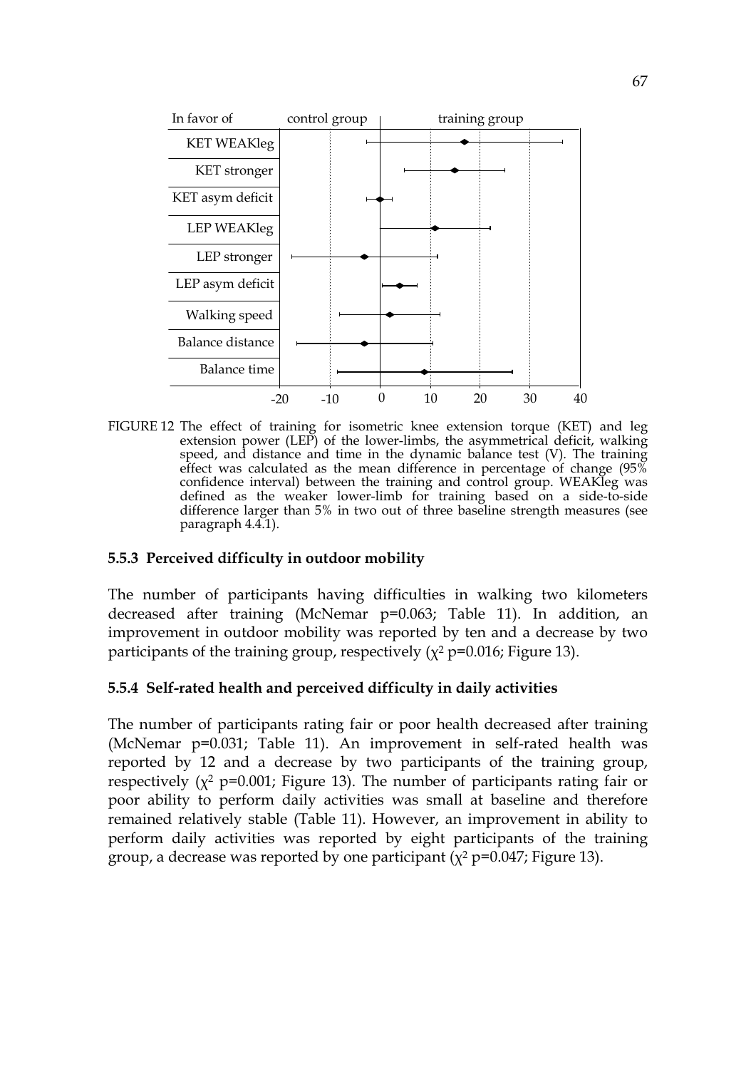FIGURE 12 The effect of training for isometric knee extension torque (KET) and leg extension power (LEP) of the lower-limbs, the asymmetrical deficit, walking speed, and distance and time in the dynamic balance test (V). The training effect was calculated as the mean difference in percentage of change (95% confidence interval) between the training and control group. WEAKleg was defined as the weaker lower-limb for training based on a side-to-side difference larger than 5% in two out of three baseline strength measures (see paragraph 4.4.1).

### 5.5.3 Perceived difficulty in outdoor mobility

The number of participants having difficulties in walking two kilometers decreased after training (McNemar p=0.063; Table 11). In addition, an improvement in outdoor mobility was reported by ten and a decrease by two participants of the training group, respectively ($\chi^2$ p=0.016; Figure 13).

### 5.5.4 Self-rated health and perceived difficulty in daily activities

The number of participants rating fair or poor health decreased after training (McNemar p=0.031; Table 11). An improvement in self-rated health was reported by 12 and a decrease by two participants of the training group, respectively ($\chi^2$ p=0.001; Figure 13). The number of participants rating fair or poor ability to perform daily activities was small at baseline and therefore remained relatively stable (Table 11). However, an improvement in ability to perform daily activities was reported by eight participants of the training group, a decrease was reported by one participant ($\chi^2$ p=0.047; Figure 13).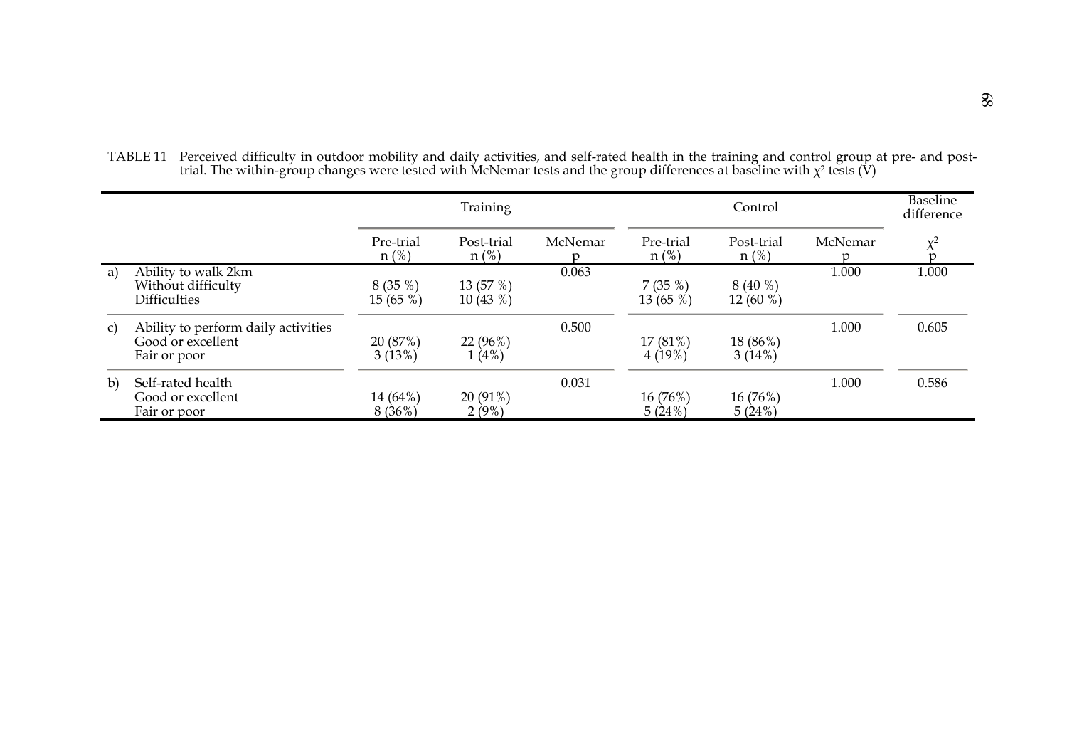TABLE 11 Perceived difficulty in outdoor mobility and daily activities, and self-rated health in the training and control group at pre- and post-trial. The within-group changes were tested with McNemar tests and the group differences at baseline with $\chi^2$ tests (V)

| | | Training | | | Control | | | Baseline difference |
|---|---|---|---|---|---|---|---|---|
| | | Pre-trial n (%) | Post-trial n (%) | McNemar p | Pre-trial n (%) | Post-trial n (%) | McNemar p | $\chi^2$ p |
| a) | Ability to walk 2km | | | 0.063 | | | 1.000 | 1.000 |
| | Without difficulty | 8 (35 %) | 13 (57 %) | | 7 (35 %) | 8 (40 %) | | |
| | Difficulties | 15 (65 %) | 10 (43 %) | | 13 (65 %) | 12 (60 %) | | |
| c) | Ability to perform daily activities | | | 0.500 | | | 1.000 | 0.605 |
| | Good or excellent | 20 (87%) | 22 (96%) | | 17 (81%) | 18 (86%) | | |
| | Fair or poor | 3 (13%) | 1 (4%) | | 4 (19%) | 3 (14%) | | |
| b) | Self-rated health | | | 0.031 | | | 1.000 | 0.586 |
| | Good or excellent | 14 (64%) | 20 (91%) | | 16 (76%) | 16 (76%) | | |
| | Fair or poor | 8 (36%) | 2 (9%) | | 5 (24%) | 5 (24%) | | |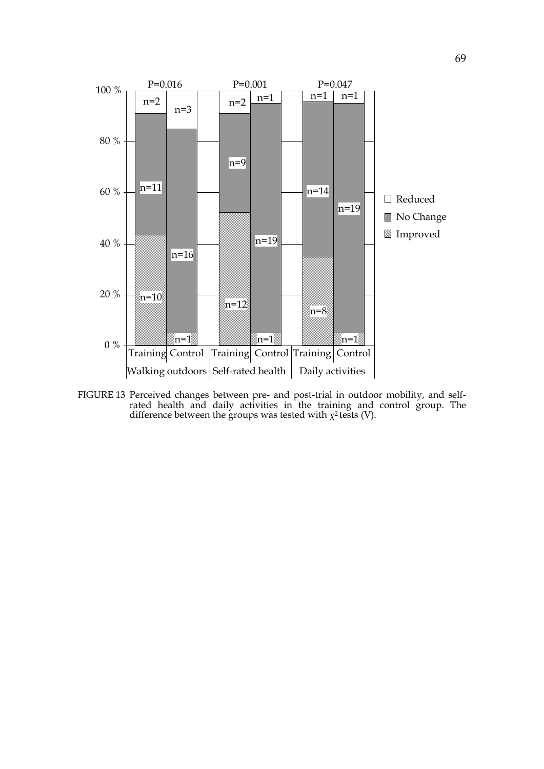| | Walking outdoors | | Self-rated health | | Daily activities | |
|---|---|---|---|---|---|---|
| | Training | Control | Training | Control | Training | Control |
| P | P=0.016 | | P=0.001 | | P=0.047 | |
| Reduced | n=2 | n=3 | n=2 | n=1 | n=1 | n=1 |
| No Change | n=11 | n=16 | n=9 | n=19 | n=14 | n=19 |
| Improved | n=10 | n=1 | n=12 | n=1 | n=8 | n=1 |

FIGURE 13 Perceived changes between pre- and post-trial in outdoor mobility, and self-rated health and daily activities in the training and control group. The difference between the groups was tested with $\chi^2$ tests (V).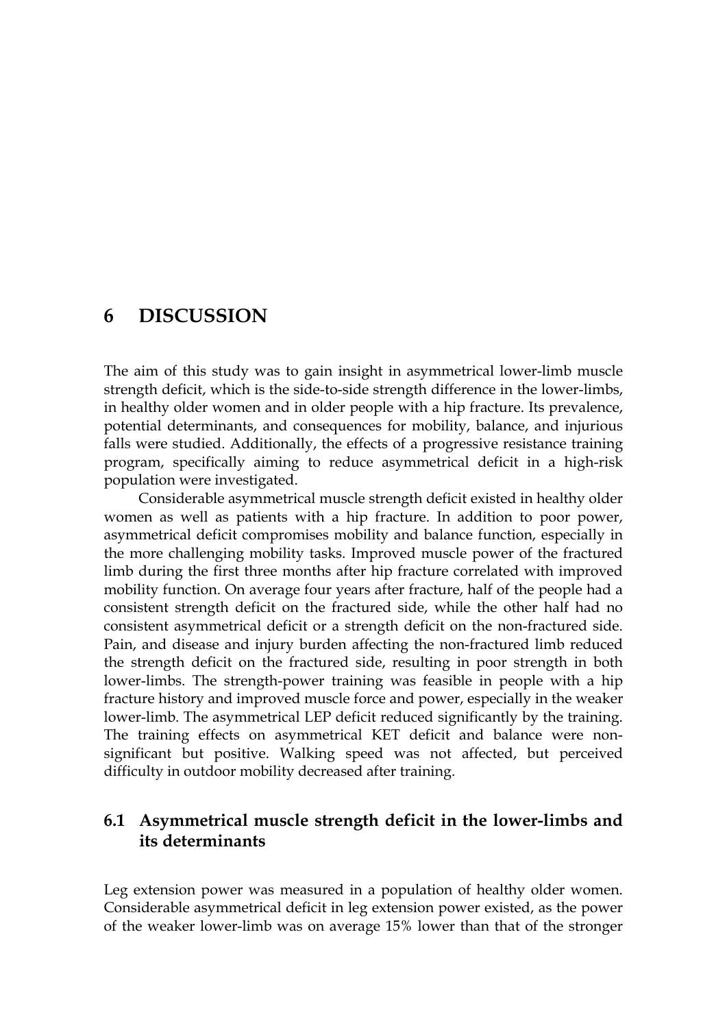# 6 DISCUSSION

The aim of this study was to gain insight in asymmetrical lower-limb muscle strength deficit, which is the side-to-side strength difference in the lower-limbs, in healthy older women and in older people with a hip fracture. Its prevalence, potential determinants, and consequences for mobility, balance, and injurious falls were studied. Additionally, the effects of a progressive resistance training program, specifically aiming to reduce asymmetrical deficit in a high-risk population were investigated.

Considerable asymmetrical muscle strength deficit existed in healthy older women as well as patients with a hip fracture. In addition to poor power, asymmetrical deficit compromises mobility and balance function, especially in the more challenging mobility tasks. Improved muscle power of the fractured limb during the first three months after hip fracture correlated with improved mobility function. On average four years after fracture, half of the people had a consistent strength deficit on the fractured side, while the other half had no consistent asymmetrical deficit or a strength deficit on the non-fractured side. Pain, and disease and injury burden affecting the non-fractured limb reduced the strength deficit on the fractured side, resulting in poor strength in both lower-limbs. The strength-power training was feasible in people with a hip fracture history and improved muscle force and power, especially in the weaker lower-limb. The asymmetrical LEP deficit reduced significantly by the training. The training effects on asymmetrical KET deficit and balance were non-significant but positive. Walking speed was not affected, but perceived difficulty in outdoor mobility decreased after training.

## 6.1 Asymmetrical muscle strength deficit in the lower-limbs and its determinants

Leg extension power was measured in a population of healthy older women. Considerable asymmetrical deficit in leg extension power existed, as the power of the weaker lower-limb was on average 15% lower than that of the stronger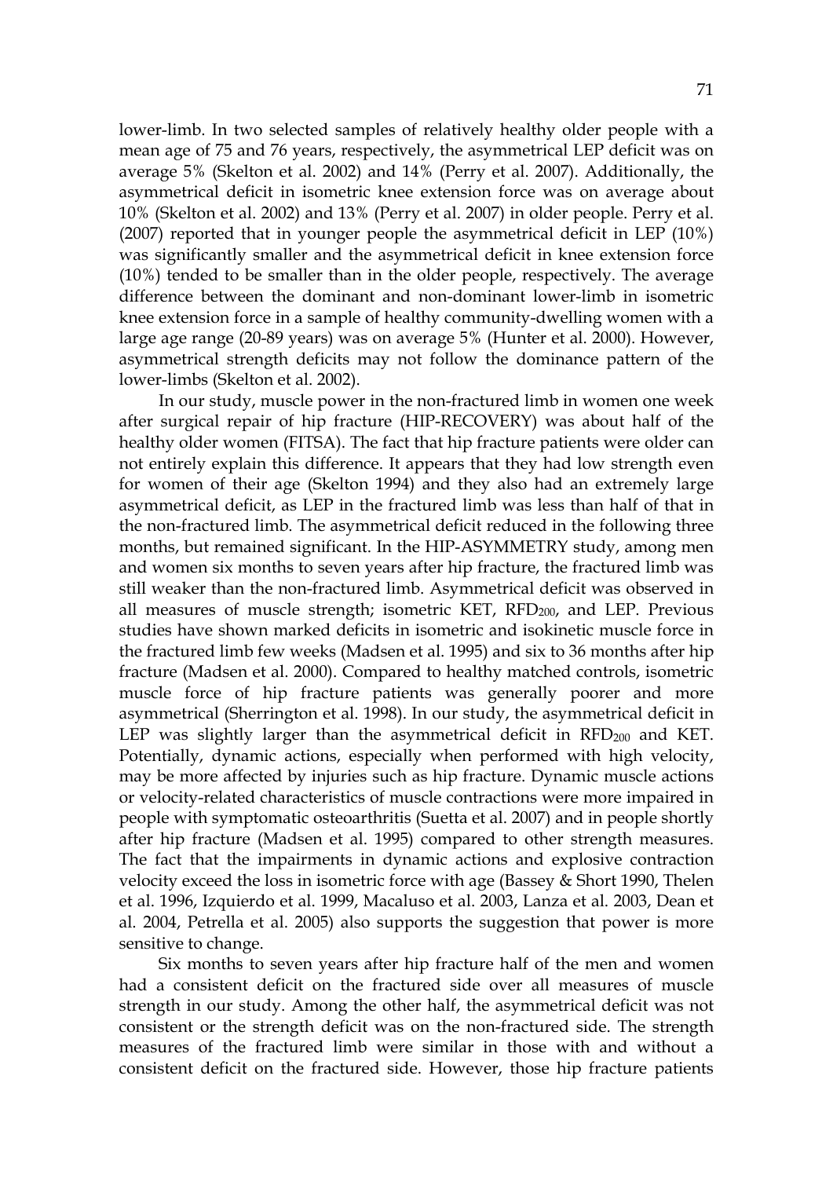lower-limb. In two selected samples of relatively healthy older people with a mean age of 75 and 76 years, respectively, the asymmetrical LEP deficit was on average 5% (Skelton et al. 2002) and 14% (Perry et al. 2007). Additionally, the asymmetrical deficit in isometric knee extension force was on average about 10% (Skelton et al. 2002) and 13% (Perry et al. 2007) in older people. Perry et al. (2007) reported that in younger people the asymmetrical deficit in LEP (10%) was significantly smaller and the asymmetrical deficit in knee extension force (10%) tended to be smaller than in the older people, respectively. The average difference between the dominant and non-dominant lower-limb in isometric knee extension force in a sample of healthy community-dwelling women with a large age range (20-89 years) was on average 5% (Hunter et al. 2000). However, asymmetrical strength deficits may not follow the dominance pattern of the lower-limbs (Skelton et al. 2002).

In our study, muscle power in the non-fractured limb in women one week after surgical repair of hip fracture (HIP-RECOVERY) was about half of the healthy older women (FITSA). The fact that hip fracture patients were older can not entirely explain this difference. It appears that they had low strength even for women of their age (Skelton 1994) and they also had an extremely large asymmetrical deficit, as LEP in the fractured limb was less than half of that in the non-fractured limb. The asymmetrical deficit reduced in the following three months, but remained significant. In the HIP-ASYMMETRY study, among men and women six months to seven years after hip fracture, the fractured limb was still weaker than the non-fractured limb. Asymmetrical deficit was observed in all measures of muscle strength; isometric KET, $RFD_{200}$, and LEP. Previous studies have shown marked deficits in isometric and isokinetic muscle force in the fractured limb few weeks (Madsen et al. 1995) and six to 36 months after hip fracture (Madsen et al. 2000). Compared to healthy matched controls, isometric muscle force of hip fracture patients was generally poorer and more asymmetrical (Sherrington et al. 1998). In our study, the asymmetrical deficit in LEP was slightly larger than the asymmetrical deficit in $RFD_{200}$ and KET. Potentially, dynamic actions, especially when performed with high velocity, may be more affected by injuries such as hip fracture. Dynamic muscle actions or velocity-related characteristics of muscle contractions were more impaired in people with symptomatic osteoarthritis (Suetta et al. 2007) and in people shortly after hip fracture (Madsen et al. 1995) compared to other strength measures. The fact that the impairments in dynamic actions and explosive contraction velocity exceed the loss in isometric force with age (Bassey & Short 1990, Thelen et al. 1996, Izquierdo et al. 1999, Macaluso et al. 2003, Lanza et al. 2003, Dean et al. 2004, Petrella et al. 2005) also supports the suggestion that power is more sensitive to change.

Six months to seven years after hip fracture half of the men and women had a consistent deficit on the fractured side over all measures of muscle strength in our study. Among the other half, the asymmetrical deficit was not consistent or the strength deficit was on the non-fractured side. The strength measures of the fractured limb were similar in those with and without a consistent deficit on the fractured side. However, those hip fracture patients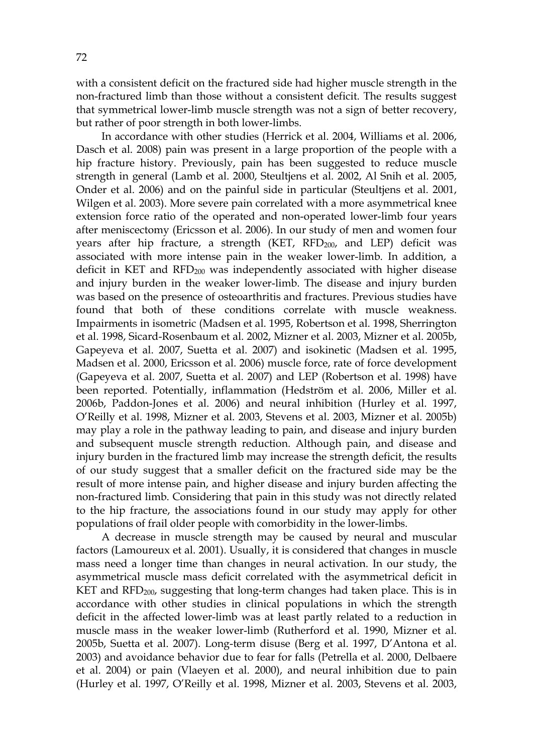with a consistent deficit on the fractured side had higher muscle strength in the non-fractured limb than those without a consistent deficit. The results suggest that symmetrical lower-limb muscle strength was not a sign of better recovery, but rather of poor strength in both lower-limbs.

In accordance with other studies (Herrick et al. 2004, Williams et al. 2006, Dasch et al. 2008) pain was present in a large proportion of the people with a hip fracture history. Previously, pain has been suggested to reduce muscle strength in general (Lamb et al. 2000, Steultjens et al. 2002, Al Snih et al. 2005, Onder et al. 2006) and on the painful side in particular (Steultjens et al. 2001, Wilgen et al. 2003). More severe pain correlated with a more asymmetrical knee extension force ratio of the operated and non-operated lower-limb four years after meniscectomy (Ericsson et al. 2006). In our study of men and women four years after hip fracture, a strength (KET, $RFD_{200}$, and LEP) deficit was associated with more intense pain in the weaker lower-limb. In addition, a deficit in KET and $RFD_{200}$ was independently associated with higher disease and injury burden in the weaker lower-limb. The disease and injury burden was based on the presence of osteoarthritis and fractures. Previous studies have found that both of these conditions correlate with muscle weakness. Impairments in isometric (Madsen et al. 1995, Robertson et al. 1998, Sherrington et al. 1998, Sicard-Rosenbaum et al. 2002, Mizner et al. 2003, Mizner et al. 2005b, Gapeyeva et al. 2007, Suetta et al. 2007) and isokinetic (Madsen et al. 1995, Madsen et al. 2000, Ericsson et al. 2006) muscle force, rate of force development (Gapeyeva et al. 2007, Suetta et al. 2007) and LEP (Robertson et al. 1998) have been reported. Potentially, inflammation (Hedström et al. 2006, Miller et al. 2006b, Paddon-Jones et al. 2006) and neural inhibition (Hurley et al. 1997, O'Reilly et al. 1998, Mizner et al. 2003, Stevens et al. 2003, Mizner et al. 2005b) may play a role in the pathway leading to pain, and disease and injury burden and subsequent muscle strength reduction. Although pain, and disease and injury burden in the fractured limb may increase the strength deficit, the results of our study suggest that a smaller deficit on the fractured side may be the result of more intense pain, and higher disease and injury burden affecting the non-fractured limb. Considering that pain in this study was not directly related to the hip fracture, the associations found in our study may apply for other populations of frail older people with comorbidity in the lower-limbs.

A decrease in muscle strength may be caused by neural and muscular factors (Lamoureux et al. 2001). Usually, it is considered that changes in muscle mass need a longer time than changes in neural activation. In our study, the asymmetrical muscle mass deficit correlated with the asymmetrical deficit in KET and $RFD_{200}$, suggesting that long-term changes had taken place. This is in accordance with other studies in clinical populations in which the strength deficit in the affected lower-limb was at least partly related to a reduction in muscle mass in the weaker lower-limb (Rutherford et al. 1990, Mizner et al. 2005b, Suetta et al. 2007). Long-term disuse (Berg et al. 1997, D'Antona et al. 2003) and avoidance behavior due to fear for falls (Petrella et al. 2000, Delbaere et al. 2004) or pain (Vlaeyen et al. 2000), and neural inhibition due to pain (Hurley et al. 1997, O'Reilly et al. 1998, Mizner et al. 2003, Stevens et al. 2003,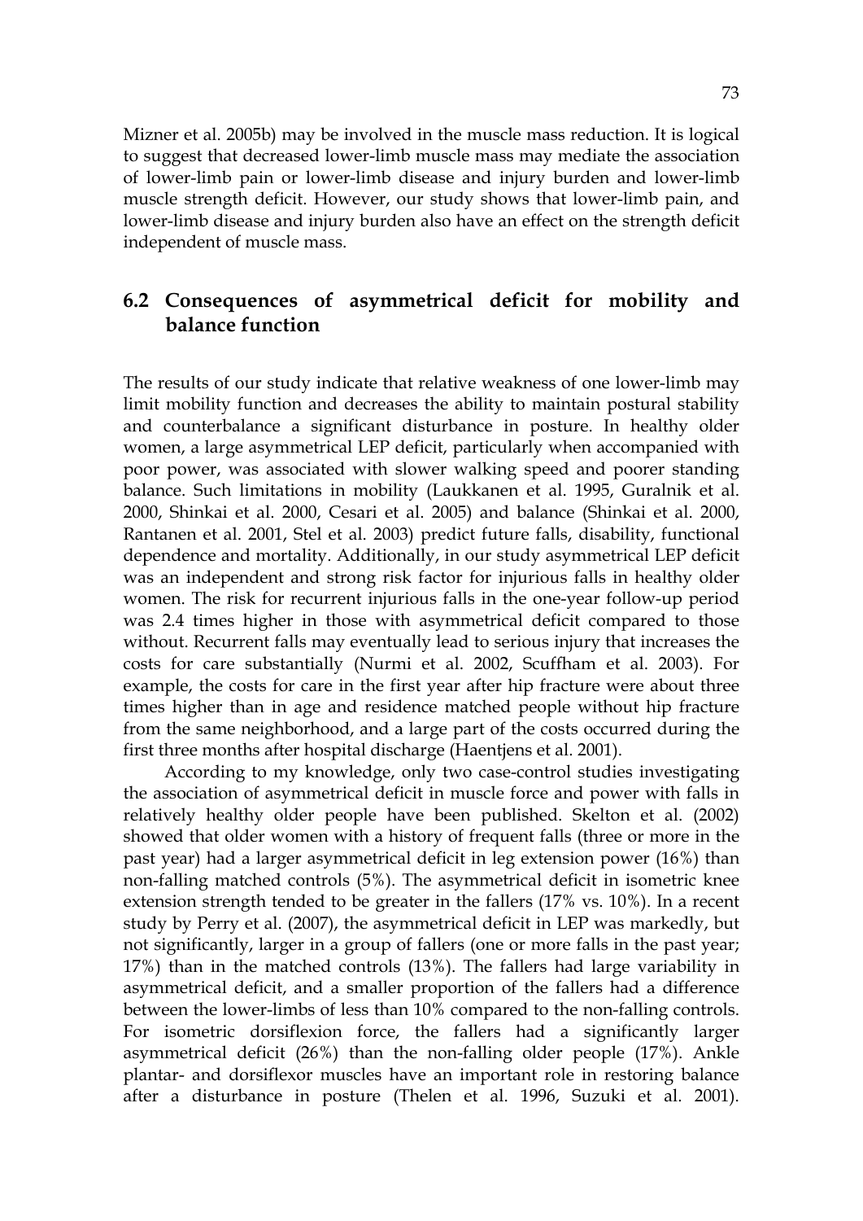Mizner et al. 2005b) may be involved in the muscle mass reduction. It is logical to suggest that decreased lower-limb muscle mass may mediate the association of lower-limb pain or lower-limb disease and injury burden and lower-limb muscle strength deficit. However, our study shows that lower-limb pain, and lower-limb disease and injury burden also have an effect on the strength deficit independent of muscle mass.

## 6.2 Consequences of asymmetrical deficit for mobility and balance function

The results of our study indicate that relative weakness of one lower-limb may limit mobility function and decreases the ability to maintain postural stability and counterbalance a significant disturbance in posture. In healthy older women, a large asymmetrical LEP deficit, particularly when accompanied with poor power, was associated with slower walking speed and poorer standing balance. Such limitations in mobility (Laukkanen et al. 1995, Guralnik et al. 2000, Shinkai et al. 2000, Cesari et al. 2005) and balance (Shinkai et al. 2000, Rantanen et al. 2001, Stel et al. 2003) predict future falls, disability, functional dependence and mortality. Additionally, in our study asymmetrical LEP deficit was an independent and strong risk factor for injurious falls in healthy older women. The risk for recurrent injurious falls in the one-year follow-up period was 2.4 times higher in those with asymmetrical deficit compared to those without. Recurrent falls may eventually lead to serious injury that increases the costs for care substantially (Nurmi et al. 2002, Scuffham et al. 2003). For example, the costs for care in the first year after hip fracture were about three times higher than in age and residence matched people without hip fracture from the same neighborhood, and a large part of the costs occurred during the first three months after hospital discharge (Haentjens et al. 2001).

According to my knowledge, only two case-control studies investigating the association of asymmetrical deficit in muscle force and power with falls in relatively healthy older people have been published. Skelton et al. (2002) showed that older women with a history of frequent falls (three or more in the past year) had a larger asymmetrical deficit in leg extension power (16%) than non-falling matched controls (5%). The asymmetrical deficit in isometric knee extension strength tended to be greater in the fallers (17% vs. 10%). In a recent study by Perry et al. (2007), the asymmetrical deficit in LEP was markedly, but not significantly, larger in a group of fallers (one or more falls in the past year; 17%) than in the matched controls (13%). The fallers had large variability in asymmetrical deficit, and a smaller proportion of the fallers had a difference between the lower-limbs of less than 10% compared to the non-falling controls. For isometric dorsiflexion force, the fallers had a significantly larger asymmetrical deficit (26%) than the non-falling older people (17%). Ankle plantar- and dorsiflexor muscles have an important role in restoring balance after a disturbance in posture (Thelen et al. 1996, Suzuki et al. 2001).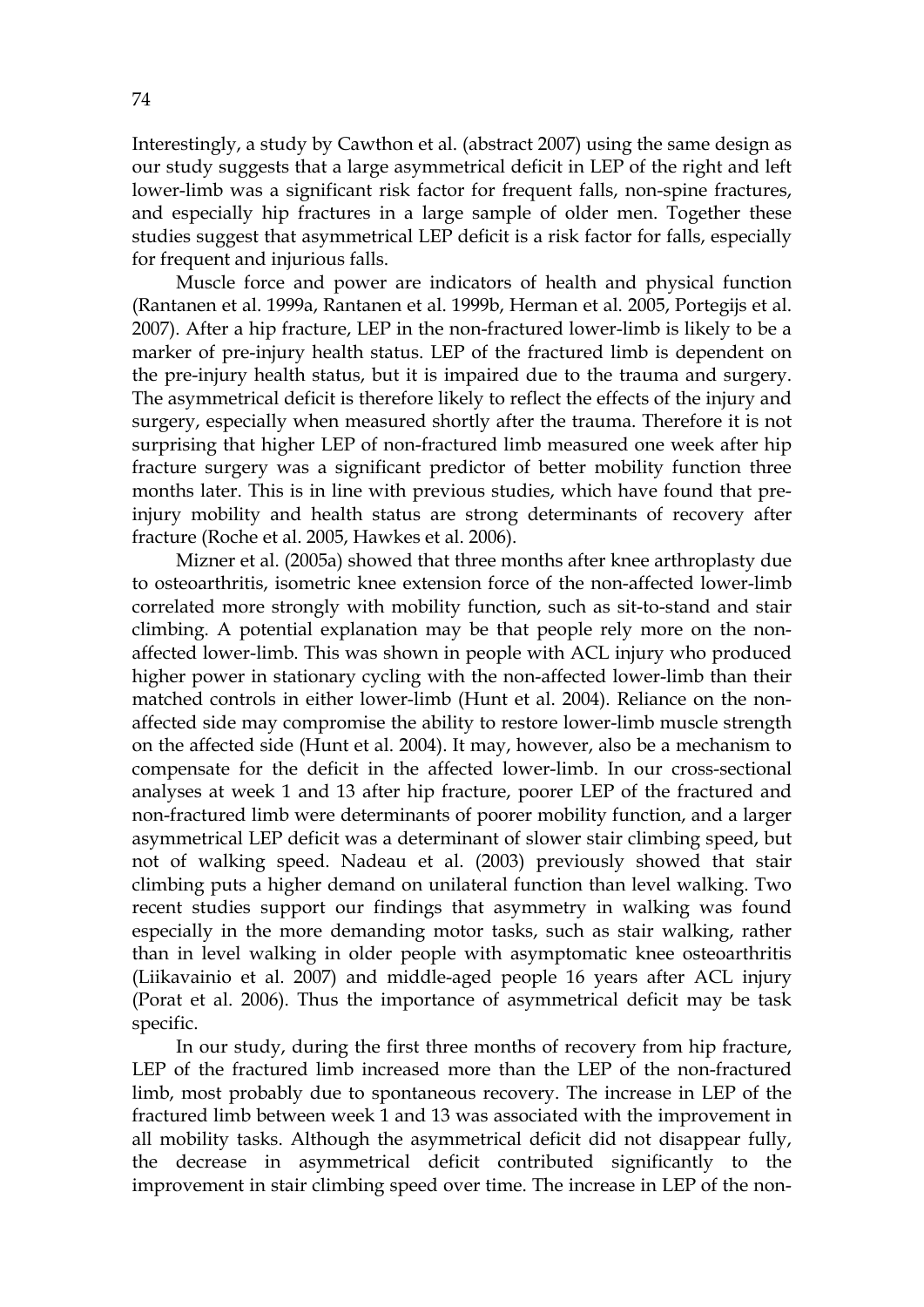Interestingly, a study by Cawthon et al. (abstract 2007) using the same design as our study suggests that a large asymmetrical deficit in LEP of the right and left lower-limb was a significant risk factor for frequent falls, non-spine fractures, and especially hip fractures in a large sample of older men. Together these studies suggest that asymmetrical LEP deficit is a risk factor for falls, especially for frequent and injurious falls.

Muscle force and power are indicators of health and physical function (Rantanen et al. 1999a, Rantanen et al. 1999b, Herman et al. 2005, Portegijs et al. 2007). After a hip fracture, LEP in the non-fractured lower-limb is likely to be a marker of pre-injury health status. LEP of the fractured limb is dependent on the pre-injury health status, but it is impaired due to the trauma and surgery. The asymmetrical deficit is therefore likely to reflect the effects of the injury and surgery, especially when measured shortly after the trauma. Therefore it is not surprising that higher LEP of non-fractured limb measured one week after hip fracture surgery was a significant predictor of better mobility function three months later. This is in line with previous studies, which have found that pre-injury mobility and health status are strong determinants of recovery after fracture (Roche et al. 2005, Hawkes et al. 2006).

Mizner et al. (2005a) showed that three months after knee arthroplasty due to osteoarthritis, isometric knee extension force of the non-affected lower-limb correlated more strongly with mobility function, such as sit-to-stand and stair climbing. A potential explanation may be that people rely more on the non-affected lower-limb. This was shown in people with ACL injury who produced higher power in stationary cycling with the non-affected lower-limb than their matched controls in either lower-limb (Hunt et al. 2004). Reliance on the non-affected side may compromise the ability to restore lower-limb muscle strength on the affected side (Hunt et al. 2004). It may, however, also be a mechanism to compensate for the deficit in the affected lower-limb. In our cross-sectional analyses at week 1 and 13 after hip fracture, poorer LEP of the fractured and non-fractured limb were determinants of poorer mobility function, and a larger asymmetrical LEP deficit was a determinant of slower stair climbing speed, but not of walking speed. Nadeau et al. (2003) previously showed that stair climbing puts a higher demand on unilateral function than level walking. Two recent studies support our findings that asymmetry in walking was found especially in the more demanding motor tasks, such as stair walking, rather than in level walking in older people with asymptomatic knee osteoarthritis (Liikavainio et al. 2007) and middle-aged people 16 years after ACL injury (Porat et al. 2006). Thus the importance of asymmetrical deficit may be task specific.

In our study, during the first three months of recovery from hip fracture, LEP of the fractured limb increased more than the LEP of the non-fractured limb, most probably due to spontaneous recovery. The increase in LEP of the fractured limb between week 1 and 13 was associated with the improvement in all mobility tasks. Although the asymmetrical deficit did not disappear fully, the decrease in asymmetrical deficit contributed significantly to the improvement in stair climbing speed over time. The increase in LEP of the non-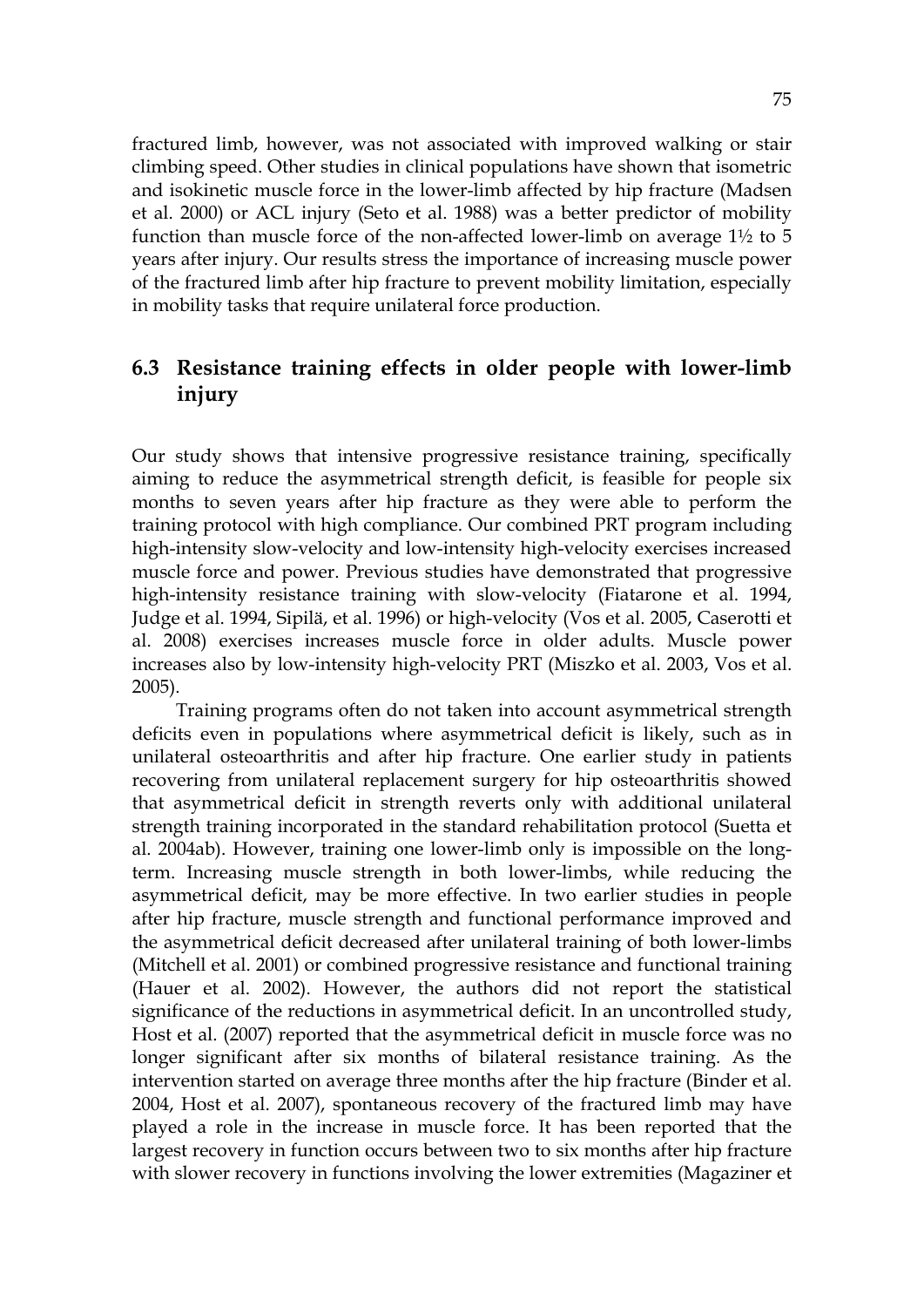fractured limb, however, was not associated with improved walking or stair climbing speed. Other studies in clinical populations have shown that isometric and isokinetic muscle force in the lower-limb affected by hip fracture (Madsen et al. 2000) or ACL injury (Seto et al. 1988) was a better predictor of mobility function than muscle force of the non-affected lower-limb on average 1½ to 5 years after injury. Our results stress the importance of increasing muscle power of the fractured limb after hip fracture to prevent mobility limitation, especially in mobility tasks that require unilateral force production.

## 6.3 Resistance training effects in older people with lower-limb injury

Our study shows that intensive progressive resistance training, specifically aiming to reduce the asymmetrical strength deficit, is feasible for people six months to seven years after hip fracture as they were able to perform the training protocol with high compliance. Our combined PRT program including high-intensity slow-velocity and low-intensity high-velocity exercises increased muscle force and power. Previous studies have demonstrated that progressive high-intensity resistance training with slow-velocity (Fiatarone et al. 1994, Judge et al. 1994, Sipilä, et al. 1996) or high-velocity (Vos et al. 2005, Caserotti et al. 2008) exercises increases muscle force in older adults. Muscle power increases also by low-intensity high-velocity PRT (Miszko et al. 2003, Vos et al. 2005).

Training programs often do not taken into account asymmetrical strength deficits even in populations where asymmetrical deficit is likely, such as in unilateral osteoarthritis and after hip fracture. One earlier study in patients recovering from unilateral replacement surgery for hip osteoarthritis showed that asymmetrical deficit in strength reverts only with additional unilateral strength training incorporated in the standard rehabilitation protocol (Suetta et al. 2004ab). However, training one lower-limb only is impossible on the long-term. Increasing muscle strength in both lower-limbs, while reducing the asymmetrical deficit, may be more effective. In two earlier studies in people after hip fracture, muscle strength and functional performance improved and the asymmetrical deficit decreased after unilateral training of both lower-limbs (Mitchell et al. 2001) or combined progressive resistance and functional training (Hauer et al. 2002). However, the authors did not report the statistical significance of the reductions in asymmetrical deficit. In an uncontrolled study, Host et al. (2007) reported that the asymmetrical deficit in muscle force was no longer significant after six months of bilateral resistance training. As the intervention started on average three months after the hip fracture (Binder et al. 2004, Host et al. 2007), spontaneous recovery of the fractured limb may have played a role in the increase in muscle force. It has been reported that the largest recovery in function occurs between two to six months after hip fracture with slower recovery in functions involving the lower extremities (Magaziner et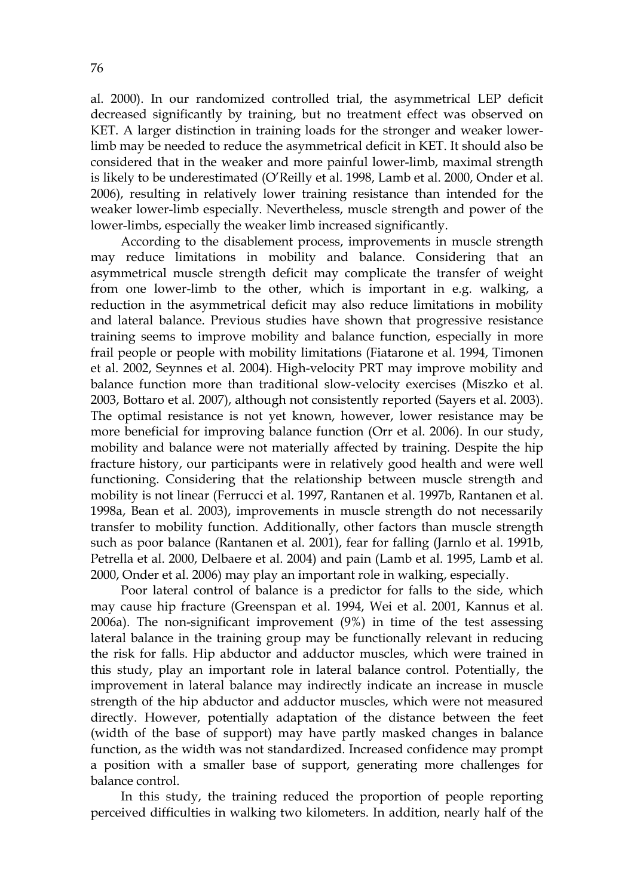al. 2000). In our randomized controlled trial, the asymmetrical LEP deficit decreased significantly by training, but no treatment effect was observed on KET. A larger distinction in training loads for the stronger and weaker lower-limb may be needed to reduce the asymmetrical deficit in KET. It should also be considered that in the weaker and more painful lower-limb, maximal strength is likely to be underestimated (O'Reilly et al. 1998, Lamb et al. 2000, Onder et al. 2006), resulting in relatively lower training resistance than intended for the weaker lower-limb especially. Nevertheless, muscle strength and power of the lower-limbs, especially the weaker limb increased significantly.

According to the disablement process, improvements in muscle strength may reduce limitations in mobility and balance. Considering that an asymmetrical muscle strength deficit may complicate the transfer of weight from one lower-limb to the other, which is important in e.g. walking, a reduction in the asymmetrical deficit may also reduce limitations in mobility and lateral balance. Previous studies have shown that progressive resistance training seems to improve mobility and balance function, especially in more frail people or people with mobility limitations (Fiatarone et al. 1994, Timonen et al. 2002, Seynnes et al. 2004). High-velocity PRT may improve mobility and balance function more than traditional slow-velocity exercises (Miszko et al. 2003, Bottaro et al. 2007), although not consistently reported (Sayers et al. 2003). The optimal resistance is not yet known, however, lower resistance may be more beneficial for improving balance function (Orr et al. 2006). In our study, mobility and balance were not materially affected by training. Despite the hip fracture history, our participants were in relatively good health and were well functioning. Considering that the relationship between muscle strength and mobility is not linear (Ferrucci et al. 1997, Rantanen et al. 1997b, Rantanen et al. 1998a, Bean et al. 2003), improvements in muscle strength do not necessarily transfer to mobility function. Additionally, other factors than muscle strength such as poor balance (Rantanen et al. 2001), fear for falling (Jarnlo et al. 1991b, Petrella et al. 2000, Delbaere et al. 2004) and pain (Lamb et al. 1995, Lamb et al. 2000, Onder et al. 2006) may play an important role in walking, especially.

Poor lateral control of balance is a predictor for falls to the side, which may cause hip fracture (Greenspan et al. 1994, Wei et al. 2001, Kannus et al. 2006a). The non-significant improvement (9%) in time of the test assessing lateral balance in the training group may be functionally relevant in reducing the risk for falls. Hip abductor and adductor muscles, which were trained in this study, play an important role in lateral balance control. Potentially, the improvement in lateral balance may indirectly indicate an increase in muscle strength of the hip abductor and adductor muscles, which were not measured directly. However, potentially adaptation of the distance between the feet (width of the base of support) may have partly masked changes in balance function, as the width was not standardized. Increased confidence may prompt a position with a smaller base of support, generating more challenges for balance control.

In this study, the training reduced the proportion of people reporting perceived difficulties in walking two kilometers. In addition, nearly half of the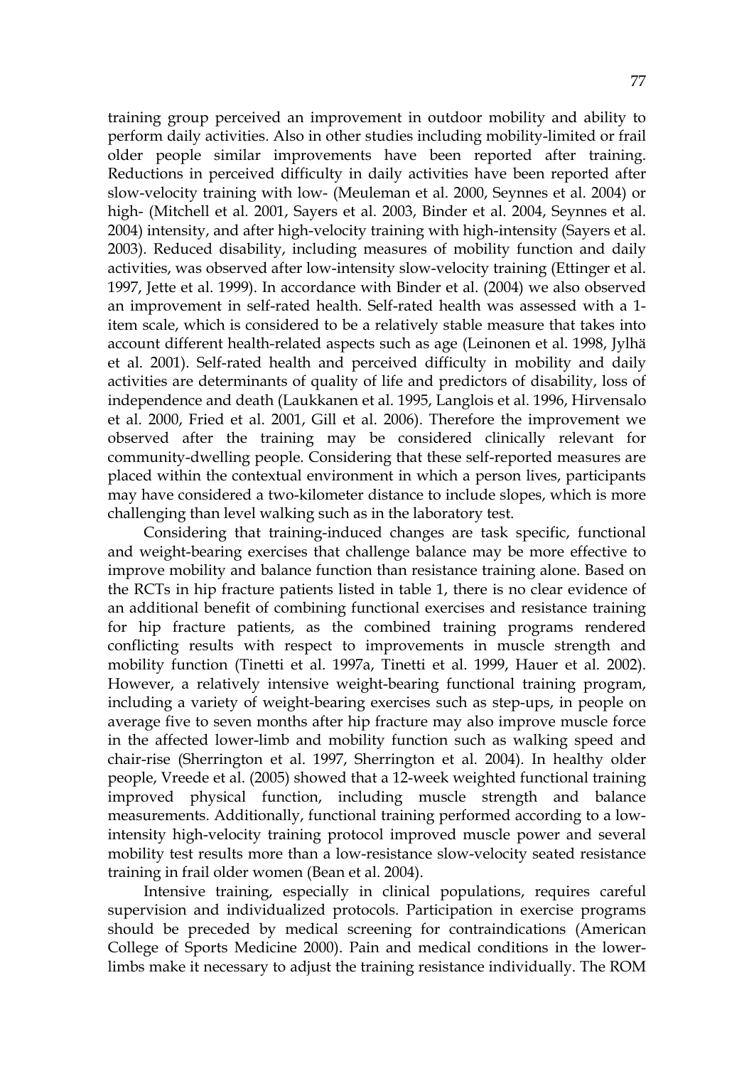training group perceived an improvement in outdoor mobility and ability to perform daily activities. Also in other studies including mobility-limited or frail older people similar improvements have been reported after training. Reductions in perceived difficulty in daily activities have been reported after slow-velocity training with low- (Meuleman et al. 2000, Seynnes et al. 2004) or high- (Mitchell et al. 2001, Sayers et al. 2003, Binder et al. 2004, Seynnes et al. 2004) intensity, and after high-velocity training with high-intensity (Sayers et al. 2003). Reduced disability, including measures of mobility function and daily activities, was observed after low-intensity slow-velocity training (Ettinger et al. 1997, Jette et al. 1999). In accordance with Binder et al. (2004) we also observed an improvement in self-rated health. Self-rated health was assessed with a 1-item scale, which is considered to be a relatively stable measure that takes into account different health-related aspects such as age (Leinonen et al. 1998, Jylhä et al. 2001). Self-rated health and perceived difficulty in mobility and daily activities are determinants of quality of life and predictors of disability, loss of independence and death (Laukkanen et al. 1995, Langlois et al. 1996, Hirvensalo et al. 2000, Fried et al. 2001, Gill et al. 2006). Therefore the improvement we observed after the training may be considered clinically relevant for community-dwelling people. Considering that these self-reported measures are placed within the contextual environment in which a person lives, participants may have considered a two-kilometer distance to include slopes, which is more challenging than level walking such as in the laboratory test.

Considering that training-induced changes are task specific, functional and weight-bearing exercises that challenge balance may be more effective to improve mobility and balance function than resistance training alone. Based on the RCTs in hip fracture patients listed in table 1, there is no clear evidence of an additional benefit of combining functional exercises and resistance training for hip fracture patients, as the combined training programs rendered conflicting results with respect to improvements in muscle strength and mobility function (Tinetti et al. 1997a, Tinetti et al. 1999, Hauer et al. 2002). However, a relatively intensive weight-bearing functional training program, including a variety of weight-bearing exercises such as step-ups, in people on average five to seven months after hip fracture may also improve muscle force in the affected lower-limb and mobility function such as walking speed and chair-rise (Sherrington et al. 1997, Sherrington et al. 2004). In healthy older people, Vreede et al. (2005) showed that a 12-week weighted functional training improved physical function, including muscle strength and balance measurements. Additionally, functional training performed according to a low-intensity high-velocity training protocol improved muscle power and several mobility test results more than a low-resistance slow-velocity seated resistance training in frail older women (Bean et al. 2004).

Intensive training, especially in clinical populations, requires careful supervision and individualized protocols. Participation in exercise programs should be preceded by medical screening for contraindications (American College of Sports Medicine 2000). Pain and medical conditions in the lower-limbs make it necessary to adjust the training resistance individually. The ROM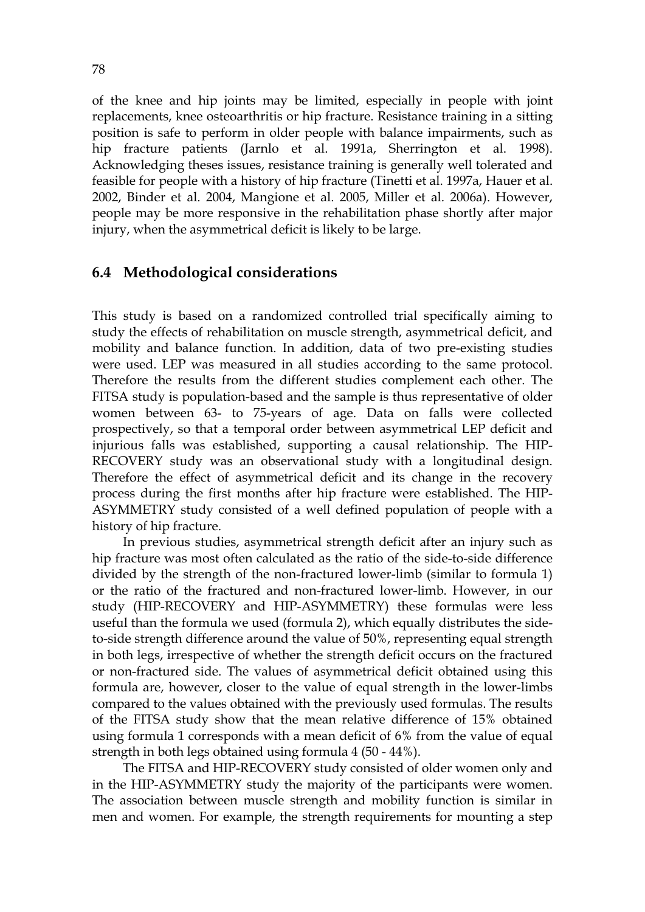of the knee and hip joints may be limited, especially in people with joint replacements, knee osteoarthritis or hip fracture. Resistance training in a sitting position is safe to perform in older people with balance impairments, such as hip fracture patients (Jarnlo et al. 1991a, Sherrington et al. 1998). Acknowledging theses issues, resistance training is generally well tolerated and feasible for people with a history of hip fracture (Tinetti et al. 1997a, Hauer et al. 2002, Binder et al. 2004, Mangione et al. 2005, Miller et al. 2006a). However, people may be more responsive in the rehabilitation phase shortly after major injury, when the asymmetrical deficit is likely to be large.

## 6.4 Methodological considerations

This study is based on a randomized controlled trial specifically aiming to study the effects of rehabilitation on muscle strength, asymmetrical deficit, and mobility and balance function. In addition, data of two pre-existing studies were used. LEP was measured in all studies according to the same protocol. Therefore the results from the different studies complement each other. The FITSA study is population-based and the sample is thus representative of older women between 63- to 75-years of age. Data on falls were collected prospectively, so that a temporal order between asymmetrical LEP deficit and injurious falls was established, supporting a causal relationship. The HIP-RECOVERY study was an observational study with a longitudinal design. Therefore the effect of asymmetrical deficit and its change in the recovery process during the first months after hip fracture were established. The HIP-ASYMMETRY study consisted of a well defined population of people with a history of hip fracture.

In previous studies, asymmetrical strength deficit after an injury such as hip fracture was most often calculated as the ratio of the side-to-side difference divided by the strength of the non-fractured lower-limb (similar to formula 1) or the ratio of the fractured and non-fractured lower-limb. However, in our study (HIP-RECOVERY and HIP-ASYMMETRY) these formulas were less useful than the formula we used (formula 2), which equally distributes the side-to-side strength difference around the value of 50%, representing equal strength in both legs, irrespective of whether the strength deficit occurs on the fractured or non-fractured side. The values of asymmetrical deficit obtained using this formula are, however, closer to the value of equal strength in the lower-limbs compared to the values obtained with the previously used formulas. The results of the FITSA study show that the mean relative difference of 15% obtained using formula 1 corresponds with a mean deficit of 6% from the value of equal strength in both legs obtained using formula 4 (50 - 44%).

The FITSA and HIP-RECOVERY study consisted of older women only and in the HIP-ASYMMETRY study the majority of the participants were women. The association between muscle strength and mobility function is similar in men and women. For example, the strength requirements for mounting a step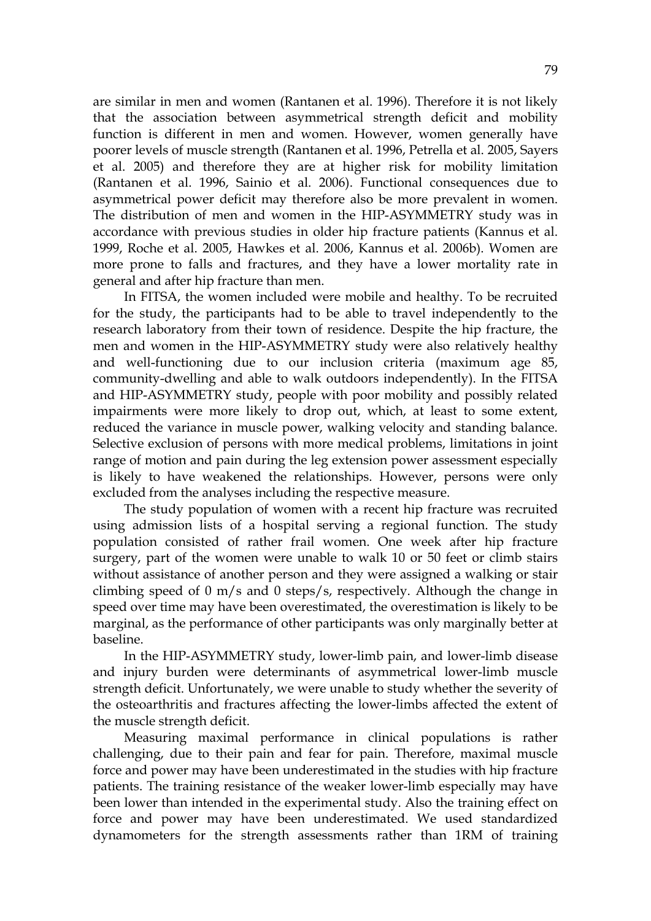are similar in men and women (Rantanen et al. 1996). Therefore it is not likely that the association between asymmetrical strength deficit and mobility function is different in men and women. However, women generally have poorer levels of muscle strength (Rantanen et al. 1996, Petrella et al. 2005, Sayers et al. 2005) and therefore they are at higher risk for mobility limitation (Rantanen et al. 1996, Sainio et al. 2006). Functional consequences due to asymmetrical power deficit may therefore also be more prevalent in women. The distribution of men and women in the HIP-ASYMMETRY study was in accordance with previous studies in older hip fracture patients (Kannus et al. 1999, Roche et al. 2005, Hawkes et al. 2006, Kannus et al. 2006b). Women are more prone to falls and fractures, and they have a lower mortality rate in general and after hip fracture than men.

In FITSA, the women included were mobile and healthy. To be recruited for the study, the participants had to be able to travel independently to the research laboratory from their town of residence. Despite the hip fracture, the men and women in the HIP-ASYMMETRY study were also relatively healthy and well-functioning due to our inclusion criteria (maximum age 85, community-dwelling and able to walk outdoors independently). In the FITSA and HIP-ASYMMETRY study, people with poor mobility and possibly related impairments were more likely to drop out, which, at least to some extent, reduced the variance in muscle power, walking velocity and standing balance. Selective exclusion of persons with more medical problems, limitations in joint range of motion and pain during the leg extension power assessment especially is likely to have weakened the relationships. However, persons were only excluded from the analyses including the respective measure.

The study population of women with a recent hip fracture was recruited using admission lists of a hospital serving a regional function. The study population consisted of rather frail women. One week after hip fracture surgery, part of the women were unable to walk 10 or 50 feet or climb stairs without assistance of another person and they were assigned a walking or stair climbing speed of 0 m/s and 0 steps/s, respectively. Although the change in speed over time may have been overestimated, the overestimation is likely to be marginal, as the performance of other participants was only marginally better at baseline.

In the HIP-ASYMMETRY study, lower-limb pain, and lower-limb disease and injury burden were determinants of asymmetrical lower-limb muscle strength deficit. Unfortunately, we were unable to study whether the severity of the osteoarthritis and fractures affecting the lower-limbs affected the extent of the muscle strength deficit.

Measuring maximal performance in clinical populations is rather challenging, due to their pain and fear for pain. Therefore, maximal muscle force and power may have been underestimated in the studies with hip fracture patients. The training resistance of the weaker lower-limb especially may have been lower than intended in the experimental study. Also the training effect on force and power may have been underestimated. We used standardized dynamometers for the strength assessments rather than 1RM of training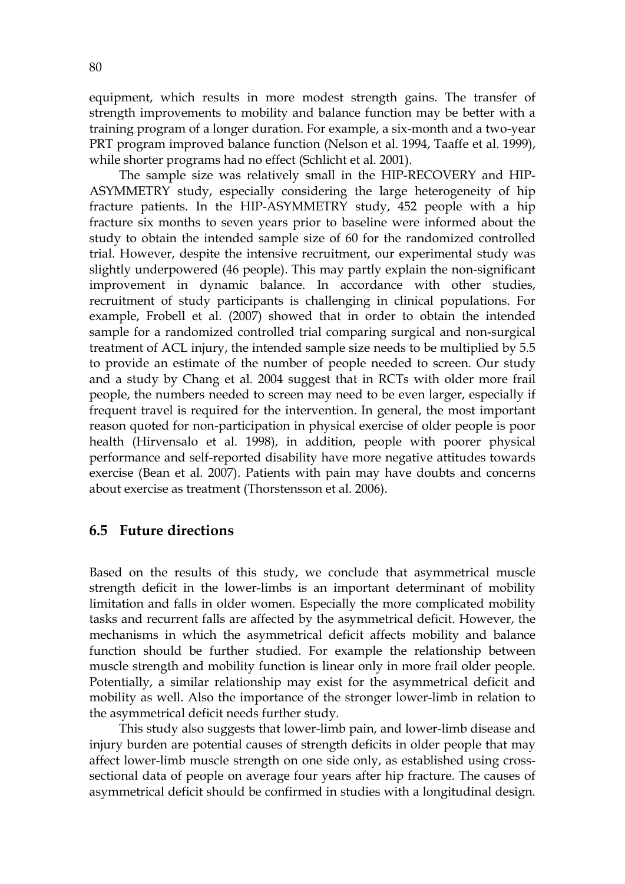equipment, which results in more modest strength gains. The transfer of strength improvements to mobility and balance function may be better with a training program of a longer duration. For example, a six-month and a two-year PRT program improved balance function (Nelson et al. 1994, Taaffe et al. 1999), while shorter programs had no effect (Schlicht et al. 2001).

The sample size was relatively small in the HIP-RECOVERY and HIP-ASYMMETRY study, especially considering the large heterogeneity of hip fracture patients. In the HIP-ASYMMETRY study, 452 people with a hip fracture six months to seven years prior to baseline were informed about the study to obtain the intended sample size of 60 for the randomized controlled trial. However, despite the intensive recruitment, our experimental study was slightly underpowered (46 people). This may partly explain the non-significant improvement in dynamic balance. In accordance with other studies, recruitment of study participants is challenging in clinical populations. For example, Frobell et al. (2007) showed that in order to obtain the intended sample for a randomized controlled trial comparing surgical and non-surgical treatment of ACL injury, the intended sample size needs to be multiplied by 5.5 to provide an estimate of the number of people needed to screen. Our study and a study by Chang et al. 2004 suggest that in RCTs with older more frail people, the numbers needed to screen may need to be even larger, especially if frequent travel is required for the intervention. In general, the most important reason quoted for non-participation in physical exercise of older people is poor health (Hirvensalo et al. 1998), in addition, people with poorer physical performance and self-reported disability have more negative attitudes towards exercise (Bean et al. 2007). Patients with pain may have doubts and concerns about exercise as treatment (Thorstensson et al. 2006).

## 6.5 Future directions

Based on the results of this study, we conclude that asymmetrical muscle strength deficit in the lower-limbs is an important determinant of mobility limitation and falls in older women. Especially the more complicated mobility tasks and recurrent falls are affected by the asymmetrical deficit. However, the mechanisms in which the asymmetrical deficit affects mobility and balance function should be further studied. For example the relationship between muscle strength and mobility function is linear only in more frail older people. Potentially, a similar relationship may exist for the asymmetrical deficit and mobility as well. Also the importance of the stronger lower-limb in relation to the asymmetrical deficit needs further study.

This study also suggests that lower-limb pain, and lower-limb disease and injury burden are potential causes of strength deficits in older people that may affect lower-limb muscle strength on one side only, as established using cross-sectional data of people on average four years after hip fracture. The causes of asymmetrical deficit should be confirmed in studies with a longitudinal design.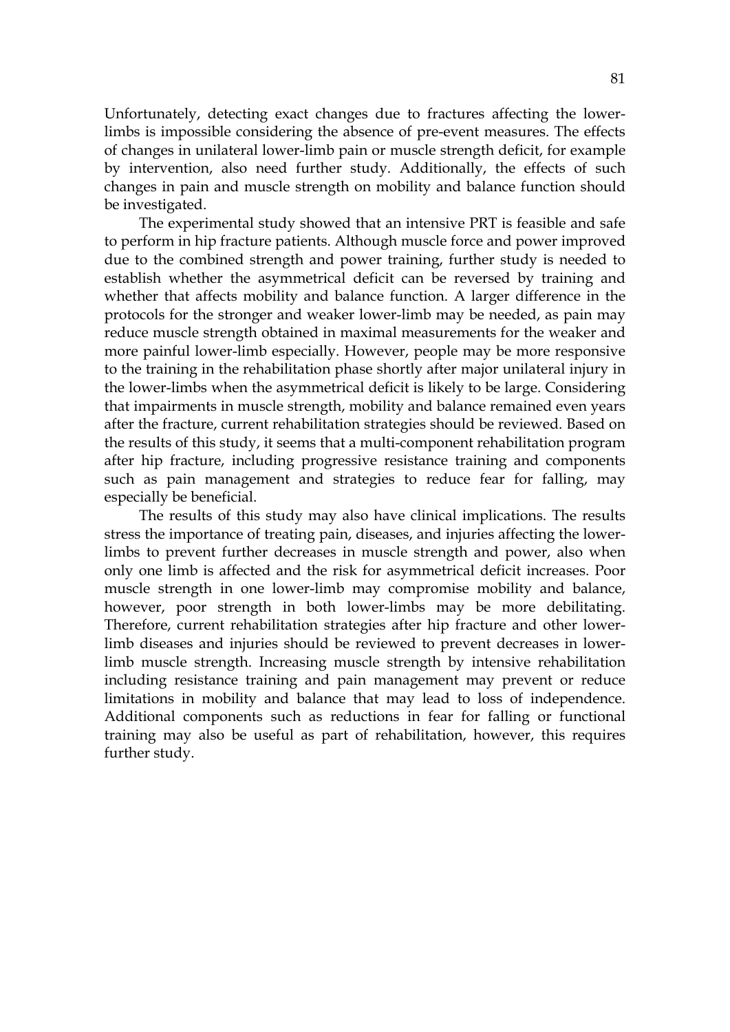Unfortunately, detecting exact changes due to fractures affecting the lower-limbs is impossible considering the absence of pre-event measures. The effects of changes in unilateral lower-limb pain or muscle strength deficit, for example by intervention, also need further study. Additionally, the effects of such changes in pain and muscle strength on mobility and balance function should be investigated.

The experimental study showed that an intensive PRT is feasible and safe to perform in hip fracture patients. Although muscle force and power improved due to the combined strength and power training, further study is needed to establish whether the asymmetrical deficit can be reversed by training and whether that affects mobility and balance function. A larger difference in the protocols for the stronger and weaker lower-limb may be needed, as pain may reduce muscle strength obtained in maximal measurements for the weaker and more painful lower-limb especially. However, people may be more responsive to the training in the rehabilitation phase shortly after major unilateral injury in the lower-limbs when the asymmetrical deficit is likely to be large. Considering that impairments in muscle strength, mobility and balance remained even years after the fracture, current rehabilitation strategies should be reviewed. Based on the results of this study, it seems that a multi-component rehabilitation program after hip fracture, including progressive resistance training and components such as pain management and strategies to reduce fear for falling, may especially be beneficial.

The results of this study may also have clinical implications. The results stress the importance of treating pain, diseases, and injuries affecting the lower-limbs to prevent further decreases in muscle strength and power, also when only one limb is affected and the risk for asymmetrical deficit increases. Poor muscle strength in one lower-limb may compromise mobility and balance, however, poor strength in both lower-limbs may be more debilitating. Therefore, current rehabilitation strategies after hip fracture and other lower-limb diseases and injuries should be reviewed to prevent decreases in lower-limb muscle strength. Increasing muscle strength by intensive rehabilitation including resistance training and pain management may prevent or reduce limitations in mobility and balance that may lead to loss of independence. Additional components such as reductions in fear for falling or functional training may also be useful as part of rehabilitation, however, this requires further study.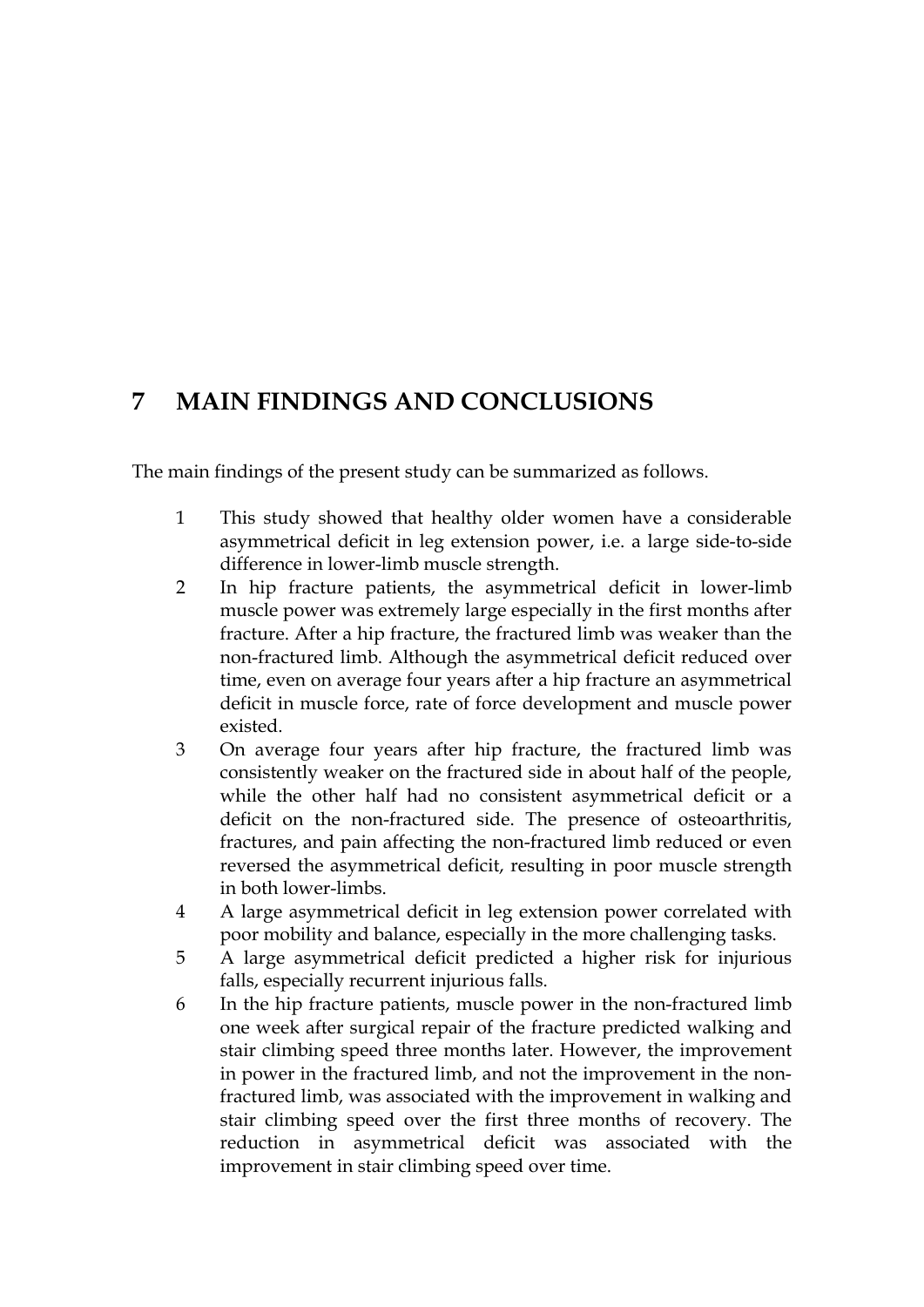# 7 MAIN FINDINGS AND CONCLUSIONS

The main findings of the present study can be summarized as follows.

1. This study showed that healthy older women have a considerable asymmetrical deficit in leg extension power, i.e. a large side-to-side difference in lower-limb muscle strength.
2. In hip fracture patients, the asymmetrical deficit in lower-limb muscle power was extremely large especially in the first months after fracture. After a hip fracture, the fractured limb was weaker than the non-fractured limb. Although the asymmetrical deficit reduced over time, even on average four years after a hip fracture an asymmetrical deficit in muscle force, rate of force development and muscle power existed.
3. On average four years after hip fracture, the fractured limb was consistently weaker on the fractured side in about half of the people, while the other half had no consistent asymmetrical deficit or a deficit on the non-fractured side. The presence of osteoarthritis, fractures, and pain affecting the non-fractured limb reduced or even reversed the asymmetrical deficit, resulting in poor muscle strength in both lower-limbs.
4. A large asymmetrical deficit in leg extension power correlated with poor mobility and balance, especially in the more challenging tasks.
5. A large asymmetrical deficit predicted a higher risk for injurious falls, especially recurrent injurious falls.
6. In the hip fracture patients, muscle power in the non-fractured limb one week after surgical repair of the fracture predicted walking and stair climbing speed three months later. However, the improvement in power in the fractured limb, and not the improvement in the non-fractured limb, was associated with the improvement in walking and stair climbing speed over the first three months of recovery. The reduction in asymmetrical deficit was associated with the improvement in stair climbing speed over time.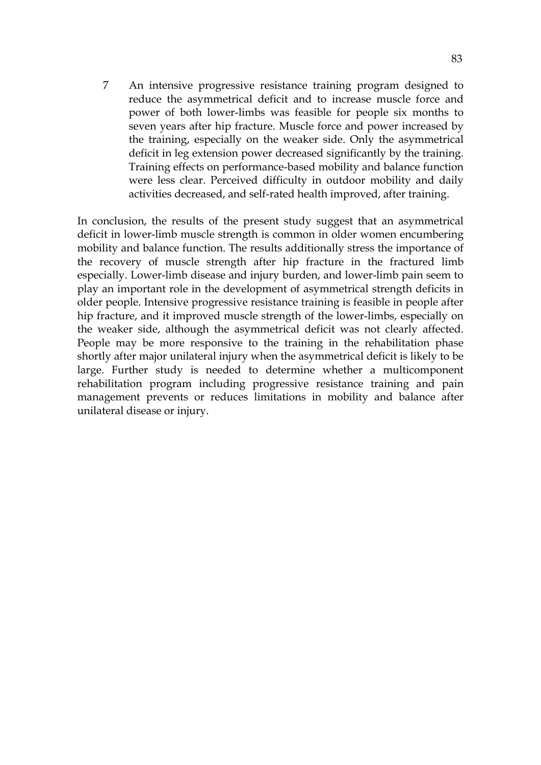7 An intensive progressive resistance training program designed to reduce the asymmetrical deficit and to increase muscle force and power of both lower-limbs was feasible for people six months to seven years after hip fracture. Muscle force and power increased by the training, especially on the weaker side. Only the asymmetrical deficit in leg extension power decreased significantly by the training. Training effects on performance-based mobility and balance function were less clear. Perceived difficulty in outdoor mobility and daily activities decreased, and self-rated health improved, after training.

In conclusion, the results of the present study suggest that an asymmetrical deficit in lower-limb muscle strength is common in older women encumbering mobility and balance function. The results additionally stress the importance of the recovery of muscle strength after hip fracture in the fractured limb especially. Lower-limb disease and injury burden, and lower-limb pain seem to play an important role in the development of asymmetrical strength deficits in older people. Intensive progressive resistance training is feasible in people after hip fracture, and it improved muscle strength of the lower-limbs, especially on the weaker side, although the asymmetrical deficit was not clearly affected. People may be more responsive to the training in the rehabilitation phase shortly after major unilateral injury when the asymmetrical deficit is likely to be large. Further study is needed to determine whether a multicomponent rehabilitation program including progressive resistance training and pain management prevents or reduces limitations in mobility and balance after unilateral disease or injury.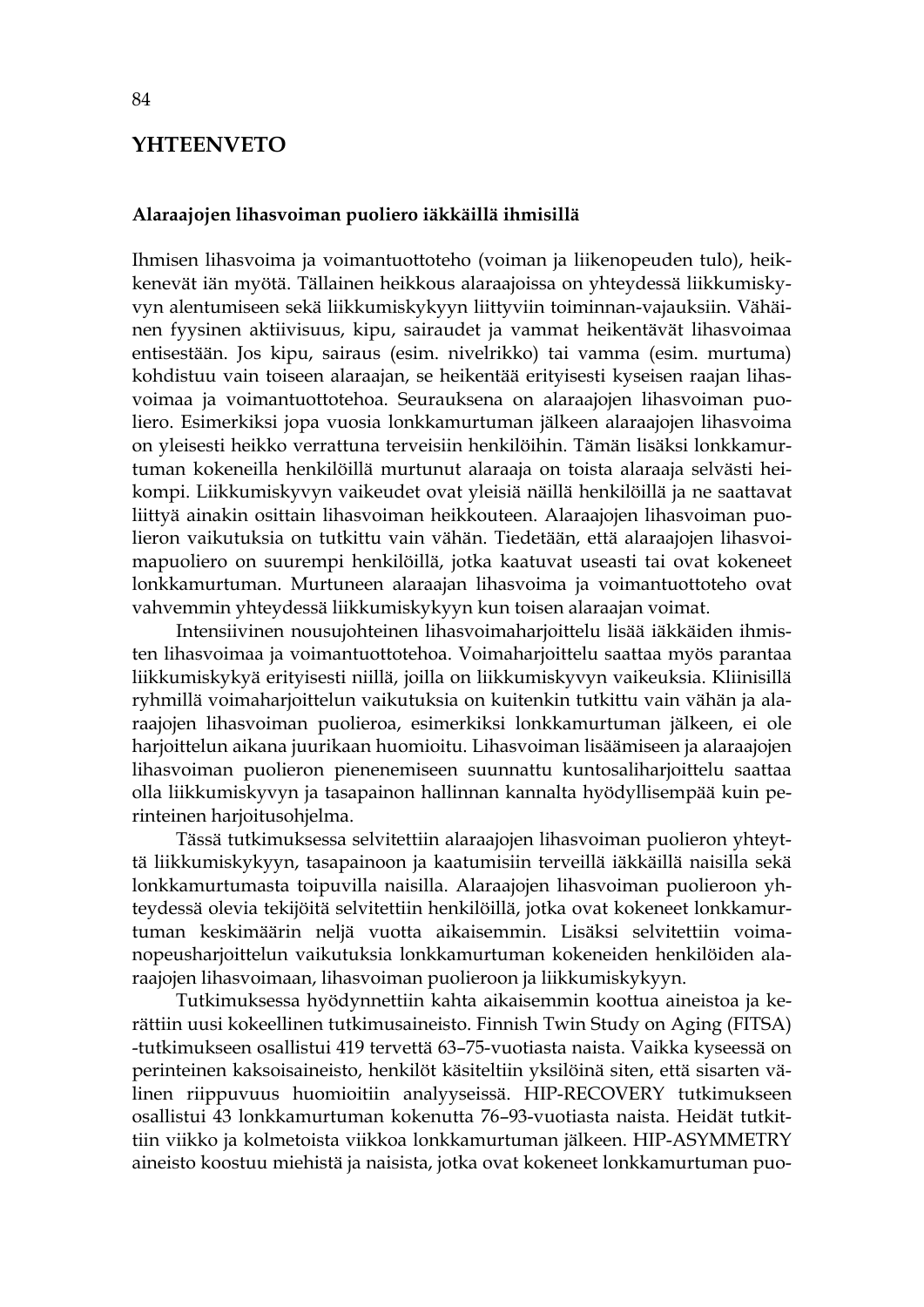# YHTEENVETO

## Alaraajojen lihasvoiman puoliero iäkkäillä ihmisillä

Ihmisen lihasvoima ja voimantuottoteho (voiman ja liikenopeuden tulo), heikkenevät iän myötä. Tällainen heikkous alaraajoissa on yhteydessä liikkumiskyvyn alentumiseen sekä liikkumiskykyyn liittyviin toiminnan-vajauksiin. Vähäinen fyysinen aktiivisuus, kipu, sairaudet ja vammat heikentävät lihasvoimaa entisestään. Jos kipu, sairaus (esim. nivelrikko) tai vamma (esim. murtuma) kohdistuu vain toiseen alaraajan, se heikentää erityisesti kyseisen raajan lihasvoimaa ja voimantuottotehoa. Seurauksena on alaraajojen lihasvoiman puoliero. Esimerkiksi jopa vuosia lonkkamurtuman jälkeen alaraajojen lihasvoima on yleisesti heikko verrattuna terveisiin henkilöihin. Tämän lisäksi lonkkamurtuman kokeneilla henkilöillä murtunut alaraaja on toista alaraaja selvästi heikompi. Liikkumiskyvyn vaikeudet ovat yleisiä näillä henkilöillä ja ne saattavat liittyä ainakin osittain lihasvoiman heikkouteen. Alaraajojen lihasvoiman puolieron vaikutuksia on tutkittu vain vähän. Tiedetään, että alaraajojen lihasvoimapuoliero on suurempi henkilöillä, jotka kaatuvat useasti tai ovat kokeneet lonkkamurtuman. Murtuneen alaraajan lihasvoima ja voimantuottoteho ovat vahvemmin yhteydessä liikkumiskykyyn kun toisen alaraajan voimat.

Intensiivinen nousujohteinen lihasvoimaharjoittelu lisää iäkkäiden ihmisten lihasvoimaa ja voimantuottotehoa. Voimaharjoittelu saattaa myös parantaa liikkumiskykyä erityisesti niillä, joilla on liikkumiskyvyn vaikeuksia. Kliinisillä ryhmillä voimaharjoittelun vaikutuksia on kuitenkin tutkittu vain vähän ja alaraajojen lihasvoiman puolieroa, esimerkiksi lonkkamurtuman jälkeen, ei ole harjoittelun aikana juurikaan huomioitu. Lihasvoiman lisäämiseen ja alaraajojen lihasvoiman puolieron pienenemiseen suunnattu kuntosaliharjoittelu saattaa olla liikkumiskyvyn ja tasapainon hallinnan kannalta hyödyllisempää kuin perinteinen harjoitusohjelma.

Tässä tutkimuksessa selvitettiin alaraajojen lihasvoiman puolieron yhteyttä liikkumiskykyyn, tasapainoon ja kaatumisiin terveillä iäkkäillä naisilla sekä lonkkamurtumasta toipuvilla naisilla. Alaraajojen lihasvoiman puolieroon yhteydessä olevia tekijöitä selvitettiin henkilöillä, jotka ovat kokeneet lonkkamurtuman keskimäärin neljä vuotta aikaisemmin. Lisäksi selvitettiin voimanopeusharjoittelun vaikutuksia lonkkamurtuman kokeneiden henkilöiden alaraajojen lihasvoimaan, lihasvoiman puolieroon ja liikkumiskykyyn.

Tutkimuksessa hyödynnettiin kahta aikaisemmin koottua aineistoa ja kerättiin uusi kokeellinen tutkimusaineisto. Finnish Twin Study on Aging (FITSA) -tutkimukseen osallistui 419 tervettä 63–75-vuotiasta naista. Vaikka kyseessä on perinteinen kaksoisaineisto, henkilöt käsiteltiin yksilöinä siten, että sisarten välinen riippuvuus huomioitiin analyyseissä. HIP-RECOVERY tutkimukseen osallistui 43 lonkkamurtuman kokenutta 76–93-vuotiasta naista. Heidät tutkittiin viikko ja kolmetoista viikkoa lonkkamurtuman jälkeen. HIP-ASYMMETRY aineisto koostuu miehistä ja naisista, jotka ovat kokeneet lonkkamurtuman puo-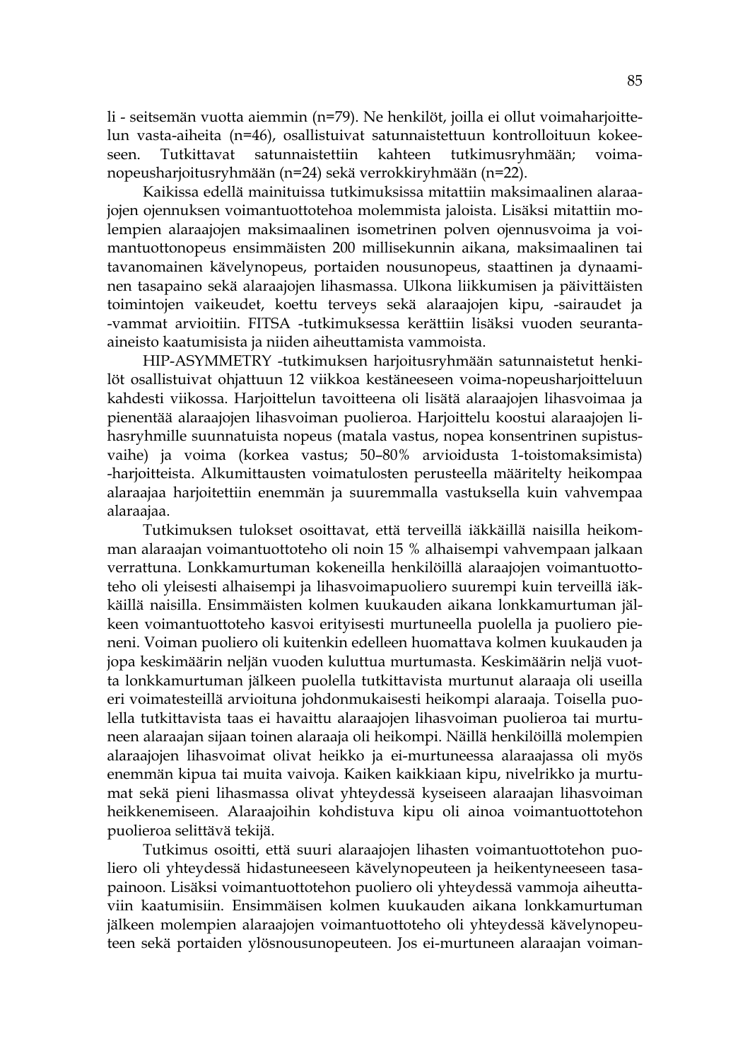li - seitsemän vuotta aiemmin (n=79). Ne henkilöt, joilla ei ollut voimaharjoittelun vasta-aiheita (n=46), osallistuivat satunnaistettuun kontrolloituun kokeeseen. Tutkittavat satunnaistettiin kahteen tutkimusryhmään; voima-nopeusharjoitusryhmään (n=24) sekä verrokkiryhmään (n=22).

Kaikissa edellä mainituissa tutkimuksissa mitattiin maksimaalinen alaraajojen ojennuksen voimantuottotehoa molemmista jaloista. Lisäksi mitattiin molempien alaraajojen maksimaalinen isometrinen polven ojennusvoima ja voimantuottonopeus ensimmäisten 200 millisekunnin aikana, maksimaalinen tai tavanomainen kävelynopeus, portaiden nousunopeus, staattinen ja dynaaminen tasapaino sekä alaraajojen lihasmassa. Ulkona liikkumisen ja päivittäisten toimintojen vaikeudet, koettu terveys sekä alaraajojen kipu, -sairaudet ja -vammat arvioitiin. FITSA -tutkimuksessa kerättiin lisäksi vuoden seuranta-aineisto kaatumisista ja niiden aiheuttamista vammoista.

HIP-ASYMMETRY -tutkimuksen harjoitusryhmään satunnaistetut henkilöt osallistuivat ohjattuun 12 viikkoa kestäneeseen voima-nopeusharjoitteluun kahdesti viikossa. Harjoittelun tavoitteena oli lisätä alaraajojen lihasvoimaa ja pienentää alaraajojen lihasvoiman puolieroa. Harjoittelu koostui alaraajojen lihasryhmille suunnatuista nopeus (matala vastus, nopea konsentrinen supistusvaihe) ja voima (korkea vastus; 50–80% arvioidusta 1-toistomaksimista) -harjoitteista. Alkumittausten voimatulosten perusteella määritelty heikompaa alaraajaa harjoitettiin enemmän ja suuremmalla vastuksella kuin vahvempaa alaraajaa.

Tutkimuksen tulokset osoittavat, että terveillä iäkkäillä naisilla heikomman alaraajan voimantuottoteho oli noin 15 % alhaisempi vahvempaan jalkaan verrattuna. Lonkkamurtuman kokeneilla henkilöillä alaraajojen voimantuottoteho oli yleisesti alhaisempi ja lihasvoimapuoliero suurempi kuin terveillä iäkkäillä naisilla. Ensimmäisten kolmen kuukauden aikana lonkkamurtuman jälkeen voimantuottoteho kasvoi erityisesti murtuneella puolella ja puoliero pieneni. Voiman puoliero oli kuitenkin edelleen huomattava kolmen kuukauden ja jopa keskimäärin neljän vuoden kuluttua murtumasta. Keskimäärin neljä vuotta lonkkamurtuman jälkeen puolella tutkittavista murtunut alaraaja oli useilla eri voimatesteillä arvioituna johdonmukaisesti heikompi alaraaja. Toisella puolella tutkittavista taas ei havaittu alaraajojen lihasvoiman puolieroa tai murtuneen alaraajan sijaan toinen alaraaja oli heikompi. Näillä henkilöillä molempien alaraajojen lihasvoimat olivat heikko ja ei-murtuneessa alaraajassa oli myös enemmän kipua tai muita vaivoja. Kaiken kaikkiaan kipu, nivelrikko ja murtumat sekä pieni lihasmassa olivat yhteydessä kyseiseen alaraajan lihasvoiman heikkenemiseen. Alaraajoihin kohdistuva kipu oli ainoa voimantuottotehon puolieroa selittävä tekijä.

Tutkimus osoitti, että suuri alaraajojen lihasten voimantuottotehon puoliero oli yhteydessä hidastuneeseen kävelynopeuteen ja heikentyneeseen tasapainoon. Lisäksi voimantuottotehon puoliero oli yhteydessä vammoja aiheuttaviin kaatumisiin. Ensimmäisen kolmen kuukauden aikana lonkkamurtuman jälkeen molempien alaraajojen voimantuottoteho oli yhteydessä kävelynopeuteen sekä portaiden ylösnousunopeuteen. Jos ei-murtuneen alaraajan voiman-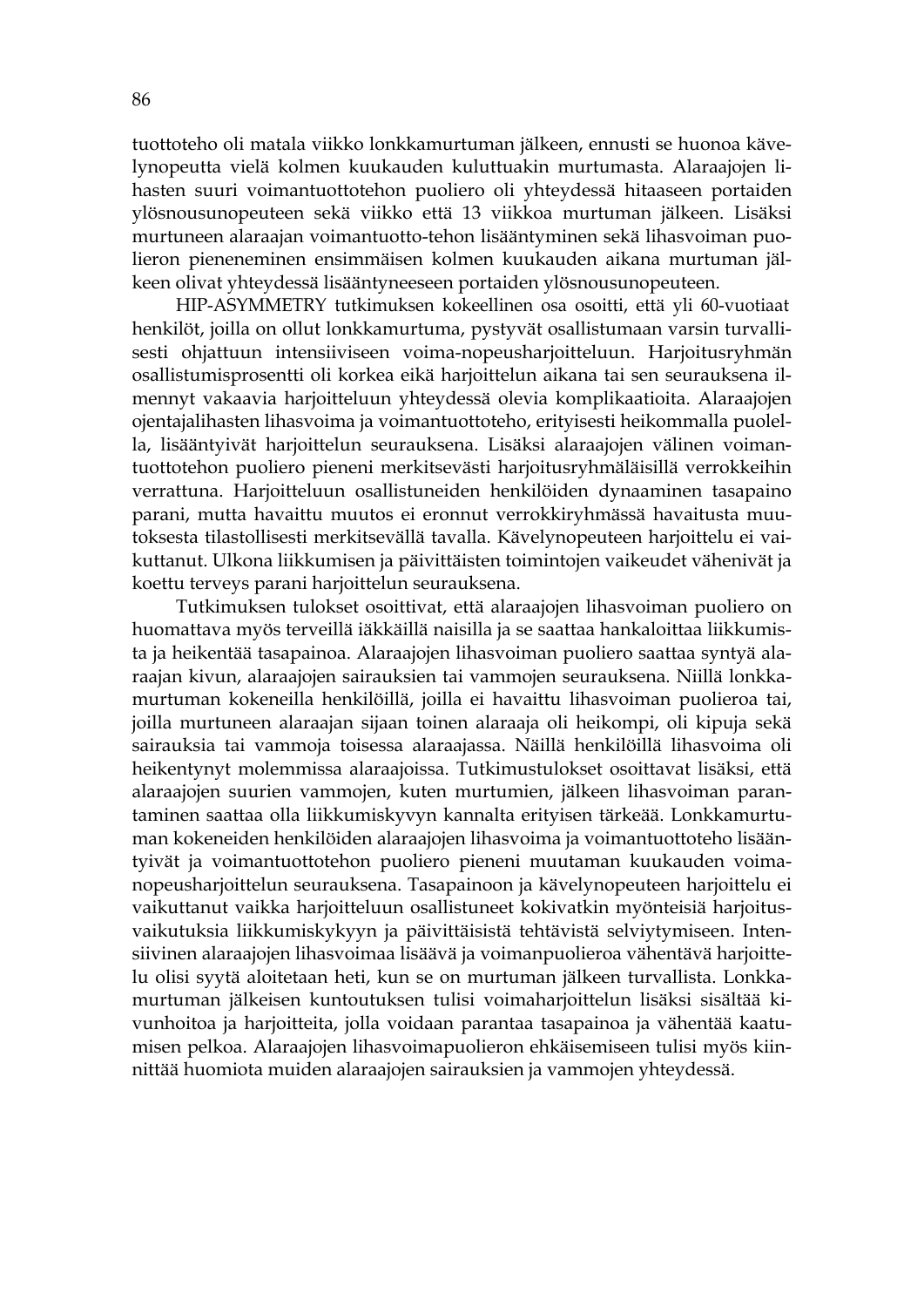tuottoteho oli matala viikko lonkkamurtuman jälkeen, ennusti se huonoa kävelynopeutta vielä kolmen kuukauden kuluttuakin murtumasta. Alaraajojen lihasten suuri voimantuottotehon puoliero oli yhteydessä hitaaseen portaiden ylösnousunopeuteen sekä viikko että 13 viikkoa murtuman jälkeen. Lisäksi murtuneen alaraajan voimantuotto-tehon lisääntyminen sekä lihasvoiman puolieron pieneneminen ensimmäisen kolmen kuukauden aikana murtuman jälkeen olivat yhteydessä lisääntyneeseen portaiden ylösnousunopeuteen.

HIP-ASYMMETRY tutkimuksen kokeellinen osa osoitti, että yli 60-vuotiaat henkilöt, joilla on ollut lonkkamurtuma, pystyvät osallistumaan varsin turvallisesti ohjattuun intensiiviseen voima-nopeusharjoitteluun. Harjoitusryhmän osallistumisprosentti oli korkea eikä harjoittelun aikana tai sen seurauksena ilmennyt vakaavia harjoitteluun yhteydessä olevia komplikaatioita. Alaraajojen ojentajalihasten lihasvoima ja voimantuottoteho, erityisesti heikommalla puolella, lisääntyivät harjoittelun seurauksena. Lisäksi alaraajojen välinen voimantuottotehon puoliero pieneni merkitsevästi harjoitusryhmäläisillä verrokkeihin verrattuna. Harjoitteluun osallistuneiden henkilöiden dynaaminen tasapaino parani, mutta havaittu muutos ei eronnut verrokkiryhmässä havaitusta muutoksesta tilastollisesti merkitsevällä tavalla. Kävelynopeuteen harjoittelu ei vaikuttanut. Ulkona liikkumisen ja päivittäisten toimintojen vaikeudet vähenivät ja koettu terveys parani harjoittelun seurauksena.

Tutkimuksen tulokset osoittivat, että alaraajojen lihasvoiman puoliero on huomattava myös terveillä iäkkäillä naisilla ja se saattaa hankaloittaa liikkumista ja heikentää tasapainoa. Alaraajojen lihasvoiman puoliero saattaa syntyä alaraajan kivun, alaraajojen sairauksien tai vammojen seurauksena. Niillä lonkkamurtuman kokeneilla henkilöillä, joilla ei havaittu lihasvoiman puolieroa tai, joilla murtuneen alaraajan sijaan toinen alaraaja oli heikompi, oli kipuja sekä sairauksia tai vammoja toisessa alaraajassa. Näillä henkilöillä lihasvoima oli heikentynyt molemmissa alaraajoissa. Tutkimustulokset osoittavat lisäksi, että alaraajojen suurien vammojen, kuten murtumien, jälkeen lihasvoiman parantaminen saattaa olla liikkumiskyvyn kannalta erityisen tärkeää. Lonkkamurtuman kokeneiden henkilöiden alaraajojen lihasvoima ja voimantuottoteho lisääntyivät ja voimantuottotehon puoliero pieneni muutaman kuukauden voimanopeusharjoittelun seurauksena. Tasapainoon ja kävelynopeuteen harjoittelu ei vaikuttanut vaikka harjoitteluun osallistuneet kokivatkin myönteisiä harjoitusvaikutuksia liikkumiskykyyn ja päivittäisistä tehtävistä selviytymiseen. Intensiivinen alaraajojen lihasvoimaa lisäävä ja voimanpuolieroa vähentävä harjoittelu olisi syytä aloitetaan heti, kun se on murtuman jälkeen turvallista. Lonkkamurtuman jälkeisen kuntoutuksen tulisi voimaharjoittelun lisäksi sisältää kivunhoitoa ja harjoitteita, jolla voidaan parantaa tasapainoa ja vähentää kaatumisen pelkoa. Alaraajojen lihasvoimapuolieron ehkäisemiseen tulisi myös kiinnittää huomiota muiden alaraajojen sairauksien ja vammojen yhteydessä.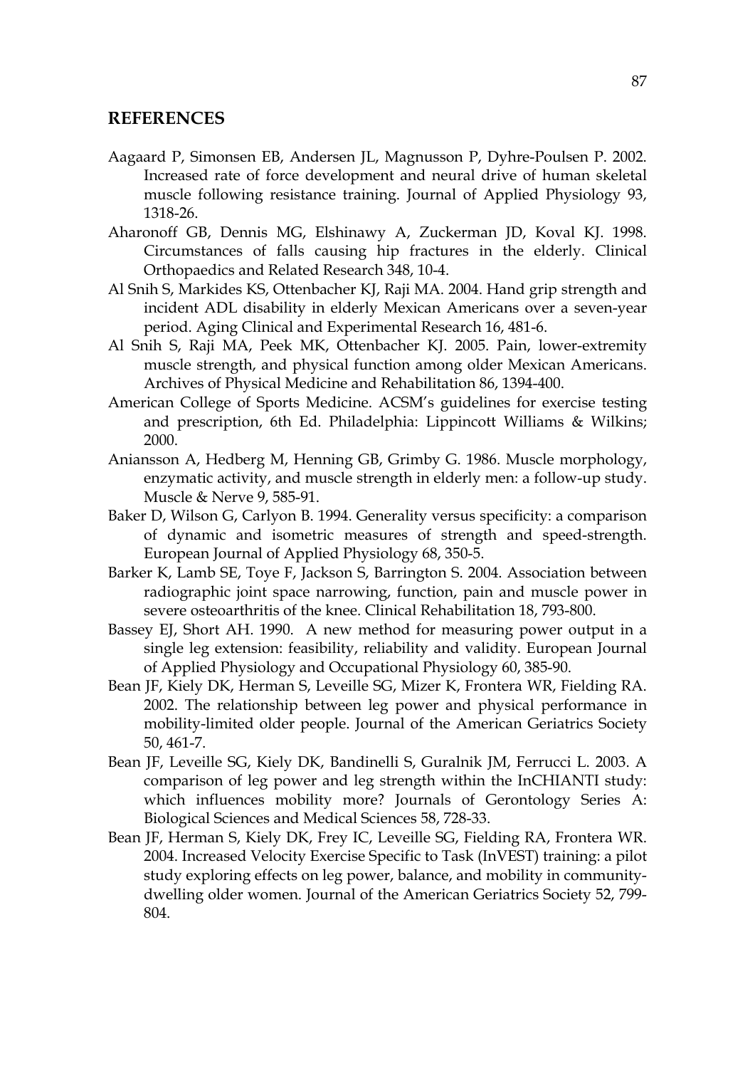## REFERENCES

Aagaard P, Simonsen EB, Andersen JL, Magnusson P, Dyhre-Poulsen P. 2002. Increased rate of force development and neural drive of human skeletal muscle following resistance training. Journal of Applied Physiology 93, 1318-26.

Aharonoff GB, Dennis MG, Elshinawy A, Zuckerman JD, Koval KJ. 1998. Circumstances of falls causing hip fractures in the elderly. Clinical Orthopaedics and Related Research 348, 10-4.

Al Snih S, Markides KS, Ottenbacher KJ, Raji MA. 2004. Hand grip strength and incident ADL disability in elderly Mexican Americans over a seven-year period. Aging Clinical and Experimental Research 16, 481-6.

Al Snih S, Raji MA, Peek MK, Ottenbacher KJ. 2005. Pain, lower-extremity muscle strength, and physical function among older Mexican Americans. Archives of Physical Medicine and Rehabilitation 86, 1394-400.

American College of Sports Medicine. ACSM's guidelines for exercise testing and prescription, 6th Ed. Philadelphia: Lippincott Williams & Wilkins; 2000.

Aniansson A, Hedberg M, Henning GB, Grimby G. 1986. Muscle morphology, enzymatic activity, and muscle strength in elderly men: a follow-up study. Muscle & Nerve 9, 585-91.

Baker D, Wilson G, Carlyon B. 1994. Generality versus specificity: a comparison of dynamic and isometric measures of strength and speed-strength. European Journal of Applied Physiology 68, 350-5.

Barker K, Lamb SE, Toye F, Jackson S, Barrington S. 2004. Association between radiographic joint space narrowing, function, pain and muscle power in severe osteoarthritis of the knee. Clinical Rehabilitation 18, 793-800.

Bassey EJ, Short AH. 1990. A new method for measuring power output in a single leg extension: feasibility, reliability and validity. European Journal of Applied Physiology and Occupational Physiology 60, 385-90.

Bean JF, Kiely DK, Herman S, Leveille SG, Mizer K, Frontera WR, Fielding RA. 2002. The relationship between leg power and physical performance in mobility-limited older people. Journal of the American Geriatrics Society 50, 461-7.

Bean JF, Leveille SG, Kiely DK, Bandinelli S, Guralnik JM, Ferrucci L. 2003. A comparison of leg power and leg strength within the InCHIANTI study: which influences mobility more? Journals of Gerontology Series A: Biological Sciences and Medical Sciences 58, 728-33.

Bean JF, Herman S, Kiely DK, Frey IC, Leveille SG, Fielding RA, Frontera WR. 2004. Increased Velocity Exercise Specific to Task (InVEST) training: a pilot study exploring effects on leg power, balance, and mobility in community-dwelling older women. Journal of the American Geriatrics Society 52, 799-804.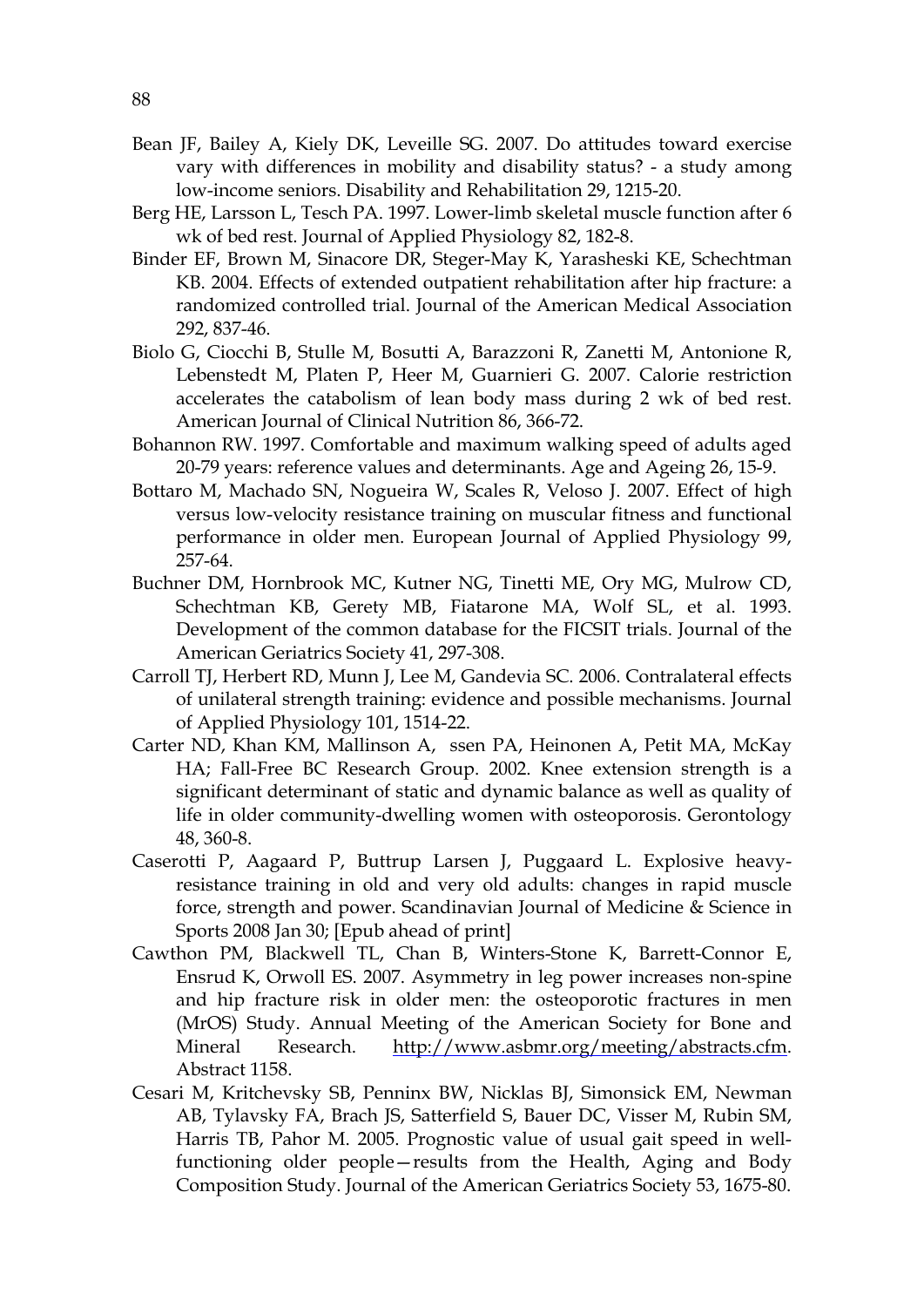Bean JF, Bailey A, Kiely DK, Leveille SG. 2007. Do attitudes toward exercise vary with differences in mobility and disability status? - a study among low-income seniors. Disability and Rehabilitation 29, 1215-20.

Berg HE, Larsson L, Tesch PA. 1997. Lower-limb skeletal muscle function after 6 wk of bed rest. Journal of Applied Physiology 82, 182-8.

Binder EF, Brown M, Sinacore DR, Steger-May K, Yarasheski KE, Schechtman KB. 2004. Effects of extended outpatient rehabilitation after hip fracture: a randomized controlled trial. Journal of the American Medical Association 292, 837-46.

Biolo G, Ciocchi B, Stulle M, Bosutti A, Barazzoni R, Zanetti M, Antonione R, Lebenstedt M, Platen P, Heer M, Guarnieri G. 2007. Calorie restriction accelerates the catabolism of lean body mass during 2 wk of bed rest. American Journal of Clinical Nutrition 86, 366-72.

Bohannon RW. 1997. Comfortable and maximum walking speed of adults aged 20-79 years: reference values and determinants. Age and Ageing 26, 15-9.

Bottaro M, Machado SN, Nogueira W, Scales R, Veloso J. 2007. Effect of high versus low-velocity resistance training on muscular fitness and functional performance in older men. European Journal of Applied Physiology 99, 257-64.

Buchner DM, Hornbrook MC, Kutner NG, Tinetti ME, Ory MG, Mulrow CD, Schechtman KB, Gerety MB, Fiatarone MA, Wolf SL, et al. 1993. Development of the common database for the FICSIT trials. Journal of the American Geriatrics Society 41, 297-308.

Carroll TJ, Herbert RD, Munn J, Lee M, Gandevia SC. 2006. Contralateral effects of unilateral strength training: evidence and possible mechanisms. Journal of Applied Physiology 101, 1514-22.

Carter ND, Khan KM, Mallinson A, ssen PA, Heinonen A, Petit MA, McKay HA; Fall-Free BC Research Group. 2002. Knee extension strength is a significant determinant of static and dynamic balance as well as quality of life in older community-dwelling women with osteoporosis. Gerontology 48, 360-8.

Caserotti P, Aagaard P, Buttrup Larsen J, Puggaard L. Explosive heavy-resistance training in old and very old adults: changes in rapid muscle force, strength and power. Scandinavian Journal of Medicine & Science in Sports 2008 Jan 30; [Epub ahead of print]

Cawthon PM, Blackwell TL, Chan B, Winters-Stone K, Barrett-Connor E, Ensrud K, Orwoll ES. 2007. Asymmetry in leg power increases non-spine and hip fracture risk in older men: the osteoporotic fractures in men (MrOS) Study. Annual Meeting of the American Society for Bone and Mineral Research. http://www.asbmr.org/meeting/abstracts.cfm. Abstract 1158.

Cesari M, Kritchevsky SB, Penninx BW, Nicklas BJ, Simonsick EM, Newman AB, Tylavsky FA, Brach JS, Satterfield S, Bauer DC, Visser M, Rubin SM, Harris TB, Pahor M. 2005. Prognostic value of usual gait speed in well-functioning older people—results from the Health, Aging and Body Composition Study. Journal of the American Geriatrics Society 53, 1675-80.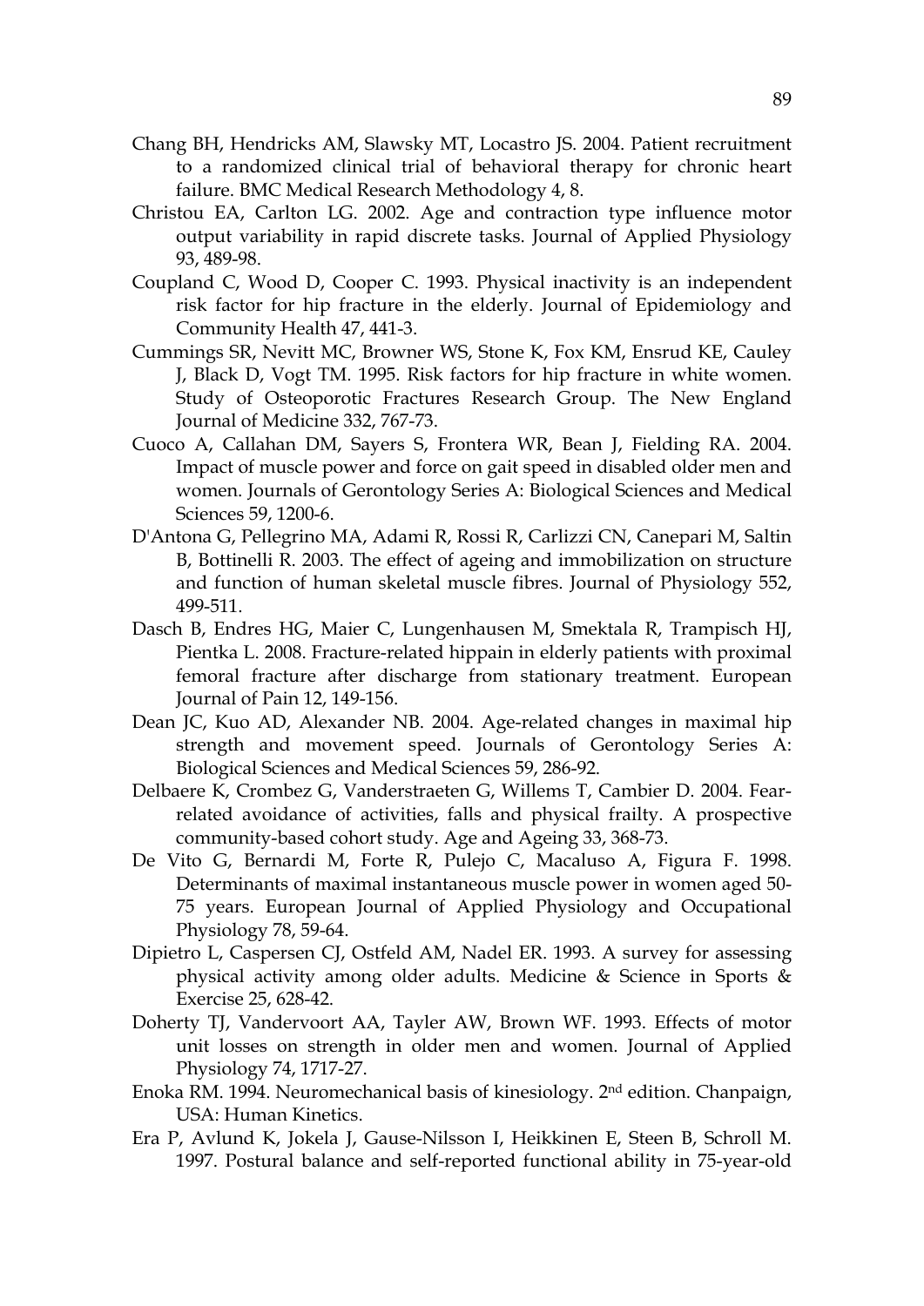Chang BH, Hendricks AM, Slawsky MT, Locastro JS. 2004. Patient recruitment to a randomized clinical trial of behavioral therapy for chronic heart failure. BMC Medical Research Methodology 4, 8.

Christou EA, Carlton LG. 2002. Age and contraction type influence motor output variability in rapid discrete tasks. Journal of Applied Physiology 93, 489-98.

Coupland C, Wood D, Cooper C. 1993. Physical inactivity is an independent risk factor for hip fracture in the elderly. Journal of Epidemiology and Community Health 47, 441-3.

Cummings SR, Nevitt MC, Browner WS, Stone K, Fox KM, Ensrud KE, Cauley J, Black D, Vogt TM. 1995. Risk factors for hip fracture in white women. Study of Osteoporotic Fractures Research Group. The New England Journal of Medicine 332, 767-73.

Cuoco A, Callahan DM, Sayers S, Frontera WR, Bean J, Fielding RA. 2004. Impact of muscle power and force on gait speed in disabled older men and women. Journals of Gerontology Series A: Biological Sciences and Medical Sciences 59, 1200-6.

D'Antona G, Pellegrino MA, Adami R, Rossi R, Carlizzi CN, Canepari M, Saltin B, Bottinelli R. 2003. The effect of ageing and immobilization on structure and function of human skeletal muscle fibres. Journal of Physiology 552, 499-511.

Dasch B, Endres HG, Maier C, Lungenhausen M, Smektala R, Trampisch HJ, Pientka L. 2008. Fracture-related hippain in elderly patients with proximal femoral fracture after discharge from stationary treatment. European Journal of Pain 12, 149-156.

Dean JC, Kuo AD, Alexander NB. 2004. Age-related changes in maximal hip strength and movement speed. Journals of Gerontology Series A: Biological Sciences and Medical Sciences 59, 286-92.

Delbaere K, Crombez G, Vanderstraeten G, Willems T, Cambier D. 2004. Fear-related avoidance of activities, falls and physical frailty. A prospective community-based cohort study. Age and Ageing 33, 368-73.

De Vito G, Bernardi M, Forte R, Pulejo C, Macaluso A, Figura F. 1998. Determinants of maximal instantaneous muscle power in women aged 50-75 years. European Journal of Applied Physiology and Occupational Physiology 78, 59-64.

Dipietro L, Caspersen CJ, Ostfeld AM, Nadel ER. 1993. A survey for assessing physical activity among older adults. Medicine & Science in Sports & Exercise 25, 628-42.

Doherty TJ, Vandervoort AA, Tayler AW, Brown WF. 1993. Effects of motor unit losses on strength in older men and women. Journal of Applied Physiology 74, 1717-27.

Enoka RM. 1994. Neuromechanical basis of kinesiology. 2nd edition. Chanpaign, USA: Human Kinetics.

Era P, Avlund K, Jokela J, Gause-Nilsson I, Heikkinen E, Steen B, Schroll M. 1997. Postural balance and self-reported functional ability in 75-year-old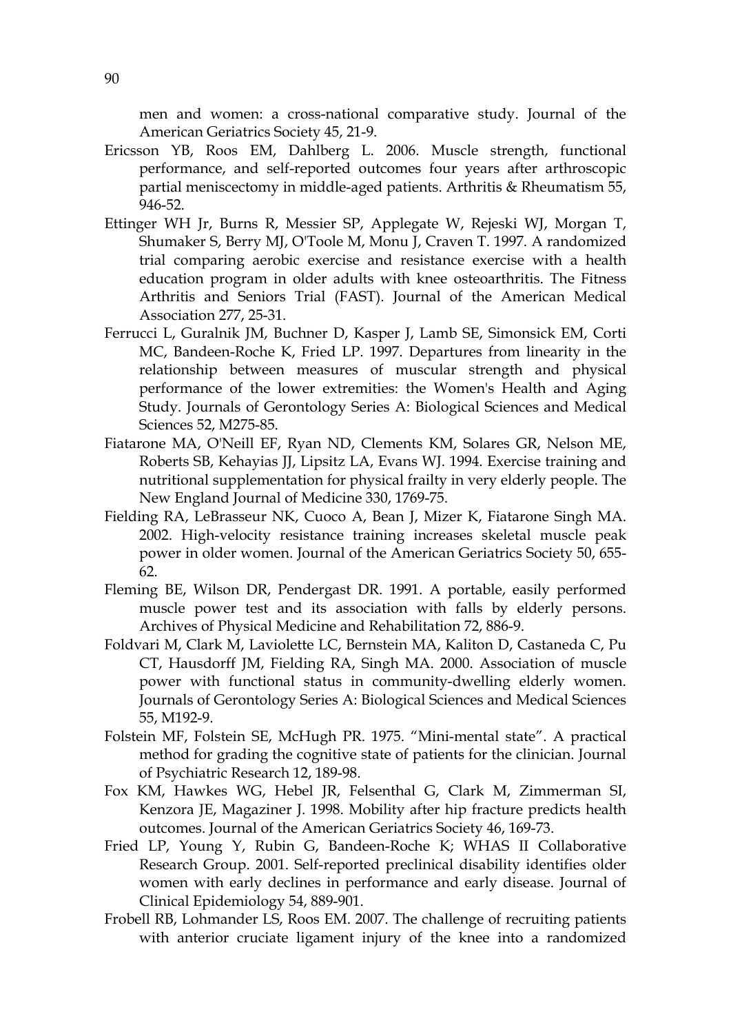men and women: a cross-national comparative study. Journal of the American Geriatrics Society 45, 21-9.

Ericsson YB, Roos EM, Dahlberg L. 2006. Muscle strength, functional performance, and self-reported outcomes four years after arthroscopic partial meniscectomy in middle-aged patients. Arthritis & Rheumatism 55, 946-52.

Ettinger WH Jr, Burns R, Messier SP, Applegate W, Rejeski WJ, Morgan T, Shumaker S, Berry MJ, O'Toole M, Monu J, Craven T. 1997. A randomized trial comparing aerobic exercise and resistance exercise with a health education program in older adults with knee osteoarthritis. The Fitness Arthritis and Seniors Trial (FAST). Journal of the American Medical Association 277, 25-31.

Ferrucci L, Guralnik JM, Buchner D, Kasper J, Lamb SE, Simonsick EM, Corti MC, Bandeen-Roche K, Fried LP. 1997. Departures from linearity in the relationship between measures of muscular strength and physical performance of the lower extremities: the Women's Health and Aging Study. Journals of Gerontology Series A: Biological Sciences and Medical Sciences 52, M275-85.

Fiatarone MA, O'Neill EF, Ryan ND, Clements KM, Solares GR, Nelson ME, Roberts SB, Kehayias JJ, Lipsitz LA, Evans WJ. 1994. Exercise training and nutritional supplementation for physical frailty in very elderly people. The New England Journal of Medicine 330, 1769-75.

Fielding RA, LeBrasseur NK, Cuoco A, Bean J, Mizer K, Fiatarone Singh MA. 2002. High-velocity resistance training increases skeletal muscle peak power in older women. Journal of the American Geriatrics Society 50, 655-62.

Fleming BE, Wilson DR, Pendergast DR. 1991. A portable, easily performed muscle power test and its association with falls by elderly persons. Archives of Physical Medicine and Rehabilitation 72, 886-9.

Foldvari M, Clark M, Laviolette LC, Bernstein MA, Kaliton D, Castaneda C, Pu CT, Hausdorff JM, Fielding RA, Singh MA. 2000. Association of muscle power with functional status in community-dwelling elderly women. Journals of Gerontology Series A: Biological Sciences and Medical Sciences 55, M192-9.

Folstein MF, Folstein SE, McHugh PR. 1975. "Mini-mental state". A practical method for grading the cognitive state of patients for the clinician. Journal of Psychiatric Research 12, 189-98.

Fox KM, Hawkes WG, Hebel JR, Felsenthal G, Clark M, Zimmerman SI, Kenzora JE, Magaziner J. 1998. Mobility after hip fracture predicts health outcomes. Journal of the American Geriatrics Society 46, 169-73.

Fried LP, Young Y, Rubin G, Bandeen-Roche K; WHAS II Collaborative Research Group. 2001. Self-reported preclinical disability identifies older women with early declines in performance and early disease. Journal of Clinical Epidemiology 54, 889-901.

Frobell RB, Lohmander LS, Roos EM. 2007. The challenge of recruiting patients with anterior cruciate ligament injury of the knee into a randomized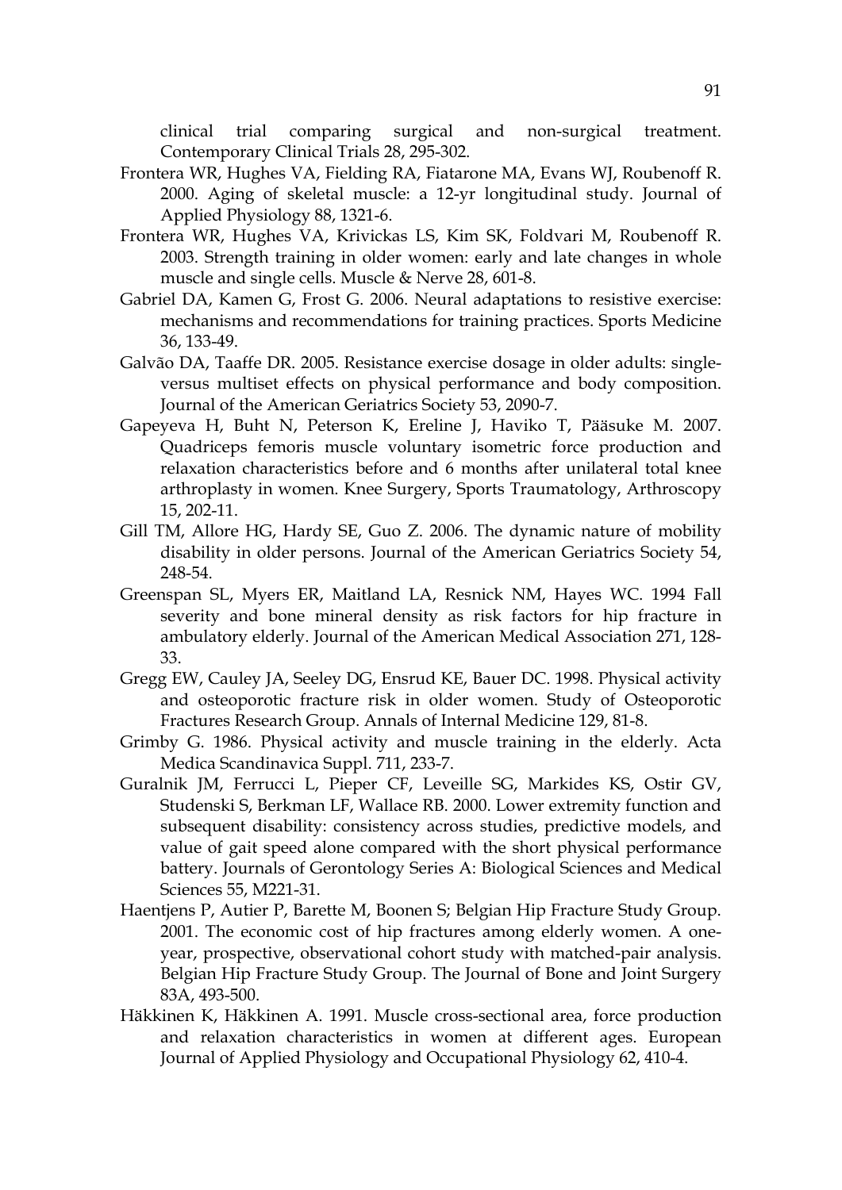clinical trial comparing surgical and non-surgical treatment. Contemporary Clinical Trials 28, 295-302.

Frontera WR, Hughes VA, Fielding RA, Fiatarone MA, Evans WJ, Roubenoff R. 2000. Aging of skeletal muscle: a 12-yr longitudinal study. Journal of Applied Physiology 88, 1321-6.

Frontera WR, Hughes VA, Krivickas LS, Kim SK, Foldvari M, Roubenoff R. 2003. Strength training in older women: early and late changes in whole muscle and single cells. Muscle & Nerve 28, 601-8.

Gabriel DA, Kamen G, Frost G. 2006. Neural adaptations to resistive exercise: mechanisms and recommendations for training practices. Sports Medicine 36, 133-49.

Galvão DA, Taaffe DR. 2005. Resistance exercise dosage in older adults: single- versus multiset effects on physical performance and body composition. Journal of the American Geriatrics Society 53, 2090-7.

Gapeyeva H, Buht N, Peterson K, Ereline J, Haviko T, Pääsuke M. 2007. Quadriceps femoris muscle voluntary isometric force production and relaxation characteristics before and 6 months after unilateral total knee arthroplasty in women. Knee Surgery, Sports Traumatology, Arthroscopy 15, 202-11.

Gill TM, Allore HG, Hardy SE, Guo Z. 2006. The dynamic nature of mobility disability in older persons. Journal of the American Geriatrics Society 54, 248-54.

Greenspan SL, Myers ER, Maitland LA, Resnick NM, Hayes WC. 1994 Fall severity and bone mineral density as risk factors for hip fracture in ambulatory elderly. Journal of the American Medical Association 271, 128-33.

Gregg EW, Cauley JA, Seeley DG, Ensrud KE, Bauer DC. 1998. Physical activity and osteoporotic fracture risk in older women. Study of Osteoporotic Fractures Research Group. Annals of Internal Medicine 129, 81-8.

Grimby G. 1986. Physical activity and muscle training in the elderly. Acta Medica Scandinavica Suppl. 711, 233-7.

Guralnik JM, Ferrucci L, Pieper CF, Leveille SG, Markides KS, Ostir GV, Studenski S, Berkman LF, Wallace RB. 2000. Lower extremity function and subsequent disability: consistency across studies, predictive models, and value of gait speed alone compared with the short physical performance battery. Journals of Gerontology Series A: Biological Sciences and Medical Sciences 55, M221-31.

Haentjens P, Autier P, Barette M, Boonen S; Belgian Hip Fracture Study Group. 2001. The economic cost of hip fractures among elderly women. A one-year, prospective, observational cohort study with matched-pair analysis. Belgian Hip Fracture Study Group. The Journal of Bone and Joint Surgery 83A, 493-500.

Häkkinen K, Häkkinen A. 1991. Muscle cross-sectional area, force production and relaxation characteristics in women at different ages. European Journal of Applied Physiology and Occupational Physiology 62, 410-4.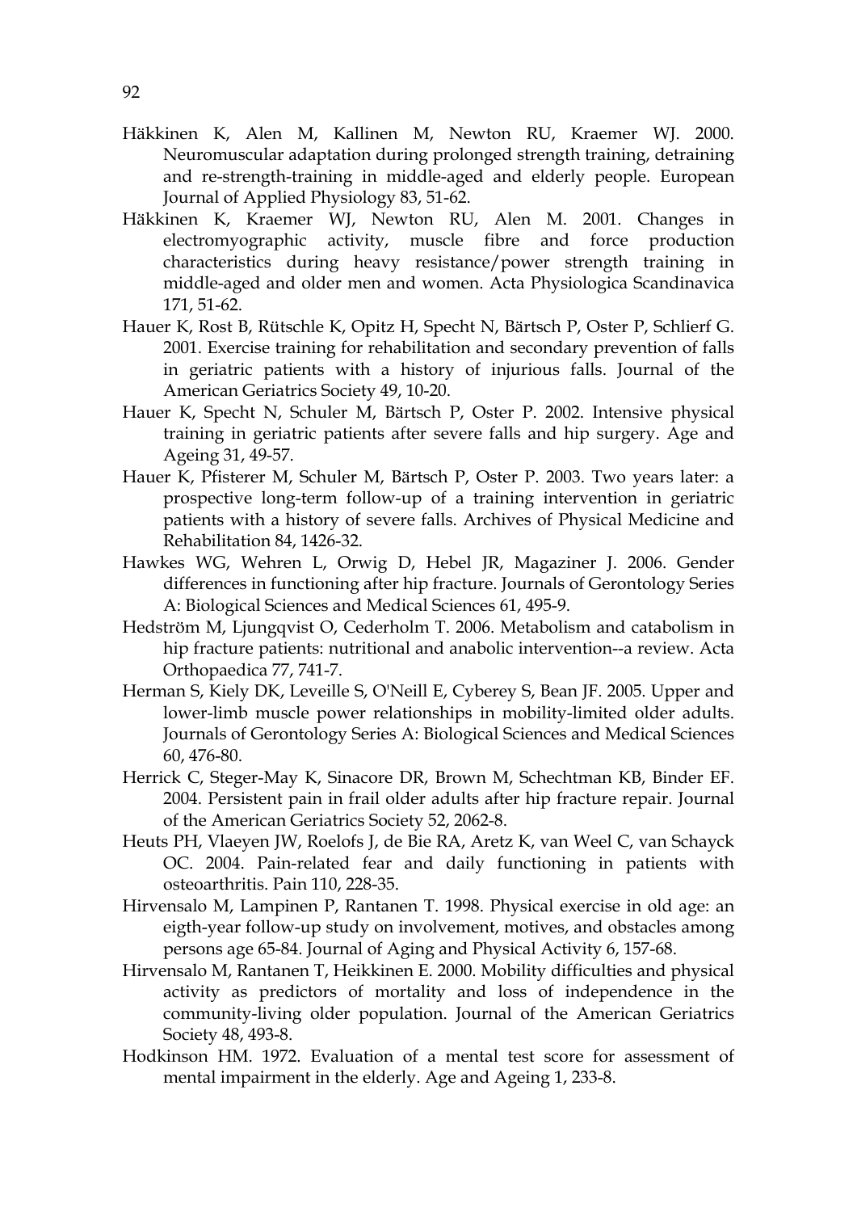Häkkinen K, Alen M, Kallinen M, Newton RU, Kraemer WJ. 2000. Neuromuscular adaptation during prolonged strength training, detraining and re-strength-training in middle-aged and elderly people. European Journal of Applied Physiology 83, 51-62.

Häkkinen K, Kraemer WJ, Newton RU, Alen M. 2001. Changes in electromyographic activity, muscle fibre and force production characteristics during heavy resistance/power strength training in middle-aged and older men and women. Acta Physiologica Scandinavica 171, 51-62.

Hauer K, Rost B, Rütschle K, Opitz H, Specht N, Bärtsch P, Oster P, Schlierf G. 2001. Exercise training for rehabilitation and secondary prevention of falls in geriatric patients with a history of injurious falls. Journal of the American Geriatrics Society 49, 10-20.

Hauer K, Specht N, Schuler M, Bärtsch P, Oster P. 2002. Intensive physical training in geriatric patients after severe falls and hip surgery. Age and Ageing 31, 49-57.

Hauer K, Pfisterer M, Schuler M, Bärtsch P, Oster P. 2003. Two years later: a prospective long-term follow-up of a training intervention in geriatric patients with a history of severe falls. Archives of Physical Medicine and Rehabilitation 84, 1426-32.

Hawkes WG, Wehren L, Orwig D, Hebel JR, Magaziner J. 2006. Gender differences in functioning after hip fracture. Journals of Gerontology Series A: Biological Sciences and Medical Sciences 61, 495-9.

Hedström M, Ljungqvist O, Cederholm T. 2006. Metabolism and catabolism in hip fracture patients: nutritional and anabolic intervention--a review. Acta Orthopaedica 77, 741-7.

Herman S, Kiely DK, Leveille S, O'Neill E, Cyberey S, Bean JF. 2005. Upper and lower-limb muscle power relationships in mobility-limited older adults. Journals of Gerontology Series A: Biological Sciences and Medical Sciences 60, 476-80.

Herrick C, Steger-May K, Sinacore DR, Brown M, Schechtman KB, Binder EF. 2004. Persistent pain in frail older adults after hip fracture repair. Journal of the American Geriatrics Society 52, 2062-8.

Heuts PH, Vlaeyen JW, Roelofs J, de Bie RA, Aretz K, van Weel C, van Schayck OC. 2004. Pain-related fear and daily functioning in patients with osteoarthritis. Pain 110, 228-35.

Hirvensalo M, Lampinen P, Rantanen T. 1998. Physical exercise in old age: an eigth-year follow-up study on involvement, motives, and obstacles among persons age 65-84. Journal of Aging and Physical Activity 6, 157-68.

Hirvensalo M, Rantanen T, Heikkinen E. 2000. Mobility difficulties and physical activity as predictors of mortality and loss of independence in the community-living older population. Journal of the American Geriatrics Society 48, 493-8.

Hodkinson HM. 1972. Evaluation of a mental test score for assessment of mental impairment in the elderly. Age and Ageing 1, 233-8.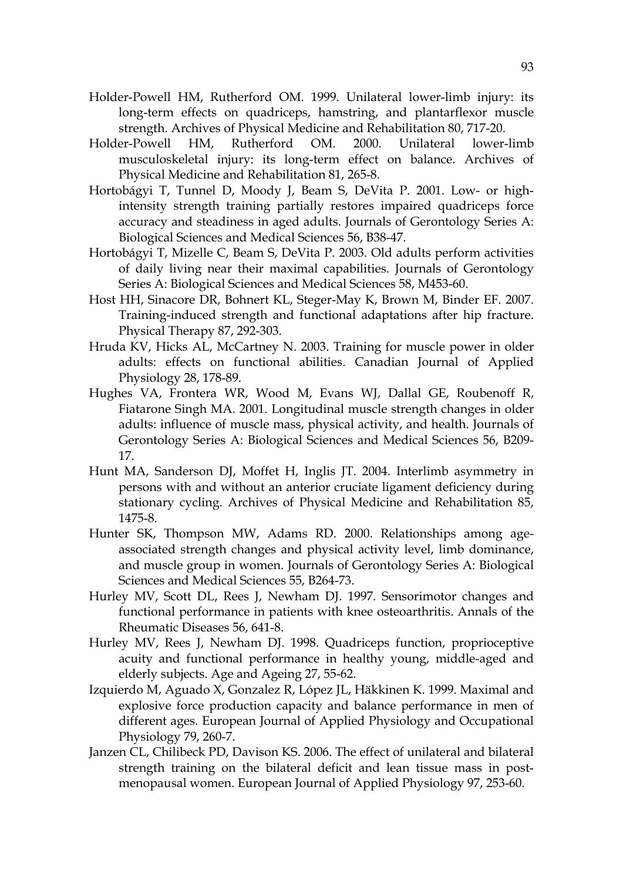Holder-Powell HM, Rutherford OM. 1999. Unilateral lower-limb injury: its long-term effects on quadriceps, hamstring, and plantarflexor muscle strength. Archives of Physical Medicine and Rehabilitation 80, 717-20.

Holder-Powell HM, Rutherford OM. 2000. Unilateral lower-limb musculoskeletal injury: its long-term effect on balance. Archives of Physical Medicine and Rehabilitation 81, 265-8.

Hortobágyi T, Tunnel D, Moody J, Beam S, DeVita P. 2001. Low- or high-intensity strength training partially restores impaired quadriceps force accuracy and steadiness in aged adults. Journals of Gerontology Series A: Biological Sciences and Medical Sciences 56, B38-47.

Hortobágyi T, Mizelle C, Beam S, DeVita P. 2003. Old adults perform activities of daily living near their maximal capabilities. Journals of Gerontology Series A: Biological Sciences and Medical Sciences 58, M453-60.

Host HH, Sinacore DR, Bohnert KL, Steger-May K, Brown M, Binder EF. 2007. Training-induced strength and functional adaptations after hip fracture. Physical Therapy 87, 292-303.

Hruda KV, Hicks AL, McCartney N. 2003. Training for muscle power in older adults: effects on functional abilities. Canadian Journal of Applied Physiology 28, 178-89.

Hughes VA, Frontera WR, Wood M, Evans WJ, Dallal GE, Roubenoff R, Fiatarone Singh MA. 2001. Longitudinal muscle strength changes in older adults: influence of muscle mass, physical activity, and health. Journals of Gerontology Series A: Biological Sciences and Medical Sciences 56, B209-17.

Hunt MA, Sanderson DJ, Moffet H, Inglis JT. 2004. Interlimb asymmetry in persons with and without an anterior cruciate ligament deficiency during stationary cycling. Archives of Physical Medicine and Rehabilitation 85, 1475-8.

Hunter SK, Thompson MW, Adams RD. 2000. Relationships among age-associated strength changes and physical activity level, limb dominance, and muscle group in women. Journals of Gerontology Series A: Biological Sciences and Medical Sciences 55, B264-73.

Hurley MV, Scott DL, Rees J, Newham DJ. 1997. Sensorimotor changes and functional performance in patients with knee osteoarthritis. Annals of the Rheumatic Diseases 56, 641-8.

Hurley MV, Rees J, Newham DJ. 1998. Quadriceps function, proprioceptive acuity and functional performance in healthy young, middle-aged and elderly subjects. Age and Ageing 27, 55-62.

Izquierdo M, Aguado X, Gonzalez R, López JL, Häkkinen K. 1999. Maximal and explosive force production capacity and balance performance in men of different ages. European Journal of Applied Physiology and Occupational Physiology 79, 260-7.

Janzen CL, Chilibeck PD, Davison KS. 2006. The effect of unilateral and bilateral strength training on the bilateral deficit and lean tissue mass in post-menopausal women. European Journal of Applied Physiology 97, 253-60.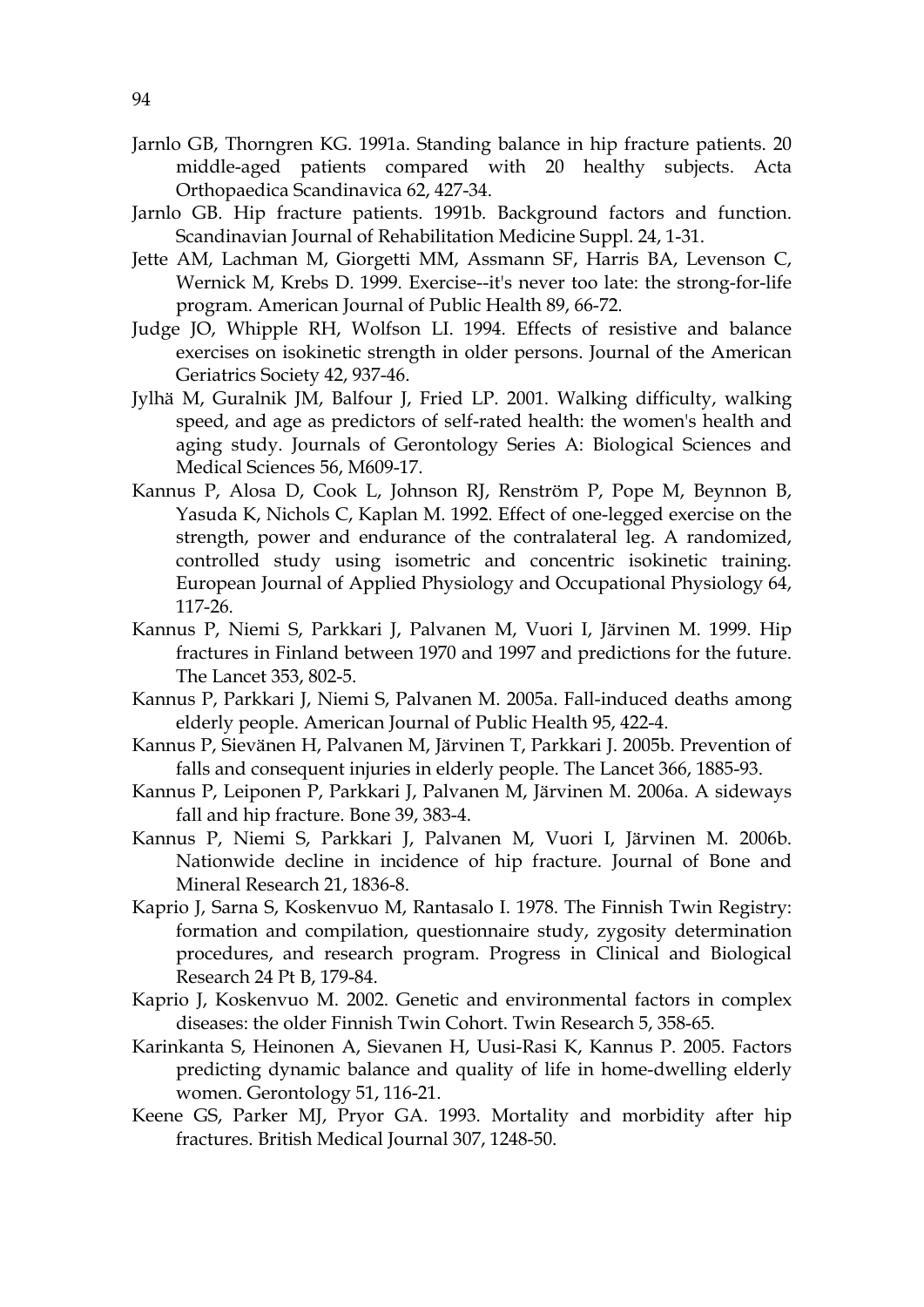Jarnlo GB, Thorngren KG. 1991a. Standing balance in hip fracture patients. 20 middle-aged patients compared with 20 healthy subjects. Acta Orthopaedica Scandinavica 62, 427-34.

Jarnlo GB. Hip fracture patients. 1991b. Background factors and function. Scandinavian Journal of Rehabilitation Medicine Suppl. 24, 1-31.

Jette AM, Lachman M, Giorgetti MM, Assmann SF, Harris BA, Levenson C, Wernick M, Krebs D. 1999. Exercise--it's never too late: the strong-for-life program. American Journal of Public Health 89, 66-72.

Judge JO, Whipple RH, Wolfson LI. 1994. Effects of resistive and balance exercises on isokinetic strength in older persons. Journal of the American Geriatrics Society 42, 937-46.

Jylhä M, Guralnik JM, Balfour J, Fried LP. 2001. Walking difficulty, walking speed, and age as predictors of self-rated health: the women's health and aging study. Journals of Gerontology Series A: Biological Sciences and Medical Sciences 56, M609-17.

Kannus P, Alosa D, Cook L, Johnson RJ, Renström P, Pope M, Beynnon B, Yasuda K, Nichols C, Kaplan M. 1992. Effect of one-legged exercise on the strength, power and endurance of the contralateral leg. A randomized, controlled study using isometric and concentric isokinetic training. European Journal of Applied Physiology and Occupational Physiology 64, 117-26.

Kannus P, Niemi S, Parkkari J, Palvanen M, Vuori I, Järvinen M. 1999. Hip fractures in Finland between 1970 and 1997 and predictions for the future. The Lancet 353, 802-5.

Kannus P, Parkkari J, Niemi S, Palvanen M. 2005a. Fall-induced deaths among elderly people. American Journal of Public Health 95, 422-4.

Kannus P, Sievänen H, Palvanen M, Järvinen T, Parkkari J. 2005b. Prevention of falls and consequent injuries in elderly people. The Lancet 366, 1885-93.

Kannus P, Leiponen P, Parkkari J, Palvanen M, Järvinen M. 2006a. A sideways fall and hip fracture. Bone 39, 383-4.

Kannus P, Niemi S, Parkkari J, Palvanen M, Vuori I, Järvinen M. 2006b. Nationwide decline in incidence of hip fracture. Journal of Bone and Mineral Research 21, 1836-8.

Kaprio J, Sarna S, Koskenvuo M, Rantasalo I. 1978. The Finnish Twin Registry: formation and compilation, questionnaire study, zygosity determination procedures, and research program. Progress in Clinical and Biological Research 24 Pt B, 179-84.

Kaprio J, Koskenvuo M. 2002. Genetic and environmental factors in complex diseases: the older Finnish Twin Cohort. Twin Research 5, 358-65.

Karinkanta S, Heinonen A, Sievanen H, Uusi-Rasi K, Kannus P. 2005. Factors predicting dynamic balance and quality of life in home-dwelling elderly women. Gerontology 51, 116-21.

Keene GS, Parker MJ, Pryor GA. 1993. Mortality and morbidity after hip fractures. British Medical Journal 307, 1248-50.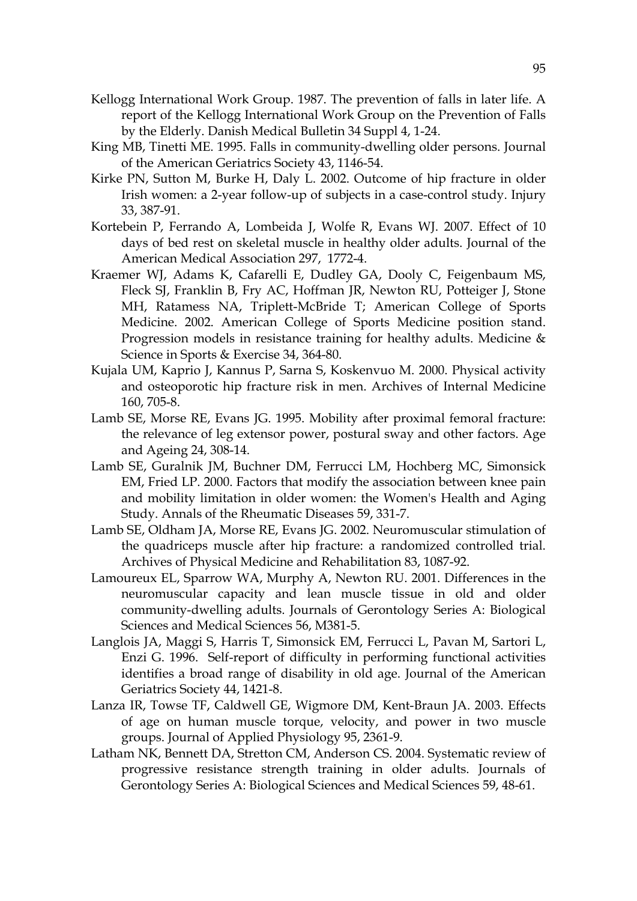Kellogg International Work Group. 1987. The prevention of falls in later life. A report of the Kellogg International Work Group on the Prevention of Falls by the Elderly. Danish Medical Bulletin 34 Suppl 4, 1-24.

King MB, Tinetti ME. 1995. Falls in community-dwelling older persons. Journal of the American Geriatrics Society 43, 1146-54.

Kirke PN, Sutton M, Burke H, Daly L. 2002. Outcome of hip fracture in older Irish women: a 2-year follow-up of subjects in a case-control study. Injury 33, 387-91.

Kortebein P, Ferrando A, Lombeida J, Wolfe R, Evans WJ. 2007. Effect of 10 days of bed rest on skeletal muscle in healthy older adults. Journal of the American Medical Association 297, 1772-4.

Kraemer WJ, Adams K, Cafarelli E, Dudley GA, Dooly C, Feigenbaum MS, Fleck SJ, Franklin B, Fry AC, Hoffman JR, Newton RU, Potteiger J, Stone MH, Ratamess NA, Triplett-McBride T; American College of Sports Medicine. 2002. American College of Sports Medicine position stand. Progression models in resistance training for healthy adults. Medicine & Science in Sports & Exercise 34, 364-80.

Kujala UM, Kaprio J, Kannus P, Sarna S, Koskenvuo M. 2000. Physical activity and osteoporotic hip fracture risk in men. Archives of Internal Medicine 160, 705-8.

Lamb SE, Morse RE, Evans JG. 1995. Mobility after proximal femoral fracture: the relevance of leg extensor power, postural sway and other factors. Age and Ageing 24, 308-14.

Lamb SE, Guralnik JM, Buchner DM, Ferrucci LM, Hochberg MC, Simonsick EM, Fried LP. 2000. Factors that modify the association between knee pain and mobility limitation in older women: the Women's Health and Aging Study. Annals of the Rheumatic Diseases 59, 331-7.

Lamb SE, Oldham JA, Morse RE, Evans JG. 2002. Neuromuscular stimulation of the quadriceps muscle after hip fracture: a randomized controlled trial. Archives of Physical Medicine and Rehabilitation 83, 1087-92.

Lamoureux EL, Sparrow WA, Murphy A, Newton RU. 2001. Differences in the neuromuscular capacity and lean muscle tissue in old and older community-dwelling adults. Journals of Gerontology Series A: Biological Sciences and Medical Sciences 56, M381-5.

Langlois JA, Maggi S, Harris T, Simonsick EM, Ferrucci L, Pavan M, Sartori L, Enzi G. 1996. Self-report of difficulty in performing functional activities identifies a broad range of disability in old age. Journal of the American Geriatrics Society 44, 1421-8.

Lanza IR, Towse TF, Caldwell GE, Wigmore DM, Kent-Braun JA. 2003. Effects of age on human muscle torque, velocity, and power in two muscle groups. Journal of Applied Physiology 95, 2361-9.

Latham NK, Bennett DA, Stretton CM, Anderson CS. 2004. Systematic review of progressive resistance strength training in older adults. Journals of Gerontology Series A: Biological Sciences and Medical Sciences 59, 48-61.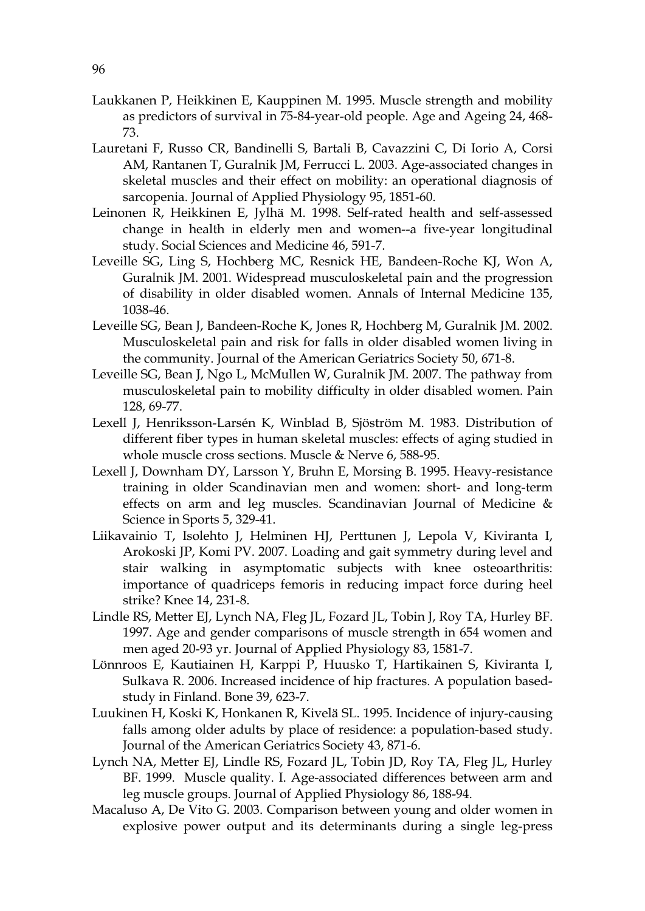Laukkanen P, Heikkinen E, Kauppinen M. 1995. Muscle strength and mobility as predictors of survival in 75-84-year-old people. Age and Ageing 24, 468-73.

Lauretani F, Russo CR, Bandinelli S, Bartali B, Cavazzini C, Di Iorio A, Corsi AM, Rantanen T, Guralnik JM, Ferrucci L. 2003. Age-associated changes in skeletal muscles and their effect on mobility: an operational diagnosis of sarcopenia. Journal of Applied Physiology 95, 1851-60.

Leinonen R, Heikkinen E, Jylhä M. 1998. Self-rated health and self-assessed change in health in elderly men and women--a five-year longitudinal study. Social Sciences and Medicine 46, 591-7.

Leveille SG, Ling S, Hochberg MC, Resnick HE, Bandeen-Roche KJ, Won A, Guralnik JM. 2001. Widespread musculoskeletal pain and the progression of disability in older disabled women. Annals of Internal Medicine 135, 1038-46.

Leveille SG, Bean J, Bandeen-Roche K, Jones R, Hochberg M, Guralnik JM. 2002. Musculoskeletal pain and risk for falls in older disabled women living in the community. Journal of the American Geriatrics Society 50, 671-8.

Leveille SG, Bean J, Ngo L, McMullen W, Guralnik JM. 2007. The pathway from musculoskeletal pain to mobility difficulty in older disabled women. Pain 128, 69-77.

Lexell J, Henriksson-Larsén K, Winblad B, Sjöström M. 1983. Distribution of different fiber types in human skeletal muscles: effects of aging studied in whole muscle cross sections. Muscle & Nerve 6, 588-95.

Lexell J, Downham DY, Larsson Y, Bruhn E, Morsing B. 1995. Heavy-resistance training in older Scandinavian men and women: short- and long-term effects on arm and leg muscles. Scandinavian Journal of Medicine & Science in Sports 5, 329-41.

Liikavainio T, Isolehto J, Helminen HJ, Perttunen J, Lepola V, Kiviranta I, Arokoski JP, Komi PV. 2007. Loading and gait symmetry during level and stair walking in asymptomatic subjects with knee osteoarthritis: importance of quadriceps femoris in reducing impact force during heel strike? Knee 14, 231-8.

Lindle RS, Metter EJ, Lynch NA, Fleg JL, Fozard JL, Tobin J, Roy TA, Hurley BF. 1997. Age and gender comparisons of muscle strength in 654 women and men aged 20-93 yr. Journal of Applied Physiology 83, 1581-7.

Lönnroos E, Kautiainen H, Karppi P, Huusko T, Hartikainen S, Kiviranta I, Sulkava R. 2006. Increased incidence of hip fractures. A population based-study in Finland. Bone 39, 623-7.

Luukinen H, Koski K, Honkanen R, Kivelä SL. 1995. Incidence of injury-causing falls among older adults by place of residence: a population-based study. Journal of the American Geriatrics Society 43, 871-6.

Lynch NA, Metter EJ, Lindle RS, Fozard JL, Tobin JD, Roy TA, Fleg JL, Hurley BF. 1999. Muscle quality. I. Age-associated differences between arm and leg muscle groups. Journal of Applied Physiology 86, 188-94.

Macaluso A, De Vito G. 2003. Comparison between young and older women in explosive power output and its determinants during a single leg-press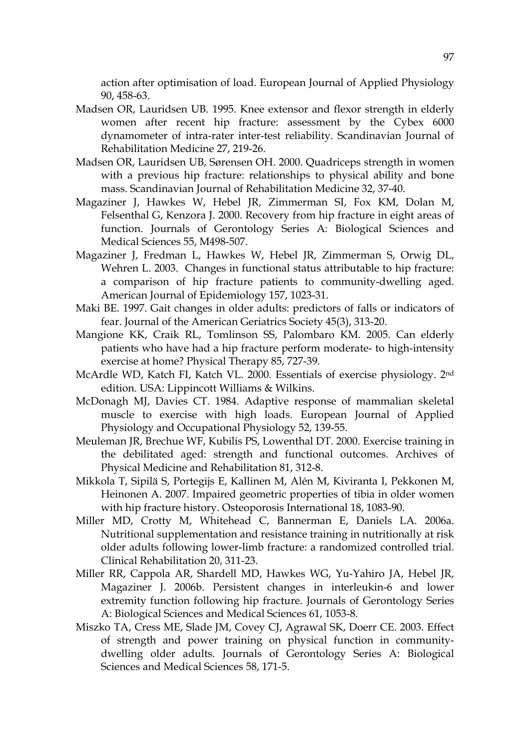action after optimisation of load. European Journal of Applied Physiology 90, 458-63.

Madsen OR, Lauridsen UB. 1995. Knee extensor and flexor strength in elderly women after recent hip fracture: assessment by the Cybex 6000 dynamometer of intra-rater inter-test reliability. Scandinavian Journal of Rehabilitation Medicine 27, 219-26.

Madsen OR, Lauridsen UB, Sørensen OH. 2000. Quadriceps strength in women with a previous hip fracture: relationships to physical ability and bone mass. Scandinavian Journal of Rehabilitation Medicine 32, 37-40.

Magaziner J, Hawkes W, Hebel JR, Zimmerman SI, Fox KM, Dolan M, Felsenthal G, Kenzora J. 2000. Recovery from hip fracture in eight areas of function. Journals of Gerontology Series A: Biological Sciences and Medical Sciences 55, M498-507.

Magaziner J, Fredman L, Hawkes W, Hebel JR, Zimmerman S, Orwig DL, Wehren L. 2003. Changes in functional status attributable to hip fracture: a comparison of hip fracture patients to community-dwelling aged. American Journal of Epidemiology 157, 1023-31.

Maki BE. 1997. Gait changes in older adults: predictors of falls or indicators of fear. Journal of the American Geriatrics Society 45(3), 313-20.

Mangione KK, Craik RL, Tomlinson SS, Palombaro KM. 2005. Can elderly patients who have had a hip fracture perform moderate- to high-intensity exercise at home? Physical Therapy 85, 727-39.

McArdle WD, Katch FI, Katch VL. 2000. Essentials of exercise physiology. 2nd edition. USA: Lippincott Williams & Wilkins.

McDonagh MJ, Davies CT. 1984. Adaptive response of mammalian skeletal muscle to exercise with high loads. European Journal of Applied Physiology and Occupational Physiology 52, 139-55.

Meuleman JR, Brechue WF, Kubilis PS, Lowenthal DT. 2000. Exercise training in the debilitated aged: strength and functional outcomes. Archives of Physical Medicine and Rehabilitation 81, 312-8.

Mikkola T, Sipilä S, Portegijs E, Kallinen M, Alén M, Kiviranta I, Pekkonen M, Heinonen A. 2007. Impaired geometric properties of tibia in older women with hip fracture history. Osteoporosis International 18, 1083-90.

Miller MD, Crotty M, Whitehead C, Bannerman E, Daniels LA. 2006a. Nutritional supplementation and resistance training in nutritionally at risk older adults following lower-limb fracture: a randomized controlled trial. Clinical Rehabilitation 20, 311-23.

Miller RR, Cappola AR, Shardell MD, Hawkes WG, Yu-Yahiro JA, Hebel JR, Magaziner J. 2006b. Persistent changes in interleukin-6 and lower extremity function following hip fracture. Journals of Gerontology Series A: Biological Sciences and Medical Sciences 61, 1053-8.

Miszko TA, Cress ME, Slade JM, Covey CJ, Agrawal SK, Doerr CE. 2003. Effect of strength and power training on physical function in community-dwelling older adults. Journals of Gerontology Series A: Biological Sciences and Medical Sciences 58, 171-5.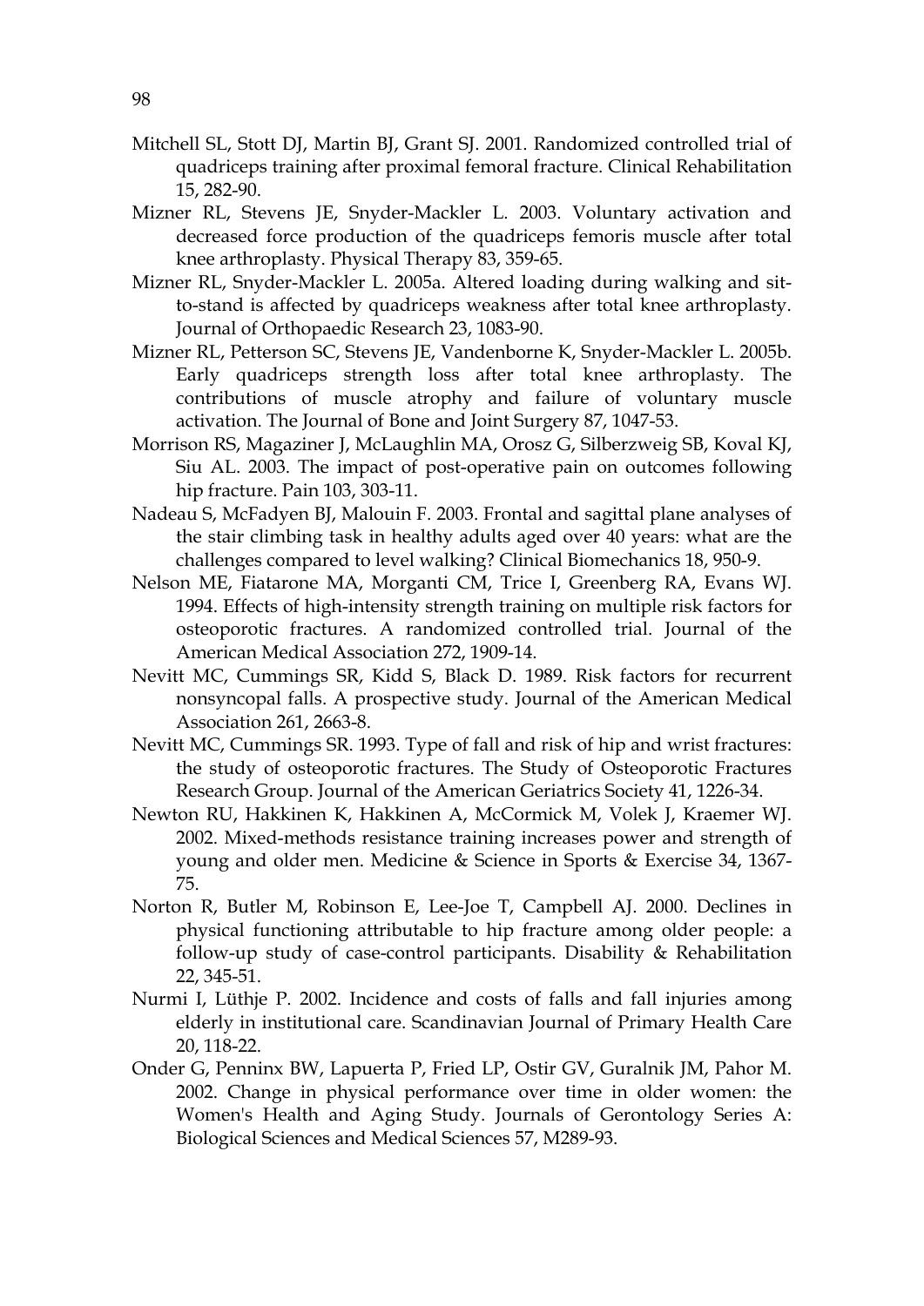Mitchell SL, Stott DJ, Martin BJ, Grant SJ. 2001. Randomized controlled trial of quadriceps training after proximal femoral fracture. Clinical Rehabilitation 15, 282-90.

Mizner RL, Stevens JE, Snyder-Mackler L. 2003. Voluntary activation and decreased force production of the quadriceps femoris muscle after total knee arthroplasty. Physical Therapy 83, 359-65.

Mizner RL, Snyder-Mackler L. 2005a. Altered loading during walking and sit-to-stand is affected by quadriceps weakness after total knee arthroplasty. Journal of Orthopaedic Research 23, 1083-90.

Mizner RL, Petterson SC, Stevens JE, Vandenborne K, Snyder-Mackler L. 2005b. Early quadriceps strength loss after total knee arthroplasty. The contributions of muscle atrophy and failure of voluntary muscle activation. The Journal of Bone and Joint Surgery 87, 1047-53.

Morrison RS, Magaziner J, McLaughlin MA, Orosz G, Silberzweig SB, Koval KJ, Siu AL. 2003. The impact of post-operative pain on outcomes following hip fracture. Pain 103, 303-11.

Nadeau S, McFadyen BJ, Malouin F. 2003. Frontal and sagittal plane analyses of the stair climbing task in healthy adults aged over 40 years: what are the challenges compared to level walking? Clinical Biomechanics 18, 950-9.

Nelson ME, Fiatarone MA, Morganti CM, Trice I, Greenberg RA, Evans WJ. 1994. Effects of high-intensity strength training on multiple risk factors for osteoporotic fractures. A randomized controlled trial. Journal of the American Medical Association 272, 1909-14.

Nevitt MC, Cummings SR, Kidd S, Black D. 1989. Risk factors for recurrent nonsyncopal falls. A prospective study. Journal of the American Medical Association 261, 2663-8.

Nevitt MC, Cummings SR. 1993. Type of fall and risk of hip and wrist fractures: the study of osteoporotic fractures. The Study of Osteoporotic Fractures Research Group. Journal of the American Geriatrics Society 41, 1226-34.

Newton RU, Hakkinen K, Hakkinen A, McCormick M, Volek J, Kraemer WJ. 2002. Mixed-methods resistance training increases power and strength of young and older men. Medicine & Science in Sports & Exercise 34, 1367-75.

Norton R, Butler M, Robinson E, Lee-Joe T, Campbell AJ. 2000. Declines in physical functioning attributable to hip fracture among older people: a follow-up study of case-control participants. Disability & Rehabilitation 22, 345-51.

Nurmi I, Lüthje P. 2002. Incidence and costs of falls and fall injuries among elderly in institutional care. Scandinavian Journal of Primary Health Care 20, 118-22.

Onder G, Penninx BW, Lapuerta P, Fried LP, Ostir GV, Guralnik JM, Pahor M. 2002. Change in physical performance over time in older women: the Women's Health and Aging Study. Journals of Gerontology Series A: Biological Sciences and Medical Sciences 57, M289-93.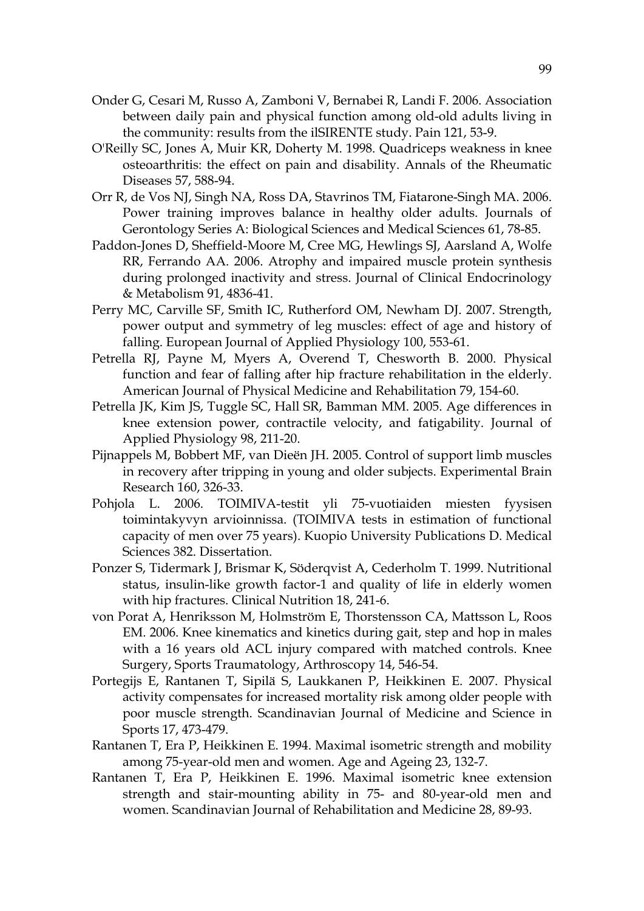Onder G, Cesari M, Russo A, Zamboni V, Bernabei R, Landi F. 2006. Association between daily pain and physical function among old-old adults living in the community: results from the ilSIRENTE study. Pain 121, 53-9.

O'Reilly SC, Jones A, Muir KR, Doherty M. 1998. Quadriceps weakness in knee osteoarthritis: the effect on pain and disability. Annals of the Rheumatic Diseases 57, 588-94.

Orr R, de Vos NJ, Singh NA, Ross DA, Stavrinos TM, Fiatarone-Singh MA. 2006. Power training improves balance in healthy older adults. Journals of Gerontology Series A: Biological Sciences and Medical Sciences 61, 78-85.

Paddon-Jones D, Sheffield-Moore M, Cree MG, Hewlings SJ, Aarsland A, Wolfe RR, Ferrando AA. 2006. Atrophy and impaired muscle protein synthesis during prolonged inactivity and stress. Journal of Clinical Endocrinology & Metabolism 91, 4836-41.

Perry MC, Carville SF, Smith IC, Rutherford OM, Newham DJ. 2007. Strength, power output and symmetry of leg muscles: effect of age and history of falling. European Journal of Applied Physiology 100, 553-61.

Petrella RJ, Payne M, Myers A, Overend T, Chesworth B. 2000. Physical function and fear of falling after hip fracture rehabilitation in the elderly. American Journal of Physical Medicine and Rehabilitation 79, 154-60.

Petrella JK, Kim JS, Tuggle SC, Hall SR, Bamman MM. 2005. Age differences in knee extension power, contractile velocity, and fatigability. Journal of Applied Physiology 98, 211-20.

Pijnappels M, Bobbert MF, van Dieën JH. 2005. Control of support limb muscles in recovery after tripping in young and older subjects. Experimental Brain Research 160, 326-33.

Pohjola L. 2006. TOIMIVA-testit yli 75-vuotiaiden miesten fyysisen toimintakyvyn arvioinnissa. (TOIMIVA tests in estimation of functional capacity of men over 75 years). Kuopio University Publications D. Medical Sciences 382. Dissertation.

Ponzer S, Tidermark J, Brismar K, Söderqvist A, Cederholm T. 1999. Nutritional status, insulin-like growth factor-1 and quality of life in elderly women with hip fractures. Clinical Nutrition 18, 241-6.

von Porat A, Henriksson M, Holmström E, Thorstensson CA, Mattsson L, Roos EM. 2006. Knee kinematics and kinetics during gait, step and hop in males with a 16 years old ACL injury compared with matched controls. Knee Surgery, Sports Traumatology, Arthroscopy 14, 546-54.

Portegijs E, Rantanen T, Sipilä S, Laukkanen P, Heikkinen E. 2007. Physical activity compensates for increased mortality risk among older people with poor muscle strength. Scandinavian Journal of Medicine and Science in Sports 17, 473-479.

Rantanen T, Era P, Heikkinen E. 1994. Maximal isometric strength and mobility among 75-year-old men and women. Age and Ageing 23, 132-7.

Rantanen T, Era P, Heikkinen E. 1996. Maximal isometric knee extension strength and stair-mounting ability in 75- and 80-year-old men and women. Scandinavian Journal of Rehabilitation and Medicine 28, 89-93.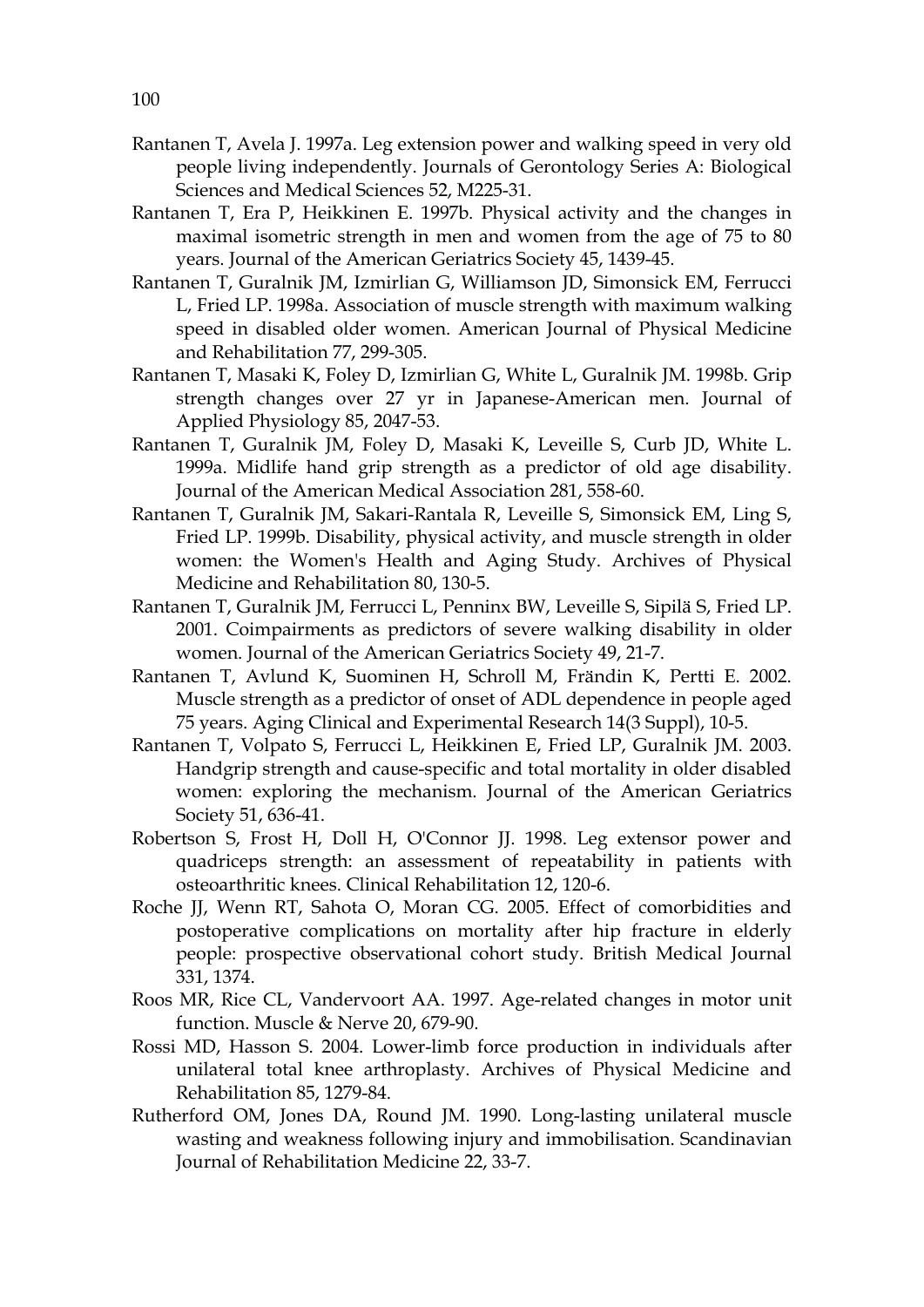Rantanen T, Avela J. 1997a. Leg extension power and walking speed in very old people living independently. Journals of Gerontology Series A: Biological Sciences and Medical Sciences 52, M225-31.

Rantanen T, Era P, Heikkinen E. 1997b. Physical activity and the changes in maximal isometric strength in men and women from the age of 75 to 80 years. Journal of the American Geriatrics Society 45, 1439-45.

Rantanen T, Guralnik JM, Izmirlian G, Williamson JD, Simonsick EM, Ferrucci L, Fried LP. 1998a. Association of muscle strength with maximum walking speed in disabled older women. American Journal of Physical Medicine and Rehabilitation 77, 299-305.

Rantanen T, Masaki K, Foley D, Izmirlian G, White L, Guralnik JM. 1998b. Grip strength changes over 27 yr in Japanese-American men. Journal of Applied Physiology 85, 2047-53.

Rantanen T, Guralnik JM, Foley D, Masaki K, Leveille S, Curb JD, White L. 1999a. Midlife hand grip strength as a predictor of old age disability. Journal of the American Medical Association 281, 558-60.

Rantanen T, Guralnik JM, Sakari-Rantala R, Leveille S, Simonsick EM, Ling S, Fried LP. 1999b. Disability, physical activity, and muscle strength in older women: the Women's Health and Aging Study. Archives of Physical Medicine and Rehabilitation 80, 130-5.

Rantanen T, Guralnik JM, Ferrucci L, Penninx BW, Leveille S, Sipilä S, Fried LP. 2001. Coimpairments as predictors of severe walking disability in older women. Journal of the American Geriatrics Society 49, 21-7.

Rantanen T, Avlund K, Suominen H, Schroll M, Frändin K, Pertti E. 2002. Muscle strength as a predictor of onset of ADL dependence in people aged 75 years. Aging Clinical and Experimental Research 14(3 Suppl), 10-5.

Rantanen T, Volpato S, Ferrucci L, Heikkinen E, Fried LP, Guralnik JM. 2003. Handgrip strength and cause-specific and total mortality in older disabled women: exploring the mechanism. Journal of the American Geriatrics Society 51, 636-41.

Robertson S, Frost H, Doll H, O'Connor JJ. 1998. Leg extensor power and quadriceps strength: an assessment of repeatability in patients with osteoarthritic knees. Clinical Rehabilitation 12, 120-6.

Roche JJ, Wenn RT, Sahota O, Moran CG. 2005. Effect of comorbidities and postoperative complications on mortality after hip fracture in elderly people: prospective observational cohort study. British Medical Journal 331, 1374.

Roos MR, Rice CL, Vandervoort AA. 1997. Age-related changes in motor unit function. Muscle & Nerve 20, 679-90.

Rossi MD, Hasson S. 2004. Lower-limb force production in individuals after unilateral total knee arthroplasty. Archives of Physical Medicine and Rehabilitation 85, 1279-84.

Rutherford OM, Jones DA, Round JM. 1990. Long-lasting unilateral muscle wasting and weakness following injury and immobilisation. Scandinavian Journal of Rehabilitation Medicine 22, 33-7.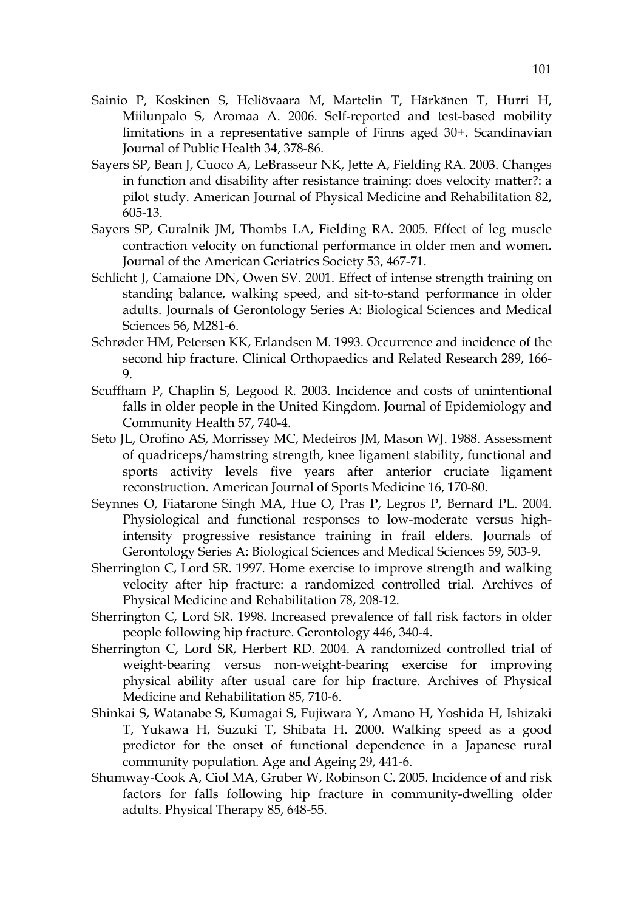Sainio P, Koskinen S, Heliövaara M, Martelin T, Härkänen T, Hurri H, Miilunpalo S, Aromaa A. 2006. Self-reported and test-based mobility limitations in a representative sample of Finns aged 30+. Scandinavian Journal of Public Health 34, 378-86.

Sayers SP, Bean J, Cuoco A, LeBrasseur NK, Jette A, Fielding RA. 2003. Changes in function and disability after resistance training: does velocity matter?: a pilot study. American Journal of Physical Medicine and Rehabilitation 82, 605-13.

Sayers SP, Guralnik JM, Thombs LA, Fielding RA. 2005. Effect of leg muscle contraction velocity on functional performance in older men and women. Journal of the American Geriatrics Society 53, 467-71.

Schlicht J, Camaione DN, Owen SV. 2001. Effect of intense strength training on standing balance, walking speed, and sit-to-stand performance in older adults. Journals of Gerontology Series A: Biological Sciences and Medical Sciences 56, M281-6.

Schrøder HM, Petersen KK, Erlandsen M. 1993. Occurrence and incidence of the second hip fracture. Clinical Orthopaedics and Related Research 289, 166-9.

Scuffham P, Chaplin S, Legood R. 2003. Incidence and costs of unintentional falls in older people in the United Kingdom. Journal of Epidemiology and Community Health 57, 740-4.

Seto JL, Orofino AS, Morrissey MC, Medeiros JM, Mason WJ. 1988. Assessment of quadriceps/hamstring strength, knee ligament stability, functional and sports activity levels five years after anterior cruciate ligament reconstruction. American Journal of Sports Medicine 16, 170-80.

Seynnes O, Fiatarone Singh MA, Hue O, Pras P, Legros P, Bernard PL. 2004. Physiological and functional responses to low-moderate versus high-intensity progressive resistance training in frail elders. Journals of Gerontology Series A: Biological Sciences and Medical Sciences 59, 503-9.

Sherrington C, Lord SR. 1997. Home exercise to improve strength and walking velocity after hip fracture: a randomized controlled trial. Archives of Physical Medicine and Rehabilitation 78, 208-12.

Sherrington C, Lord SR. 1998. Increased prevalence of fall risk factors in older people following hip fracture. Gerontology 446, 340-4.

Sherrington C, Lord SR, Herbert RD. 2004. A randomized controlled trial of weight-bearing versus non-weight-bearing exercise for improving physical ability after usual care for hip fracture. Archives of Physical Medicine and Rehabilitation 85, 710-6.

Shinkai S, Watanabe S, Kumagai S, Fujiwara Y, Amano H, Yoshida H, Ishizaki T, Yukawa H, Suzuki T, Shibata H. 2000. Walking speed as a good predictor for the onset of functional dependence in a Japanese rural community population. Age and Ageing 29, 441-6.

Shumway-Cook A, Ciol MA, Gruber W, Robinson C. 2005. Incidence of and risk factors for falls following hip fracture in community-dwelling older adults. Physical Therapy 85, 648-55.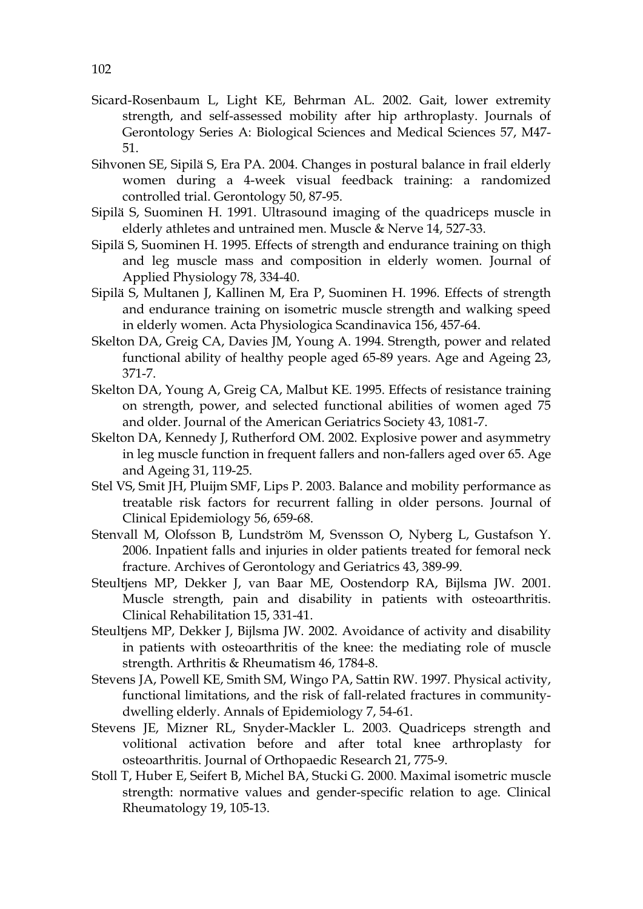Sicard-Rosenbaum L, Light KE, Behrman AL. 2002. Gait, lower extremity strength, and self-assessed mobility after hip arthroplasty. Journals of Gerontology Series A: Biological Sciences and Medical Sciences 57, M47-51.

Sihvonen SE, Sipilä S, Era PA. 2004. Changes in postural balance in frail elderly women during a 4-week visual feedback training: a randomized controlled trial. Gerontology 50, 87-95.

Sipilä S, Suominen H. 1991. Ultrasound imaging of the quadriceps muscle in elderly athletes and untrained men. Muscle & Nerve 14, 527-33.

Sipilä S, Suominen H. 1995. Effects of strength and endurance training on thigh and leg muscle mass and composition in elderly women. Journal of Applied Physiology 78, 334-40.

Sipilä S, Multanen J, Kallinen M, Era P, Suominen H. 1996. Effects of strength and endurance training on isometric muscle strength and walking speed in elderly women. Acta Physiologica Scandinavica 156, 457-64.

Skelton DA, Greig CA, Davies JM, Young A. 1994. Strength, power and related functional ability of healthy people aged 65-89 years. Age and Ageing 23, 371-7.

Skelton DA, Young A, Greig CA, Malbut KE. 1995. Effects of resistance training on strength, power, and selected functional abilities of women aged 75 and older. Journal of the American Geriatrics Society 43, 1081-7.

Skelton DA, Kennedy J, Rutherford OM. 2002. Explosive power and asymmetry in leg muscle function in frequent fallers and non-fallers aged over 65. Age and Ageing 31, 119-25.

Stel VS, Smit JH, Pluijm SMF, Lips P. 2003. Balance and mobility performance as treatable risk factors for recurrent falling in older persons. Journal of Clinical Epidemiology 56, 659-68.

Stenvall M, Olofsson B, Lundström M, Svensson O, Nyberg L, Gustafson Y. 2006. Inpatient falls and injuries in older patients treated for femoral neck fracture. Archives of Gerontology and Geriatrics 43, 389-99.

Steultjens MP, Dekker J, van Baar ME, Oostendorp RA, Bijlsma JW. 2001. Muscle strength, pain and disability in patients with osteoarthritis. Clinical Rehabilitation 15, 331-41.

Steultjens MP, Dekker J, Bijlsma JW. 2002. Avoidance of activity and disability in patients with osteoarthritis of the knee: the mediating role of muscle strength. Arthritis & Rheumatism 46, 1784-8.

Stevens JA, Powell KE, Smith SM, Wingo PA, Sattin RW. 1997. Physical activity, functional limitations, and the risk of fall-related fractures in community-dwelling elderly. Annals of Epidemiology 7, 54-61.

Stevens JE, Mizner RL, Snyder-Mackler L. 2003. Quadriceps strength and volitional activation before and after total knee arthroplasty for osteoarthritis. Journal of Orthopaedic Research 21, 775-9.

Stoll T, Huber E, Seifert B, Michel BA, Stucki G. 2000. Maximal isometric muscle strength: normative values and gender-specific relation to age. Clinical Rheumatology 19, 105-13.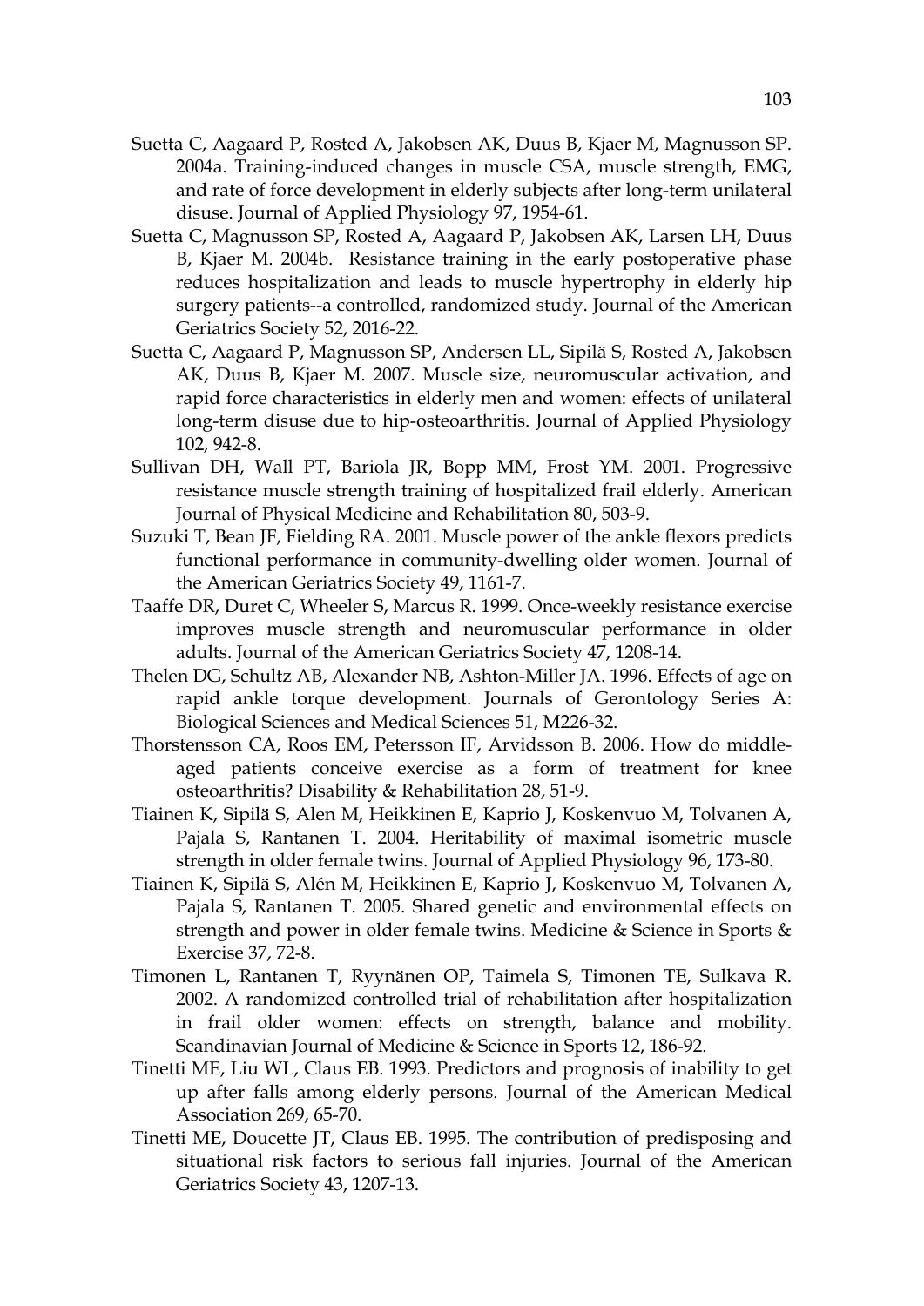Suetta C, Aagaard P, Rosted A, Jakobsen AK, Duus B, Kjaer M, Magnusson SP. 2004a. Training-induced changes in muscle CSA, muscle strength, EMG, and rate of force development in elderly subjects after long-term unilateral disuse. Journal of Applied Physiology 97, 1954-61.

Suetta C, Magnusson SP, Rosted A, Aagaard P, Jakobsen AK, Larsen LH, Duus B, Kjaer M. 2004b. Resistance training in the early postoperative phase reduces hospitalization and leads to muscle hypertrophy in elderly hip surgery patients--a controlled, randomized study. Journal of the American Geriatrics Society 52, 2016-22.

Suetta C, Aagaard P, Magnusson SP, Andersen LL, Sipilä S, Rosted A, Jakobsen AK, Duus B, Kjaer M. 2007. Muscle size, neuromuscular activation, and rapid force characteristics in elderly men and women: effects of unilateral long-term disuse due to hip-osteoarthritis. Journal of Applied Physiology 102, 942-8.

Sullivan DH, Wall PT, Bariola JR, Bopp MM, Frost YM. 2001. Progressive resistance muscle strength training of hospitalized frail elderly. American Journal of Physical Medicine and Rehabilitation 80, 503-9.

Suzuki T, Bean JF, Fielding RA. 2001. Muscle power of the ankle flexors predicts functional performance in community-dwelling older women. Journal of the American Geriatrics Society 49, 1161-7.

Taaffe DR, Duret C, Wheeler S, Marcus R. 1999. Once-weekly resistance exercise improves muscle strength and neuromuscular performance in older adults. Journal of the American Geriatrics Society 47, 1208-14.

Thelen DG, Schultz AB, Alexander NB, Ashton-Miller JA. 1996. Effects of age on rapid ankle torque development. Journals of Gerontology Series A: Biological Sciences and Medical Sciences 51, M226-32.

Thorstensson CA, Roos EM, Petersson IF, Arvidsson B. 2006. How do middle-aged patients conceive exercise as a form of treatment for knee osteoarthritis? Disability & Rehabilitation 28, 51-9.

Tiainen K, Sipilä S, Alen M, Heikkinen E, Kaprio J, Koskenvuo M, Tolvanen A, Pajala S, Rantanen T. 2004. Heritability of maximal isometric muscle strength in older female twins. Journal of Applied Physiology 96, 173-80.

Tiainen K, Sipilä S, Alén M, Heikkinen E, Kaprio J, Koskenvuo M, Tolvanen A, Pajala S, Rantanen T. 2005. Shared genetic and environmental effects on strength and power in older female twins. Medicine & Science in Sports & Exercise 37, 72-8.

Timonen L, Rantanen T, Ryynänen OP, Taimela S, Timonen TE, Sulkava R. 2002. A randomized controlled trial of rehabilitation after hospitalization in frail older women: effects on strength, balance and mobility. Scandinavian Journal of Medicine & Science in Sports 12, 186-92.

Tinetti ME, Liu WL, Claus EB. 1993. Predictors and prognosis of inability to get up after falls among elderly persons. Journal of the American Medical Association 269, 65-70.

Tinetti ME, Doucette JT, Claus EB. 1995. The contribution of predisposing and situational risk factors to serious fall injuries. Journal of the American Geriatrics Society 43, 1207-13.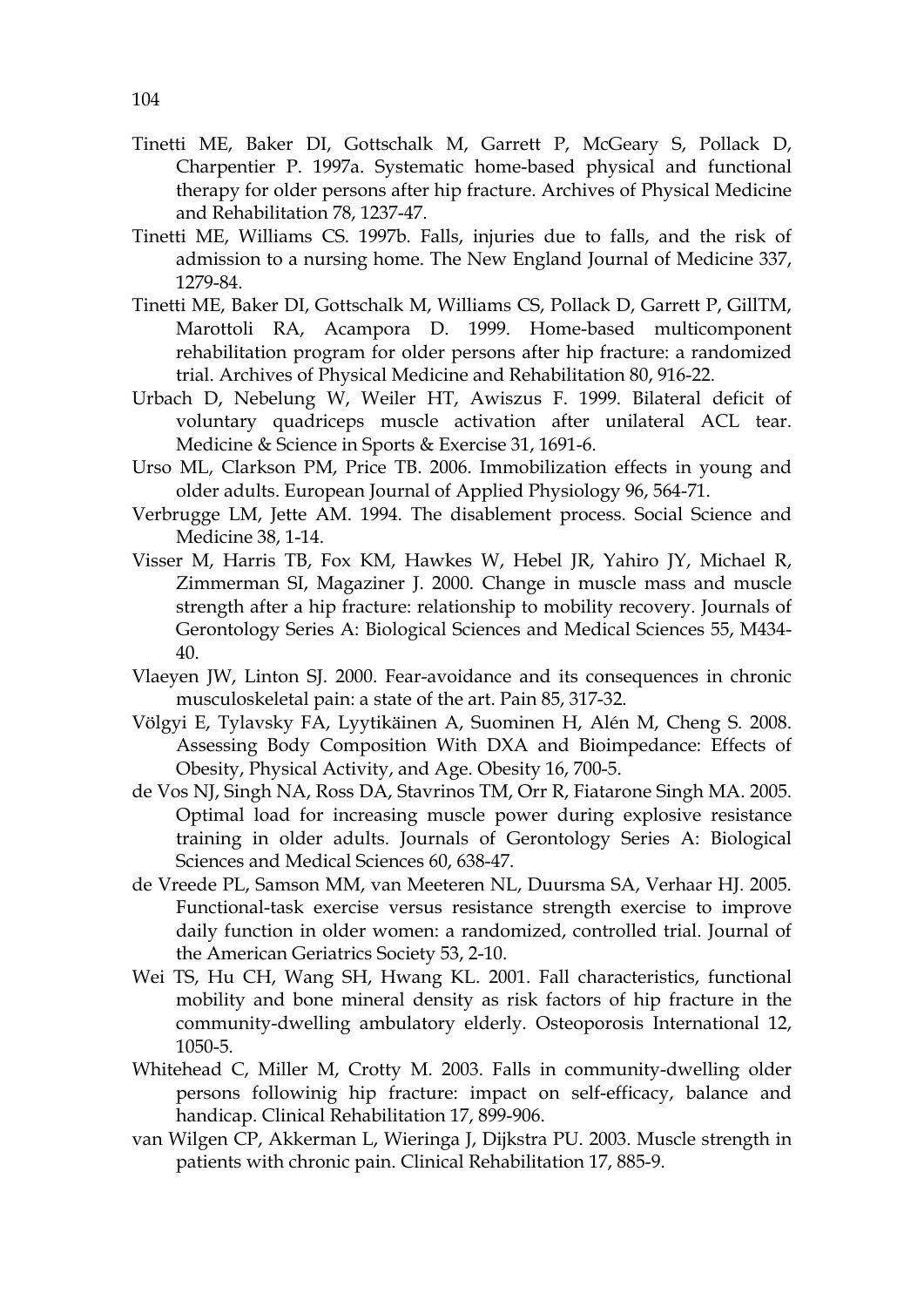Tinetti ME, Baker DI, Gottschalk M, Garrett P, McGeary S, Pollack D, Charpentier P. 1997a. Systematic home-based physical and functional therapy for older persons after hip fracture. Archives of Physical Medicine and Rehabilitation 78, 1237-47.

Tinetti ME, Williams CS. 1997b. Falls, injuries due to falls, and the risk of admission to a nursing home. The New England Journal of Medicine 337, 1279-84.

Tinetti ME, Baker DI, Gottschalk M, Williams CS, Pollack D, Garrett P, GillTM, Marottoli RA, Acampora D. 1999. Home-based multicomponent rehabilitation program for older persons after hip fracture: a randomized trial. Archives of Physical Medicine and Rehabilitation 80, 916-22.

Urbach D, Nebelung W, Weiler HT, Awiszus F. 1999. Bilateral deficit of voluntary quadriceps muscle activation after unilateral ACL tear. Medicine & Science in Sports & Exercise 31, 1691-6.

Urso ML, Clarkson PM, Price TB. 2006. Immobilization effects in young and older adults. European Journal of Applied Physiology 96, 564-71.

Verbrugge LM, Jette AM. 1994. The disablement process. Social Science and Medicine 38, 1-14.

Visser M, Harris TB, Fox KM, Hawkes W, Hebel JR, Yahiro JY, Michael R, Zimmerman SI, Magaziner J. 2000. Change in muscle mass and muscle strength after a hip fracture: relationship to mobility recovery. Journals of Gerontology Series A: Biological Sciences and Medical Sciences 55, M434-40.

Vlaeyen JW, Linton SJ. 2000. Fear-avoidance and its consequences in chronic musculoskeletal pain: a state of the art. Pain 85, 317-32.

Völgyi E, Tylavsky FA, Lyytikäinen A, Suominen H, Alén M, Cheng S. 2008. Assessing Body Composition With DXA and Bioimpedance: Effects of Obesity, Physical Activity, and Age. Obesity 16, 700-5.

de Vos NJ, Singh NA, Ross DA, Stavrinos TM, Orr R, Fiatarone Singh MA. 2005. Optimal load for increasing muscle power during explosive resistance training in older adults. Journals of Gerontology Series A: Biological Sciences and Medical Sciences 60, 638-47.

de Vreede PL, Samson MM, van Meeteren NL, Duursma SA, Verhaar HJ. 2005. Functional-task exercise versus resistance strength exercise to improve daily function in older women: a randomized, controlled trial. Journal of the American Geriatrics Society 53, 2-10.

Wei TS, Hu CH, Wang SH, Hwang KL. 2001. Fall characteristics, functional mobility and bone mineral density as risk factors of hip fracture in the community-dwelling ambulatory elderly. Osteoporosis International 12, 1050-5.

Whitehead C, Miller M, Crotty M. 2003. Falls in community-dwelling older persons followinig hip fracture: impact on self-efficacy, balance and handicap. Clinical Rehabilitation 17, 899-906.

van Wilgen CP, Akkerman L, Wieringa J, Dijkstra PU. 2003. Muscle strength in patients with chronic pain. Clinical Rehabilitation 17, 885-9.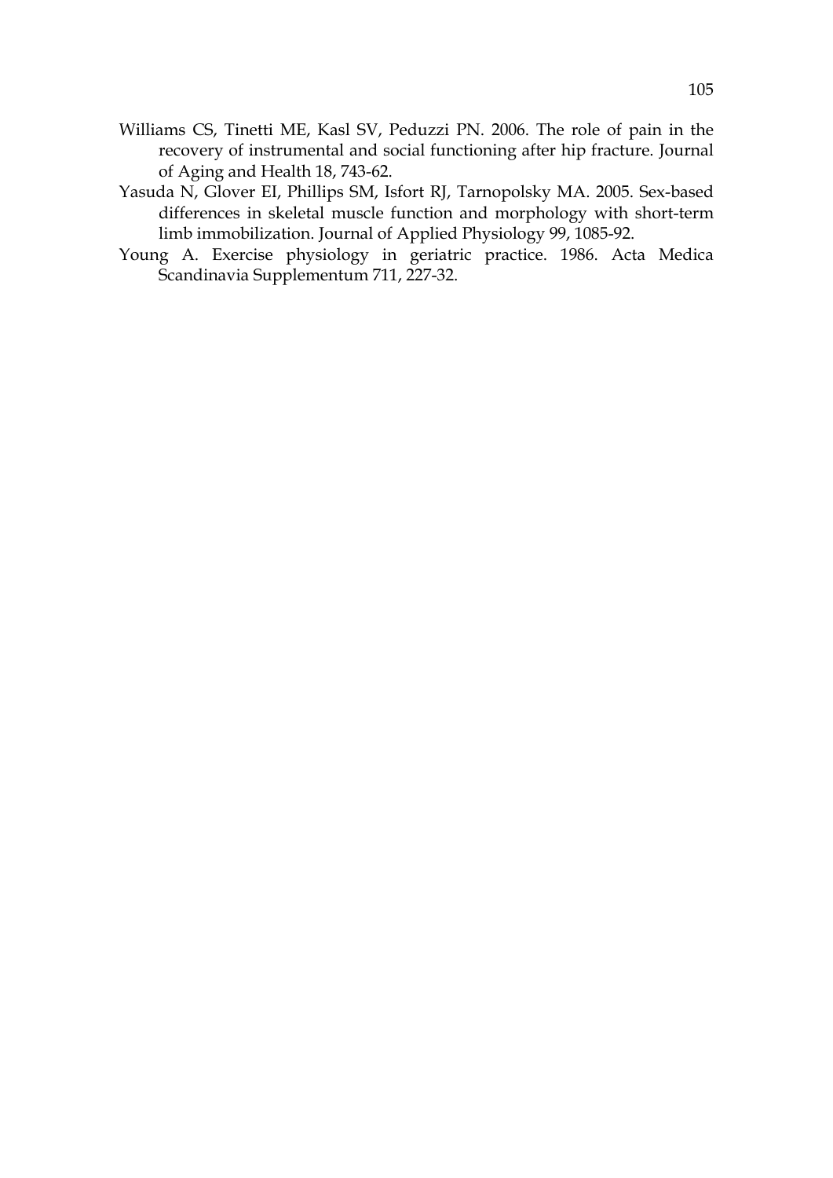Williams CS, Tinetti ME, Kasl SV, Peduzzi PN. 2006. The role of pain in the recovery of instrumental and social functioning after hip fracture. Journal of Aging and Health 18, 743-62.

Yasuda N, Glover EI, Phillips SM, Isfort RJ, Tarnopolsky MA. 2005. Sex-based differences in skeletal muscle function and morphology with short-term limb immobilization. Journal of Applied Physiology 99, 1085-92.

Young A. Exercise physiology in geriatric practice. 1986. Acta Medica Scandinavia Supplementum 711, 227-32.